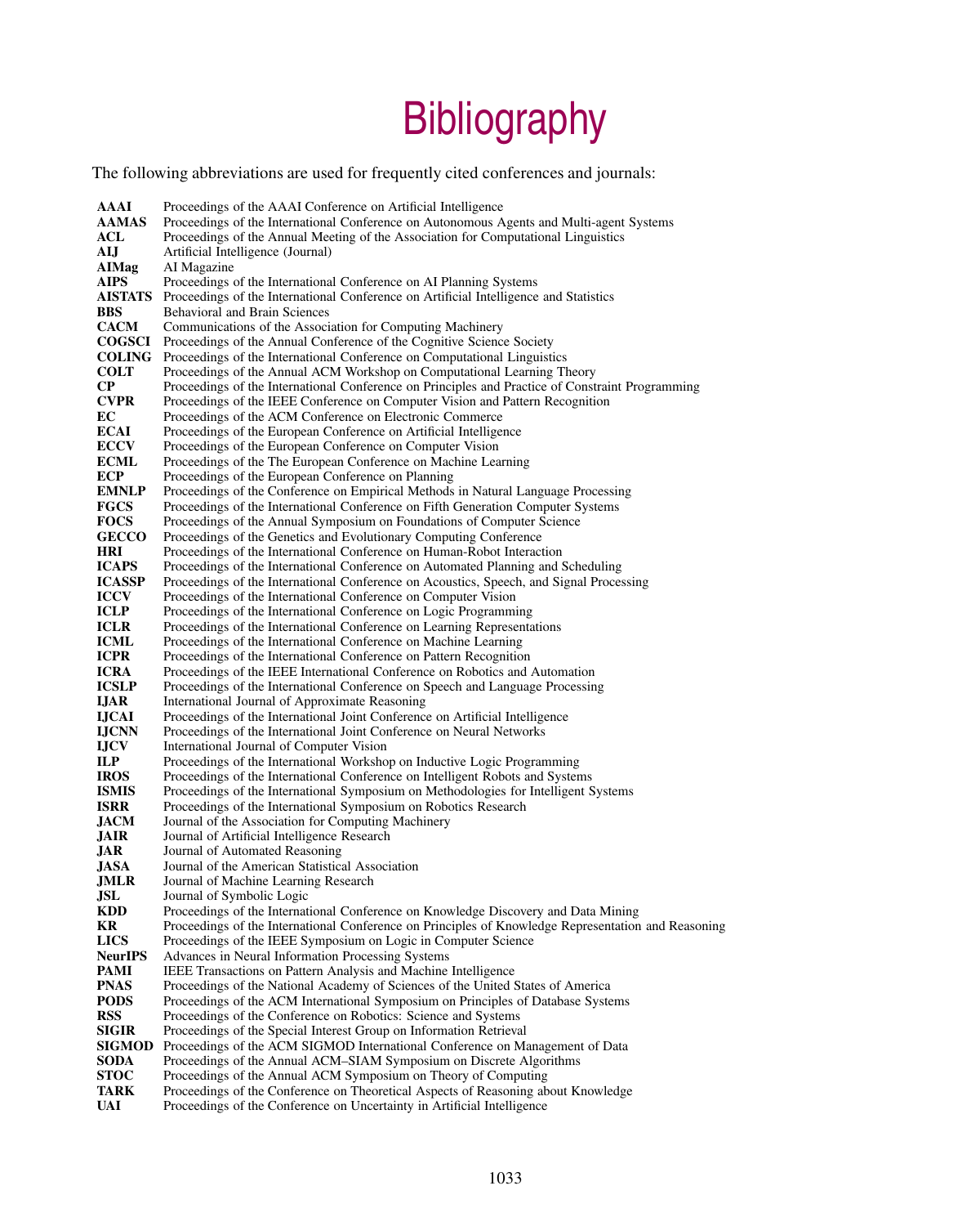# Bibliography

The following abbreviations are used for frequently cited conferences and journals:

| | |
|---|---|
| **AAAI** | Proceedings of the AAAI Conference on Artificial Intelligence |
| **AAMAS** | Proceedings of the International Conference on Autonomous Agents and Multi-agent Systems |
| **ACL** | Proceedings of the Annual Meeting of the Association for Computational Linguistics |
| **AIJ** | Artificial Intelligence (Journal) |
| **AIMag** | AI Magazine |
| **AIPS** | Proceedings of the International Conference on AI Planning Systems |
| **AISTATS** | Proceedings of the International Conference on Artificial Intelligence and Statistics |
| **BBS** | Behavioral and Brain Sciences |
| **CACM** | Communications of the Association for Computing Machinery |
| **COGSCI** | Proceedings of the Annual Conference of the Cognitive Science Society |
| **COLING** | Proceedings of the International Conference on Computational Linguistics |
| **COLT** | Proceedings of the Annual ACM Workshop on Computational Learning Theory |
| **CP** | Proceedings of the International Conference on Principles and Practice of Constraint Programming |
| **CVPR** | Proceedings of the IEEE Conference on Computer Vision and Pattern Recognition |
| **EC** | Proceedings of the ACM Conference on Electronic Commerce |
| **ECAI** | Proceedings of the European Conference on Artificial Intelligence |
| **ECCV** | Proceedings of the European Conference on Computer Vision |
| **ECML** | Proceedings of the The European Conference on Machine Learning |
| **ECP** | Proceedings of the European Conference on Planning |
| **EMNLP** | Proceedings of the Conference on Empirical Methods in Natural Language Processing |
| **FGCS** | Proceedings of the International Conference on Fifth Generation Computer Systems |
| **FOCS** | Proceedings of the Annual Symposium on Foundations of Computer Science |
| **GECCO** | Proceedings of the Genetics and Evolutionary Computing Conference |
| **HRI** | Proceedings of the International Conference on Human-Robot Interaction |
| **ICAPS** | Proceedings of the International Conference on Automated Planning and Scheduling |
| **ICASSP** | Proceedings of the International Conference on Acoustics, Speech, and Signal Processing |
| **ICCV** | Proceedings of the International Conference on Computer Vision |
| **ICLP** | Proceedings of the International Conference on Logic Programming |
| **ICLR** | Proceedings of the International Conference on Learning Representations |
| **ICML** | Proceedings of the International Conference on Machine Learning |
| **ICPR** | Proceedings of the International Conference on Pattern Recognition |
| **ICRA** | Proceedings of the IEEE International Conference on Robotics and Automation |
| **ICSLP** | Proceedings of the International Conference on Speech and Language Processing |
| **IJAR** | International Journal of Approximate Reasoning |
| **IJCAI** | Proceedings of the International Joint Conference on Artificial Intelligence |
| **IJCNN** | Proceedings of the International Joint Conference on Neural Networks |
| **IJCV** | International Journal of Computer Vision |
| **ILP** | Proceedings of the International Workshop on Inductive Logic Programming |
| **IROS** | Proceedings of the International Conference on Intelligent Robots and Systems |
| **ISMIS** | Proceedings of the International Symposium on Methodologies for Intelligent Systems |
| **ISRR** | Proceedings of the International Symposium on Robotics Research |
| **JACM** | Journal of the Association for Computing Machinery |
| **JAIR** | Journal of Artificial Intelligence Research |
| **JAR** | Journal of Automated Reasoning |
| **JASA** | Journal of the American Statistical Association |
| **JMLR** | Journal of Machine Learning Research |
| **JSL** | Journal of Symbolic Logic |
| **KDD** | Proceedings of the International Conference on Knowledge Discovery and Data Mining |
| **KR** | Proceedings of the International Conference on Principles of Knowledge Representation and Reasoning |
| **LICS** | Proceedings of the IEEE Symposium on Logic in Computer Science |
| **NeurIPS** | Advances in Neural Information Processing Systems |
| **PAMI** | IEEE Transactions on Pattern Analysis and Machine Intelligence |
| **PNAS** | Proceedings of the National Academy of Sciences of the United States of America |
| **PODS** | Proceedings of the ACM International Symposium on Principles of Database Systems |
| **RSS** | Proceedings of the Conference on Robotics: Science and Systems |
| **SIGIR** | Proceedings of the Special Interest Group on Information Retrieval |
| **SIGMOD** | Proceedings of the ACM SIGMOD International Conference on Management of Data |
| **SODA** | Proceedings of the Annual ACM–SIAM Symposium on Discrete Algorithms |
| **STOC** | Proceedings of the Annual ACM Symposium on Theory of Computing |
| **TARK** | Proceedings of the Conference on Theoretical Aspects of Reasoning about Knowledge |
| **UAI** | Proceedings of the Conference on Uncertainty in Artificial Intelligence |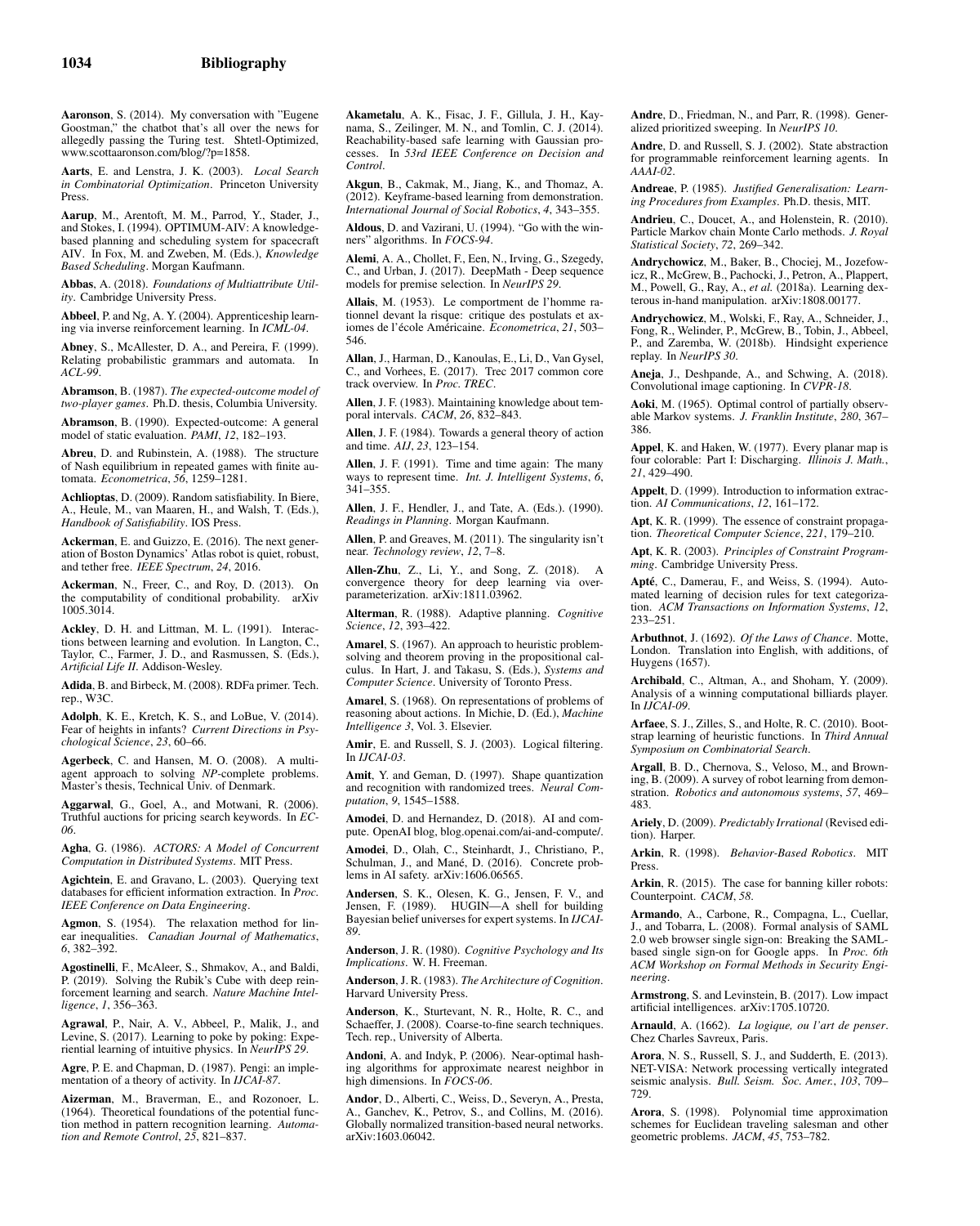**Aaronson**, S. (2014). My conversation with "Eugene Goostman," the chatbot that's all over the news for allegedly passing the Turing test. Shtetl-Optimized, www.scottaaronson.com/blog/?p=1858.

**Aarts**, E. and Lenstra, J. K. (2003). *Local Search in Combinatorial Optimization*. Princeton University Press.

**Aarup**, M., Arentoft, M. M., Parrod, Y., Stader, J., and Stokes, I. (1994). OPTIMUM-AIV: A knowledge-based planning and scheduling system for spacecraft AIV. In Fox, M. and Zweben, M. (Eds.), *Knowledge Based Scheduling*. Morgan Kaufmann.

**Abbas**, A. (2018). *Foundations of Multiattribute Utility*. Cambridge University Press.

**Abbeel**, P. and Ng, A. Y. (2004). Apprenticeship learning via inverse reinforcement learning. In *ICML-04*.

**Abney**, S., McAllester, D. A., and Pereira, F. (1999). Relating probabilistic grammars and automata. In *ACL-99*.

**Abramson**, B. (1987). *The expected-outcome model of two-player games*. Ph.D. thesis, Columbia University.

**Abramson**, B. (1990). Expected-outcome: A general model of static evaluation. *PAMI*, *12*, 182–193.

**Abreu**, D. and Rubinstein, A. (1988). The structure of Nash equilibrium in repeated games with finite automata. *Econometrica*, *56*, 1259–1281.

**Achlioptas**, D. (2009). Random satisfiability. In Biere, A., Heule, M., van Maaren, H., and Walsh, T. (Eds.), *Handbook of Satisfiability*. IOS Press.

**Ackerman**, E. and Guizzo, E. (2016). The next generation of Boston Dynamics' Atlas robot is quiet, robust, and tether free. *IEEE Spectrum*, *24*, 2016.

**Ackerman**, N., Freer, C., and Roy, D. (2013). On the computability of conditional probability. arXiv 1005.3014.

**Ackley**, D. H. and Littman, M. L. (1991). Interactions between learning and evolution. In Langton, C., Taylor, C., Farmer, J. D., and Rasmussen, S. (Eds.), *Artificial Life II*. Addison-Wesley.

**Adida**, B. and Birbeck, M. (2008). RDFa primer. Tech. rep., W3C.

**Adolph**, K. E., Kretch, K. S., and LoBue, V. (2014). Fear of heights in infants? *Current Directions in Psychological Science*, *23*, 60–66.

**Agerbeck**, C. and Hansen, M. O. (2008). A multi-agent approach to solving *NP*-complete problems. Master's thesis, Technical Univ. of Denmark.

**Aggarwal**, G., Goel, A., and Motwani, R. (2006). Truthful auctions for pricing search keywords. In *EC-06*.

**Agha**, G. (1986). *ACTORS: A Model of Concurrent Computation in Distributed Systems*. MIT Press.

**Agichtein**, E. and Gravano, L. (2003). Querying text databases for efficient information extraction. In *Proc. IEEE Conference on Data Engineering*.

**Agmon**, S. (1954). The relaxation method for linear inequalities. *Canadian Journal of Mathematics*, *6*, 382–392.

**Agostinelli**, F., McAleer, S., Shmakov, A., and Baldi, P. (2019). Solving the Rubik's Cube with deep reinforcement learning and search. *Nature Machine Intelligence*, *1*, 356–363.

**Agrawal**, P., Nair, A. V., Abbeel, P., Malik, J., and Levine, S. (2017). Learning to poke by poking: Experiential learning of intuitive physics. In *NeurIPS 29*.

**Agre**, P. E. and Chapman, D. (1987). Pengi: an implementation of a theory of activity. In *IJCAI-87*.

**Aizerman**, M., Braverman, E., and Rozonoer, L. (1964). Theoretical foundations of the potential function method in pattern recognition learning. *Automation and Remote Control*, *25*, 821–837.

**Akametalu**, A. K., Fisac, J. F., Gillula, J. H., Kaynama, S., Zeilinger, M. N., and Tomlin, C. J. (2014). Reachability-based safe learning with Gaussian processes. In *53rd IEEE Conference on Decision and Control*.

**Akgun**, B., Cakmak, M., Jiang, K., and Thomaz, A. (2012). Keyframe-based learning from demonstration. *International Journal of Social Robotics*, *4*, 343–355.

**Aldous**, D. and Vazirani, U. (1994). "Go with the winners" algorithms. In *FOCS-94*.

**Alemi**, A. A., Chollet, F., Een, N., Irving, G., Szegedy, C., and Urban, J. (2017). DeepMath - Deep sequence models for premise selection. In *NeurIPS 29*.

**Allais**, M. (1953). Le comportment de l'homme rationnel devant la risque: critique des postulats et axiomes de l'école Américaine. *Econometrica*, *21*, 503–546.

**Allan**, J., Harman, D., Kanoulas, E., Li, D., Van Gysel, C., and Vorhees, E. (2017). Trec 2017 common core track overview. In *Proc. TREC*.

**Allen**, J. F. (1983). Maintaining knowledge about temporal intervals. *CACM*, *26*, 832–843.

**Allen**, J. F. (1984). Towards a general theory of action and time. *AIJ*, *23*, 123–154.

**Allen**, J. F. (1991). Time and time again: The many ways to represent time. *Int. J. Intelligent Systems*, *6*, 341–355.

**Allen**, J. F., Hendler, J., and Tate, A. (Eds.). (1990). *Readings in Planning*. Morgan Kaufmann.

**Allen**, P. and Greaves, M. (2011). The singularity isn't near. *Technology review*, *12*, 7–8.

**Allen-Zhu**, Z., Li, Y., and Song, Z. (2018). A convergence theory for deep learning via over-parameterization. arXiv:1811.03962.

**Alterman**, R. (1988). Adaptive planning. *Cognitive Science*, *12*, 393–422.

**Amarel**, S. (1967). An approach to heuristic problem-solving and theorem proving in the propositional calculus. In Hart, J. and Takasu, S. (Eds.), *Systems and Computer Science*. University of Toronto Press.

**Amarel**, S. (1968). On representations of problems of reasoning about actions. In Michie, D. (Ed.), *Machine Intelligence 3*, Vol. 3. Elsevier.

**Amir**, E. and Russell, S. J. (2003). Logical filtering. In *IJCAI-03*.

**Amit**, Y. and Geman, D. (1997). Shape quantization and recognition with randomized trees. *Neural Computation*, *9*, 1545–1588.

**Amodei**, D. and Hernandez, D. (2018). AI and compute. OpenAI blog, blog.openai.com/ai-and-compute/.

**Amodei**, D., Olah, C., Steinhardt, J., Christiano, P., Schulman, J., and Mané, D. (2016). Concrete problems in AI safety. arXiv:1606.06565.

**Andersen**, S. K., Olesen, K. G., Jensen, F. V., and Jensen, F. (1989). HUGIN—A shell for building Bayesian belief universes for expert systems. In *IJCAI-89*.

**Anderson**, J. R. (1980). *Cognitive Psychology and Its Implications*. W. H. Freeman.

**Anderson**, J. R. (1983). *The Architecture of Cognition*. Harvard University Press.

**Anderson**, K., Sturtevant, N. R., Holte, R. C., and Schaeffer, J. (2008). Coarse-to-fine search techniques. Tech. rep., University of Alberta.

**Andoni**, A. and Indyk, P. (2006). Near-optimal hashing algorithms for approximate nearest neighbor in high dimensions. In *FOCS-06*.

**Andor**, D., Alberti, C., Weiss, D., Severyn, A., Presta, A., Ganchev, K., Petrov, S., and Collins, M. (2016). Globally normalized transition-based neural networks. arXiv:1603.06042.

**Andre**, D., Friedman, N., and Parr, R. (1998). Generalized prioritized sweeping. In *NeurIPS 10*.

**Andre**, D. and Russell, S. J. (2002). State abstraction for programmable reinforcement learning agents. In *AAAI-02*.

**Andreae**, P. (1985). *Justified Generalisation: Learning Procedures from Examples*. Ph.D. thesis, MIT.

**Andrieu**, C., Doucet, A., and Holenstein, R. (2010). Particle Markov chain Monte Carlo methods. *J. Royal Statistical Society*, *72*, 269–342.

**Andrychowicz**, M., Baker, B., Chociej, M., Jozefowicz, R., McGrew, B., Pachocki, J., Petron, A., Plappert, M., Powell, G., Ray, A., *et al.* (2018a). Learning dexterous in-hand manipulation. arXiv:1808.00177.

**Andrychowicz**, M., Wolski, F., Ray, A., Schneider, J., Fong, R., Welinder, P., McGrew, B., Tobin, J., Abbeel, P., and Zaremba, W. (2018b). Hindsight experience replay. In *NeurIPS 30*.

**Aneja**, J., Deshpande, A., and Schwing, A. (2018). Convolutional image captioning. In *CVPR-18*.

**Aoki**, M. (1965). Optimal control of partially observable Markov systems. *J. Franklin Institute*, *280*, 367–386.

**Appel**, K. and Haken, W. (1977). Every planar map is four colorable: Part I: Discharging. *Illinois J. Math.*, *21*, 429–490.

**Appelt**, D. (1999). Introduction to information extraction. *AI Communications*, *12*, 161–172.

**Apt**, K. R. (1999). The essence of constraint propagation. *Theoretical Computer Science*, *221*, 179–210.

**Apt**, K. R. (2003). *Principles of Constraint Programming*. Cambridge University Press.

**Apté**, C., Damerau, F., and Weiss, S. (1994). Automated learning of decision rules for text categorization. *ACM Transactions on Information Systems*, *12*, 233–251.

**Arbuthnot**, J. (1692). *Of the Laws of Chance*. Motte, London. Translation into English, with additions, of Huygens (1657).

**Archibald**, C., Altman, A., and Shoham, Y. (2009). Analysis of a winning computational billiards player. In *IJCAI-09*.

**Arfaee**, S. J., Zilles, S., and Holte, R. C. (2010). Bootstrap learning of heuristic functions. In *Third Annual Symposium on Combinatorial Search*.

**Argall**, B. D., Chernova, S., Veloso, M., and Browning, B. (2009). A survey of robot learning from demonstration. *Robotics and autonomous systems*, *57*, 469–483.

**Ariely**, D. (2009). *Predictably Irrational* (Revised edition). Harper.

**Arkin**, R. (1998). *Behavior-Based Robotics*. MIT Press.

**Arkin**, R. (2015). The case for banning killer robots: Counterpoint. *CACM*, *58*.

**Armando**, A., Carbone, R., Compagna, L., Cuellar, J., and Tobarra, L. (2008). Formal analysis of SAML 2.0 web browser single sign-on: Breaking the SAML-based single sign-on for Google apps. In *Proc. 6th ACM Workshop on Formal Methods in Security Engineering*.

**Armstrong**, S. and Levinstein, B. (2017). Low impact artificial intelligences. arXiv:1705.10720.

**Arnauld**, A. (1662). *La logique, ou l'art de penser*. Chez Charles Savreux, Paris.

**Arora**, N. S., Russell, S. J., and Sudderth, E. (2013). NET-VISA: Network processing vertically integrated seismic analysis. *Bull. Seism. Soc. Amer.*, *103*, 709–729.

**Arora**, S. (1998). Polynomial time approximation schemes for Euclidean traveling salesman and other geometric problems. *JACM*, *45*, 753–782.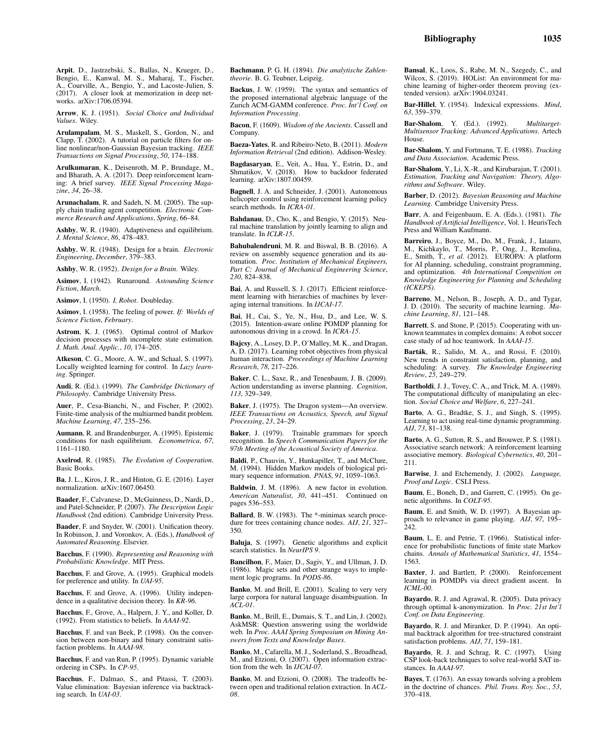**Arpit**, D., Jastrzebski, S., Ballas, N., Krueger, D., Bengio, E., Kanwal, M. S., Maharaj, T., Fischer, A., Courville, A., Bengio, Y., and Lacoste-Julien, S. (2017). A closer look at memorization in deep networks. arXiv:1706.05394.

**Arrow**, K. J. (1951). *Social Choice and Individual Values*. Wiley.

**Arulampalam**, M. S., Maskell, S., Gordon, N., and Clapp, T. (2002). A tutorial on particle filters for online nonlinear/non-Gaussian Bayesian tracking. *IEEE Transactions on Signal Processing*, *50*, 174–188.

**Arulkumaran**, K., Deisenroth, M. P., Brundage, M., and Bharath, A. A. (2017). Deep reinforcement learning: A brief survey. *IEEE Signal Processing Magazine*, *34*, 26–38.

**Arunachalam**, R. and Sadeh, N. M. (2005). The supply chain trading agent competition. *Electronic Commerce Research and Applications*, *Spring*, 66–84.

**Ashby**, W. R. (1940). Adaptiveness and equilibrium. *J. Mental Science*, *86*, 478–483.

**Ashby**, W. R. (1948). Design for a brain. *Electronic Engineering*, *December*, 379–383.

**Ashby**, W. R. (1952). *Design for a Brain*. Wiley.

**Asimov**, I. (1942). Runaround. *Astounding Science Fiction*, *March*.

**Asimov**, I. (1950). *I, Robot*. Doubleday.

**Asimov**, I. (1958). The feeling of power. *If: Worlds of Science Fiction*, *February*.

**Astrom**, K. J. (1965). Optimal control of Markov decision processes with incomplete state estimation. *J. Math. Anal. Applic.*, *10*, 174–205.

**Atkeson**, C. G., Moore, A. W., and Schaal, S. (1997). Locally weighted learning for control. In *Lazy learning*. Springer.

**Audi**, R. (Ed.). (1999). *The Cambridge Dictionary of Philosophy*. Cambridge University Press.

**Auer**, P., Cesa-Bianchi, N., and Fischer, P. (2002). Finite-time analysis of the multiarmed bandit problem. *Machine Learning*, *47*, 235–256.

**Aumann**, R. and Brandenburger, A. (1995). Epistemic conditions for nash equilibrium. *Econometrica*, *67*, 1161–1180.

**Axelrod**, R. (1985). *The Evolution of Cooperation*. Basic Books.

**Ba**, J. L., Kiros, J. R., and Hinton, G. E. (2016). Layer normalization. arXiv:1607.06450.

**Baader**, F., Calvanese, D., McGuinness, D., Nardi, D., and Patel-Schneider, P. (2007). *The Description Logic Handbook* (2nd edition). Cambridge University Press.

**Baader**, F. and Snyder, W. (2001). Unification theory. In Robinson, J. and Voronkov, A. (Eds.), *Handbook of Automated Reasoning*. Elsevier.

**Bacchus**, F. (1990). *Representing and Reasoning with Probabilistic Knowledge*. MIT Press.

**Bacchus**, F. and Grove, A. (1995). Graphical models for preference and utility. In *UAI-95*.

**Bacchus**, F. and Grove, A. (1996). Utility independence in a qualitative decision theory. In *KR-96*.

**Bacchus**, F., Grove, A., Halpern, J. Y., and Koller, D. (1992). From statistics to beliefs. In *AAAI-92*.

**Bacchus**, F. and van Beek, P. (1998). On the conversion between non-binary and binary constraint satisfaction problems. In *AAAI-98*.

**Bacchus**, F. and van Run, P. (1995). Dynamic variable ordering in CSPs. In *CP-95*.

**Bacchus**, F., Dalmao, S., and Pitassi, T. (2003). Value elimination: Bayesian inference via backtracking search. In *UAI-03*.

**Bachmann**, P. G. H. (1894). *Die analytische Zahlentheorie*. B. G. Teubner, Leipzig.

**Backus**, J. W. (1959). The syntax and semantics of the proposed international algebraic language of the Zurich ACM-GAMM conference. *Proc. Int'l Conf. on Information Processing*.

**Bacon**, F. (1609). *Wisdom of the Ancients*. Cassell and Company.

**Baeza-Yates**, R. and Ribeiro-Neto, B. (2011). *Modern Information Retrieval* (2nd edition). Addison-Wesley.

**Bagdasaryan**, E., Veit, A., Hua, Y., Estrin, D., and Shmatikov, V. (2018). How to backdoor federated learning. arXiv:1807.00459.

**Bagnell**, J. A. and Schneider, J. (2001). Autonomous helicopter control using reinforcement learning policy search methods. In *ICRA-01*.

**Bahdanau**, D., Cho, K., and Bengio, Y. (2015). Neural machine translation by jointly learning to align and translate. In *ICLR-15*.

**Bahubalendruni**, M. R. and Biswal, B. B. (2016). A review on assembly sequence generation and its automation. *Proc. Institution of Mechanical Engineers, Part C: Journal of Mechanical Engineering Science*, *230*, 824–838.

**Bai**, A. and Russell, S. J. (2017). Efficient reinforcement learning with hierarchies of machines by leveraging internal transitions. In *IJCAI-17*.

**Bai**, H., Cai, S., Ye, N., Hsu, D., and Lee, W. S. (2015). Intention-aware online POMDP planning for autonomous driving in a crowd. In *ICRA-15*.

**Bajcsy**, A., Losey, D. P., O'Malley, M. K., and Dragan, A. D. (2017). Learning robot objectives from physical human interaction. *Proceedings of Machine Learning Research*, *78*, 217–226.

**Baker**, C. L., Saxe, R., and Tenenbaum, J. B. (2009). Action understanding as inverse planning. *Cognition*, *113*, 329–349.

**Baker**, J. (1975). The Dragon system—An overview. *IEEE Transactions on Acoustics, Speech, and Signal Processing*, *23*, 24–29.

**Baker**, J. (1979). Trainable grammars for speech recognition. In *Speech Communication Papers for the 97th Meeting of the Acoustical Society of America*.

**Baldi**, P., Chauvin, Y., Hunkapiller, T., and McClure, M. (1994). Hidden Markov models of biological primary sequence information. *PNAS*, *91*, 1059–1063.

**Baldwin**, J. M. (1896). A new factor in evolution. *American Naturalist*, *30*, 441–451. Continued on pages 536–553.

**Ballard**, B. W. (1983). The *-minimax search procedure for trees containing chance nodes. *AIJ*, *21*, 327–350.

**Baluja**, S. (1997). Genetic algorithms and explicit search statistics. In *NeurIPS 9*.

**Bancilhon**, F., Maier, D., Sagiv, Y., and Ullman, J. D. (1986). Magic sets and other strange ways to implement logic programs. In *PODS-86*.

**Banko**, M. and Brill, E. (2001). Scaling to very very large corpora for natural language disambiguation. In *ACL-01*.

**Banko**, M., Brill, E., Dumais, S. T., and Lin, J. (2002). AskMSR: Question answering using the worldwide web. In *Proc. AAAI Spring Symposium on Mining Answers from Texts and Knowledge Bases*.

**Banko**, M., Cafarella, M. J., Soderland, S., Broadhead, M., and Etzioni, O. (2007). Open information extraction from the web. In *IJCAI-07*.

**Banko**, M. and Etzioni, O. (2008). The tradeoffs between open and traditional relation extraction. In *ACL-08*.

**Bansal**, K., Loos, S., Rabe, M. N., Szegedy, C., and Wilcox, S. (2019). HOList: An environment for machine learning of higher-order theorem proving (extended version). arXiv:1904.03241.

**Bar-Hillel**, Y. (1954). Indexical expressions. *Mind*, *63*, 359–379.

**Bar-Shalom**, Y. (Ed.). (1992). *Multitarget-Multisensor Tracking: Advanced Applications*. Artech House.

**Bar-Shalom**, Y. and Fortmann, T. E. (1988). *Tracking and Data Association*. Academic Press.

**Bar-Shalom**, Y., Li, X.-R., and Kirubarajan, T. (2001). *Estimation, Tracking and Navigation: Theory, Algorithms and Software*. Wiley.

**Barber**, D. (2012). *Bayesian Reasoning and Machine Learning*. Cambridge University Press.

**Barr**, A. and Feigenbaum, E. A. (Eds.). (1981). *The Handbook of Artificial Intelligence*, Vol. 1. HeurisTech Press and William Kaufmann.

**Barreiro**, J., Boyce, M., Do, M., Frank, J., Iatauro, M., Kichkaylo, T., Morris, P., Ong, J., Remolina, E., Smith, T., *et al.* (2012). EUROPA: A platform for AI planning, scheduling, constraint programming, and optimization. *4th International Competition on Knowledge Engineering for Planning and Scheduling (ICKEPS)*.

**Barreno**, M., Nelson, B., Joseph, A. D., and Tygar, J. D. (2010). The security of machine learning. *Machine Learning*, *81*, 121–148.

**Barrett**, S. and Stone, P. (2015). Cooperating with unknown teammates in complex domains: A robot soccer case study of ad hoc teamwork. In *AAAI-15*.

**Barták**, R., Salido, M. A., and Rossi, F. (2010). New trends in constraint satisfaction, planning, and scheduling: A survey. *The Knowledge Engineering Review*, *25*, 249–279.

**Bartholdi**, J. J., Tovey, C. A., and Trick, M. A. (1989). The computational difficulty of manipulating an election. *Social Choice and Welfare*, *6*, 227–241.

**Barto**, A. G., Bradtke, S. J., and Singh, S. (1995). Learning to act using real-time dynamic programming. *AIJ*, *73*, 81–138.

**Barto**, A. G., Sutton, R. S., and Brouwer, P. S. (1981). Associative search network: A reinforcement learning associative memory. *Biological Cybernetics*, *40*, 201–211.

**Barwise**, J. and Etchemendy, J. (2002). *Language, Proof and Logic*. CSLI Press.

**Baum**, E., Boneh, D., and Garrett, C. (1995). On genetic algorithms. In *COLT-95*.

**Baum**, E. and Smith, W. D. (1997). A Bayesian approach to relevance in game playing. *AIJ*, *97*, 195–242.

**Baum**, L. E. and Petrie, T. (1966). Statistical inference for probabilistic functions of finite state Markov chains. *Annals of Mathematical Statistics*, *41*, 1554–1563.

**Baxter**, J. and Bartlett, P. (2000). Reinforcement learning in POMDPs via direct gradient ascent. In *ICML-00*.

**Bayardo**, R. J. and Agrawal, R. (2005). Data privacy through optimal k-anonymization. In *Proc. 21st Int'l Conf. on Data Engineering*.

**Bayardo**, R. J. and Miranker, D. P. (1994). An optimal backtrack algorithm for tree-structured constraint satisfaction problems. *AIJ*, *71*, 159–181.

**Bayardo**, R. J. and Schrag, R. C. (1997). Using CSP look-back techniques to solve real-world SAT instances. In *AAAI-97*.

**Bayes**, T. (1763). An essay towards solving a problem in the doctrine of chances. *Phil. Trans. Roy. Soc.*, *53*, 370–418.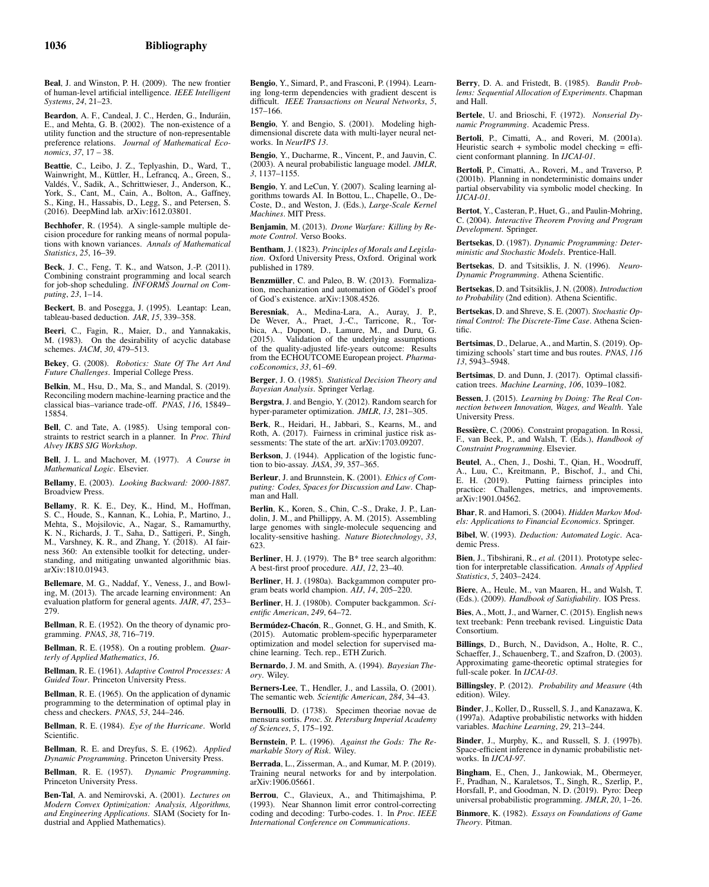**Beal**, J. and Winston, P. H. (2009). The new frontier of human-level artificial intelligence. *IEEE Intelligent Systems*, *24*, 21–23.

**Beardon**, A. F., Candeal, J. C., Herden, G., Induráin, E., and Mehta, G. B. (2002). The non-existence of a utility function and the structure of non-representable preference relations. *Journal of Mathematical Economics*, *37*, 17 – 38.

**Beattie**, C., Leibo, J. Z., Teplyashin, D., Ward, T., Wainwright, M., Küttler, H., Lefrancq, A., Green, S., Valdés, V., Sadik, A., Schrittwieser, J., Anderson, K., York, S., Cant, M., Cain, A., Bolton, A., Gaffney, S., King, H., Hassabis, D., Legg, S., and Petersen, S. (2016). DeepMind lab. arXiv:1612.03801.

**Bechhofer**, R. (1954). A single-sample multiple decision procedure for ranking means of normal populations with known variances. *Annals of Mathematical Statistics*, *25*, 16–39.

**Beck**, J. C., Feng, T. K., and Watson, J.-P. (2011). Combining constraint programming and local search for job-shop scheduling. *INFORMS Journal on Computing*, *23*, 1–14.

**Beckert**, B. and Posegga, J. (1995). Leantap: Lean, tableau-based deduction. *JAR*, *15*, 339–358.

**Beeri**, C., Fagin, R., Maier, D., and Yannakakis, M. (1983). On the desirability of acyclic database schemes. *JACM*, *30*, 479–513.

**Bekey**, G. (2008). *Robotics: State Of The Art And Future Challenges*. Imperial College Press.

**Belkin**, M., Hsu, D., Ma, S., and Mandal, S. (2019). Reconciling modern machine-learning practice and the classical bias–variance trade-off. *PNAS*, *116*, 15849–15854.

**Bell**, C. and Tate, A. (1985). Using temporal constraints to restrict search in a planner. In *Proc. Third Alvey IKBS SIG Workshop*.

**Bell**, J. L. and Machover, M. (1977). *A Course in Mathematical Logic*. Elsevier.

**Bellamy**, E. (2003). *Looking Backward: 2000-1887*. Broadview Press.

**Bellamy**, R. K. E., Dey, K., Hind, M., Hoffman, S. C., Houde, S., Kannan, K., Lohia, P., Martino, J., Mehta, S., Mojsilovic, A., Nagar, S., Ramamurthy, K. N., Richards, J. T., Saha, D., Sattigeri, P., Singh, M., Varshney, K. R., and Zhang, Y. (2018). AI fairness 360: An extensible toolkit for detecting, understanding, and mitigating unwanted algorithmic bias. arXiv:1810.01943.

**Bellemare**, M. G., Naddaf, Y., Veness, J., and Bowling, M. (2013). The arcade learning environment: An evaluation platform for general agents. *JAIR*, *47*, 253–279.

**Bellman**, R. E. (1952). On the theory of dynamic programming. *PNAS*, *38*, 716–719.

**Bellman**, R. E. (1958). On a routing problem. *Quarterly of Applied Mathematics*, *16*.

**Bellman**, R. E. (1961). *Adaptive Control Processes: A Guided Tour*. Princeton University Press.

**Bellman**, R. E. (1965). On the application of dynamic programming to the determination of optimal play in chess and checkers. *PNAS*, *53*, 244–246.

**Bellman**, R. E. (1984). *Eye of the Hurricane*. World Scientific.

**Bellman**, R. E. and Dreyfus, S. E. (1962). *Applied Dynamic Programming*. Princeton University Press.

**Bellman**, R. E. (1957). *Dynamic Programming*. Princeton University Press.

**Ben-Tal**, A. and Nemirovski, A. (2001). *Lectures on Modern Convex Optimization: Analysis, Algorithms, and Engineering Applications*. SIAM (Society for Industrial and Applied Mathematics).

**Bengio**, Y., Simard, P., and Frasconi, P. (1994). Learning long-term dependencies with gradient descent is difficult. *IEEE Transactions on Neural Networks*, *5*, 157–166.

**Bengio**, Y. and Bengio, S. (2001). Modeling high-dimensional discrete data with multi-layer neural networks. In *NeurIPS 13*.

**Bengio**, Y., Ducharme, R., Vincent, P., and Jauvin, C. (2003). A neural probabilistic language model. *JMLR*, *3*, 1137–1155.

**Bengio**, Y. and LeCun, Y. (2007). Scaling learning algorithms towards AI. In Bottou, L., Chapelle, O., DeCoste, D., and Weston, J. (Eds.), *Large-Scale Kernel Machines*. MIT Press.

**Benjamin**, M. (2013). *Drone Warfare: Killing by Remote Control*. Verso Books.

**Bentham**, J. (1823). *Principles of Morals and Legislation*. Oxford University Press, Oxford. Original work published in 1789.

**Benzmüller**, C. and Paleo, B. W. (2013). Formalization, mechanization and automation of Gödel's proof of God's existence. arXiv:1308.4526.

**Beresniak**, A., Medina-Lara, A., Auray, J. P., De Wever, A., Praet, J.-C., Tarricone, R., Torbica, A., Dupont, D., Lamure, M., and Duru, G. (2015). Validation of the underlying assumptions of the quality-adjusted life-years outcome: Results from the ECHOUTCOME European project. *PharmacoEconomics*, *33*, 61–69.

**Berger**, J. O. (1985). *Statistical Decision Theory and Bayesian Analysis*. Springer Verlag.

**Bergstra**, J. and Bengio, Y. (2012). Random search for hyper-parameter optimization. *JMLR*, *13*, 281–305.

**Berk**, R., Heidari, H., Jabbari, S., Kearns, M., and Roth, A. (2017). Fairness in criminal justice risk assessments: The state of the art. arXiv:1703.09207.

**Berkson**, J. (1944). Application of the logistic function to bio-assay. *JASA*, *39*, 357–365.

**Berleur**, J. and Brunnstein, K. (2001). *Ethics of Computing: Codes, Spaces for Discussion and Law*. Chapman and Hall.

**Berlin**, K., Koren, S., Chin, C.-S., Drake, J. P., Landolin, J. M., and Phillippy, A. M. (2015). Assembling large genomes with single-molecule sequencing and locality-sensitive hashing. *Nature Biotechnology*, *33*, 623.

**Berliner**, H. J. (1979). The B* tree search algorithm: A best-first proof procedure. *AIJ*, *12*, 23–40.

**Berliner**, H. J. (1980a). Backgammon computer program beats world champion. *AIJ*, *14*, 205–220.

**Berliner**, H. J. (1980b). Computer backgammon. *Scientific American*, *249*, 64–72.

**Bermúdez-Chacón**, R., Gonnet, G. H., and Smith, K. (2015). Automatic problem-specific hyperparameter optimization and model selection for supervised machine learning. Tech. rep., ETH Zurich.

**Bernardo**, J. M. and Smith, A. (1994). *Bayesian Theory*. Wiley.

**Berners-Lee**, T., Hendler, J., and Lassila, O. (2001). The semantic web. *Scientific American*, *284*, 34–43.

**Bernoulli**, D. (1738). Specimen theoriae novae de mensura sortis. *Proc. St. Petersburg Imperial Academy of Sciences*, *5*, 175–192.

**Bernstein**, P. L. (1996). *Against the Gods: The Remarkable Story of Risk*. Wiley.

**Berrada**, L., Zisserman, A., and Kumar, M. P. (2019). Training neural networks for and by interpolation. arXiv:1906.05661.

**Berrou**, C., Glavieux, A., and Thitimajshima, P. (1993). Near Shannon limit error control-correcting coding and decoding: Turbo-codes. 1. In *Proc. IEEE International Conference on Communications*.

**Berry**, D. A. and Fristedt, B. (1985). *Bandit Problems: Sequential Allocation of Experiments*. Chapman and Hall.

**Bertele**, U. and Brioschi, F. (1972). *Nonserial Dynamic Programming*. Academic Press.

**Bertoli**, P., Cimatti, A., and Roveri, M. (2001a). Heuristic search + symbolic model checking = efficient conformant planning. In *IJCAI-01*.

**Bertoli**, P., Cimatti, A., Roveri, M., and Traverso, P. (2001b). Planning in nondeterministic domains under partial observability via symbolic model checking. In *IJCAI-01*.

**Bertot**, Y., Casteran, P., Huet, G., and Paulin-Mohring, C. (2004). *Interactive Theorem Proving and Program Development*. Springer.

**Bertsekas**, D. (1987). *Dynamic Programming: Deterministic and Stochastic Models*. Prentice-Hall.

**Bertsekas**, D. and Tsitsiklis, J. N. (1996). *Neuro-Dynamic Programming*. Athena Scientific.

**Bertsekas**, D. and Tsitsiklis, J. N. (2008). *Introduction to Probability* (2nd edition). Athena Scientific.

**Bertsekas**, D. and Shreve, S. E. (2007). *Stochastic Optimal Control: The Discrete-Time Case*. Athena Scientific.

**Bertsimas**, D., Delarue, A., and Martin, S. (2019). Optimizing schools' start time and bus routes. *PNAS*, *116* *13*, 5943–5948.

**Bertsimas**, D. and Dunn, J. (2017). Optimal classification trees. *Machine Learning*, *106*, 1039–1082.

**Bessen**, J. (2015). *Learning by Doing: The Real Connection between Innovation, Wages, and Wealth*. Yale University Press.

**Bessière**, C. (2006). Constraint propagation. In Rossi, F., van Beek, P., and Walsh, T. (Eds.), *Handbook of Constraint Programming*. Elsevier.

**Beutel**, A., Chen, J., Doshi, T., Qian, H., Woodruff, A., Luu, C., Kreitmann, P., Bischof, J., and Chi, E. H. (2019). Putting fairness principles into practice: Challenges, metrics, and improvements. arXiv:1901.04562.

**Bhar**, R. and Hamori, S. (2004). *Hidden Markov Models: Applications to Financial Economics*. Springer.

**Bibel**, W. (1993). *Deduction: Automated Logic*. Academic Press.

**Bien**, J., Tibshirani, R., *et al.* (2011). Prototype selection for interpretable classification. *Annals of Applied Statistics*, *5*, 2403–2424.

**Biere**, A., Heule, M., van Maaren, H., and Walsh, T. (Eds.). (2009). *Handbook of Satisfiability*. IOS Press.

**Bies**, A., Mott, J., and Warner, C. (2015). English news text treebank: Penn treebank revised. Linguistic Data Consortium.

**Billings**, D., Burch, N., Davidson, A., Holte, R. C., Schaeffer, J., Schauenberg, T., and Szafron, D. (2003). Approximating game-theoretic optimal strategies for full-scale poker. In *IJCAI-03*.

**Billingsley**, P. (2012). *Probability and Measure* (4th edition). Wiley.

**Binder**, J., Koller, D., Russell, S. J., and Kanazawa, K. (1997a). Adaptive probabilistic networks with hidden variables. *Machine Learning*, *29*, 213–244.

**Binder**, J., Murphy, K., and Russell, S. J. (1997b). Space-efficient inference in dynamic probabilistic networks. In *IJCAI-97*.

**Bingham**, E., Chen, J., Jankowiak, M., Obermeyer, F., Pradhan, N., Karaletsos, T., Singh, R., Szerlip, P., Horsfall, P., and Goodman, N. D. (2019). Pyro: Deep universal probabilistic programming. *JMLR*, *20*, 1–26.

**Binmore**, K. (1982). *Essays on Foundations of Game Theory*. Pitman.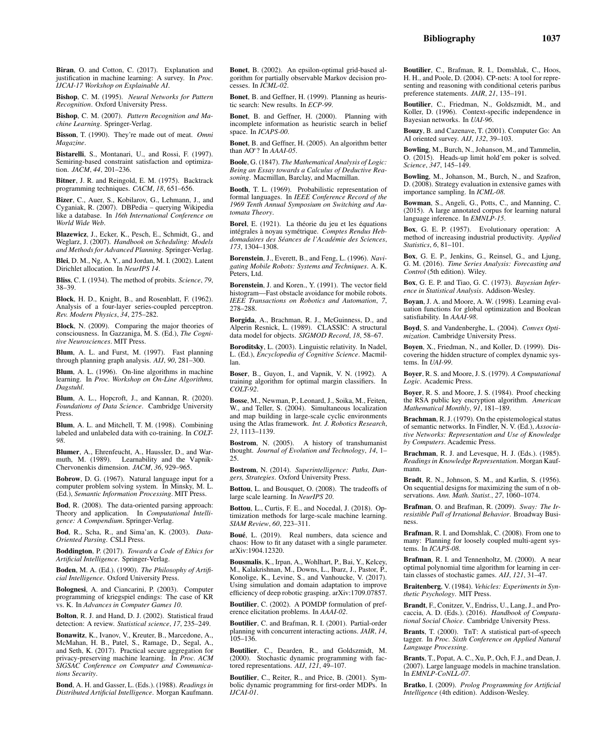**Biran**, O. and Cotton, C. (2017). Explanation and justification in machine learning: A survey. In *Proc. IJCAI-17 Workshop on Explainable AI*.

**Bishop**, C. M. (1995). *Neural Networks for Pattern Recognition*. Oxford University Press.

**Bishop**, C. M. (2007). *Pattern Recognition and Machine Learning*. Springer-Verlag.

**Bisson**, T. (1990). They're made out of meat. *Omni Magazine*.

**Bistarelli**, S., Montanari, U., and Rossi, F. (1997). Semiring-based constraint satisfaction and optimization. *JACM*, *44*, 201–236.

**Bitner**, J. R. and Reingold, E. M. (1975). Backtrack programming techniques. *CACM*, *18*, 651–656.

**Bizer**, C., Auer, S., Kobilarov, G., Lehmann, J., and Cyganiak, R. (2007). DBPedia – querying Wikipedia like a database. In *16th International Conference on World Wide Web*.

**Blazewicz**, J., Ecker, K., Pesch, E., Schmidt, G., and Weglarz, J. (2007). *Handbook on Scheduling: Models and Methods for Advanced Planning*. Springer-Verlag.

**Blei**, D. M., Ng, A. Y., and Jordan, M. I. (2002). Latent Dirichlet allocation. In *NeurIPS 14*.

**Bliss**, C. I. (1934). The method of probits. *Science*, *79*, 38–39.

**Block**, H. D., Knight, B., and Rosenblatt, F. (1962). Analysis of a four-layer series-coupled perceptron. *Rev. Modern Physics*, *34*, 275–282.

**Block**, N. (2009). Comparing the major theories of consciousness. In Gazzaniga, M. S. (Ed.), *The Cognitive Neurosciences*. MIT Press.

**Blum**, A. L. and Furst, M. (1997). Fast planning through planning graph analysis. *AIJ*, *90*, 281–300.

**Blum**, A. L. (1996). On-line algorithms in machine learning. In *Proc. Workshop on On-Line Algorithms, Dagstuhl*.

**Blum**, A. L., Hopcroft, J., and Kannan, R. (2020). *Foundations of Data Science*. Cambridge University Press.

**Blum**, A. L. and Mitchell, T. M. (1998). Combining labeled and unlabeled data with co-training. In *COLT-98*.

**Blumer**, A., Ehrenfeucht, A., Haussler, D., and Warmuth, M. (1989). Learnability and the Vapnik-Chervonenkis dimension. *JACM*, *36*, 929–965.

**Bobrow**, D. G. (1967). Natural language input for a computer problem solving system. In Minsky, M. L. (Ed.), *Semantic Information Processing*. MIT Press.

**Bod**, R. (2008). The data-oriented parsing approach: Theory and application. In *Computational Intelligence: A Compendium*. Springer-Verlag.

**Bod**, R., Scha, R., and Sima'an, K. (2003). *Data-Oriented Parsing*. CSLI Press.

**Boddington**, P. (2017). *Towards a Code of Ethics for Artificial Intelligence*. Springer-Verlag.

**Boden**, M. A. (Ed.). (1990). *The Philosophy of Artificial Intelligence*. Oxford University Press.

**Bolognesi**, A. and Ciancarini, P. (2003). Computer programming of kriegspiel endings: The case of KR vs. K. In *Advances in Computer Games 10*.

**Bolton**, R. J. and Hand, D. J. (2002). Statistical fraud detection: A review. *Statistical science*, *17*, 235–249.

**Bonawitz**, K., Ivanov, V., Kreuter, B., Marcedone, A., McMahan, H. B., Patel, S., Ramage, D., Segal, A., and Seth, K. (2017). Practical secure aggregation for privacy-preserving machine learning. In *Proc. ACM SIGSAC Conference on Computer and Communications Security*.

**Bond**, A. H. and Gasser, L. (Eds.). (1988). *Readings in Distributed Artificial Intelligence*. Morgan Kaufmann.

**Bonet**, B. (2002). An epsilon-optimal grid-based algorithm for partially observable Markov decision processes. In *ICML-02*.

**Bonet**, B. and Geffner, H. (1999). Planning as heuristic search: New results. In *ECP-99*.

**Bonet**, B. and Geffner, H. (2000). Planning with incomplete information as heuristic search in belief space. In *ICAPS-00*.

**Bonet**, B. and Geffner, H. (2005). An algorithm better than AO*? In *AAAI-05*.

**Boole**, G. (1847). *The Mathematical Analysis of Logic: Being an Essay towards a Calculus of Deductive Reasoning*. Macmillan, Barclay, and Macmillan.

**Booth**, T. L. (1969). Probabilistic representation of formal languages. In *IEEE Conference Record of the 1969 Tenth Annual Symposium on Switching and Automata Theory*.

**Borel**, E. (1921). La théorie du jeu et les équations intégrales à noyau symétrique. *Comptes Rendus Hebdomadaires des Séances de l'Académie des Sciences*, *173*, 1304–1308.

**Borenstein**, J., Everett, B., and Feng, L. (1996). *Navigating Mobile Robots: Systems and Techniques*. A. K. Peters, Ltd.

**Borenstein**, J. and Koren., Y. (1991). The vector field histogram—Fast obstacle avoidance for mobile robots. *IEEE Transactions on Robotics and Automation*, *7*, 278–288.

**Borgida**, A., Brachman, R. J., McGuinness, D., and Alperin Resnick, L. (1989). CLASSIC: A structural data model for objects. *SIGMOD Record*, *18*, 58–67.

**Boroditsky**, L. (2003). Linguistic relativity. In Nadel, L. (Ed.), *Encyclopedia of Cognitive Science*. Macmillan.

**Boser**, B., Guyon, I., and Vapnik, V. N. (1992). A training algorithm for optimal margin classifiers. In *COLT-92*.

**Bosse**, M., Newman, P., Leonard, J., Soika, M., Feiten, W., and Teller, S. (2004). Simultaneous localization and map building in large-scale cyclic environments using the Atlas framework. *Int. J. Robotics Research*, *23*, 1113–1139.

**Bostrom**, N. (2005). A history of transhumanist thought. *Journal of Evolution and Technology*, *14*, 1–25.

**Bostrom**, N. (2014). *Superintelligence: Paths, Dangers, Strategies*. Oxford University Press.

**Bottou**, L. and Bousquet, O. (2008). The tradeoffs of large scale learning. In *NeurIPS 20*.

**Bottou**, L., Curtis, F. E., and Nocedal, J. (2018). Optimization methods for large-scale machine learning. *SIAM Review*, *60*, 223–311.

**Boué**, L. (2019). Real numbers, data science and chaos: How to fit any dataset with a single parameter. arXiv:1904.12320.

**Bousmalis**, K., Irpan, A., Wohlhart, P., Bai, Y., Kelcey, M., Kalakrishnan, M., Downs, L., Ibarz, J., Pastor, P., Konolige, K., Levine, S., and Vanhoucke, V. (2017). Using simulation and domain adaptation to improve efficiency of deep robotic grasping. arXiv:1709.07857.

**Boutilier**, C. (2002). A POMDP formulation of preference elicitation problems. In *AAAI-02*.

**Boutilier**, C. and Brafman, R. I. (2001). Partial-order planning with concurrent interacting actions. *JAIR*, *14*, 105–136.

**Boutilier**, C., Dearden, R., and Goldszmidt, M. (2000). Stochastic dynamic programming with factored representations. *AIJ*, *121*, 49–107.

**Boutilier**, C., Reiter, R., and Price, B. (2001). Symbolic dynamic programming for first-order MDPs. In *IJCAI-01*.

**Boutilier**, C., Brafman, R. I., Domshlak, C., Hoos, H. H., and Poole, D. (2004). CP-nets: A tool for representing and reasoning with conditional ceteris paribus preference statements. *JAIR*, *21*, 135–191.

**Boutilier**, C., Friedman, N., Goldszmidt, M., and Koller, D. (1996). Context-specific independence in Bayesian networks. In *UAI-96*.

**Bouzy**, B. and Cazenave, T. (2001). Computer Go: An AI oriented survey. *AIJ*, *132*, 39–103.

**Bowling**, M., Burch, N., Johanson, M., and Tammelin, O. (2015). Heads-up limit hold'em poker is solved. *Science*, *347*, 145–149.

**Bowling**, M., Johanson, M., Burch, N., and Szafron, D. (2008). Strategy evaluation in extensive games with importance sampling. In *ICML-08*.

**Bowman**, S., Angeli, G., Potts, C., and Manning, C. (2015). A large annotated corpus for learning natural language inference. In *EMNLP-15*.

**Box**, G. E. P. (1957). Evolutionary operation: A method of increasing industrial productivity. *Applied Statistics*, *6*, 81–101.

**Box**, G. E. P., Jenkins, G., Reinsel, G., and Ljung, G. M. (2016). *Time Series Analysis: Forecasting and Control* (5th edition). Wiley.

**Box**, G. E. P. and Tiao, G. C. (1973). *Bayesian Inference in Statistical Analysis*. Addison-Wesley.

**Boyan**, J. A. and Moore, A. W. (1998). Learning evaluation functions for global optimization and Boolean satisfiability. In *AAAI-98*.

**Boyd**, S. and Vandenberghe, L. (2004). *Convex Optimization*. Cambridge University Press.

**Boyen**, X., Friedman, N., and Koller, D. (1999). Discovering the hidden structure of complex dynamic systems. In *UAI-99*.

**Boyer**, R. S. and Moore, J. S. (1979). *A Computational Logic*. Academic Press.

**Boyer**, R. S. and Moore, J. S. (1984). Proof checking the RSA public key encryption algorithm. *American Mathematical Monthly*, *91*, 181–189.

**Brachman**, R. J. (1979). On the epistemological status of semantic networks. In Findler, N. V. (Ed.), *Associative Networks: Representation and Use of Knowledge by Computers*. Academic Press.

**Brachman**, R. J. and Levesque, H. J. (Eds.). (1985). *Readings in Knowledge Representation*. Morgan Kaufmann.

**Bradt**, R. N., Johnson, S. M., and Karlin, S. (1956). On sequential designs for maximizing the sum of n observations. *Ann. Math. Statist.*, *27*, 1060–1074.

**Brafman**, O. and Brafman, R. (2009). *Sway: The Irresistible Pull of Irrational Behavior*. Broadway Business.

**Brafman**, R. I. and Domshlak, C. (2008). From one to many: Planning for loosely coupled multi-agent systems. In *ICAPS-08*.

**Brafman**, R. I. and Tennenholtz, M. (2000). A near optimal polynomial time algorithm for learning in certain classes of stochastic games. *AIJ*, *121*, 31–47.

**Braitenberg**, V. (1984). *Vehicles: Experiments in Synthetic Psychology*. MIT Press.

**Brandt**, F., Conitzer, V., Endriss, U., Lang, J., and Procaccia, A. D. (Eds.). (2016). *Handbook of Computational Social Choice*. Cambridge University Press.

**Brants**, T. (2000). TnT: A statistical part-of-speech tagger. In *Proc. Sixth Conference on Applied Natural Language Processing*.

**Brants**, T., Popat, A. C., Xu, P., Och, F. J., and Dean, J. (2007). Large language models in machine translation. In *EMNLP-CoNLL-07*.

**Bratko**, I. (2009). *Prolog Programming for Artificial Intelligence* (4th edition). Addison-Wesley.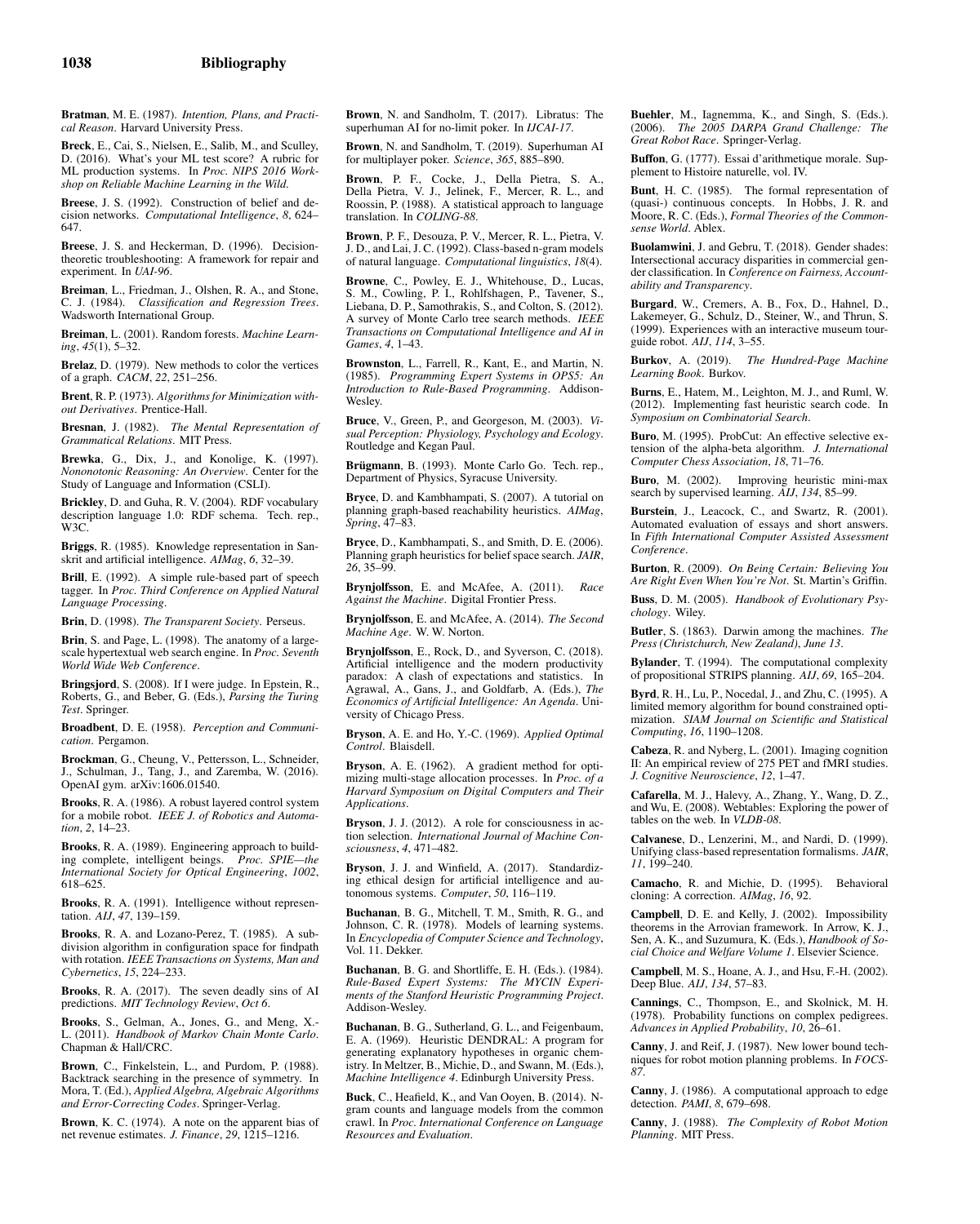**Bratman**, M. E. (1987). *Intention, Plans, and Practical Reason*. Harvard University Press.

**Breck**, E., Cai, S., Nielsen, E., Salib, M., and Sculley, D. (2016). What's your ML test score? A rubric for ML production systems. In *Proc. NIPS 2016 Workshop on Reliable Machine Learning in the Wild*.

**Breese**, J. S. (1992). Construction of belief and decision networks. *Computational Intelligence*, *8*, 624–647.

**Breese**, J. S. and Heckerman, D. (1996). Decision-theoretic troubleshooting: A framework for repair and experiment. In *UAI-96*.

**Breiman**, L., Friedman, J., Olshen, R. A., and Stone, C. J. (1984). *Classification and Regression Trees*. Wadsworth International Group.

**Breiman**, L. (2001). Random forests. *Machine Learning*, *45*(1), 5–32.

**Brelaz**, D. (1979). New methods to color the vertices of a graph. *CACM*, *22*, 251–256.

**Brent**, R. P. (1973). *Algorithms for Minimization without Derivatives*. Prentice-Hall.

**Bresnan**, J. (1982). *The Mental Representation of Grammatical Relations*. MIT Press.

**Brewka**, G., Dix, J., and Konolige, K. (1997). *Nononotonic Reasoning: An Overview*. Center for the Study of Language and Information (CSLI).

**Brickley**, D. and Guha, R. V. (2004). RDF vocabulary description language 1.0: RDF schema. Tech. rep., W3C.

**Briggs**, R. (1985). Knowledge representation in Sanskrit and artificial intelligence. *AIMag*, *6*, 32–39.

**Brill**, E. (1992). A simple rule-based part of speech tagger. In *Proc. Third Conference on Applied Natural Language Processing*.

**Brin**, D. (1998). *The Transparent Society*. Perseus.

**Brin**, S. and Page, L. (1998). The anatomy of a large-scale hypertextual web search engine. In *Proc. Seventh World Wide Web Conference*.

**Bringsjord**, S. (2008). If I were judge. In Epstein, R., Roberts, G., and Beber, G. (Eds.), *Parsing the Turing Test*. Springer.

**Broadbent**, D. E. (1958). *Perception and Communication*. Pergamon.

**Brockman**, G., Cheung, V., Pettersson, L., Schneider, J., Schulman, J., Tang, J., and Zaremba, W. (2016). OpenAI gym. arXiv:1606.01540.

**Brooks**, R. A. (1986). A robust layered control system for a mobile robot. *IEEE J. of Robotics and Automation*, *2*, 14–23.

**Brooks**, R. A. (1989). Engineering approach to building complete, intelligent beings. *Proc. SPIE—the International Society for Optical Engineering*, *1002*, 618–625.

**Brooks**, R. A. (1991). Intelligence without representation. *AIJ*, *47*, 139–159.

**Brooks**, R. A. and Lozano-Perez, T. (1985). A subdivision algorithm in configuration space for findpath with rotation. *IEEE Transactions on Systems, Man and Cybernetics*, *15*, 224–233.

**Brooks**, R. A. (2017). The seven deadly sins of AI predictions. *MIT Technology Review*, *Oct 6*.

**Brooks**, S., Gelman, A., Jones, G., and Meng, X.-L. (2011). *Handbook of Markov Chain Monte Carlo*. Chapman & Hall/CRC.

**Brown**, C., Finkelstein, L., and Purdom, P. (1988). Backtrack searching in the presence of symmetry. In Mora, T. (Ed.), *Applied Algebra, Algebraic Algorithms and Error-Correcting Codes*. Springer-Verlag.

**Brown**, K. C. (1974). A note on the apparent bias of net revenue estimates. *J. Finance*, *29*, 1215–1216.

**Brown**, N. and Sandholm, T. (2017). Libratus: The superhuman AI for no-limit poker. In *IJCAI-17*.

**Brown**, N. and Sandholm, T. (2019). Superhuman AI for multiplayer poker. *Science*, *365*, 885–890.

**Brown**, P. F., Cocke, J., Della Pietra, S. A., Della Pietra, V. J., Jelinek, F., Mercer, R. L., and Roossin, P. (1988). A statistical approach to language translation. In *COLING-88*.

**Brown**, P. F., Desouza, P. V., Mercer, R. L., Pietra, V. J. D., and Lai, J. C. (1992). Class-based n-gram models of natural language. *Computational linguistics*, *18*(4).

**Browne**, C., Powley, E. J., Whitehouse, D., Lucas, S. M., Cowling, P. I., Rohlfshagen, P., Tavener, S., Liebana, D. P., Samothrakis, S., and Colton, S. (2012). A survey of Monte Carlo tree search methods. *IEEE Transactions on Computational Intelligence and AI in Games*, *4*, 1–43.

**Brownston**, L., Farrell, R., Kant, E., and Martin, N. (1985). *Programming Expert Systems in OPS5: An Introduction to Rule-Based Programming*. Addison-Wesley.

**Bruce**, V., Green, P., and Georgeson, M. (2003). *Visual Perception: Physiology, Psychology and Ecology*. Routledge and Kegan Paul.

**Brügmann**, B. (1993). Monte Carlo Go. Tech. rep., Department of Physics, Syracuse University.

**Bryce**, D. and Kambhampati, S. (2007). A tutorial on planning graph-based reachability heuristics. *AIMag*, *Spring*, 47–83.

**Bryce**, D., Kambhampati, S., and Smith, D. E. (2006). Planning graph heuristics for belief space search. *JAIR*, *26*, 35–99.

**Brynjolfsson**, E. and McAfee, A. (2011). *Race Against the Machine*. Digital Frontier Press.

**Brynjolfsson**, E. and McAfee, A. (2014). *The Second Machine Age*. W. W. Norton.

**Brynjolfsson**, E., Rock, D., and Syverson, C. (2018). Artificial intelligence and the modern productivity paradox: A clash of expectations and statistics. In Agrawal, A., Gans, J., and Goldfarb, A. (Eds.), *The Economics of Artificial Intelligence: An Agenda*. University of Chicago Press.

**Bryson**, A. E. and Ho, Y.-C. (1969). *Applied Optimal Control*. Blaisdell.

**Bryson**, A. E. (1962). A gradient method for optimizing multi-stage allocation processes. In *Proc. of a Harvard Symposium on Digital Computers and Their Applications*.

**Bryson**, J. J. (2012). A role for consciousness in action selection. *International Journal of Machine Consciousness*, *4*, 471–482.

**Bryson**, J. J. and Winfield, A. (2017). Standardizing ethical design for artificial intelligence and autonomous systems. *Computer*, *50*, 116–119.

**Buchanan**, B. G., Mitchell, T. M., Smith, R. G., and Johnson, C. R. (1978). Models of learning systems. In *Encyclopedia of Computer Science and Technology*, Vol. 11. Dekker.

**Buchanan**, B. G. and Shortliffe, E. H. (Eds.). (1984). *Rule-Based Expert Systems: The MYCIN Experiments of the Stanford Heuristic Programming Project*. Addison-Wesley.

**Buchanan**, B. G., Sutherland, G. L., and Feigenbaum, E. A. (1969). Heuristic DENDRAL: A program for generating explanatory hypotheses in organic chemistry. In Meltzer, B., Michie, D., and Swann, M. (Eds.), *Machine Intelligence 4*. Edinburgh University Press.

**Buck**, C., Heafield, K., and Van Ooyen, B. (2014). N-gram counts and language models from the common crawl. In *Proc. International Conference on Language Resources and Evaluation*.

**Buehler**, M., Iagnemma, K., and Singh, S. (Eds.). (2006). *The 2005 DARPA Grand Challenge: The Great Robot Race*. Springer-Verlag.

**Buffon**, G. (1777). Essai d'arithmetique morale. Supplement to Histoire naturelle, vol. IV.

**Bunt**, H. C. (1985). The formal representation of (quasi-) continuous concepts. In Hobbs, J. R. and Moore, R. C. (Eds.), *Formal Theories of the Commonsense World*. Ablex.

**Buolamwini**, J. and Gebru, T. (2018). Gender shades: Intersectional accuracy disparities in commercial gender classification. In *Conference on Fairness, Accountability and Transparency*.

**Burgard**, W., Cremers, A. B., Fox, D., Hahnel, D., Lakemeyer, G., Schulz, D., Steiner, W., and Thrun, S. (1999). Experiences with an interactive museum tour-guide robot. *AIJ*, *114*, 3–55.

**Burkov**, A. (2019). *The Hundred-Page Machine Learning Book*. Burkov.

**Burns**, E., Hatem, M., Leighton, M. J., and Ruml, W. (2012). Implementing fast heuristic search code. In *Symposium on Combinatorial Search*.

**Buro**, M. (1995). ProbCut: An effective selective extension of the alpha-beta algorithm. *J. International Computer Chess Association*, *18*, 71–76.

**Buro**, M. (2002). Improving heuristic mini-max search by supervised learning. *AIJ*, *134*, 85–99.

**Burstein**, J., Leacock, C., and Swartz, R. (2001). Automated evaluation of essays and short answers. In *Fifth International Computer Assisted Assessment Conference*.

**Burton**, R. (2009). *On Being Certain: Believing You Are Right Even When You're Not*. St. Martin's Griffin.

**Buss**, D. M. (2005). *Handbook of Evolutionary Psychology*. Wiley.

**Butler**, S. (1863). Darwin among the machines. *The Press (Christchurch, New Zealand), June 13*.

**Bylander**, T. (1994). The computational complexity of propositional STRIPS planning. *AIJ*, *69*, 165–204.

**Byrd**, R. H., Lu, P., Nocedal, J., and Zhu, C. (1995). A limited memory algorithm for bound constrained optimization. *SIAM Journal on Scientific and Statistical Computing*, *16*, 1190–1208.

**Cabeza**, R. and Nyberg, L. (2001). Imaging cognition II: An empirical review of 275 PET and fMRI studies. *J. Cognitive Neuroscience*, *12*, 1–47.

**Cafarella**, M. J., Halevy, A., Zhang, Y., Wang, D. Z., and Wu, E. (2008). Webtables: Exploring the power of tables on the web. In *VLDB-08*.

**Calvanese**, D., Lenzerini, M., and Nardi, D. (1999). Unifying class-based representation formalisms. *JAIR*, *11*, 199–240.

**Camacho**, R. and Michie, D. (1995). Behavioral cloning: A correction. *AIMag*, *16*, 92.

**Campbell**, D. E. and Kelly, J. (2002). Impossibility theorems in the Arrovian framework. In Arrow, K. J., Sen, A. K., and Suzumura, K. (Eds.), *Handbook of Social Choice and Welfare Volume 1*. Elsevier Science.

**Campbell**, M. S., Hoane, A. J., and Hsu, F.-H. (2002). Deep Blue. *AIJ*, *134*, 57–83.

**Cannings**, C., Thompson, E., and Skolnick, M. H. (1978). Probability functions on complex pedigrees. *Advances in Applied Probability*, *10*, 26–61.

**Canny**, J. and Reif, J. (1987). New lower bound techniques for robot motion planning problems. In *FOCS-87*.

**Canny**, J. (1986). A computational approach to edge detection. *PAMI*, *8*, 679–698.

**Canny**, J. (1988). *The Complexity of Robot Motion Planning*. MIT Press.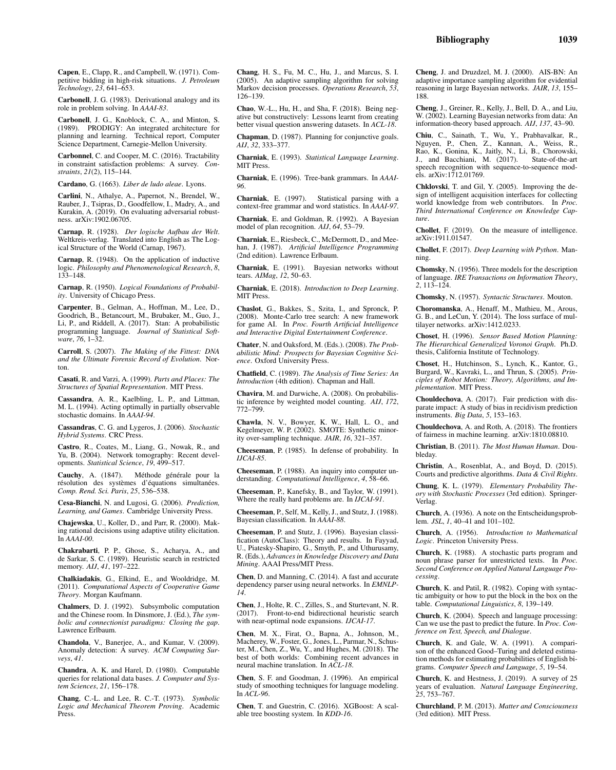**Capen**, E., Clapp, R., and Campbell, W. (1971). Competitive bidding in high-risk situations. *J. Petroleum Technology*, *23*, 641–653.

**Carbonell**, J. G. (1983). Derivational analogy and its role in problem solving. In *AAAI-83*.

**Carbonell**, J. G., Knoblock, C. A., and Minton, S. (1989). PRODIGY: An integrated architecture for planning and learning. Technical report, Computer Science Department, Carnegie-Mellon University.

**Carbonnel**, C. and Cooper, M. C. (2016). Tractability in constraint satisfaction problems: A survey. *Constraints*, *21*(2), 115–144.

**Cardano**, G. (1663). *Liber de ludo aleae*. Lyons.

**Carlini**, N., Athalye, A., Papernot, N., Brendel, W., Rauber, J., Tsipras, D., Goodfellow, I., Madry, A., and Kurakin, A. (2019). On evaluating adversarial robustness. arXiv:1902.06705.

**Carnap**, R. (1928). *Der logische Aufbau der Welt*. Weltkreis-verlag. Translated into English as The Logical Structure of the World (Carnap, 1967).

**Carnap**, R. (1948). On the application of inductive logic. *Philosophy and Phenomenological Research*, *8*, 133–148.

**Carnap**, R. (1950). *Logical Foundations of Probability*. University of Chicago Press.

**Carpenter**, B., Gelman, A., Hoffman, M., Lee, D., Goodrich, B., Betancourt, M., Brubaker, M., Guo, J., Li, P., and Riddell, A. (2017). Stan: A probabilistic programming language. *Journal of Statistical Software*, *76*, 1–32.

**Carroll**, S. (2007). *The Making of the Fittest: DNA and the Ultimate Forensic Record of Evolution*. Norton.

**Casati**, R. and Varzi, A. (1999). *Parts and Places: The Structures of Spatial Representation*. MIT Press.

**Cassandra**, A. R., Kaelbling, L. P., and Littman, M. L. (1994). Acting optimally in partially observable stochastic domains. In *AAAI-94*.

**Cassandras**, C. G. and Lygeros, J. (2006). *Stochastic Hybrid Systems*. CRC Press.

**Castro**, R., Coates, M., Liang, G., Nowak, R., and Yu, B. (2004). Network tomography: Recent developments. *Statistical Science*, *19*, 499–517.

**Cauchy**, A. (1847). Méthode générale pour la résolution des systèmes d'équations simultanées. *Comp. Rend. Sci. Paris*, *25*, 536–538.

**Cesa-Bianchi**, N. and Lugosi, G. (2006). *Prediction, Learning, and Games*. Cambridge University Press.

**Chajewska**, U., Koller, D., and Parr, R. (2000). Making rational decisions using adaptive utility elicitation. In *AAAI-00*.

**Chakrabarti**, P. P., Ghose, S., Acharya, A., and de Sarkar, S. C. (1989). Heuristic search in restricted memory. *AIJ*, *41*, 197–222.

**Chalkiadakis**, G., Elkind, E., and Wooldridge, M. (2011). *Computational Aspects of Cooperative Game Theory*. Morgan Kaufmann.

**Chalmers**, D. J. (1992). Subsymbolic computation and the Chinese room. In Dinsmore, J. (Ed.), *The symbolic and connectionist paradigms: Closing the gap*. Lawrence Erlbaum.

**Chandola**, V., Banerjee, A., and Kumar, V. (2009). Anomaly detection: A survey. *ACM Computing Surveys*, *41*.

**Chandra**, A. K. and Harel, D. (1980). Computable queries for relational data bases. *J. Computer and System Sciences*, *21*, 156–178.

**Chang**, C.-L. and Lee, R. C.-T. (1973). *Symbolic Logic and Mechanical Theorem Proving*. Academic Press.

**Chang**, H. S., Fu, M. C., Hu, J., and Marcus, S. I. (2005). An adaptive sampling algorithm for solving Markov decision processes. *Operations Research*, *53*, 126–139.

**Chao**, W.-L., Hu, H., and Sha, F. (2018). Being negative but constructively: Lessons learnt from creating better visual question answering datasets. In *ACL-18*.

**Chapman**, D. (1987). Planning for conjunctive goals. *AIJ*, *32*, 333–377.

**Charniak**, E. (1993). *Statistical Language Learning*. MIT Press.

**Charniak**, E. (1996). Tree-bank grammars. In *AAAI-96*.

**Charniak**, E. (1997). Statistical parsing with a context-free grammar and word statistics. In *AAAI-97*.

**Charniak**, E. and Goldman, R. (1992). A Bayesian model of plan recognition. *AIJ*, *64*, 53–79.

**Charniak**, E., Riesbeck, C., McDermott, D., and Meehan, J. (1987). *Artificial Intelligence Programming* (2nd edition). Lawrence Erlbaum.

**Charniak**, E. (1991). Bayesian networks without tears. *AIMag*, *12*, 50–63.

**Charniak**, E. (2018). *Introduction to Deep Learning*. MIT Press.

**Chaslot**, G., Bakkes, S., Szita, I., and Spronck, P. (2008). Monte-Carlo tree search: A new framework for game AI. In *Proc. Fourth Artificial Intelligence and Interactive Digital Entertainment Conference*.

**Chater**, N. and Oaksford, M. (Eds.). (2008). *The Probabilistic Mind: Prospects for Bayesian Cognitive Science*. Oxford University Press.

**Chatfield**, C. (1989). *The Analysis of Time Series: An Introduction* (4th edition). Chapman and Hall.

**Chavira**, M. and Darwiche, A. (2008). On probabilistic inference by weighted model counting. *AIJ*, *172*, 772–799.

**Chawla**, N. V., Bowyer, K. W., Hall, L. O., and Kegelmeyer, W. P. (2002). SMOTE: Synthetic minority over-sampling technique. *JAIR*, *16*, 321–357.

**Cheeseman**, P. (1985). In defense of probability. In *IJCAI-85*.

**Cheeseman**, P. (1988). An inquiry into computer understanding. *Computational Intelligence*, *4*, 58–66.

**Cheeseman**, P., Kanefsky, B., and Taylor, W. (1991). Where the really hard problems are. In *IJCAI-91*.

**Cheeseman**, P., Self, M., Kelly, J., and Stutz, J. (1988). Bayesian classification. In *AAAI-88*.

**Cheeseman**, P. and Stutz, J. (1996). Bayesian classification (AutoClass): Theory and results. In Fayyad, U., Piatesky-Shapiro, G., Smyth, P., and Uthurusamy, R. (Eds.), *Advances in Knowledge Discovery and Data Mining*. AAAI Press/MIT Press.

**Chen**, D. and Manning, C. (2014). A fast and accurate dependency parser using neural networks. In *EMNLP-14*.

**Chen**, J., Holte, R. C., Zilles, S., and Sturtevant, N. R. (2017). Front-to-end bidirectional heuristic search with near-optimal node expansions. *IJCAI-17*.

**Chen**, M. X., Firat, O., Bapna, A., Johnson, M., Macherey, W., Foster, G., Jones, L., Parmar, N., Schuster, M., Chen, Z., Wu, Y., and Hughes, M. (2018). The best of both worlds: Combining recent advances in neural machine translation. In *ACL-18*.

**Chen**, S. F. and Goodman, J. (1996). An empirical study of smoothing techniques for language modeling. In *ACL-96*.

**Chen**, T. and Guestrin, C. (2016). XGBoost: A scalable tree boosting system. In *KDD-16*.

**Cheng**, J. and Druzdzel, M. J. (2000). AIS-BN: An adaptive importance sampling algorithm for evidential reasoning in large Bayesian networks. *JAIR*, *13*, 155–188.

**Cheng**, J., Greiner, R., Kelly, J., Bell, D. A., and Liu, W. (2002). Learning Bayesian networks from data: An information-theory based approach. *AIJ*, *137*, 43–90.

**Chiu**, C., Sainath, T., Wu, Y., Prabhavalkar, R., Nguyen, P., Chen, Z., Kannan, A., Weiss, R., Rao, K., Gonina, K., Jaitly, N., Li, B., Chorowski, J., and Bacchiani, M. (2017). State-of-the-art speech recognition with sequence-to-sequence models. arXiv:1712.01769.

**Chklovski**, T. and Gil, Y. (2005). Improving the design of intelligent acquisition interfaces for collecting world knowledge from web contributors. In *Proc. Third International Conference on Knowledge Capture*.

**Chollet**, F. (2019). On the measure of intelligence. arXiv:1911.01547.

**Chollet**, F. (2017). *Deep Learning with Python*. Manning.

**Chomsky**, N. (1956). Three models for the description of language. *IRE Transactions on Information Theory*, *2*, 113–124.

**Chomsky**, N. (1957). *Syntactic Structures*. Mouton.

**Choromanska**, A., Henaff, M., Mathieu, M., Arous, G. B., and LeCun, Y. (2014). The loss surface of multilayer networks. arXiv:1412.0233.

**Choset**, H. (1996). *Sensor Based Motion Planning: The Hierarchical Generalized Voronoi Graph*. Ph.D. thesis, California Institute of Technology.

**Choset**, H., Hutchinson, S., Lynch, K., Kantor, G., Burgard, W., Kavraki, L., and Thrun, S. (2005). *Principles of Robot Motion: Theory, Algorithms, and Implementation*. MIT Press.

**Chouldechova**, A. (2017). Fair prediction with disparate impact: A study of bias in recidivism prediction instruments. *Big Data*, *5*, 153–163.

**Chouldechova**, A. and Roth, A. (2018). The frontiers of fairness in machine learning. arXiv:1810.08810.

**Christian**, B. (2011). *The Most Human Human*. Doubleday.

**Christin**, A., Rosenblat, A., and Boyd, D. (2015). Courts and predictive algorithms. *Data & Civil Rights*.

**Chung**, K. L. (1979). *Elementary Probability Theory with Stochastic Processes* (3rd edition). Springer-Verlag.

**Church**, A. (1936). A note on the Entscheidungsproblem. *JSL*, *1*, 40–41 and 101–102.

**Church**, A. (1956). *Introduction to Mathematical Logic*. Princeton University Press.

**Church**, K. (1988). A stochastic parts program and noun phrase parser for unrestricted texts. In *Proc. Second Conference on Applied Natural Language Processing*.

**Church**, K. and Patil, R. (1982). Coping with syntactic ambiguity or how to put the block in the box on the table. *Computational Linguistics*, *8*, 139–149.

**Church**, K. (2004). Speech and language processing: Can we use the past to predict the future. In *Proc. Conference on Text, Speech, and Dialogue*.

**Church**, K. and Gale, W. A. (1991). A comparison of the enhanced Good–Turing and deleted estimation methods for estimating probabilities of English bigrams. *Computer Speech and Language*, *5*, 19–54.

**Church**, K. and Hestness, J. (2019). A survey of 25 years of evaluation. *Natural Language Engineering*, *25*, 753–767.

**Churchland**, P. M. (2013). *Matter and Consciousness* (3rd edition). MIT Press.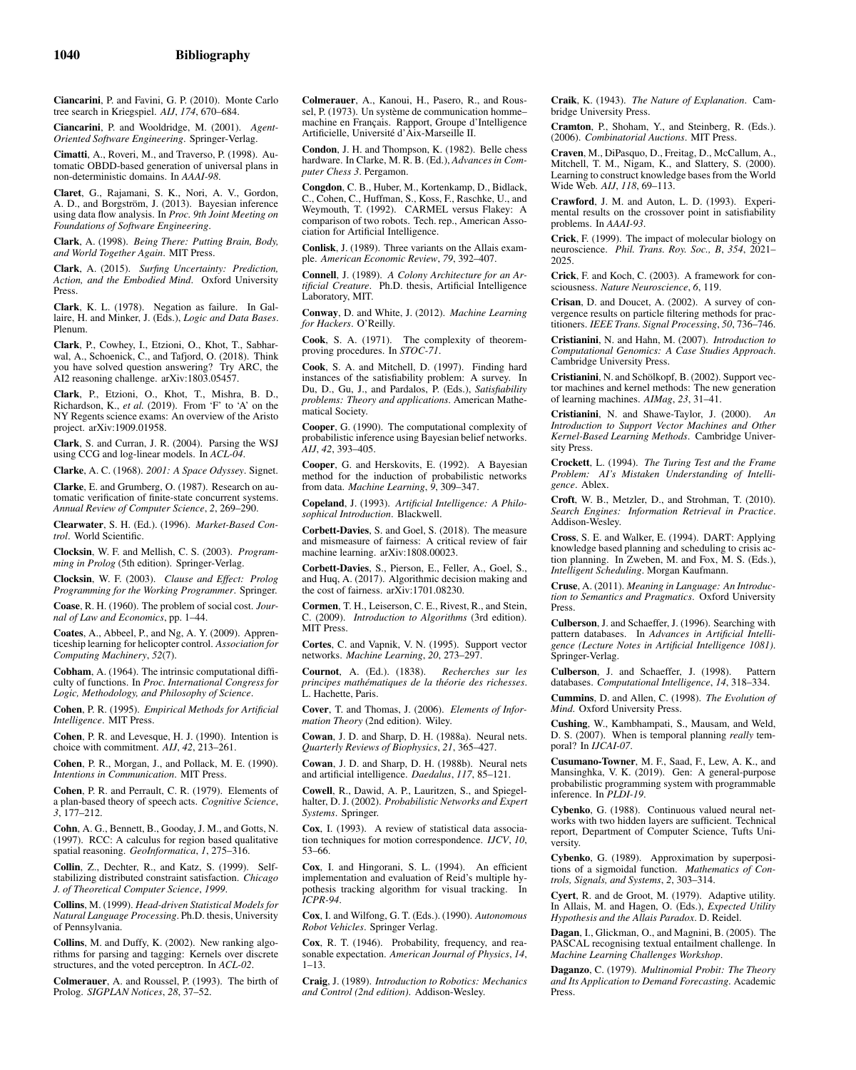**Ciancarini**, P. and Favini, G. P. (2010). Monte Carlo tree search in Kriegspiel. *AIJ*, *174*, 670–684.

**Ciancarini**, P. and Wooldridge, M. (2001). *Agent-Oriented Software Engineering*. Springer-Verlag.

**Cimatti**, A., Roveri, M., and Traverso, P. (1998). Automatic OBDD-based generation of universal plans in non-deterministic domains. In *AAAI-98*.

**Claret**, G., Rajamani, S. K., Nori, A. V., Gordon, A. D., and Borgström, J. (2013). Bayesian inference using data flow analysis. In *Proc. 9th Joint Meeting on Foundations of Software Engineering*.

**Clark**, A. (1998). *Being There: Putting Brain, Body, and World Together Again*. MIT Press.

**Clark**, A. (2015). *Surfing Uncertainty: Prediction, Action, and the Embodied Mind*. Oxford University Press.

**Clark**, K. L. (1978). Negation as failure. In Gallaire, H. and Minker, J. (Eds.), *Logic and Data Bases*. Plenum.

**Clark**, P., Cowhey, I., Etzioni, O., Khot, T., Sabharwal, A., Schoenick, C., and Tafjord, O. (2018). Think you have solved question answering? Try ARC, the AI2 reasoning challenge. arXiv:1803.05457.

**Clark**, P., Etzioni, O., Khot, T., Mishra, B. D., Richardson, K., *et al.* (2019). From 'F' to 'A' on the NY Regents science exams: An overview of the Aristo project. arXiv:1909.01958.

**Clark**, S. and Curran, J. R. (2004). Parsing the WSJ using CCG and log-linear models. In *ACL-04*.

**Clarke**, A. C. (1968). *2001: A Space Odyssey*. Signet.

**Clarke**, E. and Grumberg, O. (1987). Research on automatic verification of finite-state concurrent systems. *Annual Review of Computer Science*, *2*, 269–290.

**Clearwater**, S. H. (Ed.). (1996). *Market-Based Control*. World Scientific.

**Clocksin**, W. F. and Mellish, C. S. (2003). *Programming in Prolog* (5th edition). Springer-Verlag.

**Clocksin**, W. F. (2003). *Clause and Effect: Prolog Programming for the Working Programmer*. Springer.

**Coase**, R. H. (1960). The problem of social cost. *Journal of Law and Economics*, pp. 1–44.

**Coates**, A., Abbeel, P., and Ng, A. Y. (2009). Apprenticeship learning for helicopter control. *Association for Computing Machinery*, *52*(7).

**Cobham**, A. (1964). The intrinsic computational difficulty of functions. In *Proc. International Congress for Logic, Methodology, and Philosophy of Science*.

**Cohen**, P. R. (1995). *Empirical Methods for Artificial Intelligence*. MIT Press.

**Cohen**, P. R. and Levesque, H. J. (1990). Intention is choice with commitment. *AIJ*, *42*, 213–261.

**Cohen**, P. R., Morgan, J., and Pollack, M. E. (1990). *Intentions in Communication*. MIT Press.

**Cohen**, P. R. and Perrault, C. R. (1979). Elements of a plan-based theory of speech acts. *Cognitive Science*, *3*, 177–212.

**Cohn**, A. G., Bennett, B., Gooday, J. M., and Gotts, N. (1997). RCC: A calculus for region based qualitative spatial reasoning. *GeoInformatica*, *1*, 275–316.

**Collin**, Z., Dechter, R., and Katz, S. (1999). Self-stabilizing distributed constraint satisfaction. *Chicago J. of Theoretical Computer Science*, *1999*.

**Collins**, M. (1999). *Head-driven Statistical Models for Natural Language Processing*. Ph.D. thesis, University of Pennsylvania.

**Collins**, M. and Duffy, K. (2002). New ranking algorithms for parsing and tagging: Kernels over discrete structures, and the voted perceptron. In *ACL-02*.

**Colmerauer**, A. and Roussel, P. (1993). The birth of Prolog. *SIGPLAN Notices*, *28*, 37–52.

**Colmerauer**, A., Kanoui, H., Pasero, R., and Roussel, P. (1973). Un système de communication homme–machine en Français. Rapport, Groupe d'Intelligence Artificielle, Université d'Aix-Marseille II.

**Condon**, J. H. and Thompson, K. (1982). Belle chess hardware. In Clarke, M. R. B. (Ed.), *Advances in Computer Chess 3*. Pergamon.

**Congdon**, C. B., Huber, M., Kortenkamp, D., Bidlack, C., Cohen, C., Huffman, S., Koss, F., Raschke, U., and Weymouth, T. (1992). CARMEL versus Flakey: A comparison of two robots. Tech. rep., American Association for Artificial Intelligence.

**Conlisk**, J. (1989). Three variants on the Allais example. *American Economic Review*, *79*, 392–407.

**Connell**, J. (1989). *A Colony Architecture for an Artificial Creature*. Ph.D. thesis, Artificial Intelligence Laboratory, MIT.

**Conway**, D. and White, J. (2012). *Machine Learning for Hackers*. O'Reilly.

**Cook**, S. A. (1971). The complexity of theorem-proving procedures. In *STOC-71*.

**Cook**, S. A. and Mitchell, D. (1997). Finding hard instances of the satisfiability problem: A survey. In Du, D., Gu, J., and Pardalos, P. (Eds.), *Satisfiability problems: Theory and applications*. American Mathematical Society.

**Cooper**, G. (1990). The computational complexity of probabilistic inference using Bayesian belief networks. *AIJ*, *42*, 393–405.

**Cooper**, G. and Herskovits, E. (1992). A Bayesian method for the induction of probabilistic networks from data. *Machine Learning*, *9*, 309–347.

**Copeland**, J. (1993). *Artificial Intelligence: A Philosophical Introduction*. Blackwell.

**Corbett-Davies**, S. and Goel, S. (2018). The measure and mismeasure of fairness: A critical review of fair machine learning. arXiv:1808.00023.

**Corbett-Davies**, S., Pierson, E., Feller, A., Goel, S., and Huq, A. (2017). Algorithmic decision making and the cost of fairness. arXiv:1701.08230.

**Cormen**, T. H., Leiserson, C. E., Rivest, R., and Stein, C. (2009). *Introduction to Algorithms* (3rd edition). MIT Press.

**Cortes**, C. and Vapnik, V. N. (1995). Support vector networks. *Machine Learning*, *20*, 273–297.

**Cournot**, A. (Ed.). (1838). *Recherches sur les principes mathématiques de la théorie des richesses*. L. Hachette, Paris.

**Cover**, T. and Thomas, J. (2006). *Elements of Information Theory* (2nd edition). Wiley.

**Cowan**, J. D. and Sharp, D. H. (1988a). Neural nets. *Quarterly Reviews of Biophysics*, *21*, 365–427.

**Cowan**, J. D. and Sharp, D. H. (1988b). Neural nets and artificial intelligence. *Daedalus*, *117*, 85–121.

**Cowell**, R., Dawid, A. P., Lauritzen, S., and Spiegelhalter, D. J. (2002). *Probabilistic Networks and Expert Systems*. Springer.

**Cox**, I. (1993). A review of statistical data association techniques for motion correspondence. *IJCV*, *10*, 53–66.

**Cox**, I. and Hingorani, S. L. (1994). An efficient implementation and evaluation of Reid's multiple hypothesis tracking algorithm for visual tracking. In *ICPR-94*.

**Cox**, I. and Wilfong, G. T. (Eds.). (1990). *Autonomous Robot Vehicles*. Springer Verlag.

**Cox**, R. T. (1946). Probability, frequency, and reasonable expectation. *American Journal of Physics*, *14*, 1–13.

**Craig**, J. (1989). *Introduction to Robotics: Mechanics and Control (2nd edition)*. Addison-Wesley.

**Craik**, K. (1943). *The Nature of Explanation*. Cambridge University Press.

**Cramton**, P., Shoham, Y., and Steinberg, R. (Eds.). (2006). *Combinatorial Auctions*. MIT Press.

**Craven**, M., DiPasquo, D., Freitag, D., McCallum, A., Mitchell, T. M., Nigam, K., and Slattery, S. (2000). Learning to construct knowledge bases from the World Wide Web. *AIJ*, *118*, 69–113.

**Crawford**, J. M. and Auton, L. D. (1993). Experimental results on the crossover point in satisfiability problems. In *AAAI-93*.

**Crick**, F. (1999). The impact of molecular biology on neuroscience. *Phil. Trans. Roy. Soc., B*, *354*, 2021–2025.

**Crick**, F. and Koch, C. (2003). A framework for consciousness. *Nature Neuroscience*, *6*, 119.

**Crisan**, D. and Doucet, A. (2002). A survey of convergence results on particle filtering methods for practitioners. *IEEE Trans. Signal Processing*, *50*, 736–746.

**Cristianini**, N. and Hahn, M. (2007). *Introduction to Computational Genomics: A Case Studies Approach*. Cambridge University Press.

**Cristianini**, N. and Schölkopf, B. (2002). Support vector machines and kernel methods: The new generation of learning machines. *AIMag*, *23*, 31–41.

**Cristianini**, N. and Shawe-Taylor, J. (2000). *An Introduction to Support Vector Machines and Other Kernel-Based Learning Methods*. Cambridge University Press.

**Crockett**, L. (1994). *The Turing Test and the Frame Problem: AI's Mistaken Understanding of Intelligence*. Ablex.

**Croft**, W. B., Metzler, D., and Strohman, T. (2010). *Search Engines: Information Retrieval in Practice*. Addison-Wesley.

**Cross**, S. E. and Walker, E. (1994). DART: Applying knowledge based planning and scheduling to crisis action planning. In Zweben, M. and Fox, M. S. (Eds.), *Intelligent Scheduling*. Morgan Kaufmann.

**Cruse**, A. (2011). *Meaning in Language: An Introduction to Semantics and Pragmatics*. Oxford University Press.

**Culberson**, J. and Schaeffer, J. (1996). Searching with pattern databases. In *Advances in Artificial Intelligence (Lecture Notes in Artificial Intelligence 1081)*. Springer-Verlag.

**Culberson**, J. and Schaeffer, J. (1998). Pattern databases. *Computational Intelligence*, *14*, 318–334.

**Cummins**, D. and Allen, C. (1998). *The Evolution of Mind*. Oxford University Press.

**Cushing**, W., Kambhampati, S., Mausam, and Weld, D. S. (2007). When is temporal planning *really* temporal? In *IJCAI-07*.

**Cusumano-Towner**, M. F., Saad, F., Lew, A. K., and Mansinghka, V. K. (2019). Gen: A general-purpose probabilistic programming system with programmable inference. In *PLDI-19*.

**Cybenko**, G. (1988). Continuous valued neural networks with two hidden layers are sufficient. Technical report, Department of Computer Science, Tufts University.

**Cybenko**, G. (1989). Approximation by superpositions of a sigmoidal function. *Mathematics of Controls, Signals, and Systems*, *2*, 303–314.

**Cyert**, R. and de Groot, M. (1979). Adaptive utility. In Allais, M. and Hagen, O. (Eds.), *Expected Utility Hypothesis and the Allais Paradox*. D. Reidel.

**Dagan**, I., Glickman, O., and Magnini, B. (2005). The PASCAL recognising textual entailment challenge. In *Machine Learning Challenges Workshop*.

**Daganzo**, C. (1979). *Multinomial Probit: The Theory and Its Application to Demand Forecasting*. Academic Press.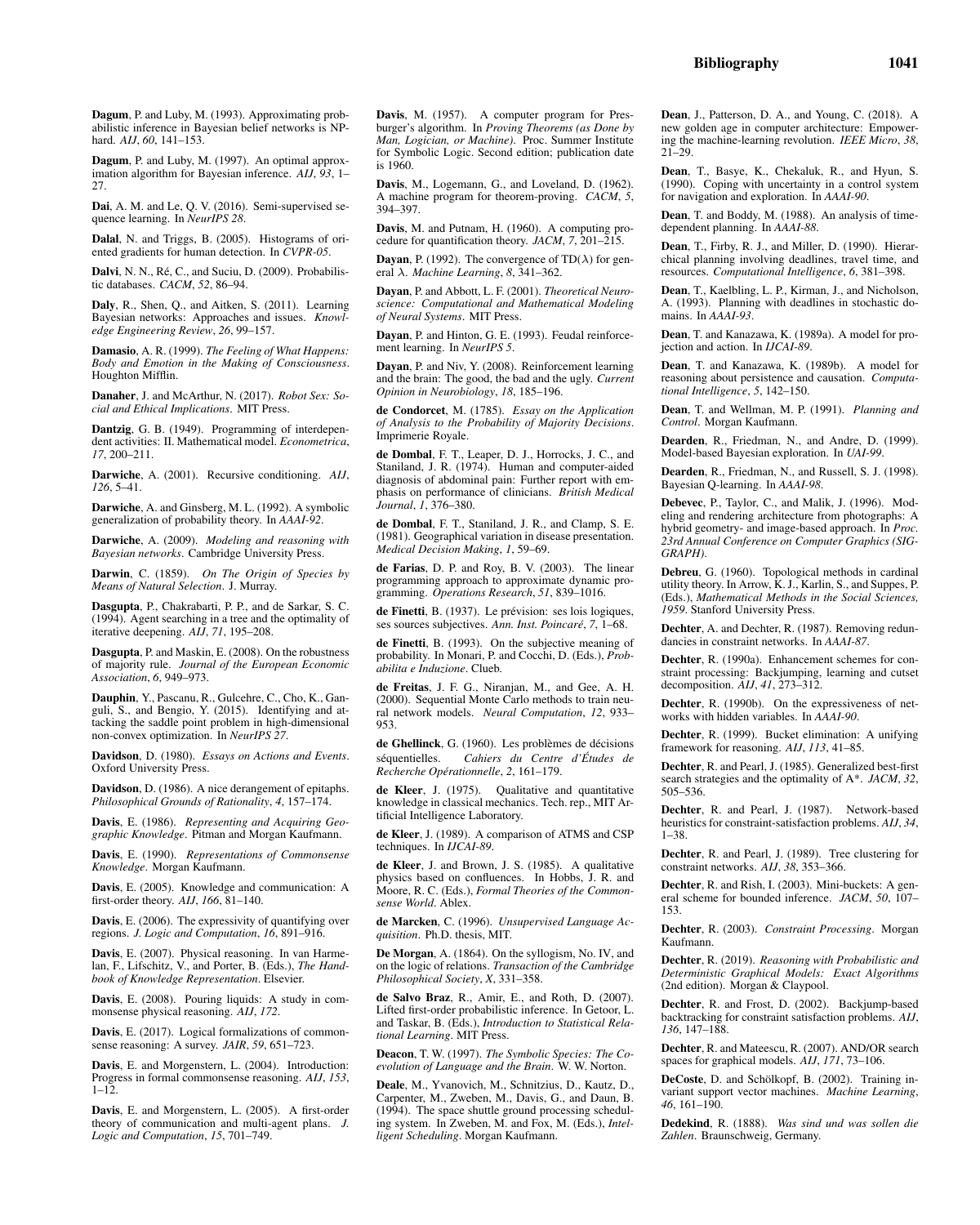**Dagum**, P. and Luby, M. (1993). Approximating probabilistic inference in Bayesian belief networks is NP-hard. *AIJ*, *60*, 141–153.

**Dagum**, P. and Luby, M. (1997). An optimal approximation algorithm for Bayesian inference. *AIJ*, *93*, 1–27.

**Dai**, A. M. and Le, Q. V. (2016). Semi-supervised sequence learning. In *NeurIPS 28*.

**Dalal**, N. and Triggs, B. (2005). Histograms of oriented gradients for human detection. In *CVPR-05*.

**Dalvi**, N. N., Ré, C., and Suciu, D. (2009). Probabilistic databases. *CACM*, *52*, 86–94.

**Daly**, R., Shen, Q., and Aitken, S. (2011). Learning Bayesian networks: Approaches and issues. *Knowledge Engineering Review*, *26*, 99–157.

**Damasio**, A. R. (1999). *The Feeling of What Happens: Body and Emotion in the Making of Consciousness*. Houghton Mifflin.

**Danaher**, J. and McArthur, N. (2017). *Robot Sex: Social and Ethical Implications*. MIT Press.

**Dantzig**, G. B. (1949). Programming of interdependent activities: II. Mathematical model. *Econometrica*, *17*, 200–211.

**Darwiche**, A. (2001). Recursive conditioning. *AIJ*, *126*, 5–41.

**Darwiche**, A. and Ginsberg, M. L. (1992). A symbolic generalization of probability theory. In *AAAI-92*.

**Darwiche**, A. (2009). *Modeling and reasoning with Bayesian networks*. Cambridge University Press.

**Darwin**, C. (1859). *On The Origin of Species by Means of Natural Selection*. J. Murray.

**Dasgupta**, P., Chakrabarti, P. P., and de Sarkar, S. C. (1994). Agent searching in a tree and the optimality of iterative deepening. *AIJ*, *71*, 195–208.

**Dasgupta**, P. and Maskin, E. (2008). On the robustness of majority rule. *Journal of the European Economic Association*, *6*, 949–973.

**Dauphin**, Y., Pascanu, R., Gulcehre, C., Cho, K., Ganguli, S., and Bengio, Y. (2015). Identifying and attacking the saddle point problem in high-dimensional non-convex optimization. In *NeurIPS 27*.

**Davidson**, D. (1980). *Essays on Actions and Events*. Oxford University Press.

**Davidson**, D. (1986). A nice derangement of epitaphs. *Philosophical Grounds of Rationality*, *4*, 157–174.

**Davis**, E. (1986). *Representing and Acquiring Geographic Knowledge*. Pitman and Morgan Kaufmann.

**Davis**, E. (1990). *Representations of Commonsense Knowledge*. Morgan Kaufmann.

**Davis**, E. (2005). Knowledge and communication: A first-order theory. *AIJ*, *166*, 81–140.

**Davis**, E. (2006). The expressivity of quantifying over regions. *J. Logic and Computation*, *16*, 891–916.

**Davis**, E. (2007). Physical reasoning. In van Harmelan, F., Lifschitz, V., and Porter, B. (Eds.), *The Handbook of Knowledge Representation*. Elsevier.

**Davis**, E. (2008). Pouring liquids: A study in commonsense physical reasoning. *AIJ*, *172*.

**Davis**, E. (2017). Logical formalizations of commonsense reasoning: A survey. *JAIR*, *59*, 651–723.

**Davis**, E. and Morgenstern, L. (2004). Introduction: Progress in formal commonsense reasoning. *AIJ*, *153*, 1–12.

**Davis**, E. and Morgenstern, L. (2005). A first-order theory of communication and multi-agent plans. *J. Logic and Computation*, *15*, 701–749.

**Davis**, M. (1957). A computer program for Presburger's algorithm. In *Proving Theorems (as Done by Man, Logician, or Machine)*. Proc. Summer Institute for Symbolic Logic. Second edition; publication date is 1960.

**Davis**, M., Logemann, G., and Loveland, D. (1962). A machine program for theorem-proving. *CACM*, *5*, 394–397.

**Davis**, M. and Putnam, H. (1960). A computing procedure for quantification theory. *JACM*, *7*, 201–215.

**Dayan**, P. (1992). The convergence of TD($\lambda$) for general $\lambda$. *Machine Learning*, *8*, 341–362.

**Dayan**, P. and Abbott, L. F. (2001). *Theoretical Neuroscience: Computational and Mathematical Modeling of Neural Systems*. MIT Press.

**Dayan**, P. and Hinton, G. E. (1993). Feudal reinforcement learning. In *NeurIPS 5*.

**Dayan**, P. and Niv, Y. (2008). Reinforcement learning and the brain: The good, the bad and the ugly. *Current Opinion in Neurobiology*, *18*, 185–196.

**de Condorcet**, M. (1785). *Essay on the Application of Analysis to the Probability of Majority Decisions*. Imprimerie Royale.

**de Dombal**, F. T., Leaper, D. J., Horrocks, J. C., and Staniland, J. R. (1974). Human and computer-aided diagnosis of abdominal pain: Further report with emphasis on performance of clinicians. *British Medical Journal*, *1*, 376–380.

**de Dombal**, F. T., Staniland, J. R., and Clamp, S. E. (1981). Geographical variation in disease presentation. *Medical Decision Making*, *1*, 59–69.

**de Farias**, D. P. and Roy, B. V. (2003). The linear programming approach to approximate dynamic programming. *Operations Research*, *51*, 839–1016.

**de Finetti**, B. (1937). Le prévision: ses lois logiques, ses sources subjectives. *Ann. Inst. Poincaré*, *7*, 1–68.

**de Finetti**, B. (1993). On the subjective meaning of probability. In Monari, P. and Cocchi, D. (Eds.), *Probabilita e Induzione*. Clueb.

**de Freitas**, J. F. G., Niranjan, M., and Gee, A. H. (2000). Sequential Monte Carlo methods to train neural network models. *Neural Computation*, *12*, 933–953.

**de Ghellinck**, G. (1960). Les problèmes de décisions séquentielles. *Cahiers du Centre d'Études de Recherche Opérationnelle*, *2*, 161–179.

**de Kleer**, J. (1975). Qualitative and quantitative knowledge in classical mechanics. Tech. rep., MIT Artificial Intelligence Laboratory.

**de Kleer**, J. (1989). A comparison of ATMS and CSP techniques. In *IJCAI-89*.

**de Kleer**, J. and Brown, J. S. (1985). A qualitative physics based on confluences. In Hobbs, J. R. and Moore, R. C. (Eds.), *Formal Theories of the Commonsense World*. Ablex.

**de Marcken**, C. (1996). *Unsupervised Language Acquisition*. Ph.D. thesis, MIT.

**De Morgan**, A. (1864). On the syllogism, No. IV, and on the logic of relations. *Transaction of the Cambridge Philosophical Society*, *X*, 331–358.

**de Salvo Braz**, R., Amir, E., and Roth, D. (2007). Lifted first-order probabilistic inference. In Getoor, L. and Taskar, B. (Eds.), *Introduction to Statistical Relational Learning*. MIT Press.

**Deacon**, T. W. (1997). *The Symbolic Species: The Coevolution of Language and the Brain*. W. W. Norton.

**Deale**, M., Yvanovich, M., Schnitzius, D., Kautz, D., Carpenter, M., Zweben, M., Davis, G., and Daun, B. (1994). The space shuttle ground processing scheduling system. In Zweben, M. and Fox, M. (Eds.), *Intelligent Scheduling*. Morgan Kaufmann.

**Dean**, J., Patterson, D. A., and Young, C. (2018). A new golden age in computer architecture: Empowering the machine-learning revolution. *IEEE Micro*, *38*, 21–29.

**Dean**, T., Basye, K., Chekaluk, R., and Hyun, S. (1990). Coping with uncertainty in a control system for navigation and exploration. In *AAAI-90*.

**Dean**, T. and Boddy, M. (1988). An analysis of time-dependent planning. In *AAAI-88*.

**Dean**, T., Firby, R. J., and Miller, D. (1990). Hierarchical planning involving deadlines, travel time, and resources. *Computational Intelligence*, *6*, 381–398.

**Dean**, T., Kaelbling, L. P., Kirman, J., and Nicholson, A. (1993). Planning with deadlines in stochastic domains. In *AAAI-93*.

**Dean**, T. and Kanazawa, K. (1989a). A model for projection and action. In *IJCAI-89*.

**Dean**, T. and Kanazawa, K. (1989b). A model for reasoning about persistence and causation. *Computational Intelligence*, *5*, 142–150.

**Dean**, T. and Wellman, M. P. (1991). *Planning and Control*. Morgan Kaufmann.

**Dearden**, R., Friedman, N., and Andre, D. (1999). Model-based Bayesian exploration. In *UAI-99*.

**Dearden**, R., Friedman, N., and Russell, S. J. (1998). Bayesian Q-learning. In *AAAI-98*.

**Debevec**, P., Taylor, C., and Malik, J. (1996). Modeling and rendering architecture from photographs: A hybrid geometry- and image-based approach. In *Proc. 23rd Annual Conference on Computer Graphics (SIGGRAPH)*.

**Debreu**, G. (1960). Topological methods in cardinal utility theory. In Arrow, K. J., Karlin, S., and Suppes, P. (Eds.), *Mathematical Methods in the Social Sciences, 1959*. Stanford University Press.

**Dechter**, A. and Dechter, R. (1987). Removing redundancies in constraint networks. In *AAAI-87*.

**Dechter**, R. (1990a). Enhancement schemes for constraint processing: Backjumping, learning and cutset decomposition. *AIJ*, *41*, 273–312.

**Dechter**, R. (1990b). On the expressiveness of networks with hidden variables. In *AAAI-90*.

**Dechter**, R. (1999). Bucket elimination: A unifying framework for reasoning. *AIJ*, *113*, 41–85.

**Dechter**, R. and Pearl, J. (1985). Generalized best-first search strategies and the optimality of A*. *JACM*, *32*, 505–536.

**Dechter**, R. and Pearl, J. (1987). Network-based heuristics for constraint-satisfaction problems. *AIJ*, *34*, 1–38.

**Dechter**, R. and Pearl, J. (1989). Tree clustering for constraint networks. *AIJ*, *38*, 353–366.

**Dechter**, R. and Rish, I. (2003). Mini-buckets: A general scheme for bounded inference. *JACM*, *50*, 107–153.

**Dechter**, R. (2003). *Constraint Processing*. Morgan Kaufmann.

**Dechter**, R. (2019). *Reasoning with Probabilistic and Deterministic Graphical Models: Exact Algorithms* (2nd edition). Morgan & Claypool.

**Dechter**, R. and Frost, D. (2002). Backjump-based backtracking for constraint satisfaction problems. *AIJ*, *136*, 147–188.

**Dechter**, R. and Mateescu, R. (2007). AND/OR search spaces for graphical models. *AIJ*, *171*, 73–106.

**DeCoste**, D. and Schölkopf, B. (2002). Training invariant support vector machines. *Machine Learning*, *46*, 161–190.

**Dedekind**, R. (1888). *Was sind und was sollen die Zahlen*. Braunschweig, Germany.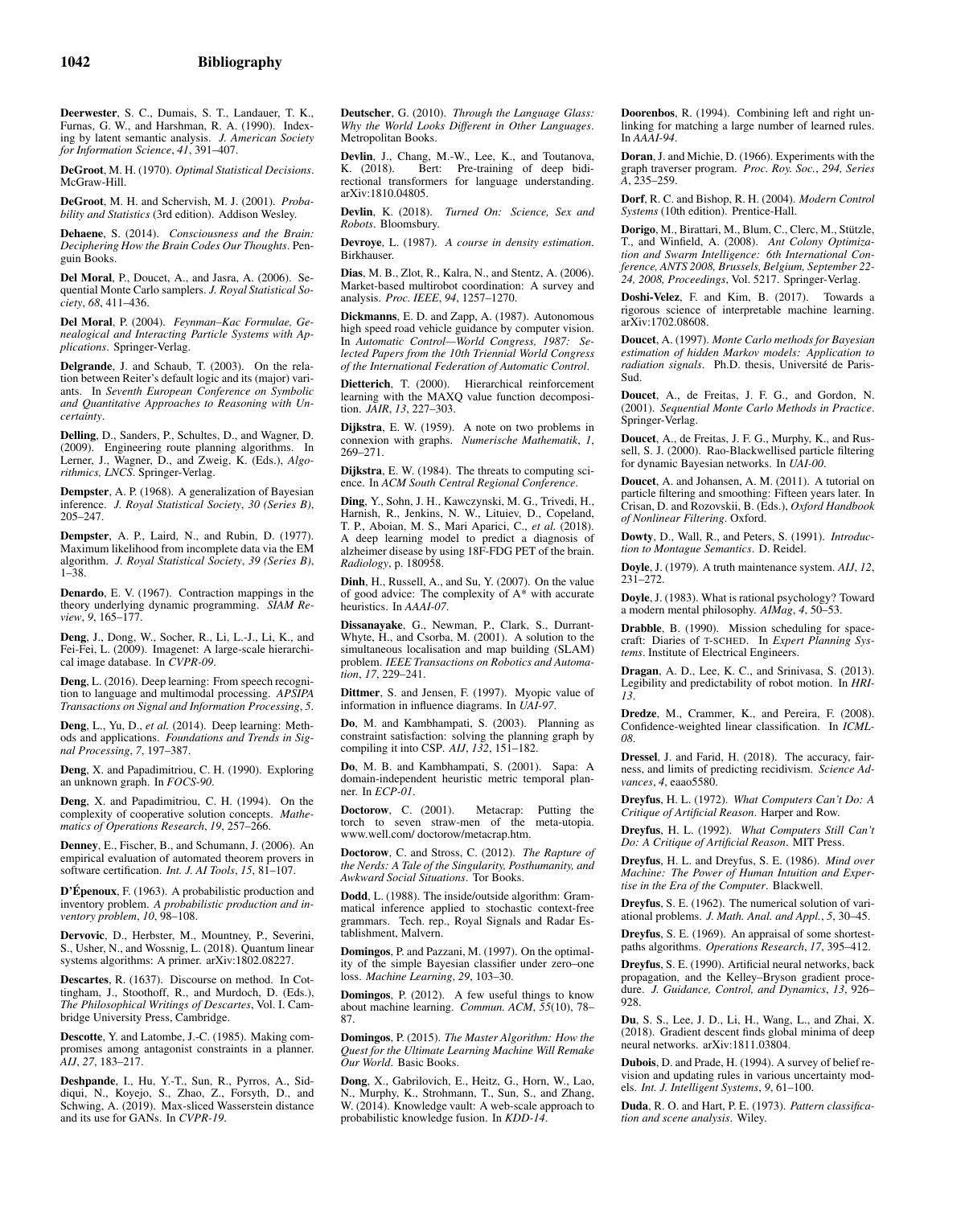**Deerwester**, S. C., Dumais, S. T., Landauer, T. K., Furnas, G. W., and Harshman, R. A. (1990). Indexing by latent semantic analysis. *J. American Society for Information Science*, *41*, 391–407.

**DeGroot**, M. H. (1970). *Optimal Statistical Decisions*. McGraw-Hill.

**DeGroot**, M. H. and Schervish, M. J. (2001). *Probability and Statistics* (3rd edition). Addison Wesley.

**Dehaene**, S. (2014). *Consciousness and the Brain: Deciphering How the Brain Codes Our Thoughts*. Penguin Books.

**Del Moral**, P., Doucet, A., and Jasra, A. (2006). Sequential Monte Carlo samplers. *J. Royal Statistical Society*, *68*, 411–436.

**Del Moral**, P. (2004). *Feynman–Kac Formulae, Genealogical and Interacting Particle Systems with Applications*. Springer-Verlag.

**Delgrande**, J. and Schaub, T. (2003). On the relation between Reiter's default logic and its (major) variants. In *Seventh European Conference on Symbolic and Quantitative Approaches to Reasoning with Uncertainty*.

**Delling**, D., Sanders, P., Schultes, D., and Wagner, D. (2009). Engineering route planning algorithms. In Lerner, J., Wagner, D., and Zweig, K. (Eds.), *Algorithmics, LNCS*. Springer-Verlag.

**Dempster**, A. P. (1968). A generalization of Bayesian inference. *J. Royal Statistical Society*, *30 (Series B)*, 205–247.

**Dempster**, A. P., Laird, N., and Rubin, D. (1977). Maximum likelihood from incomplete data via the EM algorithm. *J. Royal Statistical Society*, *39 (Series B)*, 1–38.

**Denardo**, E. V. (1967). Contraction mappings in the theory underlying dynamic programming. *SIAM Review*, *9*, 165–177.

**Deng**, J., Dong, W., Socher, R., Li, L.-J., Li, K., and Fei-Fei, L. (2009). Imagenet: A large-scale hierarchical image database. In *CVPR-09*.

**Deng**, L. (2016). Deep learning: From speech recognition to language and multimodal processing. *APSIPA Transactions on Signal and Information Processing*, *5*.

**Deng**, L., Yu, D., *et al.* (2014). Deep learning: Methods and applications. *Foundations and Trends in Signal Processing*, *7*, 197–387.

**Deng**, X. and Papadimitriou, C. H. (1990). Exploring an unknown graph. In *FOCS-90*.

**Deng**, X. and Papadimitriou, C. H. (1994). On the complexity of cooperative solution concepts. *Mathematics of Operations Research*, *19*, 257–266.

**Denney**, E., Fischer, B., and Schumann, J. (2006). An empirical evaluation of automated theorem provers in software certification. *Int. J. AI Tools*, *15*, 81–107.

**D'Épenoux**, F. (1963). A probabilistic production and inventory problem. *A probabilistic production and inventory problem*, *10*, 98–108.

**Dervovic**, D., Herbster, M., Mountney, P., Severini, S., Usher, N., and Wossnig, L. (2018). Quantum linear systems algorithms: A primer. arXiv:1802.08227.

**Descartes**, R. (1637). Discourse on method. In Cottingham, J., Stoothoff, R., and Murdoch, D. (Eds.), *The Philosophical Writings of Descartes*, Vol. I. Cambridge University Press, Cambridge.

**Descotte**, Y. and Latombe, J.-C. (1985). Making compromises among antagonist constraints in a planner. *AIJ*, *27*, 183–217.

**Deshpande**, I., Hu, Y.-T., Sun, R., Pyrros, A., Siddiqui, N., Koyejo, S., Zhao, Z., Forsyth, D., and Schwing, A. (2019). Max-sliced Wasserstein distance and its use for GANs. In *CVPR-19*.

**Deutscher**, G. (2010). *Through the Language Glass: Why the World Looks Different in Other Languages*. Metropolitan Books.

**Devlin**, J., Chang, M.-W., Lee, K., and Toutanova, K. (2018). Bert: Pre-training of deep bidirectional transformers for language understanding. arXiv:1810.04805.

**Devlin**, K. (2018). *Turned On: Science, Sex and Robots*. Bloomsbury.

**Devroye**, L. (1987). *A course in density estimation*. Birkhauser.

**Dias**, M. B., Zlot, R., Kalra, N., and Stentz, A. (2006). Market-based multirobot coordination: A survey and analysis. *Proc. IEEE*, *94*, 1257–1270.

**Dickmanns**, E. D. and Zapp, A. (1987). Autonomous high speed road vehicle guidance by computer vision. In *Automatic Control—World Congress, 1987: Selected Papers from the 10th Triennial World Congress of the International Federation of Automatic Control*.

**Dietterich**, T. (2000). Hierarchical reinforcement learning with the MAXQ value function decomposition. *JAIR*, *13*, 227–303.

**Dijkstra**, E. W. (1959). A note on two problems in connexion with graphs. *Numerische Mathematik*, *1*, 269–271.

**Dijkstra**, E. W. (1984). The threats to computing science. In *ACM South Central Regional Conference*.

**Ding**, Y., Sohn, J. H., Kawczynski, M. G., Trivedi, H., Harnish, R., Jenkins, N. W., Lituiev, D., Copeland, T. P., Aboian, M. S., Mari Aparici, C., *et al.* (2018). A deep learning model to predict a diagnosis of alzheimer disease by using 18F-FDG PET of the brain. *Radiology*, p. 180958.

**Dinh**, H., Russell, A., and Su, Y. (2007). On the value of good advice: The complexity of A* with accurate heuristics. In *AAAI-07*.

**Dissanayake**, G., Newman, P., Clark, S., Durrant-Whyte, H., and Csorba, M. (2001). A solution to the simultaneous localisation and map building (SLAM) problem. *IEEE Transactions on Robotics and Automation*, *17*, 229–241.

**Dittmer**, S. and Jensen, F. (1997). Myopic value of information in influence diagrams. In *UAI-97*.

**Do**, M. and Kambhampati, S. (2003). Planning as constraint satisfaction: solving the planning graph by compiling it into CSP. *AIJ*, *132*, 151–182.

**Do**, M. B. and Kambhampati, S. (2001). Sapa: A domain-independent heuristic metric temporal planner. In *ECP-01*.

**Doctorow**, C. (2001). Metacrap: Putting the torch to seven straw-men of the meta-utopia. www.well.com/ doctorow/metacrap.htm.

**Doctorow**, C. and Stross, C. (2012). *The Rapture of the Nerds: A Tale of the Singularity, Posthumanity, and Awkward Social Situations*. Tor Books.

**Dodd**, L. (1988). The inside/outside algorithm: Grammatical inference applied to stochastic context-free grammars. Tech. rep., Royal Signals and Radar Establishment, Malvern.

**Domingos**, P. and Pazzani, M. (1997). On the optimality of the simple Bayesian classifier under zero–one loss. *Machine Learning*, *29*, 103–30.

**Domingos**, P. (2012). A few useful things to know about machine learning. *Commun. ACM*, *55*(10), 78–87.

**Domingos**, P. (2015). *The Master Algorithm: How the Quest for the Ultimate Learning Machine Will Remake Our World*. Basic Books.

**Dong**, X., Gabrilovich, E., Heitz, G., Horn, W., Lao, N., Murphy, K., Strohmann, T., Sun, S., and Zhang, W. (2014). Knowledge vault: A web-scale approach to probabilistic knowledge fusion. In *KDD-14*.

**Doorenbos**, R. (1994). Combining left and right unlinking for matching a large number of learned rules. In *AAAI-94*.

**Doran**, J. and Michie, D. (1966). Experiments with the graph traverser program. *Proc. Roy. Soc.*, *294, Series A*, 235–259.

**Dorf**, R. C. and Bishop, R. H. (2004). *Modern Control Systems* (10th edition). Prentice-Hall.

**Dorigo**, M., Birattari, M., Blum, C., Clerc, M., Stützle, T., and Winfield, A. (2008). *Ant Colony Optimization and Swarm Intelligence: 6th International Conference, ANTS 2008, Brussels, Belgium, September 22-24, 2008, Proceedings*, Vol. 5217. Springer-Verlag.

**Doshi-Velez**, F. and Kim, B. (2017). Towards a rigorous science of interpretable machine learning. arXiv:1702.08608.

**Doucet**, A. (1997). *Monte Carlo methods for Bayesian estimation of hidden Markov models: Application to radiation signals*. Ph.D. thesis, Université de Paris-Sud.

**Doucet**, A., de Freitas, J. F. G., and Gordon, N. (2001). *Sequential Monte Carlo Methods in Practice*. Springer-Verlag.

**Doucet**, A., de Freitas, J. F. G., Murphy, K., and Russell, S. J. (2000). Rao-Blackwellised particle filtering for dynamic Bayesian networks. In *UAI-00*.

**Doucet**, A. and Johansen, A. M. (2011). A tutorial on particle filtering and smoothing: Fifteen years later. In Crisan, D. and Rozovskii, B. (Eds.), *Oxford Handbook of Nonlinear Filtering*. Oxford.

**Dowty**, D., Wall, R., and Peters, S. (1991). *Introduction to Montague Semantics*. D. Reidel.

**Doyle**, J. (1979). A truth maintenance system. *AIJ*, *12*, 231–272.

**Doyle**, J. (1983). What is rational psychology? Toward a modern mental philosophy. *AIMag*, *4*, 50–53.

**Drabble**, B. (1990). Mission scheduling for spacecraft: Diaries of T-SCHED. In *Expert Planning Systems*. Institute of Electrical Engineers.

**Dragan**, A. D., Lee, K. C., and Srinivasa, S. (2013). Legibility and predictability of robot motion. In *HRI-13*.

**Dredze**, M., Crammer, K., and Pereira, F. (2008). Confidence-weighted linear classification. In *ICML-08*.

**Dressel**, J. and Farid, H. (2018). The accuracy, fairness, and limits of predicting recidivism. *Science Advances*, *4*, eaao5580.

**Dreyfus**, H. L. (1972). *What Computers Can't Do: A Critique of Artificial Reason*. Harper and Row.

**Dreyfus**, H. L. (1992). *What Computers Still Can't Do: A Critique of Artificial Reason*. MIT Press.

**Dreyfus**, H. L. and Dreyfus, S. E. (1986). *Mind over Machine: The Power of Human Intuition and Expertise in the Era of the Computer*. Blackwell.

**Dreyfus**, S. E. (1962). The numerical solution of variational problems. *J. Math. Anal. and Appl.*, *5*, 30–45.

**Dreyfus**, S. E. (1969). An appraisal of some shortest-paths algorithms. *Operations Research*, *17*, 395–412.

**Dreyfus**, S. E. (1990). Artificial neural networks, back propagation, and the Kelley–Bryson gradient procedure. *J. Guidance, Control, and Dynamics*, *13*, 926–928.

**Du**, S. S., Lee, J. D., Li, H., Wang, L., and Zhai, X. (2018). Gradient descent finds global minima of deep neural networks. arXiv:1811.03804.

**Dubois**, D. and Prade, H. (1994). A survey of belief revision and updating rules in various uncertainty models. *Int. J. Intelligent Systems*, *9*, 61–100.

**Duda**, R. O. and Hart, P. E. (1973). *Pattern classification and scene analysis*. Wiley.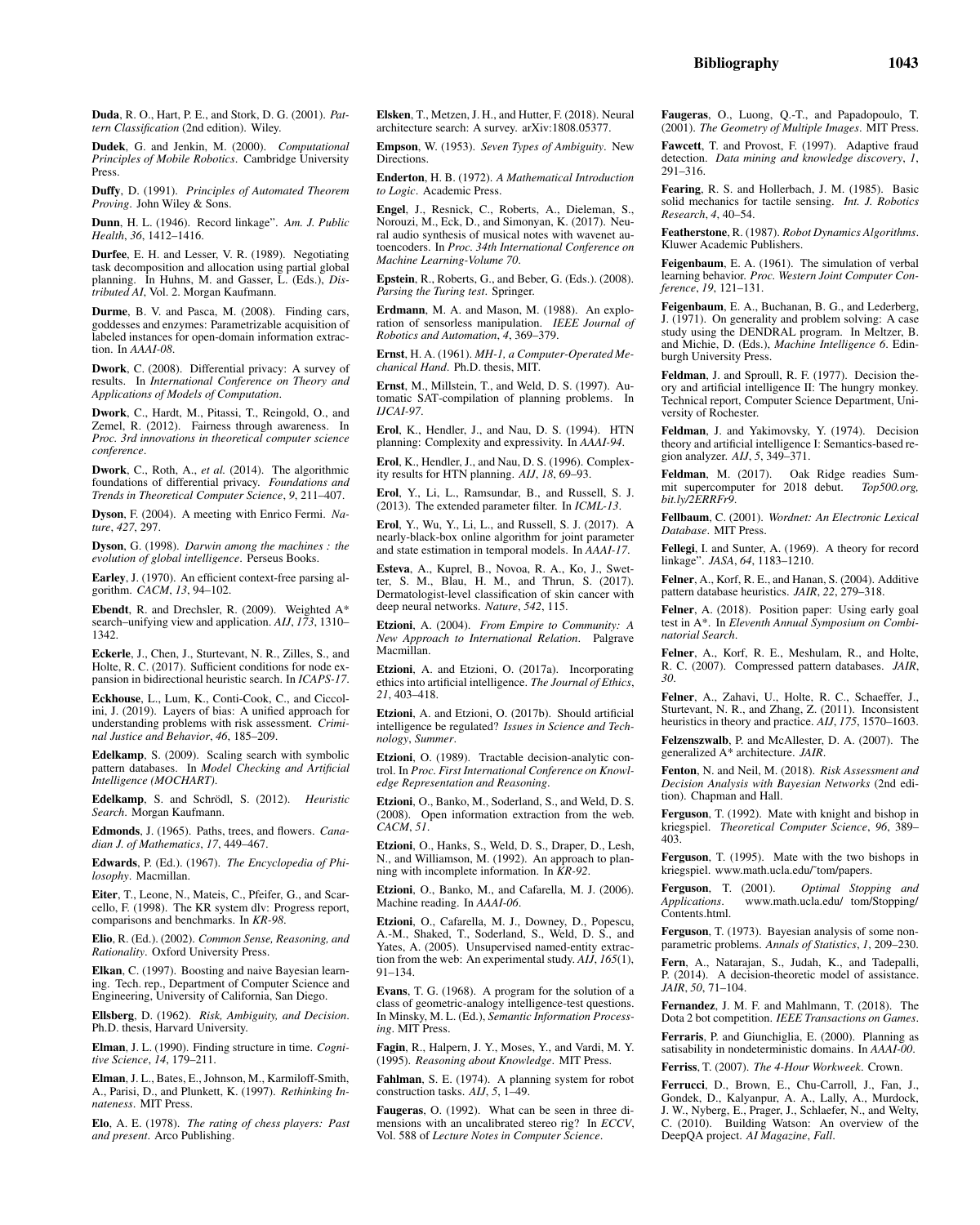**Duda**, R. O., Hart, P. E., and Stork, D. G. (2001). *Pattern Classification* (2nd edition). Wiley.

**Dudek**, G. and Jenkin, M. (2000). *Computational Principles of Mobile Robotics*. Cambridge University Press.

**Duffy**, D. (1991). *Principles of Automated Theorem Proving*. John Wiley & Sons.

**Dunn**, H. L. (1946). Record linkage". *Am. J. Public Health*, *36*, 1412–1416.

**Durfee**, E. H. and Lesser, V. R. (1989). Negotiating task decomposition and allocation using partial global planning. In Huhns, M. and Gasser, L. (Eds.), *Distributed AI*, Vol. 2. Morgan Kaufmann.

**Durme**, B. V. and Pasca, M. (2008). Finding cars, goddesses and enzymes: Parametrizable acquisition of labeled instances for open-domain information extraction. In *AAAI-08*.

**Dwork**, C. (2008). Differential privacy: A survey of results. In *International Conference on Theory and Applications of Models of Computation*.

**Dwork**, C., Hardt, M., Pitassi, T., Reingold, O., and Zemel, R. (2012). Fairness through awareness. In *Proc. 3rd innovations in theoretical computer science conference*.

**Dwork**, C., Roth, A., *et al.* (2014). The algorithmic foundations of differential privacy. *Foundations and Trends in Theoretical Computer Science*, *9*, 211–407.

**Dyson**, F. (2004). A meeting with Enrico Fermi. *Nature*, *427*, 297.

**Dyson**, G. (1998). *Darwin among the machines : the evolution of global intelligence*. Perseus Books.

**Earley**, J. (1970). An efficient context-free parsing algorithm. *CACM*, *13*, 94–102.

**Ebendt**, R. and Drechsler, R. (2009). Weighted A* search–unifying view and application. *AIJ*, *173*, 1310–1342.

**Eckerle**, J., Chen, J., Sturtevant, N. R., Zilles, S., and Holte, R. C. (2017). Sufficient conditions for node expansion in bidirectional heuristic search. In *ICAPS-17*.

**Eckhouse**, L., Lum, K., Conti-Cook, C., and Ciccolini, J. (2019). Layers of bias: A unified approach for understanding problems with risk assessment. *Criminal Justice and Behavior*, *46*, 185–209.

**Edelkamp**, S. (2009). Scaling search with symbolic pattern databases. In *Model Checking and Artificial Intelligence (MOCHART)*.

**Edelkamp**, S. and Schrödl, S. (2012). *Heuristic Search*. Morgan Kaufmann.

**Edmonds**, J. (1965). Paths, trees, and flowers. *Canadian J. of Mathematics*, *17*, 449–467.

**Edwards**, P. (Ed.). (1967). *The Encyclopedia of Philosophy*. Macmillan.

**Eiter**, T., Leone, N., Mateis, C., Pfeifer, G., and Scarcello, F. (1998). The KR system dlv: Progress report, comparisons and benchmarks. In *KR-98*.

**Elio**, R. (Ed.). (2002). *Common Sense, Reasoning, and Rationality*. Oxford University Press.

**Elkan**, C. (1997). Boosting and naive Bayesian learning. Tech. rep., Department of Computer Science and Engineering, University of California, San Diego.

**Ellsberg**, D. (1962). *Risk, Ambiguity, and Decision*. Ph.D. thesis, Harvard University.

**Elman**, J. L. (1990). Finding structure in time. *Cognitive Science*, *14*, 179–211.

**Elman**, J. L., Bates, E., Johnson, M., Karmiloff-Smith, A., Parisi, D., and Plunkett, K. (1997). *Rethinking Innateness*. MIT Press.

**Elo**, A. E. (1978). *The rating of chess players: Past and present*. Arco Publishing.

**Elsken**, T., Metzen, J. H., and Hutter, F. (2018). Neural architecture search: A survey. arXiv:1808.05377.

**Empson**, W. (1953). *Seven Types of Ambiguity*. New Directions.

**Enderton**, H. B. (1972). *A Mathematical Introduction to Logic*. Academic Press.

**Engel**, J., Resnick, C., Roberts, A., Dieleman, S., Norouzi, M., Eck, D., and Simonyan, K. (2017). Neural audio synthesis of musical notes with wavenet autoencoders. In *Proc. 34th International Conference on Machine Learning-Volume 70*.

**Epstein**, R., Roberts, G., and Beber, G. (Eds.). (2008). *Parsing the Turing test*. Springer.

**Erdmann**, M. A. and Mason, M. (1988). An exploration of sensorless manipulation. *IEEE Journal of Robotics and Automation*, *4*, 369–379.

**Ernst**, H. A. (1961). *MH-1, a Computer-Operated Mechanical Hand*. Ph.D. thesis, MIT.

**Ernst**, M., Millstein, T., and Weld, D. S. (1997). Automatic SAT-compilation of planning problems. In *IJCAI-97*.

**Erol**, K., Hendler, J., and Nau, D. S. (1994). HTN planning: Complexity and expressivity. In *AAAI-94*.

**Erol**, K., Hendler, J., and Nau, D. S. (1996). Complexity results for HTN planning. *AIJ*, *18*, 69–93.

**Erol**, Y., Li, L., Ramsundar, B., and Russell, S. J. (2013). The extended parameter filter. In *ICML-13*.

**Erol**, Y., Wu, Y., Li, L., and Russell, S. J. (2017). A nearly-black-box online algorithm for joint parameter and state estimation in temporal models. In *AAAI-17*.

**Esteva**, A., Kuprel, B., Novoa, R. A., Ko, J., Swetter, S. M., Blau, H. M., and Thrun, S. (2017). Dermatologist-level classification of skin cancer with deep neural networks. *Nature*, *542*, 115.

**Etzioni**, A. (2004). *From Empire to Community: A New Approach to International Relation*. Palgrave Macmillan.

**Etzioni**, A. and Etzioni, O. (2017a). Incorporating ethics into artificial intelligence. *The Journal of Ethics*, *21*, 403–418.

**Etzioni**, A. and Etzioni, O. (2017b). Should artificial intelligence be regulated? *Issues in Science and Technology*, *Summer*.

**Etzioni**, O. (1989). Tractable decision-analytic control. In *Proc. First International Conference on Knowledge Representation and Reasoning*.

**Etzioni**, O., Banko, M., Soderland, S., and Weld, D. S. (2008). Open information extraction from the web. *CACM*, *51*.

**Etzioni**, O., Hanks, S., Weld, D. S., Draper, D., Lesh, N., and Williamson, M. (1992). An approach to planning with incomplete information. In *KR-92*.

**Etzioni**, O., Banko, M., and Cafarella, M. J. (2006). Machine reading. In *AAAI-06*.

**Etzioni**, O., Cafarella, M. J., Downey, D., Popescu, A.-M., Shaked, T., Soderland, S., Weld, D. S., and Yates, A. (2005). Unsupervised named-entity extraction from the web: An experimental study. *AIJ*, *165*(1), 91–134.

**Evans**, T. G. (1968). A program for the solution of a class of geometric-analogy intelligence-test questions. In Minsky, M. L. (Ed.), *Semantic Information Processing*. MIT Press.

**Fagin**, R., Halpern, J. Y., Moses, Y., and Vardi, M. Y. (1995). *Reasoning about Knowledge*. MIT Press.

**Fahlman**, S. E. (1974). A planning system for robot construction tasks. *AIJ*, *5*, 1–49.

**Faugeras**, O. (1992). What can be seen in three dimensions with an uncalibrated stereo rig? In *ECCV*, Vol. 588 of *Lecture Notes in Computer Science*.

**Faugeras**, O., Luong, Q.-T., and Papadopoulo, T. (2001). *The Geometry of Multiple Images*. MIT Press.

**Fawcett**, T. and Provost, F. (1997). Adaptive fraud detection. *Data mining and knowledge discovery*, *1*, 291–316.

**Fearing**, R. S. and Hollerbach, J. M. (1985). Basic solid mechanics for tactile sensing. *Int. J. Robotics Research*, *4*, 40–54.

**Featherstone**, R. (1987). *Robot Dynamics Algorithms*. Kluwer Academic Publishers.

**Feigenbaum**, E. A. (1961). The simulation of verbal learning behavior. *Proc. Western Joint Computer Conference*, *19*, 121–131.

**Feigenbaum**, E. A., Buchanan, B. G., and Lederberg, J. (1971). On generality and problem solving: A case study using the DENDRAL program. In Meltzer, B. and Michie, D. (Eds.), *Machine Intelligence 6*. Edinburgh University Press.

**Feldman**, J. and Sproull, R. F. (1977). Decision theory and artificial intelligence II: The hungry monkey. Technical report, Computer Science Department, University of Rochester.

**Feldman**, J. and Yakimovsky, Y. (1974). Decision theory and artificial intelligence I: Semantics-based region analyzer. *AIJ*, *5*, 349–371.

**Feldman**, M. (2017). Oak Ridge readies Summit supercomputer for 2018 debut. *Top500.org, bit.ly/2ERRFr9*.

**Fellbaum**, C. (2001). *Wordnet: An Electronic Lexical Database*. MIT Press.

**Fellegi**, I. and Sunter, A. (1969). A theory for record linkage". *JASA*, *64*, 1183–1210.

**Felner**, A., Korf, R. E., and Hanan, S. (2004). Additive pattern database heuristics. *JAIR*, *22*, 279–318.

**Felner**, A. (2018). Position paper: Using early goal test in A*. In *Eleventh Annual Symposium on Combinatorial Search*.

**Felner**, A., Korf, R. E., Meshulam, R., and Holte, R. C. (2007). Compressed pattern databases. *JAIR*, *30*.

**Felner**, A., Zahavi, U., Holte, R. C., Schaeffer, J., Sturtevant, N. R., and Zhang, Z. (2011). Inconsistent heuristics in theory and practice. *AIJ*, *175*, 1570–1603.

**Felzenszwalb**, P. and McAllester, D. A. (2007). The generalized A* architecture. *JAIR*.

**Fenton**, N. and Neil, M. (2018). *Risk Assessment and Decision Analysis with Bayesian Networks* (2nd edition). Chapman and Hall.

**Ferguson**, T. (1992). Mate with knight and bishop in kriegspiel. *Theoretical Computer Science*, *96*, 389–403.

**Ferguson**, T. (1995). Mate with the two bishops in kriegspiel. www.math.ucla.edu/˜tom/papers.

**Ferguson**, T. (2001). *Optimal Stopping and Applications*. www.math.ucla.edu/ tom/Stopping/Contents.html.

**Ferguson**, T. (1973). Bayesian analysis of some nonparametric problems. *Annals of Statistics*, *1*, 209–230.

**Fern**, A., Natarajan, S., Judah, K., and Tadepalli, P. (2014). A decision-theoretic model of assistance. *JAIR*, *50*, 71–104.

**Fernandez**, J. M. F. and Mahlmann, T. (2018). The Dota 2 bot competition. *IEEE Transactions on Games*.

**Ferraris**, P. and Giunchiglia, E. (2000). Planning as satisability in nondeterministic domains. In *AAAI-00*.

**Ferriss**, T. (2007). *The 4-Hour Workweek*. Crown.

**Ferrucci**, D., Brown, E., Chu-Carroll, J., Fan, J., Gondek, D., Kalyanpur, A. A., Lally, A., Murdock, J. W., Nyberg, E., Prager, J., Schlaefer, N., and Welty, C. (2010). Building Watson: An overview of the DeepQA project. *AI Magazine*, *Fall*.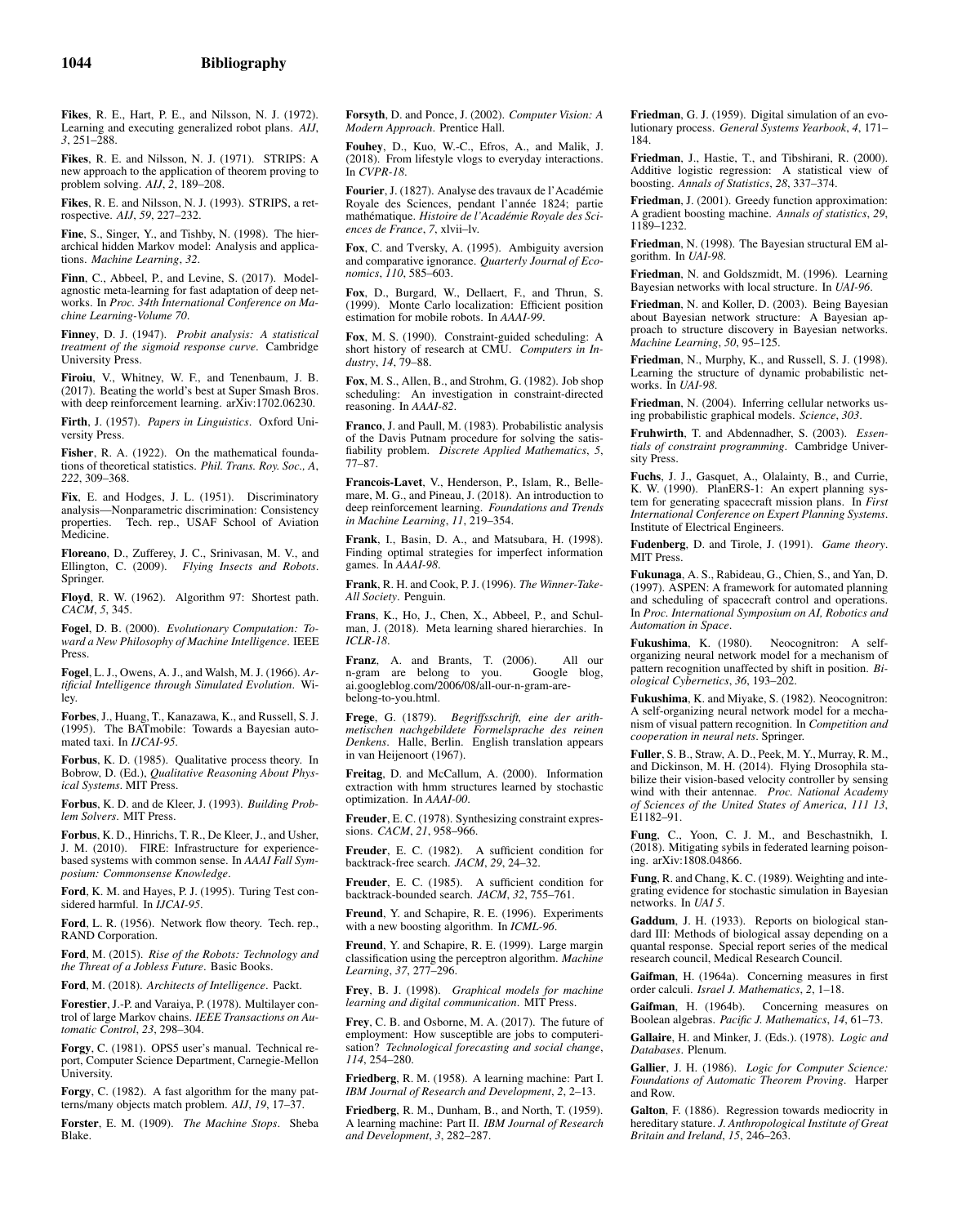**Fikes**, R. E., Hart, P. E., and Nilsson, N. J. (1972). Learning and executing generalized robot plans. *AIJ*, *3*, 251–288.

**Fikes**, R. E. and Nilsson, N. J. (1971). STRIPS: A new approach to the application of theorem proving to problem solving. *AIJ*, *2*, 189–208.

**Fikes**, R. E. and Nilsson, N. J. (1993). STRIPS, a retrospective. *AIJ*, *59*, 227–232.

**Fine**, S., Singer, Y., and Tishby, N. (1998). The hierarchical hidden Markov model: Analysis and applications. *Machine Learning*, *32*.

**Finn**, C., Abbeel, P., and Levine, S. (2017). Model-agnostic meta-learning for fast adaptation of deep networks. In *Proc. 34th International Conference on Machine Learning-Volume 70*.

**Finney**, D. J. (1947). *Probit analysis: A statistical treatment of the sigmoid response curve*. Cambridge University Press.

**Firoiu**, V., Whitney, W. F., and Tenenbaum, J. B. (2017). Beating the world's best at Super Smash Bros. with deep reinforcement learning. arXiv:1702.06230.

**Firth**, J. (1957). *Papers in Linguistics*. Oxford University Press.

**Fisher**, R. A. (1922). On the mathematical foundations of theoretical statistics. *Phil. Trans. Roy. Soc., A*, *222*, 309–368.

**Fix**, E. and Hodges, J. L. (1951). Discriminatory analysis—Nonparametric discrimination: Consistency properties. Tech. rep., USAF School of Aviation Medicine.

**Floreano**, D., Zufferey, J. C., Srinivasan, M. V., and Ellington, C. (2009). *Flying Insects and Robots*. Springer.

**Floyd**, R. W. (1962). Algorithm 97: Shortest path. *CACM*, *5*, 345.

**Fogel**, D. B. (2000). *Evolutionary Computation: Toward a New Philosophy of Machine Intelligence*. IEEE Press.

**Fogel**, L. J., Owens, A. J., and Walsh, M. J. (1966). *Artificial Intelligence through Simulated Evolution*. Wiley.

**Forbes**, J., Huang, T., Kanazawa, K., and Russell, S. J. (1995). The BATmobile: Towards a Bayesian automated taxi. In *IJCAI-95*.

**Forbus**, K. D. (1985). Qualitative process theory. In Bobrow, D. (Ed.), *Qualitative Reasoning About Physical Systems*. MIT Press.

**Forbus**, K. D. and de Kleer, J. (1993). *Building Problem Solvers*. MIT Press.

**Forbus**, K. D., Hinrichs, T. R., De Kleer, J., and Usher, J. M. (2010). FIRE: Infrastructure for experience-based systems with common sense. In *AAAI Fall Symposium: Commonsense Knowledge*.

**Ford**, K. M. and Hayes, P. J. (1995). Turing Test considered harmful. In *IJCAI-95*.

**Ford**, L. R. (1956). Network flow theory. Tech. rep., RAND Corporation.

**Ford**, M. (2015). *Rise of the Robots: Technology and the Threat of a Jobless Future*. Basic Books.

**Ford**, M. (2018). *Architects of Intelligence*. Packt.

**Forestier**, J.-P. and Varaiya, P. (1978). Multilayer control of large Markov chains. *IEEE Transactions on Automatic Control*, *23*, 298–304.

**Forgy**, C. (1981). OPS5 user's manual. Technical report, Computer Science Department, Carnegie-Mellon University.

**Forgy**, C. (1982). A fast algorithm for the many patterns/many objects match problem. *AIJ*, *19*, 17–37.

**Forster**, E. M. (1909). *The Machine Stops*. Sheba Blake.

**Forsyth**, D. and Ponce, J. (2002). *Computer Vision: A Modern Approach*. Prentice Hall.

**Fouhey**, D., Kuo, W.-C., Efros, A., and Malik, J. (2018). From lifestyle vlogs to everyday interactions. In *CVPR-18*.

**Fourier**, J. (1827). Analyse des travaux de l'Académie Royale des Sciences, pendant l'année 1824; partie mathématique. *Histoire de l'Académie Royale des Sciences de France*, *7*, xlvii–lv.

**Fox**, C. and Tversky, A. (1995). Ambiguity aversion and comparative ignorance. *Quarterly Journal of Economics*, *110*, 585–603.

**Fox**, D., Burgard, W., Dellaert, F., and Thrun, S. (1999). Monte Carlo localization: Efficient position estimation for mobile robots. In *AAAI-99*.

**Fox**, M. S. (1990). Constraint-guided scheduling: A short history of research at CMU. *Computers in Industry*, *14*, 79–88.

**Fox**, M. S., Allen, B., and Strohm, G. (1982). Job shop scheduling: An investigation in constraint-directed reasoning. In *AAAI-82*.

**Franco**, J. and Paull, M. (1983). Probabilistic analysis of the Davis Putnam procedure for solving the satisfiability problem. *Discrete Applied Mathematics*, *5*, 77–87.

**Francois-Lavet**, V., Henderson, P., Islam, R., Bellemare, M. G., and Pineau, J. (2018). An introduction to deep reinforcement learning. *Foundations and Trends in Machine Learning*, *11*, 219–354.

**Frank**, I., Basin, D. A., and Matsubara, H. (1998). Finding optimal strategies for imperfect information games. In *AAAI-98*.

**Frank**, R. H. and Cook, P. J. (1996). *The Winner-Take-All Society*. Penguin.

**Frans**, K., Ho, J., Chen, X., Abbeel, P., and Schulman, J. (2018). Meta learning shared hierarchies. In *ICLR-18*.

**Franz**, A. and Brants, T. (2006). All our n-gram are belong to you. Google blog, ai.googleblog.com/2006/08/all-our-n-gram-are-belong-to-you.html.

**Frege**, G. (1879). *Begriffsschrift, eine der arithmetischen nachgebildete Formelsprache des reinen Denkens*. Halle, Berlin. English translation appears in van Heijenoort (1967).

**Freitag**, D. and McCallum, A. (2000). Information extraction with hmm structures learned by stochastic optimization. In *AAAI-00*.

**Freuder**, E. C. (1978). Synthesizing constraint expressions. *CACM*, *21*, 958–966.

**Freuder**, E. C. (1982). A sufficient condition for backtrack-free search. *JACM*, *29*, 24–32.

**Freuder**, E. C. (1985). A sufficient condition for backtrack-bounded search. *JACM*, *32*, 755–761.

**Freund**, Y. and Schapire, R. E. (1996). Experiments with a new boosting algorithm. In *ICML-96*.

**Freund**, Y. and Schapire, R. E. (1999). Large margin classification using the perceptron algorithm. *Machine Learning*, *37*, 277–296.

**Frey**, B. J. (1998). *Graphical models for machine learning and digital communication*. MIT Press.

**Frey**, C. B. and Osborne, M. A. (2017). The future of employment: How susceptible are jobs to computerisation? *Technological forecasting and social change*, *114*, 254–280.

**Friedberg**, R. M. (1958). A learning machine: Part I. *IBM Journal of Research and Development*, *2*, 2–13.

**Friedberg**, R. M., Dunham, B., and North, T. (1959). A learning machine: Part II. *IBM Journal of Research and Development*, *3*, 282–287.

**Friedman**, G. J. (1959). Digital simulation of an evolutionary process. *General Systems Yearbook*, *4*, 171–184.

**Friedman**, J., Hastie, T., and Tibshirani, R. (2000). Additive logistic regression: A statistical view of boosting. *Annals of Statistics*, *28*, 337–374.

**Friedman**, J. (2001). Greedy function approximation: A gradient boosting machine. *Annals of statistics*, *29*, 1189–1232.

**Friedman**, N. (1998). The Bayesian structural EM algorithm. In *UAI-98*.

**Friedman**, N. and Goldszmidt, M. (1996). Learning Bayesian networks with local structure. In *UAI-96*.

**Friedman**, N. and Koller, D. (2003). Being Bayesian about Bayesian network structure: A Bayesian approach to structure discovery in Bayesian networks. *Machine Learning*, *50*, 95–125.

**Friedman**, N., Murphy, K., and Russell, S. J. (1998). Learning the structure of dynamic probabilistic networks. In *UAI-98*.

**Friedman**, N. (2004). Inferring cellular networks using probabilistic graphical models. *Science*, *303*.

**Fruhwirth**, T. and Abdennadher, S. (2003). *Essentials of constraint programming*. Cambridge University Press.

**Fuchs**, J. J., Gasquet, A., Olalainty, B., and Currie, K. W. (1990). PlanERS-1: An expert planning system for generating spacecraft mission plans. In *First International Conference on Expert Planning Systems*. Institute of Electrical Engineers.

**Fudenberg**, D. and Tirole, J. (1991). *Game theory*. MIT Press.

**Fukunaga**, A. S., Rabideau, G., Chien, S., and Yan, D. (1997). ASPEN: A framework for automated planning and scheduling of spacecraft control and operations. In *Proc. International Symposium on AI, Robotics and Automation in Space*.

**Fukushima**, K. (1980). Neocognitron: A self-organizing neural network model for a mechanism of pattern recognition unaffected by shift in position. *Biological Cybernetics*, *36*, 193–202.

**Fukushima**, K. and Miyake, S. (1982). Neocognitron: A self-organizing neural network model for a mechanism of visual pattern recognition. In *Competition and cooperation in neural nets*. Springer.

**Fuller**, S. B., Straw, A. D., Peek, M. Y., Murray, R. M., and Dickinson, M. H. (2014). Flying Drosophila stabilize their vision-based velocity controller by sensing wind with their antennae. *Proc. National Academy of Sciences of the United States of America*, *111 13*, E1182–91.

**Fung**, C., Yoon, C. J. M., and Beschastnikh, I. (2018). Mitigating sybils in federated learning poisoning. arXiv:1808.04866.

**Fung**, R. and Chang, K. C. (1989). Weighting and integrating evidence for stochastic simulation in Bayesian networks. In *UAI 5*.

**Gaddum**, J. H. (1933). Reports on biological standard III: Methods of biological assay depending on a quantal response. Special report series of the medical research council, Medical Research Council.

**Gaifman**, H. (1964a). Concerning measures in first order calculi. *Israel J. Mathematics*, *2*, 1–18.

**Gaifman**, H. (1964b). Concerning measures on Boolean algebras. *Pacific J. Mathematics*, *14*, 61–73.

**Gallaire**, H. and Minker, J. (Eds.). (1978). *Logic and Databases*. Plenum.

**Gallier**, J. H. (1986). *Logic for Computer Science: Foundations of Automatic Theorem Proving*. Harper and Row.

**Galton**, F. (1886). Regression towards mediocrity in hereditary stature. *J. Anthropological Institute of Great Britain and Ireland*, *15*, 246–263.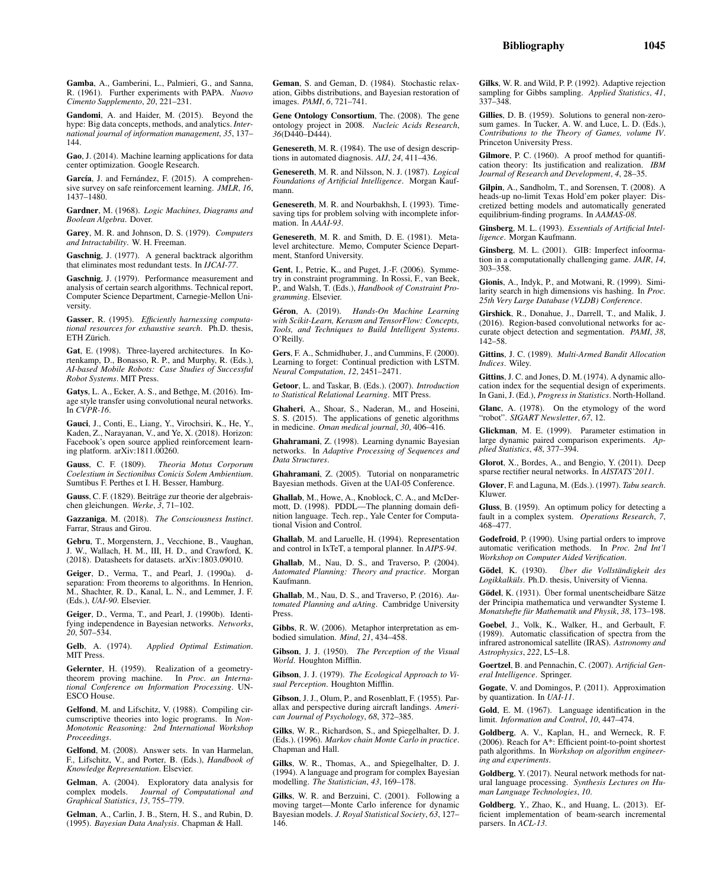**Gamba**, A., Gamberini, L., Palmieri, G., and Sanna, R. (1961). Further experiments with PAPA. *Nuovo Cimento Supplemento*, *20*, 221–231.

**Gandomi**, A. and Haider, M. (2015). Beyond the hype: Big data concepts, methods, and analytics. *International journal of information management*, *35*, 137–144.

**Gao**, J. (2014). Machine learning applications for data center optimization. Google Research.

**García**, J. and Fernández, F. (2015). A comprehensive survey on safe reinforcement learning. *JMLR*, *16*, 1437–1480.

**Gardner**, M. (1968). *Logic Machines, Diagrams and Boolean Algebra*. Dover.

**Garey**, M. R. and Johnson, D. S. (1979). *Computers and Intractability*. W. H. Freeman.

**Gaschnig**, J. (1977). A general backtrack algorithm that eliminates most redundant tests. In *IJCAI-77*.

**Gaschnig**, J. (1979). Performance measurement and analysis of certain search algorithms. Technical report, Computer Science Department, Carnegie-Mellon University.

**Gasser**, R. (1995). *Efficiently harnessing computational resources for exhaustive search*. Ph.D. thesis, ETH Zürich.

**Gat**, E. (1998). Three-layered architectures. In Kortenkamp, D., Bonasso, R. P., and Murphy, R. (Eds.), *AI-based Mobile Robots: Case Studies of Successful Robot Systems*. MIT Press.

**Gatys**, L. A., Ecker, A. S., and Bethge, M. (2016). Image style transfer using convolutional neural networks. In *CVPR-16*.

**Gauci**, J., Conti, E., Liang, Y., Virochsiri, K., He, Y., Kaden, Z., Narayanan, V., and Ye, X. (2018). Horizon: Facebook's open source applied reinforcement learning platform. arXiv:1811.00260.

**Gauss**, C. F. (1809). *Theoria Motus Corporum Coelestium in Sectionibus Conicis Solem Ambientium*. Sumtibus F. Perthes et I. H. Besser, Hamburg.

**Gauss**, C. F. (1829). Beiträge zur theorie der algebraischen gleichungen. *Werke*, *3*, 71–102.

**Gazzaniga**, M. (2018). *The Consciousness Instinct*. Farrar, Straus and Girou.

**Gebru**, T., Morgenstern, J., Vecchione, B., Vaughan, J. W., Wallach, H. M., III, H. D., and Crawford, K. (2018). Datasheets for datasets. arXiv:1803.09010.

**Geiger**, D., Verma, T., and Pearl, J. (1990a). d-separation: From theorems to algorithms. In Henrion, M., Shachter, R. D., Kanal, L. N., and Lemmer, J. F. (Eds.), *UAI-90*. Elsevier.

**Geiger**, D., Verma, T., and Pearl, J. (1990b). Identifying independence in Bayesian networks. *Networks*, *20*, 507–534.

**Gelb**, A. (1974). *Applied Optimal Estimation*. MIT Press.

**Gelernter**, H. (1959). Realization of a geometry-theorem proving machine. In *Proc. an International Conference on Information Processing*. UNESCO House.

**Gelfond**, M. and Lifschitz, V. (1988). Compiling circumscriptive theories into logic programs. In *Non-Monotonic Reasoning: 2nd International Workshop Proceedings*.

**Gelfond**, M. (2008). Answer sets. In van Harmelan, F., Lifschitz, V., and Porter, B. (Eds.), *Handbook of Knowledge Representation*. Elsevier.

**Gelman**, A. (2004). Exploratory data analysis for complex models. *Journal of Computational and Graphical Statistics*, *13*, 755–779.

**Gelman**, A., Carlin, J. B., Stern, H. S., and Rubin, D. (1995). *Bayesian Data Analysis*. Chapman & Hall.

**Geman**, S. and Geman, D. (1984). Stochastic relaxation, Gibbs distributions, and Bayesian restoration of images. *PAMI*, *6*, 721–741.

**Gene Ontology Consortium**, The. (2008). The gene ontology project in 2008. *Nucleic Acids Research*, *36*(D440–D444).

**Genesereth**, M. R. (1984). The use of design descriptions in automated diagnosis. *AIJ*, *24*, 411–436.

**Genesereth**, M. R. and Nilsson, N. J. (1987). *Logical Foundations of Artificial Intelligence*. Morgan Kaufmann.

**Genesereth**, M. R. and Nourbakhsh, I. (1993). Time-saving tips for problem solving with incomplete information. In *AAAI-93*.

**Genesereth**, M. R. and Smith, D. E. (1981). Meta-level architecture. Memo, Computer Science Department, Stanford University.

**Gent**, I., Petrie, K., and Puget, J.-F. (2006). Symmetry in constraint programming. In Rossi, F., van Beek, P., and Walsh, T. (Eds.), *Handbook of Constraint Programming*. Elsevier.

**Géron**, A. (2019). *Hands-On Machine Learning with Scikit-Learn, Kerasm and TensorFlow: Concepts, Tools, and Techniques to Build Intelligent Systems*. O'Reilly.

**Gers**, F. A., Schmidhuber, J., and Cummins, F. (2000). Learning to forget: Continual prediction with LSTM. *Neural Computation*, *12*, 2451–2471.

**Getoor**, L. and Taskar, B. (Eds.). (2007). *Introduction to Statistical Relational Learning*. MIT Press.

**Ghaheri**, A., Shoar, S., Naderan, M., and Hoseini, S. S. (2015). The applications of genetic algorithms in medicine. *Oman medical journal*, *30*, 406–416.

**Ghahramani**, Z. (1998). Learning dynamic Bayesian networks. In *Adaptive Processing of Sequences and Data Structures*.

**Ghahramani**, Z. (2005). Tutorial on nonparametric Bayesian methods. Given at the UAI-05 Conference.

**Ghallab**, M., Howe, A., Knoblock, C. A., and McDermott, D. (1998). PDDL—The planning domain definition language. Tech. rep., Yale Center for Computational Vision and Control.

**Ghallab**, M. and Laruelle, H. (1994). Representation and control in IxTeT, a temporal planner. In *AIPS-94*.

**Ghallab**, M., Nau, D. S., and Traverso, P. (2004). *Automated Planning: Theory and practice*. Morgan Kaufmann.

**Ghallab**, M., Nau, D. S., and Traverso, P. (2016). *Automated Planning and aAting*. Cambridge University Press.

**Gibbs**, R. W. (2006). Metaphor interpretation as embodied simulation. *Mind*, *21*, 434–458.

**Gibson**, J. J. (1950). *The Perception of the Visual World*. Houghton Mifflin.

**Gibson**, J. J. (1979). *The Ecological Approach to Visual Perception*. Houghton Mifflin.

**Gibson**, J. J., Olum, P., and Rosenblatt, F. (1955). Parallax and perspective during aircraft landings. *American Journal of Psychology*, *68*, 372–385.

**Gilks**, W. R., Richardson, S., and Spiegelhalter, D. J. (Eds.). (1996). *Markov chain Monte Carlo in practice*. Chapman and Hall.

**Gilks**, W. R., Thomas, A., and Spiegelhalter, D. J. (1994). A language and program for complex Bayesian modelling. *The Statistician*, *43*, 169–178.

**Gilks**, W. R. and Berzuini, C. (2001). Following a moving target—Monte Carlo inference for dynamic Bayesian models. *J. Royal Statistical Society*, *63*, 127–146.

**Gilks**, W. R. and Wild, P. P. (1992). Adaptive rejection sampling for Gibbs sampling. *Applied Statistics*, *41*, 337–348.

**Gillies**, D. B. (1959). Solutions to general non-zero-sum games. In Tucker, A. W. and Luce, L. D. (Eds.), *Contributions to the Theory of Games, volume IV*. Princeton University Press.

**Gilmore**, P. C. (1960). A proof method for quantification theory: Its justification and realization. *IBM Journal of Research and Development*, *4*, 28–35.

**Gilpin**, A., Sandholm, T., and Sorensen, T. (2008). A heads-up no-limit Texas Hold'em poker player: Discretized betting models and automatically generated equilibrium-finding programs. In *AAMAS-08*.

**Ginsberg**, M. L. (1993). *Essentials of Artificial Intelligence*. Morgan Kaufmann.

**Ginsberg**, M. L. (2001). GIB: Imperfect infoormation in a computationally challenging game. *JAIR*, *14*, 303–358.

**Gionis**, A., Indyk, P., and Motwani, R. (1999). Similarity search in high dimensions vis hashing. In *Proc. 25th Very Large Database (VLDB) Conference*.

**Girshick**, R., Donahue, J., Darrell, T., and Malik, J. (2016). Region-based convolutional networks for accurate object detection and segmentation. *PAMI*, *38*, 142–58.

**Gittins**, J. C. (1989). *Multi-Armed Bandit Allocation Indices*. Wiley.

**Gittins**, J. C. and Jones, D. M. (1974). A dynamic allocation index for the sequential design of experiments. In Gani, J. (Ed.), *Progress in Statistics*. North-Holland.

**Glanc**, A. (1978). On the etymology of the word "robot". *SIGART Newsletter*, *67*, 12.

**Glickman**, M. E. (1999). Parameter estimation in large dynamic paired comparison experiments. *Applied Statistics*, *48*, 377–394.

**Glorot**, X., Bordes, A., and Bengio, Y. (2011). Deep sparse rectifier neural networks. In *AISTATS'2011*.

**Glover**, F. and Laguna, M. (Eds.). (1997). *Tabu search*. Kluwer.

**Gluss**, B. (1959). An optimum policy for detecting a fault in a complex system. *Operations Research*, *7*, 468–477.

**Godefroid**, P. (1990). Using partial orders to improve automatic verification methods. In *Proc. 2nd Int'l Workshop on Computer Aided Verification*.

**Gödel**, K. (1930). *Über die Vollständigkeit des Logikkalküls*. Ph.D. thesis, University of Vienna.

**Gödel**, K. (1931). Über formal unentscheidbare Sätze der Principia mathematica und verwandter Systeme I. *Monatshefte für Mathematik und Physik*, *38*, 173–198.

**Goebel**, J., Volk, K., Walker, H., and Gerbault, F. (1989). Automatic classification of spectra from the infrared astronomical satellite (IRAS). *Astronomy and Astrophysics*, *222*, L5–L8.

**Goertzel**, B. and Pennachin, C. (2007). *Artificial General Intelligence*. Springer.

**Gogate**, V. and Domingos, P. (2011). Approximation by quantization. In *UAI-11*.

**Gold**, E. M. (1967). Language identification in the limit. *Information and Control*, *10*, 447–474.

**Goldberg**, A. V., Kaplan, H., and Werneck, R. F. (2006). Reach for A*: Efficient point-to-point shortest path algorithms. In *Workshop on algorithm engineering and experiments*.

**Goldberg**, Y. (2017). Neural network methods for natural language processing. *Synthesis Lectures on Human Language Technologies*, *10*.

**Goldberg**, Y., Zhao, K., and Huang, L. (2013). Efficient implementation of beam-search incremental parsers. In *ACL-13*.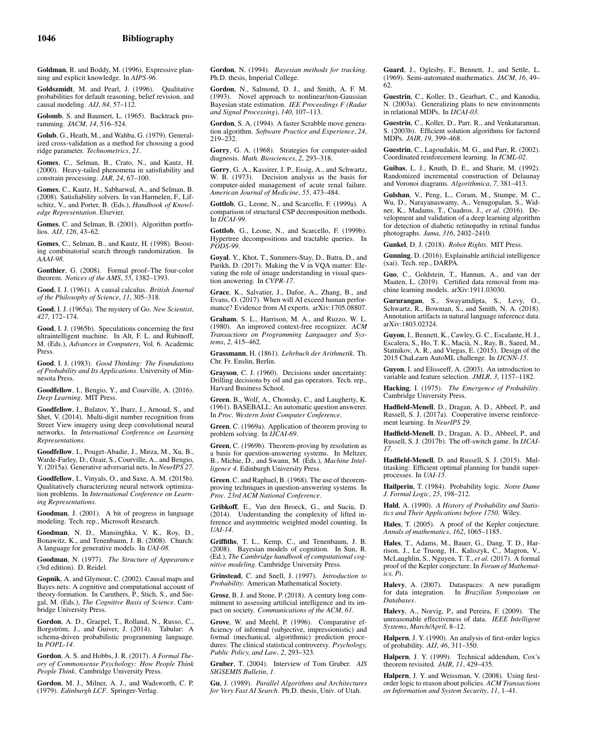**Goldman**, R. and Boddy, M. (1996). Expressive planning and explicit knowledge. In *AIPS-96*.

**Goldszmidt**, M. and Pearl, J. (1996). Qualitative probabilities for default reasoning, belief revision, and causal modeling. *AIJ*, *84*, 57–112.

**Golomb**, S. and Baumert, L. (1965). Backtrack programming. *JACM*, *14*, 516–524.

**Golub**, G., Heath, M., and Wahba, G. (1979). Generalized cross-validation as a method for choosing a good ridge parameter. *Technometrics*, *21*.

**Gomes**, C., Selman, B., Crato, N., and Kautz, H. (2000). Heavy-tailed phenomena in satisfiability and constrain processing. *JAR*, *24*, 67–100.

**Gomes**, C., Kautz, H., Sabharwal, A., and Selman, B. (2008). Satisfiability solvers. In van Harmelen, F., Lifschitz, V., and Porter, B. (Eds.), *Handbook of Knowledge Representation*. Elsevier.

**Gomes**, C. and Selman, B. (2001). Algorithm portfolios. *AIJ*, *126*, 43–62.

**Gomes**, C., Selman, B., and Kautz, H. (1998). Boosting combinatorial search through randomization. In *AAAI-98*.

**Gonthier**, G. (2008). Formal proof–The four-color theorem. *Notices of the AMS*, *55*, 1382–1393.

**Good**, I. J. (1961). A causal calculus. *British Journal of the Philosophy of Science*, *11*, 305–318.

**Good**, I. J. (1965a). The mystery of Go. *New Scientist*, *427*, 172–174.

**Good**, I. J. (1965b). Speculations concerning the first ultraintelligent machine. In Alt, F. L. and Rubinoff, M. (Eds.), *Advances in Computers*, Vol. 6. Academic Press.

**Good**, I. J. (1983). *Good Thinking: The Foundations of Probability and Its Applications*. University of Minnesota Press.

**Goodfellow**, I., Bengio, Y., and Courville, A. (2016). *Deep Learning*. MIT Press.

**Goodfellow**, I., Bulatov, Y., Ibarz, J., Arnoud, S., and Shet, V. (2014). Multi-digit number recognition from Street View imagery using deep convolutional neural networks. In *International Conference on Learning Representations*.

**Goodfellow**, I., Pouget-Abadie, J., Mirza, M., Xu, B., Warde-Farley, D., Ozair, S., Courville, A., and Bengio, Y. (2015a). Generative adversarial nets. In *NeurIPS 27*.

**Goodfellow**, I., Vinyals, O., and Saxe, A. M. (2015b). Qualitatively characterizing neural network optimization problems. In *International Conference on Learning Representations*.

**Goodman**, J. (2001). A bit of progress in language modeling. Tech. rep., Microsoft Research.

**Goodman**, N. D., Mansinghka, V. K., Roy, D., Bonawitz, K., and Tenenbaum, J. B. (2008). Church: A language for generative models. In *UAI-08*.

**Goodman**, N. (1977). *The Structure of Appearance* (3rd edition). D. Reidel.

**Gopnik**, A. and Glymour, C. (2002). Causal maps and Bayes nets: A cognitive and computational account of theory-formation. In Caruthers, P., Stich, S., and Siegal, M. (Eds.), *The Cognitive Basis of Science*. Cambridge University Press.

**Gordon**, A. D., Graepel, T., Rolland, N., Russo, C., Borgström, J., and Guiver, J. (2014). Tabular: A schema-driven probabilistic programming language. In *POPL-14*.

**Gordon**, A. S. and Hobbs, J. R. (2017). *A Formal Theory of Commonsense Psychology: How People Think People Think*. Cambridge University Press.

**Gordon**, M. J., Milner, A. J., and Wadsworth, C. P. (1979). *Edinburgh LCF*. Springer-Verlag.

**Gordon**, N. (1994). *Bayesian methods for tracking*. Ph.D. thesis, Imperial College.

**Gordon**, N., Salmond, D. J., and Smith, A. F. M. (1993). Novel approach to nonlinear/non-Gaussian Bayesian state estimation. *IEE Proceedings F (Radar and Signal Processing)*, *140*, 107–113.

**Gordon**, S. A. (1994). A faster Scrabble move generation algorithm. *Software Practice and Experience*, *24*, 219–232.

**Gorry**, G. A. (1968). Strategies for computer-aided diagnosis. *Math. Biosciences*, *2*, 293–318.

**Gorry**, G. A., Kassirer, J. P., Essig, A., and Schwartz, W. B. (1973). Decision analysis as the basis for computer-aided management of acute renal failure. *American Journal of Medicine*, *55*, 473–484.

**Gottlob**, G., Leone, N., and Scarcello, F. (1999a). A comparison of structural CSP decomposition methods. In *IJCAI-99*.

**Gottlob**, G., Leone, N., and Scarcello, F. (1999b). Hypertree decompositions and tractable queries. In *PODS-99*.

**Goyal**, Y., Khot, T., Summers-Stay, D., Batra, D., and Parikh, D. (2017). Making the V in VQA matter: Elevating the role of image understanding in visual question answering. In *CVPR-17*.

**Grace**, K., Salvatier, J., Dafoe, A., Zhang, B., and Evans, O. (2017). When will AI exceed human performance? Evidence from AI experts. arXiv:1705.08807.

**Graham**, S. L., Harrison, M. A., and Ruzzo, W. L. (1980). An improved context-free recognizer. *ACM Transactions on Programming Languages and Systems*, *2*, 415–462.

**Grassmann**, H. (1861). *Lehrbuch der Arithmetik*. Th. Chr. Fr. Enslin, Berlin.

**Grayson**, C. J. (1960). Decisions under uncertainty: Drilling decisions by oil and gas operators. Tech. rep., Harvard Business School.

**Green**, B., Wolf, A., Chomsky, C., and Laugherty, K. (1961). BASEBALL: An automatic question answerer. In *Proc. Western Joint Computer Conference*.

**Green**, C. (1969a). Application of theorem proving to problem solving. In *IJCAI-69*.

**Green**, C. (1969b). Theorem-proving by resolution as a basis for question-answering systems. In Meltzer, B., Michie, D., and Swann, M. (Eds.), *Machine Intelligence 4*. Edinburgh University Press.

**Green**, C. and Raphael, B. (1968). The use of theorem-proving techniques in question-answering systems. In *Proc. 23rd ACM National Conference*.

**Gribkoff**, E., Van den Broeck, G., and Suciu, D. (2014). Understanding the complexity of lifted inference and asymmetric weighted model counting. In *UAI-14*.

**Griffiths**, T. L., Kemp, C., and Tenenbaum, J. B. (2008). Bayesian models of cognition. In Sun, R. (Ed.), *The Cambridge handbook of computational cognitive modeling*. Cambridge University Press.

**Grinstead**, C. and Snell, J. (1997). *Introduction to Probability*. American Mathematical Society.

**Grosz**, B. J. and Stone, P. (2018). A century long commitment to assessing artificial intelligence and its impact on society. *Communications of the ACM*, *61*.

**Grove**, W. and Meehl, P. (1996). Comparative efficiency of informal (subjective, impressionistic) and formal (mechanical, algorithmic) prediction procedures: The clinical statistical controversy. *Psychology, Public Policy, and Law*, *2*, 293–323.

**Gruber**, T. (2004). Interview of Tom Gruber. *AIS SIGSEMIS Bulletin*, *1*.

**Gu**, J. (1989). *Parallel Algorithms and Architectures for Very Fast AI Search*. Ph.D. thesis, Univ. of Utah.

**Guard**, J., Oglesby, F., Bennett, J., and Settle, L. (1969). Semi-automated mathematics. *JACM*, *16*, 49–62.

**Guestrin**, C., Koller, D., Gearhart, C., and Kanodia, N. (2003a). Generalizing plans to new environments in relational MDPs. In *IJCAI-03*.

**Guestrin**, C., Koller, D., Parr, R., and Venkataraman, S. (2003b). Efficient solution algorithms for factored MDPs. *JAIR*, *19*, 399–468.

**Guestrin**, C., Lagoudakis, M. G., and Parr, R. (2002). Coordinated reinforcement learning. In *ICML-02*.

**Guibas**, L. J., Knuth, D. E., and Sharir, M. (1992). Randomized incremental construction of Delaunay and Voronoi diagrams. *Algorithmica*, *7*, 381–413.

**Gulshan**, V., Peng, L., Coram, M., Stumpe, M. C., Wu, D., Narayanaswamy, A., Venugopalan, S., Widner, K., Madams, T., Cuadros, J., *et al.* (2016). Development and validation of a deep learning algorithm for detection of diabetic retinopathy in retinal fundus photographs. *Jama*, *316*, 2402–2410.

**Gunkel**, D. J. (2018). *Robot Rights*. MIT Press.

**Gunning**, D. (2016). Explainable artificial intelligence (xai). Tech. rep., DARPA.

**Guo**, C., Goldstein, T., Hannun, A., and van der Maaten, L. (2019). Certified data removal from machine learning models. arXiv:1911.03030.

**Gururangan**, S., Swayamdipta, S., Levy, O., Schwartz, R., Bowman, S., and Smith, N. A. (2018). Annotation artifacts in natural language inference data. arXiv:1803.02324.

**Guyon**, I., Bennett, K., Cawley, G. C., Escalante, H. J., Escalera, S., Ho, T. K., Macià, N., Ray, B., Saeed, M., Statnikov, A. R., and Viegas, E. (2015). Design of the 2015 ChaLearn AutoML challenge. In *IJCNN-15*.

**Guyon**, I. and Elisseeff, A. (2003). An introduction to variable and feature selection. *JMLR*, *3*, 1157–1182.

**Hacking**, I. (1975). *The Emergence of Probability*. Cambridge University Press.

**Hadfield-Menell**, D., Dragan, A. D., Abbeel, P., and Russell, S. J. (2017a). Cooperative inverse reinforcement learning. In *NeurIPS 29*.

**Hadfield-Menell**, D., Dragan, A. D., Abbeel, P., and Russell, S. J. (2017b). The off-switch game. In *IJCAI-17*.

**Hadfield-Menell**, D. and Russell, S. J. (2015). Multitasking: Efficient optimal planning for bandit superprocesses. In *UAI-15*.

**Hailperin**, T. (1984). Probability logic. *Notre Dame J. Formal Logic*, *25*, 198–212.

**Hald**, A. (1990). *A History of Probability and Statistics and Their Applications before 1750*. Wiley.

**Hales**, T. (2005). A proof of the Kepler conjecture. *Annals of mathematics*, *162*, 1065–1185.

**Hales**, T., Adams, M., Bauer, G., Dang, T. D., Harrison, J., Le Truong, H., Kaliszyk, C., Magron, V., McLaughlin, S., Nguyen, T. T., *et al.* (2017). A formal proof of the Kepler conjecture. In *Forum of Mathematics, Pi*.

**Halevy**, A. (2007). Dataspaces: A new paradigm for data integration. In *Brazilian Symposium on Databases*.

**Halevy**, A., Norvig, P., and Pereira, F. (2009). The unreasonable effectiveness of data. *IEEE Intelligent Systems*, *March/April*, 8–12.

**Halpern**, J. Y. (1990). An analysis of first-order logics of probability. *AIJ*, *46*, 311–350.

**Halpern**, J. Y. (1999). Technical addendum, Cox's theorem revisited. *JAIR*, *11*, 429–435.

**Halpern**, J. Y. and Weissman, V. (2008). Using first-order logic to reason about policies. *ACM Transactions on Information and System Security*, *11*, 1–41.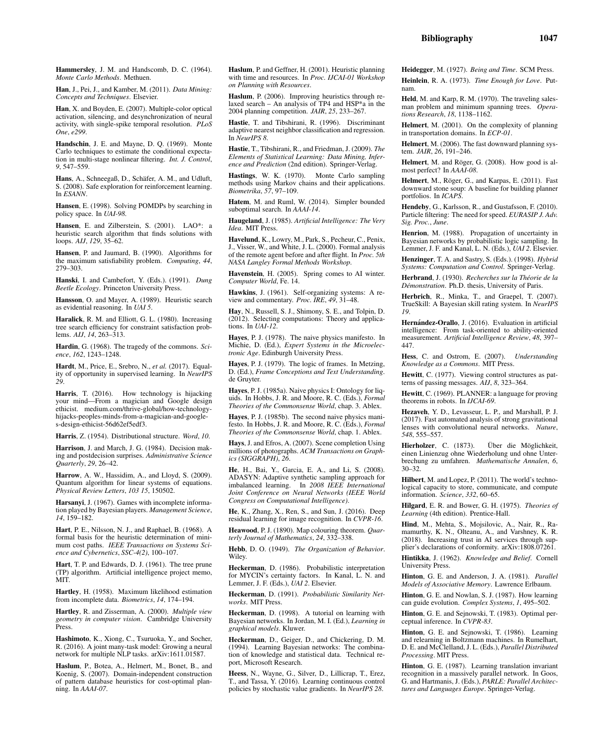**Hammersley**, J. M. and Handscomb, D. C. (1964). *Monte Carlo Methods*. Methuen.

**Han**, J., Pei, J., and Kamber, M. (2011). *Data Mining: Concepts and Techniques*. Elsevier.

**Han**, X. and Boyden, E. (2007). Multiple-color optical activation, silencing, and desynchronization of neural activity, with single-spike temporal resolution. *PLoS One*, *e299*.

**Handschin**, J. E. and Mayne, D. Q. (1969). Monte Carlo techniques to estimate the conditional expectation in multi-stage nonlinear filtering. *Int. J. Control*, *9*, 547–559.

**Hans**, A., Schneegaß, D., Schäfer, A. M., and Udluft, S. (2008). Safe exploration for reinforcement learning. In *ESANN*.

**Hansen**, E. (1998). Solving POMDPs by searching in policy space. In *UAI-98*.

**Hansen**, E. and Zilberstein, S. (2001). LAO*: a heuristic search algorithm that finds solutions with loops. *AIJ*, *129*, 35–62.

**Hansen**, P. and Jaumard, B. (1990). Algorithms for the maximum satisfiability problem. *Computing*, *44*, 279–303.

**Hanski**, I. and Cambefort, Y. (Eds.). (1991). *Dung Beetle Ecology*. Princeton University Press.

**Hansson**, O. and Mayer, A. (1989). Heuristic search as evidential reasoning. In *UAI 5*.

**Haralick**, R. M. and Elliott, G. L. (1980). Increasing tree search efficiency for constraint satisfaction problems. *AIJ*, *14*, 263–313.

**Hardin**, G. (1968). The tragedy of the commons. *Science*, *162*, 1243–1248.

**Hardt**, M., Price, E., Srebro, N., *et al.* (2017). Equality of opportunity in supervised learning. In *NeurIPS 29*.

**Harris**, T. (2016). How technology is hijacking your mind—From a magician and Google design ethicist. medium.com/thrive-global/how-technology-hijacks-peoples-minds-from-a-magician-and-google-s-design-ethicist-56d62ef5edf3.

**Harris**, Z. (1954). Distributional structure. *Word*, *10*.

**Harrison**, J. and March, J. G. (1984). Decision making and postdecision surprises. *Administrative Science Quarterly*, *29*, 26–42.

**Harrow**, A. W., Hassidim, A., and Lloyd, S. (2009). Quantum algorithm for linear systems of equations. *Physical Review Letters*, *103 15*, 150502.

**Harsanyi**, J. (1967). Games with incomplete information played by Bayesian players. *Management Science*, *14*, 159–182.

**Hart**, P. E., Nilsson, N. J., and Raphael, B. (1968). A formal basis for the heuristic determination of minimum cost paths. *IEEE Transactions on Systems Science and Cybernetics*, *SSC-4(2)*, 100–107.

**Hart**, T. P. and Edwards, D. J. (1961). The tree prune (TP) algorithm. Artificial intelligence project memo, MIT.

**Hartley**, H. (1958). Maximum likelihood estimation from incomplete data. *Biometrics*, *14*, 174–194.

**Hartley**, R. and Zisserman, A. (2000). *Multiple view geometry in computer vision*. Cambridge University Press.

**Hashimoto**, K., Xiong, C., Tsuruoka, Y., and Socher, R. (2016). A joint many-task model: Growing a neural network for multiple NLP tasks. arXiv:1611.01587.

**Haslum**, P., Botea, A., Helmert, M., Bonet, B., and Koenig, S. (2007). Domain-independent construction of pattern database heuristics for cost-optimal planning. In *AAAI-07*.

**Haslum**, P. and Geffner, H. (2001). Heuristic planning with time and resources. In *Proc. IJCAI-01 Workshop on Planning with Resources*.

**Haslum**, P. (2006). Improving heuristics through relaxed search – An analysis of TP4 and HSP*a in the 2004 planning competition. *JAIR*, *25*, 233–267.

**Hastie**, T. and Tibshirani, R. (1996). Discriminant adaptive nearest neighbor classification and regression. In *NeurIPS 8*.

**Hastie**, T., Tibshirani, R., and Friedman, J. (2009). *The Elements of Statistical Learning: Data Mining, Inference and Prediction* (2nd edition). Springer-Verlag.

**Hastings**, W. K. (1970). Monte Carlo sampling methods using Markov chains and their applications. *Biometrika*, *57*, 97–109.

**Hatem**, M. and Ruml, W. (2014). Simpler bounded suboptimal search. In *AAAI-14*.

**Haugeland**, J. (1985). *Artificial Intelligence: The Very Idea*. MIT Press.

**Havelund**, K., Lowry, M., Park, S., Pecheur, C., Penix, J., Visser, W., and White, J. L. (2000). Formal analysis of the remote agent before and after flight. In *Proc. 5th NASA Langley Formal Methods Workshop*.

**Havenstein**, H. (2005). Spring comes to AI winter. *Computer World*, Fe. 14.

**Hawkins**, J. (1961). Self-organizing systems: A review and commentary. *Proc. IRE*, *49*, 31–48.

**Hay**, N., Russell, S. J., Shimony, S. E., and Tolpin, D. (2012). Selecting computations: Theory and applications. In *UAI-12*.

**Hayes**, P. J. (1978). The naive physics manifesto. In Michie, D. (Ed.), *Expert Systems in the Microelectronic Age*. Edinburgh University Press.

**Hayes**, P. J. (1979). The logic of frames. In Metzing, D. (Ed.), *Frame Conceptions and Text Understanding*. de Gruyter.

**Hayes**, P. J. (1985a). Naive physics I: Ontology for liquids. In Hobbs, J. R. and Moore, R. C. (Eds.), *Formal Theories of the Commonsense World*, chap. 3. Ablex.

**Hayes**, P. J. (1985b). The second naive physics manifesto. In Hobbs, J. R. and Moore, R. C. (Eds.), *Formal Theories of the Commonsense World*, chap. 1. Ablex.

**Hays**, J. and Efros, A. (2007). Scene completion Using millions of photographs. *ACM Transactions on Graphics (SIGGRAPH)*, *26*.

**He**, H., Bai, Y., Garcia, E. A., and Li, S. (2008). ADASYN: Adaptive synthetic sampling approach for imbalanced learning. In *2008 IEEE International Joint Conference on Neural Networks (IEEE World Congress on Computational Intelligence)*.

**He**, K., Zhang, X., Ren, S., and Sun, J. (2016). Deep residual learning for image recognition. In *CVPR-16*.

**Heawood**, P. J. (1890). Map colouring theorem. *Quarterly Journal of Mathematics*, *24*, 332–338.

**Hebb**, D. O. (1949). *The Organization of Behavior*. Wiley.

**Heckerman**, D. (1986). Probabilistic interpretation for MYCIN's certainty factors. In Kanal, L. N. and Lemmer, J. F. (Eds.), *UAI 2*. Elsevier.

**Heckerman**, D. (1991). *Probabilistic Similarity Networks*. MIT Press.

**Heckerman**, D. (1998). A tutorial on learning with Bayesian networks. In Jordan, M. I. (Ed.), *Learning in graphical models*. Kluwer.

**Heckerman**, D., Geiger, D., and Chickering, D. M. (1994). Learning Bayesian networks: The combination of knowledge and statistical data. Technical report, Microsoft Research.

**Heess**, N., Wayne, G., Silver, D., Lillicrap, T., Erez, T., and Tassa, Y. (2016). Learning continuous control policies by stochastic value gradients. In *NeurIPS 28*.

**Heidegger**, M. (1927). *Being and Time*. SCM Press.

**Heinlein**, R. A. (1973). *Time Enough for Love*. Putnam.

**Held**, M. and Karp, R. M. (1970). The traveling salesman problem and minimum spanning trees. *Operations Research*, *18*, 1138–1162.

**Helmert**, M. (2001). On the complexity of planning in transportation domains. In *ECP-01*.

**Helmert**, M. (2006). The fast downward planning system. *JAIR*, *26*, 191–246.

**Helmert**, M. and Röger, G. (2008). How good is almost perfect? In *AAAI-08*.

**Helmert**, M., Röger, G., and Karpas, E. (2011). Fast downward stone soup: A baseline for building planner portfolios. In *ICAPS*.

**Hendeby**, G., Karlsson, R., and Gustafsson, F. (2010). Particle filtering: The need for speed. *EURASIP J. Adv. Sig. Proc.*, *June*.

**Henrion**, M. (1988). Propagation of uncertainty in Bayesian networks by probabilistic logic sampling. In Lemmer, J. F. and Kanal, L. N. (Eds.), *UAI 2*. Elsevier.

**Henzinger**, T. A. and Sastry, S. (Eds.). (1998). *Hybrid Systems: Computation and Control*. Springer-Verlag.

**Herbrand**, J. (1930). *Recherches sur la Théorie de la Démonstration*. Ph.D. thesis, University of Paris.

**Herbrich**, R., Minka, T., and Graepel, T. (2007). TrueSkill: A Bayesian skill rating system. In *NeurIPS 19*.

**Hernández-Orallo**, J. (2016). Evaluation in artificial intelligence: From task-oriented to ability-oriented measurement. *Artificial Intelligence Review*, *48*, 397–447.

**Hess**, C. and Ostrom, E. (2007). *Understanding Knowledge as a Commons*. MIT Press.

**Hewitt**, C. (1977). Viewing control structures as patterns of passing messages. *AIJ*, *8*, 323–364.

**Hewitt**, C. (1969). PLANNER: a language for proving theorems in robots. In *IJCAI-69*.

**Hezaveh**, Y. D., Levasseur, L. P., and Marshall, P. J. (2017). Fast automated analysis of strong gravitational lenses with convolutional neural networks. *Nature*, *548*, 555–557.

**Hierholzer**, C. (1873). Über die Möglichkeit, einen Linienzug ohne Wiederholung und ohne Unterbrechung zu umfahren. *Mathematische Annalen*, *6*, 30–32.

**Hilbert**, M. and Lopez, P. (2011). The world's technological capacity to store, communicate, and compute information. *Science*, *332*, 60–65.

**Hilgard**, E. R. and Bower, G. H. (1975). *Theories of Learning* (4th edition). Prentice-Hall.

**Hind**, M., Mehta, S., Mojsilovic, A., Nair, R., Ramamurthy, K. N., Olteanu, A., and Varshney, K. R. (2018). Increasing trust in AI services through supplier's declarations of conformity. arXiv:1808.07261.

**Hintikka**, J. (1962). *Knowledge and Belief*. Cornell University Press.

**Hinton**, G. E. and Anderson, J. A. (1981). *Parallel Models of Associative Memory*. Lawrence Erlbaum.

**Hinton**, G. E. and Nowlan, S. J. (1987). How learning can guide evolution. *Complex Systems*, *1*, 495–502.

**Hinton**, G. E. and Sejnowski, T. (1983). Optimal perceptual inference. In *CVPR-83*.

**Hinton**, G. E. and Sejnowski, T. (1986). Learning and relearning in Boltzmann machines. In Rumelhart, D. E. and McClelland, J. L. (Eds.), *Parallel Distributed Processing*. MIT Press.

**Hinton**, G. E. (1987). Learning translation invariant recognition in a massively parallel network. In Goos, G. and Hartmanis, J. (Eds.), *PARLE: Parallel Architectures and Languages Europe*. Springer-Verlag.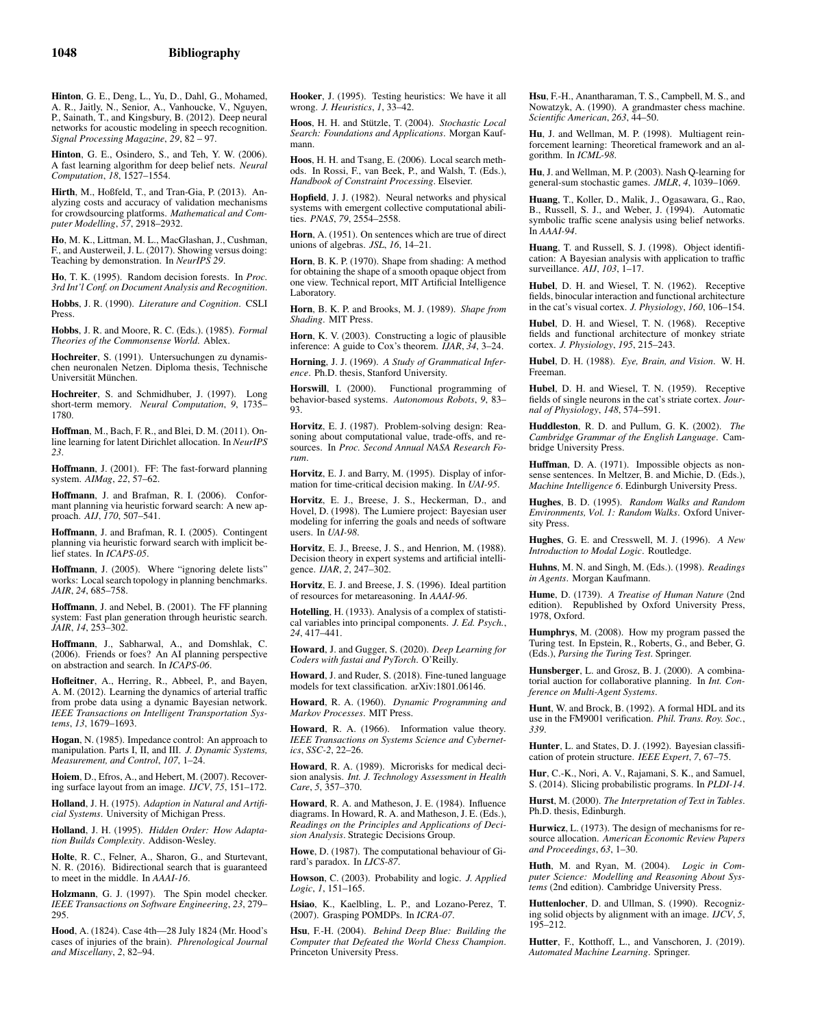**Hinton**, G. E., Deng, L., Yu, D., Dahl, G., Mohamed, A. R., Jaitly, N., Senior, A., Vanhoucke, V., Nguyen, P., Sainath, T., and Kingsbury, B. (2012). Deep neural networks for acoustic modeling in speech recognition. *Signal Processing Magazine*, *29*, 82 – 97.

**Hinton**, G. E., Osindero, S., and Teh, Y. W. (2006). A fast learning algorithm for deep belief nets. *Neural Computation*, *18*, 1527–1554.

**Hirth**, M., Hoßfeld, T., and Tran-Gia, P. (2013). Analyzing costs and accuracy of validation mechanisms for crowdsourcing platforms. *Mathematical and Computer Modelling*, *57*, 2918–2932.

**Ho**, M. K., Littman, M. L., MacGlashan, J., Cushman, F., and Austerweil, J. L. (2017). Showing versus doing: Teaching by demonstration. In *NeurIPS 29*.

**Ho**, T. K. (1995). Random decision forests. In *Proc. 3rd Int'l Conf. on Document Analysis and Recognition*.

**Hobbs**, J. R. (1990). *Literature and Cognition*. CSLI Press.

**Hobbs**, J. R. and Moore, R. C. (Eds.). (1985). *Formal Theories of the Commonsense World*. Ablex.

**Hochreiter**, S. (1991). Untersuchungen zu dynamischen neuronalen Netzen. Diploma thesis, Technische Universität München.

**Hochreiter**, S. and Schmidhuber, J. (1997). Long short-term memory. *Neural Computation*, *9*, 1735–1780.

**Hoffman**, M., Bach, F. R., and Blei, D. M. (2011). Online learning for latent Dirichlet allocation. In *NeurIPS 23*.

**Hoffmann**, J. (2001). FF: The fast-forward planning system. *AIMag*, *22*, 57–62.

**Hoffmann**, J. and Brafman, R. I. (2006). Conformant planning via heuristic forward search: A new approach. *AIJ*, *170*, 507–541.

**Hoffmann**, J. and Brafman, R. I. (2005). Contingent planning via heuristic forward search with implicit belief states. In *ICAPS-05*.

**Hoffmann**, J. (2005). Where "ignoring delete lists" works: Local search topology in planning benchmarks. *JAIR*, *24*, 685–758.

**Hoffmann**, J. and Nebel, B. (2001). The FF planning system: Fast plan generation through heuristic search. *JAIR*, *14*, 253–302.

**Hoffmann**, J., Sabharwal, A., and Domshlak, C. (2006). Friends or foes? An AI planning perspective on abstraction and search. In *ICAPS-06*.

**Hofleitner**, A., Herring, R., Abbeel, P., and Bayen, A. M. (2012). Learning the dynamics of arterial traffic from probe data using a dynamic Bayesian network. *IEEE Transactions on Intelligent Transportation Systems*, *13*, 1679–1693.

**Hogan**, N. (1985). Impedance control: An approach to manipulation. Parts I, II, and III. *J. Dynamic Systems, Measurement, and Control*, *107*, 1–24.

**Hoiem**, D., Efros, A., and Hebert, M. (2007). Recovering surface layout from an image. *IJCV*, *75*, 151–172.

**Holland**, J. H. (1975). *Adaption in Natural and Artificial Systems*. University of Michigan Press.

**Holland**, J. H. (1995). *Hidden Order: How Adaptation Builds Complexity*. Addison-Wesley.

**Holte**, R. C., Felner, A., Sharon, G., and Sturtevant, N. R. (2016). Bidirectional search that is guaranteed to meet in the middle. In *AAAI-16*.

**Holzmann**, G. J. (1997). The Spin model checker. *IEEE Transactions on Software Engineering*, *23*, 279–295.

**Hood**, A. (1824). Case 4th—28 July 1824 (Mr. Hood's cases of injuries of the brain). *Phrenological Journal and Miscellany*, *2*, 82–94.

**Hooker**, J. (1995). Testing heuristics: We have it all wrong. *J. Heuristics*, *1*, 33–42.

**Hoos**, H. H. and Stützle, T. (2004). *Stochastic Local Search: Foundations and Applications*. Morgan Kaufmann.

**Hoos**, H. H. and Tsang, E. (2006). Local search methods. In Rossi, F., van Beek, P., and Walsh, T. (Eds.), *Handbook of Constraint Processing*. Elsevier.

**Hopfield**, J. J. (1982). Neural networks and physical systems with emergent collective computational abilities. *PNAS*, *79*, 2554–2558.

**Horn**, A. (1951). On sentences which are true of direct unions of algebras. *JSL*, *16*, 14–21.

**Horn**, B. K. P. (1970). Shape from shading: A method for obtaining the shape of a smooth opaque object from one view. Technical report, MIT Artificial Intelligence Laboratory.

**Horn**, B. K. P. and Brooks, M. J. (1989). *Shape from Shading*. MIT Press.

**Horn**, K. V. (2003). Constructing a logic of plausible inference: A guide to Cox's theorem. *IJAR*, *34*, 3–24.

**Horning**, J. J. (1969). *A Study of Grammatical Inference*. Ph.D. thesis, Stanford University.

**Horswill**, I. (2000). Functional programming of behavior-based systems. *Autonomous Robots*, *9*, 83–93.

**Horvitz**, E. J. (1987). Problem-solving design: Reasoning about computational value, trade-offs, and resources. In *Proc. Second Annual NASA Research Forum*.

**Horvitz**, E. J. and Barry, M. (1995). Display of information for time-critical decision making. In *UAI-95*.

**Horvitz**, E. J., Breese, J. S., Heckerman, D., and Hovel, D. (1998). The Lumiere project: Bayesian user modeling for inferring the goals and needs of software users. In *UAI-98*.

**Horvitz**, E. J., Breese, J. S., and Henrion, M. (1988). Decision theory in expert systems and artificial intelligence. *IJAR*, *2*, 247–302.

**Horvitz**, E. J. and Breese, J. S. (1996). Ideal partition of resources for metareasoning. In *AAAI-96*.

**Hotelling**, H. (1933). Analysis of a complex of statistical variables into principal components. *J. Ed. Psych.*, *24*, 417–441.

**Howard**, J. and Gugger, S. (2020). *Deep Learning for Coders with fastai and PyTorch*. O'Reilly.

**Howard**, J. and Ruder, S. (2018). Fine-tuned language models for text classification. arXiv:1801.06146.

**Howard**, R. A. (1960). *Dynamic Programming and Markov Processes*. MIT Press.

**Howard**, R. A. (1966). Information value theory. *IEEE Transactions on Systems Science and Cybernetics*, *SSC-2*, 22–26.

**Howard**, R. A. (1989). Microrisks for medical decision analysis. *Int. J. Technology Assessment in Health Care*, *5*, 357–370.

**Howard**, R. A. and Matheson, J. E. (1984). Influence diagrams. In Howard, R. A. and Matheson, J. E. (Eds.), *Readings on the Principles and Applications of Decision Analysis*. Strategic Decisions Group.

**Howe**, D. (1987). The computational behaviour of Girard's paradox. In *LICS-87*.

**Howson**, C. (2003). Probability and logic. *J. Applied Logic*, *1*, 151–165.

**Hsiao**, K., Kaelbling, L. P., and Lozano-Perez, T. (2007). Grasping POMDPs. In *ICRA-07*.

**Hsu**, F.-H. (2004). *Behind Deep Blue: Building the Computer that Defeated the World Chess Champion*. Princeton University Press.

**Hsu**, F.-H., Anantharaman, T. S., Campbell, M. S., and Nowatzyk, A. (1990). A grandmaster chess machine. *Scientific American*, *263*, 44–50.

**Hu**, J. and Wellman, M. P. (1998). Multiagent reinforcement learning: Theoretical framework and an algorithm. In *ICML-98*.

**Hu**, J. and Wellman, M. P. (2003). Nash Q-learning for general-sum stochastic games. *JMLR*, *4*, 1039–1069.

**Huang**, T., Koller, D., Malik, J., Ogasawara, G., Rao, B., Russell, S. J., and Weber, J. (1994). Automatic symbolic traffic scene analysis using belief networks. In *AAAI-94*.

**Huang**, T. and Russell, S. J. (1998). Object identification: A Bayesian analysis with application to traffic surveillance. *AIJ*, *103*, 1–17.

**Hubel**, D. H. and Wiesel, T. N. (1962). Receptive fields, binocular interaction and functional architecture in the cat's visual cortex. *J. Physiology*, *160*, 106–154.

**Hubel**, D. H. and Wiesel, T. N. (1968). Receptive fields and functional architecture of monkey striate cortex. *J. Physiology*, *195*, 215–243.

**Hubel**, D. H. (1988). *Eye, Brain, and Vision*. W. H. Freeman.

**Hubel**, D. H. and Wiesel, T. N. (1959). Receptive fields of single neurons in the cat's striate cortex. *Journal of Physiology*, *148*, 574–591.

**Huddleston**, R. D. and Pullum, G. K. (2002). *The Cambridge Grammar of the English Language*. Cambridge University Press.

**Huffman**, D. A. (1971). Impossible objects as nonsense sentences. In Meltzer, B. and Michie, D. (Eds.), *Machine Intelligence 6*. Edinburgh University Press.

**Hughes**, B. D. (1995). *Random Walks and Random Environments, Vol. 1: Random Walks*. Oxford University Press.

**Hughes**, G. E. and Cresswell, M. J. (1996). *A New Introduction to Modal Logic*. Routledge.

**Huhns**, M. N. and Singh, M. (Eds.). (1998). *Readings in Agents*. Morgan Kaufmann.

**Hume**, D. (1739). *A Treatise of Human Nature* (2nd edition). Republished by Oxford University Press, 1978, Oxford.

**Humphrys**, M. (2008). How my program passed the Turing test. In Epstein, R., Roberts, G., and Beber, G. (Eds.), *Parsing the Turing Test*. Springer.

**Hunsberger**, L. and Grosz, B. J. (2000). A combinatorial auction for collaborative planning. In *Int. Conference on Multi-Agent Systems*.

**Hunt**, W. and Brock, B. (1992). A formal HDL and its use in the FM9001 verification. *Phil. Trans. Roy. Soc.*, *339*.

**Hunter**, L. and States, D. J. (1992). Bayesian classification of protein structure. *IEEE Expert*, *7*, 67–75.

**Hur**, C.-K., Nori, A. V., Rajamani, S. K., and Samuel, S. (2014). Slicing probabilistic programs. In *PLDI-14*.

**Hurst**, M. (2000). *The Interpretation of Text in Tables*. Ph.D. thesis, Edinburgh.

**Hurwicz**, L. (1973). The design of mechanisms for resource allocation. *American Economic Review Papers and Proceedings*, *63*, 1–30.

**Huth**, M. and Ryan, M. (2004). *Logic in Computer Science: Modelling and Reasoning About Systems* (2nd edition). Cambridge University Press.

**Huttenlocher**, D. and Ullman, S. (1990). Recognizing solid objects by alignment with an image. *IJCV*, *5*, 195–212.

**Hutter**, F., Kotthoff, L., and Vanschoren, J. (2019). *Automated Machine Learning*. Springer.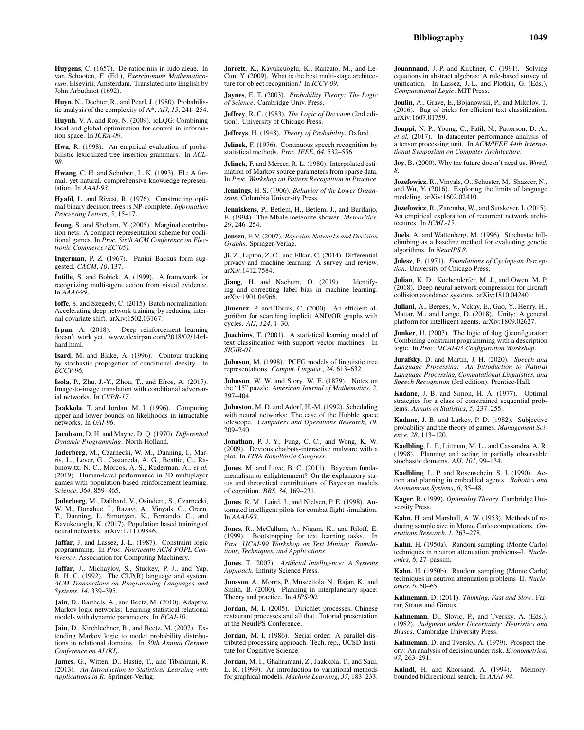**Huygens**, C. (1657). De ratiociniis in ludo aleae. In van Schooten, F. (Ed.), *Exercitionum Mathematicorum*. Elsevirii, Amsterdam. Translated into English by John Arbuthnot (1692).

**Huyn**, N., Dechter, R., and Pearl, J. (1980). Probabilistic analysis of the complexity of A*. *AIJ*, *15*, 241–254.

**Huynh**, V. A. and Roy, N. (2009). icLQG: Combining local and global optimization for control in information space. In *ICRA-09*.

**Hwa**, R. (1998). An empirical evaluation of probabilistic lexicalized tree insertion grammars. In *ACL-98*.

**Hwang**, C. H. and Schubert, L. K. (1993). EL: A formal, yet natural, comprehensive knowledge representation. In *AAAI-93*.

**Hyafil**, L. and Rivest, R. (1976). Constructing optimal binary decision trees is NP-complete. *Information Processing Letters*, *5*, 15–17.

**Ieong**, S. and Shoham, Y. (2005). Marginal contribution nets: A compact representation scheme for coalitional games. In *Proc. Sixth ACM Conference on Electronic Commerce (EC'05)*.

**Ingerman**, P. Z. (1967). Panini–Backus form suggested. *CACM*, *10*, 137.

**Intille**, S. and Bobick, A. (1999). A framework for recognizing multi-agent action from visual evidence. In *AAAI-99*.

**Ioffe**, S. and Szegedy, C. (2015). Batch normalization: Accelerating deep network training by reducing internal covariate shift. arXiv:1502.03167.

**Irpan**, A. (2018). Deep reinforcement learning doesn't work yet. www.alexirpan.com/2018/02/14/rl-hard.html.

**Isard**, M. and Blake, A. (1996). Contour tracking by stochastic propagation of conditional density. In *ECCV-96*.

**Isola**, P., Zhu, J.-Y., Zhou, T., and Efros, A. (2017). Image-to-image translation with conditional adversarial networks. In *CVPR-17*.

**Jaakkola**, T. and Jordan, M. I. (1996). Computing upper and lower bounds on likelihoods in intractable networks. In *UAI-96*.

**Jacobson**, D. H. and Mayne, D. Q. (1970). *Differential Dynamic Programming*. North-Holland.

**Jaderberg**, M., Czarnecki, W. M., Dunning, I., Marris, L., Lever, G., Castaneda, A. G., Beattie, C., Rabinowitz, N. C., Morcos, A. S., Ruderman, A., *et al.* (2019). Human-level performance in 3D multiplayer games with population-based reinforcement learning. *Science*, *364*, 859–865.

**Jaderberg**, M., Dalibard, V., Osindero, S., Czarnecki, W. M., Donahue, J., Razavi, A., Vinyals, O., Green, T., Dunning, I., Simonyan, K., Fernando, C., and Kavukcuoglu, K. (2017). Population based training of neural networks. arXiv:1711.09846.

**Jaffar**, J. and Lassez, J.-L. (1987). Constraint logic programming. In *Proc. Fourteenth ACM POPL Conference*. Association for Computing Machinery.

**Jaffar**, J., Michaylov, S., Stuckey, P. J., and Yap, R. H. C. (1992). The CLP(R) language and system. *ACM Transactions on Programming Languages and Systems*, *14*, 339–395.

**Jain**, D., Barthels, A., and Beetz, M. (2010). Adaptive Markov logic networks: Learning statistical relational models with dynamic parameters. In *ECAI-10*.

**Jain**, D., Kirchlechner, B., and Beetz, M. (2007). Extending Markov logic to model probability distributions in relational domains. In *30th Annual German Conference on AI (KI)*.

**James**, G., Witten, D., Hastie, T., and Tibshirani, R. (2013). *An Introduction to Statistical Learning with Applications in R*. Springer-Verlag.

**Jarrett**, K., Kavukcuoglu, K., Ranzato, M., and LeCun, Y. (2009). What is the best multi-stage architecture for object recognition? In *ICCV-09*.

**Jaynes**, E. T. (2003). *Probability Theory: The Logic of Science*. Cambridge Univ. Press.

**Jeffrey**, R. C. (1983). *The Logic of Decision* (2nd edition). University of Chicago Press.

**Jeffreys**, H. (1948). *Theory of Probability*. Oxford.

**Jelinek**, F. (1976). Continuous speech recognition by statistical methods. *Proc. IEEE*, *64*, 532–556.

**Jelinek**, F. and Mercer, R. L. (1980). Interpolated estimation of Markov source parameters from sparse data. In *Proc. Workshop on Pattern Recognition in Practice*.

**Jennings**, H. S. (1906). *Behavior of the Lower Organisms*. Columbia University Press.

**Jenniskens**, P., Betlem, H., Betlem, J., and Barifaijo, E. (1994). The Mbale meteorite shower. *Meteoritics*, *29*, 246–254.

**Jensen**, F. V. (2007). *Bayesian Networks and Decision Graphs*. Springer-Verlag.

**Ji**, Z., Lipton, Z. C., and Elkan, C. (2014). Differential privacy and machine learning: A survey and review. arXiv:1412.7584.

**Jiang**, H. and Nachum, O. (2019). Identifying and correcting label bias in machine learning. arXiv:1901.04966.

**Jimenez**, P. and Torras, C. (2000). An efficient algorithm for searching implicit AND/OR graphs with cycles. *AIJ*, *124*, 1–30.

**Joachims**, T. (2001). A statistical learning model of text classification with support vector machines. In *SIGIR-01*.

**Johnson**, M. (1998). PCFG models of linguistic tree representations. *Comput. Linguist.*, *24*, 613–632.

**Johnson**, W. W. and Story, W. E. (1879). Notes on the "15" puzzle. *American Journal of Mathematics*, *2*, 397–404.

**Johnston**, M. D. and Adorf, H.-M. (1992). Scheduling with neural networks: The case of the Hubble space telescope. *Computers and Operations Research*, *19*, 209–240.

**Jonathan**, P. J. Y., Fung, C. C., and Wong, K. W. (2009). Devious chatbots-interactive malware with a plot. In *FIRA RoboWorld Congress*.

**Jones**, M. and Love, B. C. (2011). Bayesian fundamentalism or enlightenment? On the explanatory status and theoretical contributions of Bayesian models of cognition. *BBS*, *34*, 169–231.

**Jones**, R. M., Laird, J., and Nielsen, P. E. (1998). Automated intelligent pilots for combat flight simulation. In *AAAI-98*.

**Jones**, R., McCallum, A., Nigam, K., and Riloff, E. (1999). Bootstrapping for text learning tasks. In *Proc. IJCAI-99 Workshop on Text Mining: Foundations, Techniques, and Applications*.

**Jones**, T. (2007). *Artificial Intelligence: A Systems Approach*. Infinity Science Press.

**Jonsson**, A., Morris, P., Muscettola, N., Rajan, K., and Smith, B. (2000). Planning in interplanetary space: Theory and practice. In *AIPS-00*.

**Jordan**, M. I. (2005). Dirichlet processes, Chinese restaurant processes and all that. Tutorial presentation at the NeurIPS Conference.

**Jordan**, M. I. (1986). Serial order: A parallel distributed processing approach. Tech. rep., UCSD Institute for Cognitive Science.

**Jordan**, M. I., Ghahramani, Z., Jaakkola, T., and Saul, L. K. (1999). An introduction to variational methods for graphical models. *Machine Learning*, *37*, 183–233.

**Jouannaud**, J.-P. and Kirchner, C. (1991). Solving equations in abstract algebras: A rule-based survey of unification. In Lassez, J.-L. and Plotkin, G. (Eds.), *Computational Logic*. MIT Press.

**Joulin**, A., Grave, E., Bojanowski, P., and Mikolov, T. (2016). Bag of tricks for efficient text classification. arXiv:1607.01759.

**Jouppi**, N. P., Young, C., Patil, N., Patterson, D. A., *et al.* (2017). In-datacenter performance analysis of a tensor processing unit. In *ACM/IEEE 44th International Symposium on Computer Architecture*.

**Joy**, B. (2000). Why the future doesn't need us. *Wired*, *8*.

**Jozefowicz**, R., Vinyals, O., Schuster, M., Shazeer, N., and Wu, Y. (2016). Exploring the limits of language modeling. arXiv:1602.02410.

**Jozefowicz**, R., Zaremba, W., and Sutskever, I. (2015). An empirical exploration of recurrent network architectures. In *ICML-15*.

**Juels**, A. and Wattenberg, M. (1996). Stochastic hillclimbing as a baseline method for evaluating genetic algorithms. In *NeurIPS 8*.

**Julesz**, B. (1971). *Foundations of Cyclopean Perception*. University of Chicago Press.

**Julian**, K. D., Kochenderfer, M. J., and Owen, M. P. (2018). Deep neural network compression for aircraft collision avoidance systems. arXiv:1810.04240.

**Juliani**, A., Berges, V., Vckay, E., Gao, Y., Henry, H., Mattar, M., and Lange, D. (2018). Unity: A general platform for intelligent agents. arXiv:1809.02627.

**Junker**, U. (2003). The logic of ilog (j)configurator: Combining constraint programming with a description logic. In *Proc. IJCAI-03 Configuration Workshop*.

**Jurafsky**, D. and Martin, J. H. (2020). *Speech and Language Processing: An Introduction to Natural Language Processing, Computational Linguistics, and Speech Recognition* (3rd edition). Prentice-Hall.

**Kadane**, J. B. and Simon, H. A. (1977). Optimal strategies for a class of constrained sequential problems. *Annals of Statistics*, *5*, 237–255.

**Kadane**, J. B. and Larkey, P. D. (1982). Subjective probability and the theory of games. *Management Science*, *28*, 113–120.

**Kaelbling**, L. P., Littman, M. L., and Cassandra, A. R. (1998). Planning and acting in partially observable stochastic domains. *AIJ*, *101*, 99–134.

**Kaelbling**, L. P. and Rosenschein, S. J. (1990). Action and planning in embedded agents. *Robotics and Autonomous Systems*, *6*, 35–48.

**Kager**, R. (1999). *Optimality Theory*. Cambridge University Press.

**Kahn**, H. and Marshall, A. W. (1953). Methods of reducing sample size in Monte Carlo computations. *Operations Research*, *1*, 263–278.

**Kahn**, H. (1950a). Random sampling (Monte Carlo) techniques in neutron attenuation problems–I. *Nucleonics*, *6*, 27–passim.

**Kahn**, H. (1950b). Random sampling (Monte Carlo) techniques in neutron attenuation problems–II. *Nucleonics*, *6*, 60–65.

**Kahneman**, D. (2011). *Thinking, Fast and Slow*. Farrar, Straus and Giroux.

**Kahneman**, D., Slovic, P., and Tversky, A. (Eds.). (1982). *Judgment under Uncertainty: Heuristics and Biases*. Cambridge University Press.

**Kahneman**, D. and Tversky, A. (1979). Prospect theory: An analysis of decision under risk. *Econometrica*, *47*, 263–291.

**Kaindl**, H. and Khorsand, A. (1994). Memory-bounded bidirectional search. In *AAAI-94*.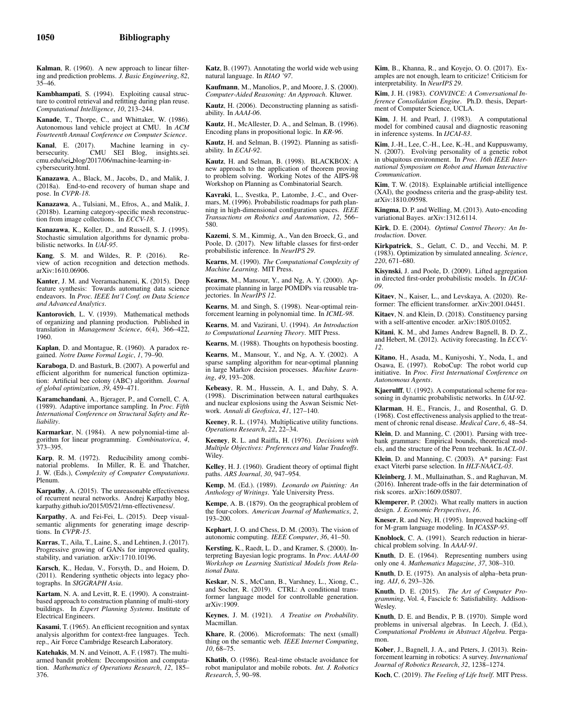**Kalman**, R. (1960). A new approach to linear filtering and prediction problems. *J. Basic Engineering*, *82*, 35–46.

**Kambhampati**, S. (1994). Exploiting causal structure to control retrieval and refitting during plan reuse. *Computational Intelligence*, *10*, 213–244.

**Kanade**, T., Thorpe, C., and Whittaker, W. (1986). Autonomous land vehicle project at CMU. In *ACM Fourteenth Annual Conference on Computer Science*.

**Kanal**, E. (2017). Machine learning in cybersecurity. CMU SEI Blog, insights.sei.cmu.edu/sei_blog/2017/06/machine-learning-in-cybersecurity.html.

**Kanazawa**, A., Black, M., Jacobs, D., and Malik, J. (2018a). End-to-end recovery of human shape and pose. In *CVPR-18*.

**Kanazawa**, A., Tulsiani, M., Efros, A., and Malik, J. (2018b). Learning category-specific mesh reconstruction from image collections. In *ECCV-18*.

**Kanazawa**, K., Koller, D., and Russell, S. J. (1995). Stochastic simulation algorithms for dynamic probabilistic networks. In *UAI-95*.

**Kang**, S. M. and Wildes, R. P. (2016). Review of action recognition and detection methods. arXiv:1610.06906.

**Kanter**, J. M. and Veeramachaneni, K. (2015). Deep feature synthesis: Towards automating data science endeavors. In *Proc. IEEE Int'l Conf. on Data Science and Advanced Analytics*.

**Kantorovich**, L. V. (1939). Mathematical methods of organizing and planning production. Published in translation in *Management Science*, *6*(4), 366–422, 1960.

**Kaplan**, D. and Montague, R. (1960). A paradox regained. *Notre Dame Formal Logic*, *1*, 79–90.

**Karaboga**, D. and Basturk, B. (2007). A powerful and efficient algorithm for numerical function optimization: Artificial bee colony (ABC) algorithm. *Journal of global optimization*, *39*, 459–471.

**Karamchandani**, A., Bjerager, P., and Cornell, C. A. (1989). Adaptive importance sampling. In *Proc. Fifth International Conference on Structural Safety and Reliability*.

**Karmarkar**, N. (1984). A new polynomial-time algorithm for linear programming. *Combinatorica*, *4*, 373–395.

**Karp**, R. M. (1972). Reducibility among combinatorial problems. In Miller, R. E. and Thatcher, J. W. (Eds.), *Complexity of Computer Computations*. Plenum.

**Karpathy**, A. (2015). The unreasonable effectiveness of recurrent neural networks. Andrej Karpathy blog, karpathy.github.io/2015/05/21/rnn-effectiveness/.

**Karpathy**, A. and Fei-Fei, L. (2015). Deep visual-semantic alignments for generating image descriptions. In *CVPR-15*.

**Karras**, T., Aila, T., Laine, S., and Lehtinen, J. (2017). Progressive growing of GANs for improved quality, stability, and variation. arXiv:1710.10196.

**Karsch**, K., Hedau, V., Forsyth, D., and Hoiem, D. (2011). Rendering synthetic objects into legacy photographs. In *SIGGRAPH Asia*.

**Kartam**, N. A. and Levitt, R. E. (1990). A constraint-based approach to construction planning of multi-story buildings. In *Expert Planning Systems*. Institute of Electrical Engineers.

**Kasami**, T. (1965). An efficient recognition and syntax analysis algorithm for context-free languages. Tech. rep., Air Force Cambridge Research Laboratory.

**Katehakis**, M. N. and Veinott, A. F. (1987). The multi-armed bandit problem: Decomposition and computation. *Mathematics of Operations Research*, *12*, 185–376.

**Katz**, B. (1997). Annotating the world wide web using natural language. In *RIAO '97*.

**Kaufmann**, M., Manolios, P., and Moore, J. S. (2000). *Computer-Aided Reasoning: An Approach*. Kluwer.

**Kautz**, H. (2006). Deconstructing planning as satisfiability. In *AAAI-06*.

**Kautz**, H., McAllester, D. A., and Selman, B. (1996). Encoding plans in propositional logic. In *KR-96*.

**Kautz**, H. and Selman, B. (1992). Planning as satisfiability. In *ECAI-92*.

**Kautz**, H. and Selman, B. (1998). BLACKBOX: A new approach to the application of theorem proving to problem solving. Working Notes of the AIPS-98 Workshop on Planning as Combinatorial Search.

**Kavraki**, L., Svestka, P., Latombe, J.-C., and Overmars, M. (1996). Probabilistic roadmaps for path planning in high-dimensional configuration spaces. *IEEE Transactions on Robotics and Automation*, *12*, 566–580.

**Kazemi**, S. M., Kimmig, A., Van den Broeck, G., and Poole, D. (2017). New liftable classes for first-order probabilistic inference. In *NeurIPS 29*.

**Kearns**, M. (1990). *The Computational Complexity of Machine Learning*. MIT Press.

**Kearns**, M., Mansour, Y., and Ng, A. Y. (2000). Approximate planning in large POMDPs via reusable trajectories. In *NeurIPS 12*.

**Kearns**, M. and Singh, S. (1998). Near-optimal reinforcement learning in polynomial time. In *ICML-98*.

**Kearns**, M. and Vazirani, U. (1994). *An Introduction to Computational Learning Theory*. MIT Press.

**Kearns**, M. (1988). Thoughts on hypothesis boosting.

**Kearns**, M., Mansour, Y., and Ng, A. Y. (2002). A sparse sampling algorithm for near-optimal planning in large Markov decision processes. *Machine Learning*, *49*, 193–208.

**Kebeasy**, R. M., Hussein, A. I., and Dahy, S. A. (1998). Discrimination between natural earthquakes and nuclear explosions using the Aswan Seismic Network. *Annali di Geofisica*, *41*, 127–140.

**Keeney**, R. L. (1974). Multiplicative utility functions. *Operations Research*, *22*, 22–34.

**Keeney**, R. L. and Raiffa, H. (1976). *Decisions with Multiple Objectives: Preferences and Value Tradeoffs*. Wiley.

**Kelley**, H. J. (1960). Gradient theory of optimal flight paths. *ARS Journal*, *30*, 947–954.

**Kemp**, M. (Ed.). (1989). *Leonardo on Painting: An Anthology of Writings*. Yale University Press.

**Kempe**, A. B. (1879). On the geographical problem of the four-colors. *American Journal of Mathematics*, *2*, 193–200.

**Kephart**, J. O. and Chess, D. M. (2003). The vision of autonomic computing. *IEEE Computer*, *36*, 41–50.

**Kersting**, K., Raedt, L. D., and Kramer, S. (2000). Interpreting Bayesian logic programs. In *Proc. AAAI-00 Workshop on Learning Statistical Models from Relational Data*.

**Keskar**, N. S., McCann, B., Varshney, L., Xiong, C., and Socher, R. (2019). CTRL: A conditional transformer language model for controllable generation. arXiv:1909.

**Keynes**, J. M. (1921). *A Treatise on Probability*. Macmillan.

**Khare**, R. (2006). Microformats: The next (small) thing on the semantic web. *IEEE Internet Computing*, *10*, 68–75.

**Khatib**, O. (1986). Real-time obstacle avoidance for robot manipulator and mobile robots. *Int. J. Robotics Research*, *5*, 90–98.

**Kim**, B., Khanna, R., and Koyejo, O. O. (2017). Examples are not enough, learn to criticize! Criticism for interpretability. In *NeurIPS 29*.

**Kim**, J. H. (1983). *CONVINCE: A Conversational Inference Consolidation Engine*. Ph.D. thesis, Department of Computer Science, UCLA.

**Kim**, J. H. and Pearl, J. (1983). A computational model for combined causal and diagnostic reasoning in inference systems. In *IJCAI-83*.

**Kim**, J.-H., Lee, C.-H., Lee, K.-H., and Kuppuswamy, N. (2007). Evolving personality of a genetic robot in ubiquitous environment. In *Proc. 16th IEEE International Symposium on Robot and Human Interactive Communication*.

**Kim**, T. W. (2018). Explainable artificial intelligence (XAI), the goodness criteria and the grasp-ability test. arXiv:1810.09598.

**Kingma**, D. P. and Welling, M. (2013). Auto-encoding variational Bayes. arXiv:1312.6114.

**Kirk**, D. E. (2004). *Optimal Control Theory: An Introduction*. Dover.

**Kirkpatrick**, S., Gelatt, C. D., and Vecchi, M. P. (1983). Optimization by simulated annealing. *Science*, *220*, 671–680.

**Kisynski**, J. and Poole, D. (2009). Lifted aggregation in directed first-order probabilistic models. In *IJCAI-09*.

**Kitaev**, N., Kaiser, L., and Levskaya, A. (2020). Reformer: The efficient transformer. arXiv:2001.04451.

**Kitaev**, N. and Klein, D. (2018). Constituency parsing with a self-attentive encoder. arXiv:1805.01052.

**Kitani**, K. M., abd James Andrew Bagnell, B. D. Z., and Hebert, M. (2012). Activity forecasting. In *ECCV-12*.

**Kitano**, H., Asada, M., Kuniyoshi, Y., Noda, I., and Osawa, E. (1997). RoboCup: The robot world cup initiative. In *Proc. First International Conference on Autonomous Agents*.

**Kjaerulff**, U. (1992). A computational scheme for reasoning in dynamic probabilistic networks. In *UAI-92*.

**Klarman**, H. E., Francis, J., and Rosenthal, G. D. (1968). Cost effectiveness analysis applied to the treatment of chronic renal disease. *Medical Care*, *6*, 48–54.

**Klein**, D. and Manning, C. (2001). Parsing with treebank grammars: Empirical bounds, theoretical models, and the structure of the Penn treebank. In *ACL-01*.

**Klein**, D. and Manning, C. (2003). A* parsing: Fast exact Viterbi parse selection. In *HLT-NAACL-03*.

**Kleinberg**, J. M., Mullainathan, S., and Raghavan, M. (2016). Inherent trade-offs in the fair determination of risk scores. arXiv:1609.05807.

**Klemperer**, P. (2002). What really matters in auction design. *J. Economic Perspectives*, *16*.

**Kneser**, R. and Ney, H. (1995). Improved backing-off for M-gram language modeling. In *ICASSP-95*.

**Knoblock**, C. A. (1991). Search reduction in hierarchical problem solving. In *AAAI-91*.

**Knuth**, D. E. (1964). Representing numbers using only one 4. *Mathematics Magazine*, *37*, 308–310.

**Knuth**, D. E. (1975). An analysis of alpha–beta pruning. *AIJ*, *6*, 293–326.

**Knuth**, D. E. (2015). *The Art of Computer Programming*, Vol. 4, Fascicle 6: Satisfiability. Addison-Wesley.

**Knuth**, D. E. and Bendix, P. B. (1970). Simple word problems in universal algebras. In Leech, J. (Ed.), *Computational Problems in Abstract Algebra*. Pergamon.

**Kober**, J., Bagnell, J. A., and Peters, J. (2013). Reinforcement learning in robotics: A survey. *International Journal of Robotics Research*, *32*, 1238–1274.

**Koch**, C. (2019). *The Feeling of Life Itself*. MIT Press.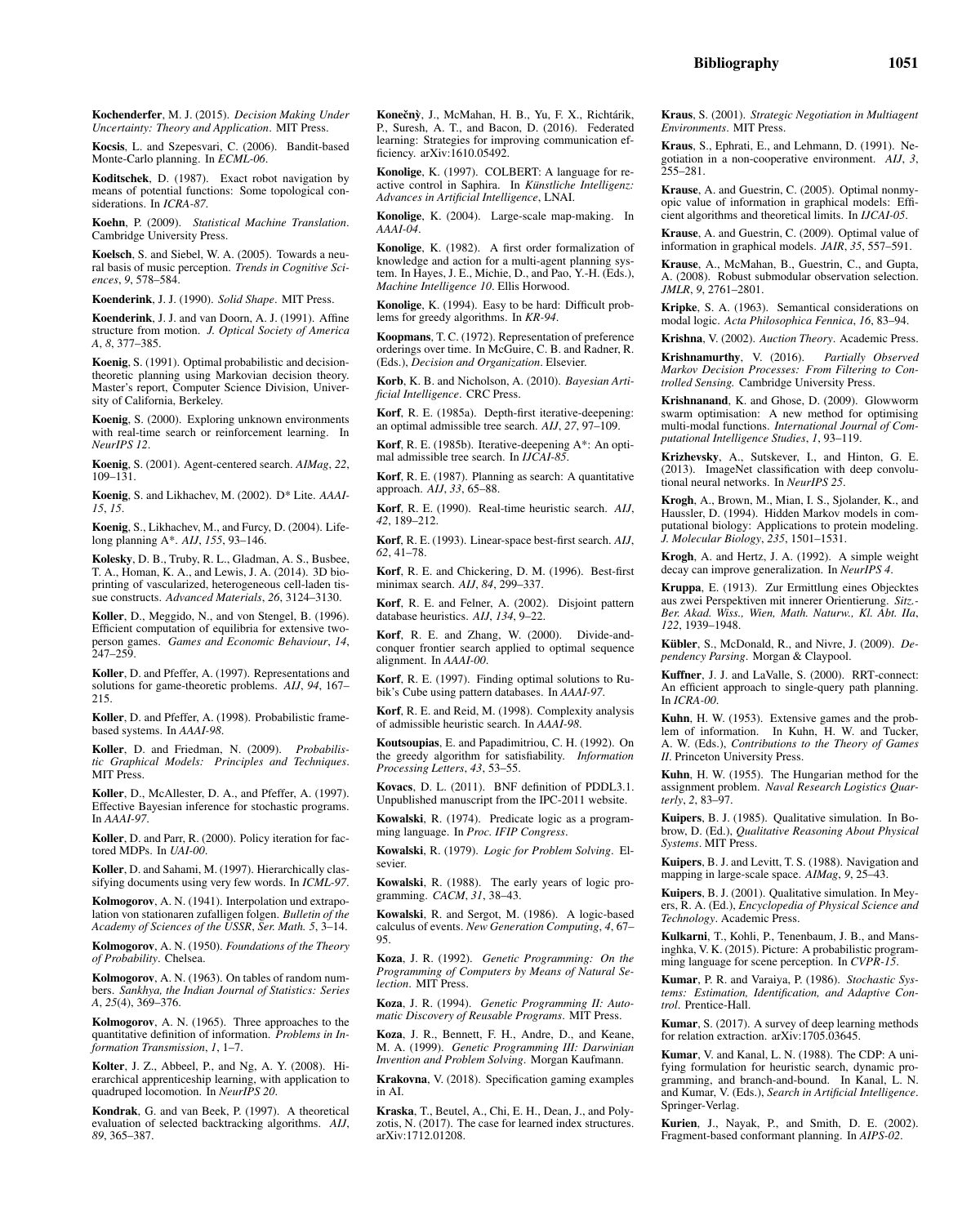**Kochenderfer**, M. J. (2015). *Decision Making Under Uncertainty: Theory and Application*. MIT Press.

**Kocsis**, L. and Szepesvari, C. (2006). Bandit-based Monte-Carlo planning. In *ECML-06*.

**Koditschek**, D. (1987). Exact robot navigation by means of potential functions: Some topological considerations. In *ICRA-87*.

**Koehn**, P. (2009). *Statistical Machine Translation*. Cambridge University Press.

**Koelsch**, S. and Siebel, W. A. (2005). Towards a neural basis of music perception. *Trends in Cognitive Sciences*, *9*, 578–584.

**Koenderink**, J. J. (1990). *Solid Shape*. MIT Press.

**Koenderink**, J. J. and van Doorn, A. J. (1991). Affine structure from motion. *J. Optical Society of America A*, *8*, 377–385.

**Koenig**, S. (1991). Optimal probabilistic and decision-theoretic planning using Markovian decision theory. Master's report, Computer Science Division, University of California, Berkeley.

**Koenig**, S. (2000). Exploring unknown environments with real-time search or reinforcement learning. In *NeurIPS 12*.

**Koenig**, S. (2001). Agent-centered search. *AIMag*, *22*, 109–131.

**Koenig**, S. and Likhachev, M. (2002). D* Lite. *AAAI-15*, *15*.

**Koenig**, S., Likhachev, M., and Furcy, D. (2004). Lifelong planning A*. *AIJ*, *155*, 93–146.

**Kolesky**, D. B., Truby, R. L., Gladman, A. S., Busbee, T. A., Homan, K. A., and Lewis, J. A. (2014). 3D bioprinting of vascularized, heterogeneous cell-laden tissue constructs. *Advanced Materials*, *26*, 3124–3130.

**Koller**, D., Meggido, N., and von Stengel, B. (1996). Efficient computation of equilibria for extensive two-person games. *Games and Economic Behaviour*, *14*, 247–259.

**Koller**, D. and Pfeffer, A. (1997). Representations and solutions for game-theoretic problems. *AIJ*, *94*, 167–215.

**Koller**, D. and Pfeffer, A. (1998). Probabilistic frame-based systems. In *AAAI-98*.

**Koller**, D. and Friedman, N. (2009). *Probabilistic Graphical Models: Principles and Techniques*. MIT Press.

**Koller**, D., McAllester, D. A., and Pfeffer, A. (1997). Effective Bayesian inference for stochastic programs. In *AAAI-97*.

**Koller**, D. and Parr, R. (2000). Policy iteration for factored MDPs. In *UAI-00*.

**Koller**, D. and Sahami, M. (1997). Hierarchically classifying documents using very few words. In *ICML-97*.

**Kolmogorov**, A. N. (1941). Interpolation und extrapolation von stationaren zufalligen folgen. *Bulletin of the Academy of Sciences of the USSR*, *Ser. Math. 5*, 3–14.

**Kolmogorov**, A. N. (1950). *Foundations of the Theory of Probability*. Chelsea.

**Kolmogorov**, A. N. (1963). On tables of random numbers. *Sankhya, the Indian Journal of Statistics: Series A*, *25*(4), 369–376.

**Kolmogorov**, A. N. (1965). Three approaches to the quantitative definition of information. *Problems in Information Transmission*, *1*, 1–7.

**Kolter**, J. Z., Abbeel, P., and Ng, A. Y. (2008). Hierarchical apprenticeship learning, with application to quadruped locomotion. In *NeurIPS 20*.

**Kondrak**, G. and van Beek, P. (1997). A theoretical evaluation of selected backtracking algorithms. *AIJ*, *89*, 365–387.

**Konečný**, J., McMahan, H. B., Yu, F. X., Richtárik, P., Suresh, A. T., and Bacon, D. (2016). Federated learning: Strategies for improving communication efficiency. arXiv:1610.05492.

**Konolige**, K. (1997). COLBERT: A language for reactive control in Saphira. In *Künstliche Intelligenz: Advances in Artificial Intelligence*, LNAI.

**Konolige**, K. (2004). Large-scale map-making. In *AAAI-04*.

**Konolige**, K. (1982). A first order formalization of knowledge and action for a multi-agent planning system. In Hayes, J. E., Michie, D., and Pao, Y.-H. (Eds.), *Machine Intelligence 10*. Ellis Horwood.

**Konolige**, K. (1994). Easy to be hard: Difficult problems for greedy algorithms. In *KR-94*.

**Koopmans**, T. C. (1972). Representation of preference orderings over time. In McGuire, C. B. and Radner, R. (Eds.), *Decision and Organization*. Elsevier.

**Korb**, K. B. and Nicholson, A. (2010). *Bayesian Artificial Intelligence*. CRC Press.

**Korf**, R. E. (1985a). Depth-first iterative-deepening: an optimal admissible tree search. *AIJ*, *27*, 97–109.

**Korf**, R. E. (1985b). Iterative-deepening A*: An optimal admissible tree search. In *IJCAI-85*.

**Korf**, R. E. (1987). Planning as search: A quantitative approach. *AIJ*, *33*, 65–88.

**Korf**, R. E. (1990). Real-time heuristic search. *AIJ*, *42*, 189–212.

**Korf**, R. E. (1993). Linear-space best-first search. *AIJ*, *62*, 41–78.

**Korf**, R. E. and Chickering, D. M. (1996). Best-first minimax search. *AIJ*, *84*, 299–337.

**Korf**, R. E. and Felner, A. (2002). Disjoint pattern database heuristics. *AIJ*, *134*, 9–22.

**Korf**, R. E. and Zhang, W. (2000). Divide-and-conquer frontier search applied to optimal sequence alignment. In *AAAI-00*.

**Korf**, R. E. (1997). Finding optimal solutions to Rubik's Cube using pattern databases. In *AAAI-97*.

**Korf**, R. E. and Reid, M. (1998). Complexity analysis of admissible heuristic search. In *AAAI-98*.

**Koutsoupias**, E. and Papadimitriou, C. H. (1992). On the greedy algorithm for satisfiability. *Information Processing Letters*, *43*, 53–55.

**Kovacs**, D. L. (2011). BNF definition of PDDL3.1. Unpublished manuscript from the IPC-2011 website.

**Kowalski**, R. (1974). Predicate logic as a programming language. In *Proc. IFIP Congress*.

**Kowalski**, R. (1979). *Logic for Problem Solving*. Elsevier.

**Kowalski**, R. (1988). The early years of logic programming. *CACM*, *31*, 38–43.

**Kowalski**, R. and Sergot, M. (1986). A logic-based calculus of events. *New Generation Computing*, *4*, 67–95.

**Koza**, J. R. (1992). *Genetic Programming: On the Programming of Computers by Means of Natural Selection*. MIT Press.

**Koza**, J. R. (1994). *Genetic Programming II: Automatic Discovery of Reusable Programs*. MIT Press.

**Koza**, J. R., Bennett, F. H., Andre, D., and Keane, M. A. (1999). *Genetic Programming III: Darwinian Invention and Problem Solving*. Morgan Kaufmann.

**Krakovna**, V. (2018). Specification gaming examples in AI.

**Kraska**, T., Beutel, A., Chi, E. H., Dean, J., and Polyzotis, N. (2017). The case for learned index structures. arXiv:1712.01208.

**Kraus**, S. (2001). *Strategic Negotiation in Multiagent Environments*. MIT Press.

**Kraus**, S., Ephrati, E., and Lehmann, D. (1991). Negotiation in a non-cooperative environment. *AIJ*, *3*, 255–281.

**Krause**, A. and Guestrin, C. (2005). Optimal nonmyopic value of information in graphical models: Efficient algorithms and theoretical limits. In *IJCAI-05*.

**Krause**, A. and Guestrin, C. (2009). Optimal value of information in graphical models. *JAIR*, *35*, 557–591.

**Krause**, A., McMahan, B., Guestrin, C., and Gupta, A. (2008). Robust submodular observation selection. *JMLR*, *9*, 2761–2801.

**Kripke**, S. A. (1963). Semantical considerations on modal logic. *Acta Philosophica Fennica*, *16*, 83–94.

**Krishna**, V. (2002). *Auction Theory*. Academic Press.

**Krishnamurthy**, V. (2016). *Partially Observed Markov Decision Processes: From Filtering to Controlled Sensing.* Cambridge University Press.

**Krishnanand**, K. and Ghose, D. (2009). Glowworm swarm optimisation: A new method for optimising multi-modal functions. *International Journal of Computational Intelligence Studies*, *1*, 93–119.

**Krizhevsky**, A., Sutskever, I., and Hinton, G. E. (2013). ImageNet classification with deep convolutional neural networks. In *NeurIPS 25*.

**Krogh**, A., Brown, M., Mian, I. S., Sjolander, K., and Haussler, D. (1994). Hidden Markov models in computational biology: Applications to protein modeling. *J. Molecular Biology*, *235*, 1501–1531.

**Krogh**, A. and Hertz, J. A. (1992). A simple weight decay can improve generalization. In *NeurIPS 4*.

**Kruppa**, E. (1913). Zur Ermittlung eines Objecktes aus zwei Perspektiven mit innerer Orientierung. *Sitz.-Ber. Akad. Wiss., Wien, Math. Naturw., Kl. Abt. IIa*, *122*, 1939–1948.

**Kübler**, S., McDonald, R., and Nivre, J. (2009). *Dependency Parsing*. Morgan & Claypool.

**Kuffner**, J. J. and LaValle, S. (2000). RRT-connect: An efficient approach to single-query path planning. In *ICRA-00*.

**Kuhn**, H. W. (1953). Extensive games and the problem of information. In Kuhn, H. W. and Tucker, A. W. (Eds.), *Contributions to the Theory of Games II*. Princeton University Press.

**Kuhn**, H. W. (1955). The Hungarian method for the assignment problem. *Naval Research Logistics Quarterly*, *2*, 83–97.

**Kuipers**, B. J. (1985). Qualitative simulation. In Bobrow, D. (Ed.), *Qualitative Reasoning About Physical Systems*. MIT Press.

**Kuipers**, B. J. and Levitt, T. S. (1988). Navigation and mapping in large-scale space. *AIMag*, *9*, 25–43.

**Kuipers**, B. J. (2001). Qualitative simulation. In Meyers, R. A. (Ed.), *Encyclopedia of Physical Science and Technology*. Academic Press.

**Kulkarni**, T., Kohli, P., Tenenbaum, J. B., and Mansinghka, V. K. (2015). Picture: A probabilistic programming language for scene perception. In *CVPR-15*.

**Kumar**, P. R. and Varaiya, P. (1986). *Stochastic Systems: Estimation, Identification, and Adaptive Control*. Prentice-Hall.

**Kumar**, S. (2017). A survey of deep learning methods for relation extraction. arXiv:1705.03645.

**Kumar**, V. and Kanal, L. N. (1988). The CDP: A unifying formulation for heuristic search, dynamic programming, and branch-and-bound. In Kanal, L. N. and Kumar, V. (Eds.), *Search in Artificial Intelligence*. Springer-Verlag.

**Kurien**, J., Nayak, P., and Smith, D. E. (2002). Fragment-based conformant planning. In *AIPS-02*.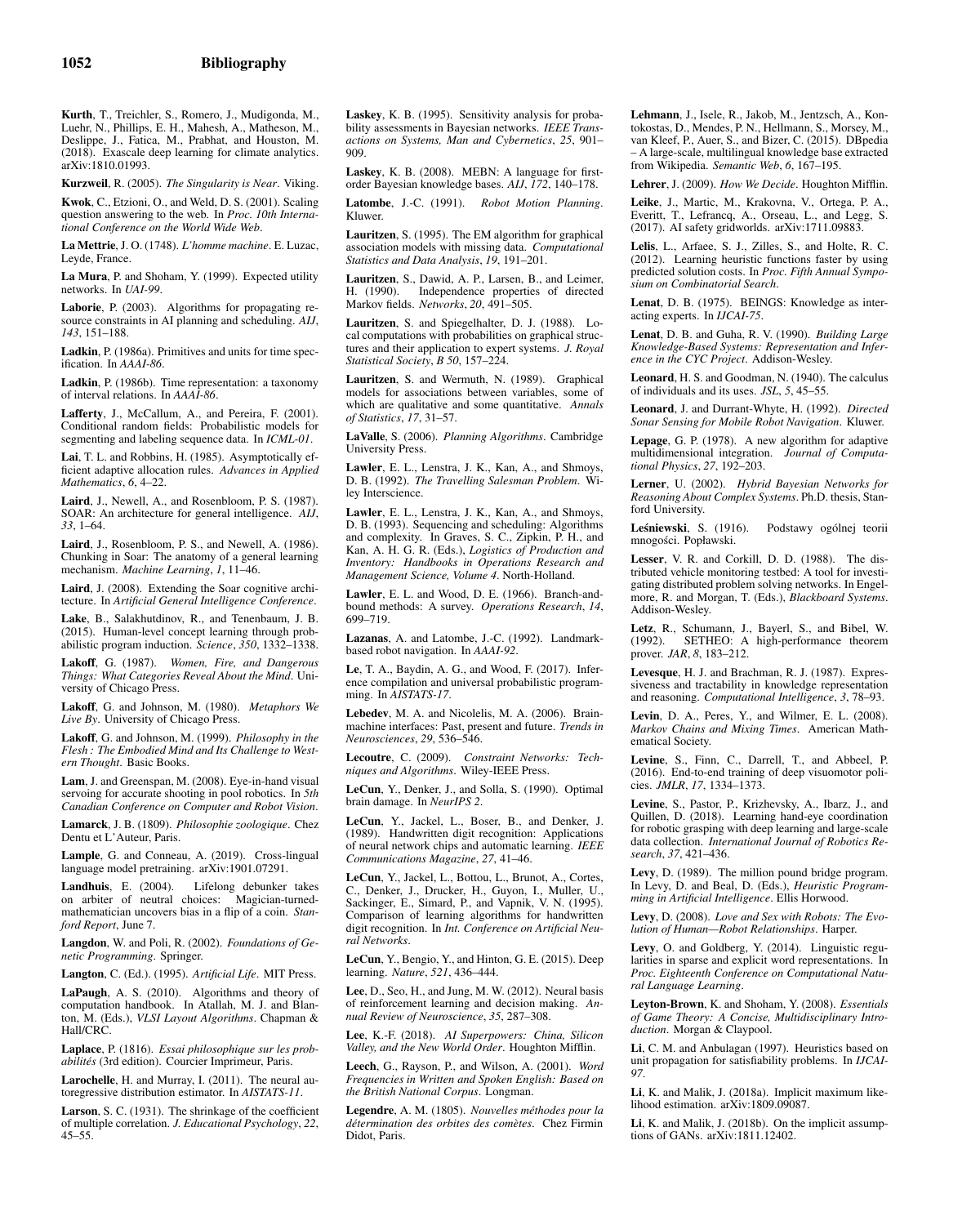**Kurth**, T., Treichler, S., Romero, J., Mudigonda, M., Luehr, N., Phillips, E. H., Mahesh, A., Matheson, M., Deslippe, J., Fatica, M., Prabhat, and Houston, M. (2018). Exascale deep learning for climate analytics. arXiv:1810.01993.

**Kurzweil**, R. (2005). *The Singularity is Near*. Viking.

**Kwok**, C., Etzioni, O., and Weld, D. S. (2001). Scaling question answering to the web. In *Proc. 10th International Conference on the World Wide Web*.

**La Mettrie**, J. O. (1748). *L'homme machine*. E. Luzac, Leyde, France.

**La Mura**, P. and Shoham, Y. (1999). Expected utility networks. In *UAI-99*.

**Laborie**, P. (2003). Algorithms for propagating resource constraints in AI planning and scheduling. *AIJ*, *143*, 151–188.

**Ladkin**, P. (1986a). Primitives and units for time specification. In *AAAI-86*.

**Ladkin**, P. (1986b). Time representation: a taxonomy of interval relations. In *AAAI-86*.

**Lafferty**, J., McCallum, A., and Pereira, F. (2001). Conditional random fields: Probabilistic models for segmenting and labeling sequence data. In *ICML-01*.

**Lai**, T. L. and Robbins, H. (1985). Asymptotically efficient adaptive allocation rules. *Advances in Applied Mathematics*, *6*, 4–22.

**Laird**, J., Newell, A., and Rosenbloom, P. S. (1987). SOAR: An architecture for general intelligence. *AIJ*, *33*, 1–64.

**Laird**, J., Rosenbloom, P. S., and Newell, A. (1986). Chunking in Soar: The anatomy of a general learning mechanism. *Machine Learning*, *1*, 11–46.

**Laird**, J. (2008). Extending the Soar cognitive architecture. In *Artificial General Intelligence Conference*.

**Lake**, B., Salakhutdinov, R., and Tenenbaum, J. B. (2015). Human-level concept learning through probabilistic program induction. *Science*, *350*, 1332–1338.

**Lakoff**, G. (1987). *Women, Fire, and Dangerous Things: What Categories Reveal About the Mind*. University of Chicago Press.

**Lakoff**, G. and Johnson, M. (1980). *Metaphors We Live By*. University of Chicago Press.

**Lakoff**, G. and Johnson, M. (1999). *Philosophy in the Flesh : The Embodied Mind and Its Challenge to Western Thought*. Basic Books.

**Lam**, J. and Greenspan, M. (2008). Eye-in-hand visual servoing for accurate shooting in pool robotics. In *5th Canadian Conference on Computer and Robot Vision*.

**Lamarck**, J. B. (1809). *Philosophie zoologique*. Chez Dentu et L'Auteur, Paris.

**Lample**, G. and Conneau, A. (2019). Cross-lingual language model pretraining. arXiv:1901.07291.

**Landhuis**, E. (2004). Lifelong debunker takes on arbiter of neutral choices: Magician-turned-mathematician uncovers bias in a flip of a coin. *Stanford Report*, June 7.

**Langdon**, W. and Poli, R. (2002). *Foundations of Genetic Programming*. Springer.

**Langton**, C. (Ed.). (1995). *Artificial Life*. MIT Press.

**LaPaugh**, A. S. (2010). Algorithms and theory of computation handbook. In Atallah, M. J. and Blanton, M. (Eds.), *VLSI Layout Algorithms*. Chapman & Hall/CRC.

**Laplace**, P. (1816). *Essai philosophique sur les probabilités* (3rd edition). Courcier Imprimeur, Paris.

**Larochelle**, H. and Murray, I. (2011). The neural autoregressive distribution estimator. In *AISTATS-11*.

**Larson**, S. C. (1931). The shrinkage of the coefficient of multiple correlation. *J. Educational Psychology*, *22*, 45–55.

**Laskey**, K. B. (1995). Sensitivity analysis for probability assessments in Bayesian networks. *IEEE Transactions on Systems, Man and Cybernetics*, *25*, 901–909.

**Laskey**, K. B. (2008). MEBN: A language for first-order Bayesian knowledge bases. *AIJ*, *172*, 140–178.

**Latombe**, J.-C. (1991). *Robot Motion Planning*. Kluwer.

**Lauritzen**, S. (1995). The EM algorithm for graphical association models with missing data. *Computational Statistics and Data Analysis*, *19*, 191–201.

**Lauritzen**, S., Dawid, A. P., Larsen, B., and Leimer, H. (1990). Independence properties of directed Markov fields. *Networks*, *20*, 491–505.

**Lauritzen**, S. and Spiegelhalter, D. J. (1988). Local computations with probabilities on graphical structures and their application to expert systems. *J. Royal Statistical Society*, *B 50*, 157–224.

**Lauritzen**, S. and Wermuth, N. (1989). Graphical models for associations between variables, some of which are qualitative and some quantitative. *Annals of Statistics*, *17*, 31–57.

**LaValle**, S. (2006). *Planning Algorithms*. Cambridge University Press.

**Lawler**, E. L., Lenstra, J. K., Kan, A., and Shmoys, D. B. (1992). *The Travelling Salesman Problem*. Wiley Interscience.

**Lawler**, E. L., Lenstra, J. K., Kan, A., and Shmoys, D. B. (1993). Sequencing and scheduling: Algorithms and complexity. In Graves, S. C., Zipkin, P. H., and Kan, A. H. G. R. (Eds.), *Logistics of Production and Inventory: Handbooks in Operations Research and Management Science, Volume 4*. North-Holland.

**Lawler**, E. L. and Wood, D. E. (1966). Branch-and-bound methods: A survey. *Operations Research*, *14*, 699–719.

**Lazanas**, A. and Latombe, J.-C. (1992). Landmark-based robot navigation. In *AAAI-92*.

**Le**, T. A., Baydin, A. G., and Wood, F. (2017). Inference compilation and universal probabilistic programming. In *AISTATS-17*.

**Lebedev**, M. A. and Nicolelis, M. A. (2006). Brain-machine interfaces: Past, present and future. *Trends in Neurosciences*, *29*, 536–546.

**Lecoutre**, C. (2009). *Constraint Networks: Techniques and Algorithms*. Wiley-IEEE Press.

**LeCun**, Y., Denker, J., and Solla, S. (1990). Optimal brain damage. In *NeurIPS 2*.

**LeCun**, Y., Jackel, L., Boser, B., and Denker, J. (1989). Handwritten digit recognition: Applications of neural network chips and automatic learning. *IEEE Communications Magazine*, *27*, 41–46.

**LeCun**, Y., Jackel, L., Bottou, L., Brunot, A., Cortes, C., Denker, J., Drucker, H., Guyon, I., Muller, U., Sackinger, E., Simard, P., and Vapnik, V. N. (1995). Comparison of learning algorithms for handwritten digit recognition. In *Int. Conference on Artificial Neural Networks*.

**LeCun**, Y., Bengio, Y., and Hinton, G. E. (2015). Deep learning. *Nature*, *521*, 436–444.

**Lee**, D., Seo, H., and Jung, M. W. (2012). Neural basis of reinforcement learning and decision making. *Annual Review of Neuroscience*, *35*, 287–308.

**Lee**, K.-F. (2018). *AI Superpowers: China, Silicon Valley, and the New World Order*. Houghton Mifflin.

**Leech**, G., Rayson, P., and Wilson, A. (2001). *Word Frequencies in Written and Spoken English: Based on the British National Corpus*. Longman.

**Legendre**, A. M. (1805). *Nouvelles méthodes pour la détermination des orbites des comètes*. Chez Firmin Didot, Paris.

**Lehmann**, J., Isele, R., Jakob, M., Jentzsch, A., Kontokostas, D., Mendes, P. N., Hellmann, S., Morsey, M., van Kleef, P., Auer, S., and Bizer, C. (2015). DBpedia – A large-scale, multilingual knowledge base extracted from Wikipedia. *Semantic Web*, *6*, 167–195.

**Lehrer**, J. (2009). *How We Decide*. Houghton Mifflin.

**Leike**, J., Martic, M., Krakovna, V., Ortega, P. A., Everitt, T., Lefrancq, A., Orseau, L., and Legg, S. (2017). AI safety gridworlds. arXiv:1711.09883.

**Lelis**, L., Arfaee, S. J., Zilles, S., and Holte, R. C. (2012). Learning heuristic functions faster by using predicted solution costs. In *Proc. Fifth Annual Symposium on Combinatorial Search*.

**Lenat**, D. B. (1975). BEINGS: Knowledge as interacting experts. In *IJCAI-75*.

**Lenat**, D. B. and Guha, R. V. (1990). *Building Large Knowledge-Based Systems: Representation and Inference in the CYC Project*. Addison-Wesley.

**Leonard**, H. S. and Goodman, N. (1940). The calculus of individuals and its uses. *JSL*, *5*, 45–55.

**Leonard**, J. and Durrant-Whyte, H. (1992). *Directed Sonar Sensing for Mobile Robot Navigation*. Kluwer.

**Lepage**, G. P. (1978). A new algorithm for adaptive multidimensional integration. *Journal of Computational Physics*, *27*, 192–203.

**Lerner**, U. (2002). *Hybrid Bayesian Networks for Reasoning About Complex Systems*. Ph.D. thesis, Stanford University.

**Leśniewski**, S. (1916). Podstawy ogólnej teorii mnogości. Popławski.

**Lesser**, V. R. and Corkill, D. D. (1988). The distributed vehicle monitoring testbed: A tool for investigating distributed problem solving networks. In Engelmore, R. and Morgan, T. (Eds.), *Blackboard Systems*. Addison-Wesley.

**Letz**, R., Schumann, J., Bayerl, S., and Bibel, W. (1992). SETHEO: A high-performance theorem prover. *JAR*, *8*, 183–212.

**Levesque**, H. J. and Brachman, R. J. (1987). Expressiveness and tractability in knowledge representation and reasoning. *Computational Intelligence*, *3*, 78–93.

**Levin**, D. A., Peres, Y., and Wilmer, E. L. (2008). *Markov Chains and Mixing Times*. American Mathematical Society.

**Levine**, S., Finn, C., Darrell, T., and Abbeel, P. (2016). End-to-end training of deep visuomotor policies. *JMLR*, *17*, 1334–1373.

**Levine**, S., Pastor, P., Krizhevsky, A., Ibarz, J., and Quillen, D. (2018). Learning hand-eye coordination for robotic grasping with deep learning and large-scale data collection. *International Journal of Robotics Research*, *37*, 421–436.

**Levy**, D. (1989). The million pound bridge program. In Levy, D. and Beal, D. (Eds.), *Heuristic Programming in Artificial Intelligence*. Ellis Horwood.

**Levy**, D. (2008). *Love and Sex with Robots: The Evolution of Human—Robot Relationships*. Harper.

**Levy**, O. and Goldberg, Y. (2014). Linguistic regularities in sparse and explicit word representations. In *Proc. Eighteenth Conference on Computational Natural Language Learning*.

**Leyton-Brown**, K. and Shoham, Y. (2008). *Essentials of Game Theory: A Concise, Multidisciplinary Introduction*. Morgan & Claypool.

**Li**, C. M. and Anbulagan (1997). Heuristics based on unit propagation for satisfiability problems. In *IJCAI-97*.

**Li**, K. and Malik, J. (2018a). Implicit maximum likelihood estimation. arXiv:1809.09087.

**Li**, K. and Malik, J. (2018b). On the implicit assumptions of GANs. arXiv:1811.12402.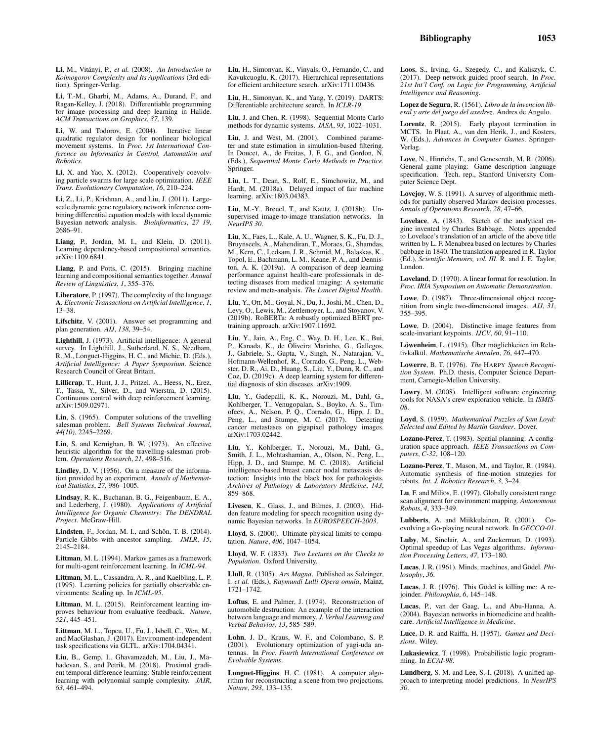**Li**, M., Vitányi, P., *et al.* (2008). *An Introduction to Kolmogorov Complexity and Its Applications* (3rd edition). Springer-Verlag.

**Li**, T.-M., Gharbi, M., Adams, A., Durand, F., and Ragan-Kelley, J. (2018). Differentiable programming for image processing and deep learning in Halide. *ACM Transactions on Graphics*, *37*, 139.

**Li**, W. and Todorov, E. (2004). Iterative linear quadratic regulator design for nonlinear biological movement systems. In *Proc. 1st International Conference on Informatics in Control, Automation and Robotics*.

**Li**, X. and Yao, X. (2012). Cooperatively coevolving particle swarms for large scale optimization. *IEEE Trans. Evolutionary Computation*, *16*, 210–224.

**Li**, Z., Li, P., Krishnan, A., and Liu, J. (2011). Large-scale dynamic gene regulatory network inference combining differential equation models with local dynamic Bayesian network analysis. *Bioinformatics*, *27 19*, 2686–91.

**Liang**, P., Jordan, M. I., and Klein, D. (2011). Learning dependency-based compositional semantics. arXiv:1109.6841.

**Liang**, P. and Potts, C. (2015). Bringing machine learning and compositional semantics together. *Annual Review of Linguistics*, *1*, 355–376.

**Liberatore**, P. (1997). The complexity of the language **A**. *Electronic Transactions on Artificial Intelligence*, *1*, 13–38.

**Lifschitz**, V. (2001). Answer set programming and plan generation. *AIJ*, *138*, 39–54.

**Lighthill**, J. (1973). Artificial intelligence: A general survey. In Lighthill, J., Sutherland, N. S., Needham, R. M., Longuet-Higgins, H. C., and Michie, D. (Eds.), *Artificial Intelligence: A Paper Symposium*. Science Research Council of Great Britain.

**Lillicrap**, T., Hunt, J. J., Pritzel, A., Heess, N., Erez, T., Tassa, Y., Silver, D., and Wierstra, D. (2015). Continuous control with deep reinforcement learning. arXiv:1509.02971.

**Lin**, S. (1965). Computer solutions of the travelling salesman problem. *Bell Systems Technical Journal*, *44(10)*, 2245–2269.

**Lin**, S. and Kernighan, B. W. (1973). An effective heuristic algorithm for the travelling-salesman problem. *Operations Research*, *21*, 498–516.

**Lindley**, D. V. (1956). On a measure of the information provided by an experiment. *Annals of Mathematical Statistics*, *27*, 986–1005.

**Lindsay**, R. K., Buchanan, B. G., Feigenbaum, E. A., and Lederberg, J. (1980). *Applications of Artificial Intelligence for Organic Chemistry: The DENDRAL Project*. McGraw-Hill.

**Lindsten**, F., Jordan, M. I., and Schön, T. B. (2014). Particle Gibbs with ancestor sampling. *JMLR*, *15*, 2145–2184.

**Littman**, M. L. (1994). Markov games as a framework for multi-agent reinforcement learning. In *ICML-94*.

**Littman**, M. L., Cassandra, A. R., and Kaelbling, L. P. (1995). Learning policies for partially observable environments: Scaling up. In *ICML-95*.

**Littman**, M. L. (2015). Reinforcement learning improves behaviour from evaluative feedback. *Nature*, *521*, 445–451.

**Littman**, M. L., Topcu, U., Fu, J., Isbell, C., Wen, M., and MacGlashan, J. (2017). Environment-independent task specifications via GLTL. arXiv:1704.04341.

**Liu**, B., Gemp, I., Ghavamzadeh, M., Liu, J., Mahadevan, S., and Petrik, M. (2018). Proximal gradient temporal difference learning: Stable reinforcement learning with polynomial sample complexity. *JAIR*, *63*, 461–494.

**Liu**, H., Simonyan, K., Vinyals, O., Fernando, C., and Kavukcuoglu, K. (2017). Hierarchical representations for efficient architecture search. arXiv:1711.00436.

**Liu**, H., Simonyan, K., and Yang, Y. (2019). DARTS: Differentiable architecture search. In *ICLR-19*.

**Liu**, J. and Chen, R. (1998). Sequential Monte Carlo methods for dynamic systems. *JASA*, *93*, 1022–1031.

**Liu**, J. and West, M. (2001). Combined parameter and state estimation in simulation-based filtering. In Doucet, A., de Freitas, J. F. G., and Gordon, N. (Eds.), *Sequential Monte Carlo Methods in Practice*. Springer.

**Liu**, L. T., Dean, S., Rolf, E., Simchowitz, M., and Hardt, M. (2018a). Delayed impact of fair machine learning. arXiv:1803.04383.

**Liu**, M.-Y., Breuel, T., and Kautz, J. (2018b). Unsupervised image-to-image translation networks. In *NeurIPS 30*.

**Liu**, X., Faes, L., Kale, A. U., Wagner, S. K., Fu, D. J., Bruynseels, A., Mahendiran, T., Moraes, G., Shamdas, M., Kern, C., Ledsam, J. R., Schmid, M., Balaskas, K., Topol, E., Bachmann, L. M., Keane, P. A., and Denniston, A. K. (2019a). A comparison of deep learning performance against health-care professionals in detecting diseases from medical imaging: A systematic review and meta-analysis. *The Lancet Digital Health*.

**Liu**, Y., Ott, M., Goyal, N., Du, J., Joshi, M., Chen, D., Levy, O., Lewis, M., Zettlemoyer, L., and Stoyanov, V. (2019b). RoBERTa: A robustly optimized BERT pretraining approach. arXiv:1907.11692.

**Liu**, Y., Jain, A., Eng, C., Way, D. H., Lee, K., Bui, P., Kanada, K., de Oliveira Marinho, G., Gallegos, J., Gabriele, S., Gupta, V., Singh, N., Natarajan, V., Hofmann-Wellenhof, R., Corrado, G., Peng, L., Webster, D. R., Ai, D., Huang, S., Liu, Y., Dunn, R. C., and Coz, D. (2019c). A deep learning system for differential diagnosis of skin diseases. arXiv:1909.

**Liu**, Y., Gadepalli, K. K., Norouzi, M., Dahl, G., Kohlberger, T., Venugopalan, S., Boyko, A. S., Timofeev, A., Nelson, P. Q., Corrado, G., Hipp, J. D., Peng, L., and Stumpe, M. C. (2017). Detecting cancer metastases on gigapixel pathology images. arXiv:1703.02442.

**Liu**, Y., Kohlberger, T., Norouzi, M., Dahl, G., Smith, J. L., Mohtashamian, A., Olson, N., Peng, L., Hipp, J. D., and Stumpe, M. C. (2018). Artificial intelligence-based breast cancer nodal metastasis detection: Insights into the black box for pathologists. *Archives of Pathology & Laboratory Medicine*, *143*, 859–868.

**Livescu**, K., Glass, J., and Bilmes, J. (2003). Hidden feature modeling for speech recognition using dynamic Bayesian networks. In *EUROSPEECH-2003*.

**Lloyd**, S. (2000). Ultimate physical limits to computation. *Nature*, *406*, 1047–1054.

**Lloyd**, W. F. (1833). *Two Lectures on the Checks to Population*. Oxford University.

**Llull**, R. (1305). *Ars Magna*. Published as Salzinger, I. *et al.* (Eds.), *Raymundi Lulli Opera omnia*, Mainz, 1721–1742.

**Loftus**, E. and Palmer, J. (1974). Reconstruction of automobile destruction: An example of the interaction between language and memory. *J. Verbal Learning and Verbal Behavior*, *13*, 585–589.

**Lohn**, J. D., Kraus, W. F., and Colombano, S. P. (2001). Evolutionary optimization of yagi-uda antennas. In *Proc. Fourth International Conference on Evolvable Systems*.

**Longuet-Higgins**, H. C. (1981). A computer algorithm for reconstructing a scene from two projections. *Nature*, *293*, 133–135.

**Loos**, S., Irving, G., Szegedy, C., and Kaliszyk, C. (2017). Deep network guided proof search. In *Proc. 21st Int'l Conf. on Logic for Programming, Artificial Intelligence and Reasoning*.

**Lopez de Segura**, R. (1561). *Libro de la invencion liberal y arte del juego del axedrez*. Andres de Angulo.

**Lorentz**, R. (2015). Early playout termination in MCTS. In Plaat, A., van den Herik, J., and Kosters, W. (Eds.), *Advances in Computer Games*. Springer-Verlag.

**Love**, N., Hinrichs, T., and Genesereth, M. R. (2006). General game playing: Game description language specification. Tech. rep., Stanford University Computer Science Dept.

**Lovejoy**, W. S. (1991). A survey of algorithmic methods for partially observed Markov decision processes. *Annals of Operations Research*, *28*, 47–66.

**Lovelace**, A. (1843). Sketch of the analytical engine invented by Charles Babbage. Notes appended to Lovelace's translation of an article of the above title written by L. F. Menabrea based on lectures by Charles babbage in 1840. The translation appeared in R. Taylor (Ed.), *Scientific Memoirs, vol. III*. R. and J. E. Taylor, London.

**Loveland**, D. (1970). A linear format for resolution. In *Proc. IRIA Symposium on Automatic Demonstration*.

**Lowe**, D. (1987). Three-dimensional object recognition from single two-dimensional images. *AIJ*, *31*, 355–395.

**Lowe**, D. (2004). Distinctive image features from scale-invariant keypoints. *IJCV*, *60*, 91–110.

**Löwenheim**, L. (1915). Über möglichkeiten im Relativkalkül. *Mathematische Annalen*, *76*, 447–470.

**Lowerre**, B. T. (1976). *The* HARPY *Speech Recognition System*. Ph.D. thesis, Computer Science Department, Carnegie-Mellon University.

**Lowry**, M. (2008). Intelligent software engineering tools for NASA's crew exploration vehicle. In *ISMIS-08*.

**Loyd**, S. (1959). *Mathematical Puzzles of Sam Loyd: Selected and Edited by Martin Gardner*. Dover.

**Lozano-Perez**, T. (1983). Spatial planning: A configuration space approach. *IEEE Transactions on Computers*, *C-32*, 108–120.

**Lozano-Perez**, T., Mason, M., and Taylor, R. (1984). Automatic synthesis of fine-motion strategies for robots. *Int. J. Robotics Research*, *3*, 3–24.

**Lu**, F. and Milios, E. (1997). Globally consistent range scan alignment for environment mapping. *Autonomous Robots*, *4*, 333–349.

**Lubberts**, A. and Miikkulainen, R. (2001). Coevolving a Go-playing neural network. In *GECCO-01*.

**Luby**, M., Sinclair, A., and Zuckerman, D. (1993). Optimal speedup of Las Vegas algorithms. *Information Processing Letters*, *47*, 173–180.

**Lucas**, J. R. (1961). Minds, machines, and Gödel. *Philosophy*, *36*.

**Lucas**, J. R. (1976). This Gödel is killing me: A rejoinder. *Philosophia*, *6*, 145–148.

**Lucas**, P., van der Gaag, L., and Abu-Hanna, A. (2004). Bayesian networks in biomedicine and healthcare. *Artificial Intelligence in Medicine*.

**Luce**, D. R. and Raiffa, H. (1957). *Games and Decisions*. Wiley.

**Lukasiewicz**, T. (1998). Probabilistic logic programming. In *ECAI-98*.

**Lundberg**, S. M. and Lee, S.-I. (2018). A unified approach to interpreting model predictions. In *NeurIPS 30*.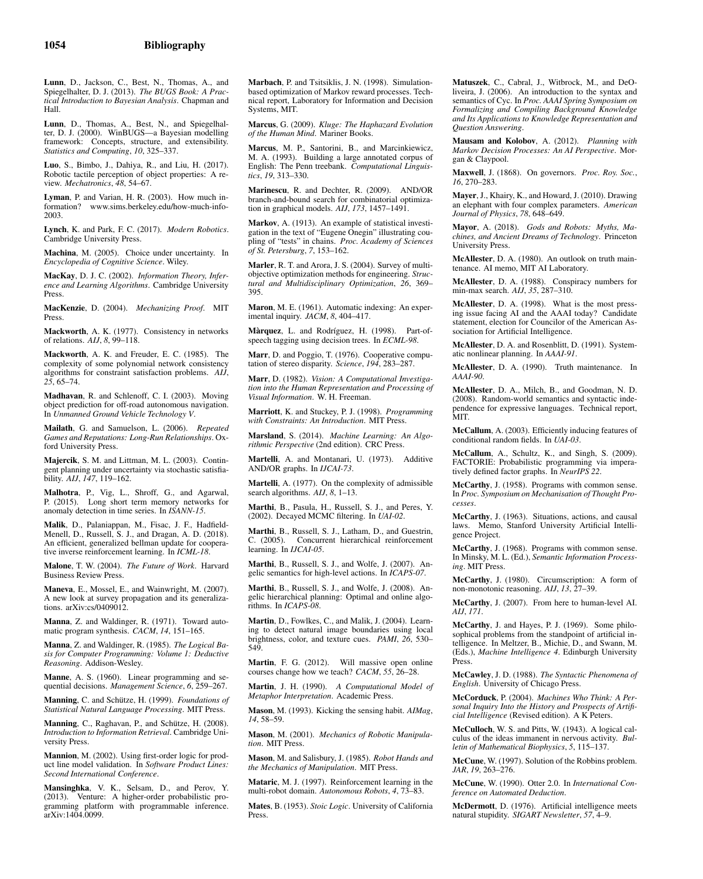**Lunn**, D., Jackson, C., Best, N., Thomas, A., and Spiegelhalter, D. J. (2013). *The BUGS Book: A Practical Introduction to Bayesian Analysis*. Chapman and Hall.

**Lunn**, D., Thomas, A., Best, N., and Spiegelhalter, D. J. (2000). WinBUGS—a Bayesian modelling framework: Concepts, structure, and extensibility. *Statistics and Computing*, *10*, 325–337.

**Luo**, S., Bimbo, J., Dahiya, R., and Liu, H. (2017). Robotic tactile perception of object properties: A review. *Mechatronics*, *48*, 54–67.

**Lyman**, P. and Varian, H. R. (2003). How much information? www.sims.berkeley.edu/how-much-info-2003.

**Lynch**, K. and Park, F. C. (2017). *Modern Robotics*. Cambridge University Press.

**Machina**, M. (2005). Choice under uncertainty. In *Encyclopedia of Cognitive Science*. Wiley.

**MacKay**, D. J. C. (2002). *Information Theory, Inference and Learning Algorithms*. Cambridge University Press.

**MacKenzie**, D. (2004). *Mechanizing Proof*. MIT Press.

**Mackworth**, A. K. (1977). Consistency in networks of relations. *AIJ*, *8*, 99–118.

**Mackworth**, A. K. and Freuder, E. C. (1985). The complexity of some polynomial network consistency algorithms for constraint satisfaction problems. *AIJ*, *25*, 65–74.

**Madhavan**, R. and Schlenoff, C. I. (2003). Moving object prediction for off-road autonomous navigation. In *Unmanned Ground Vehicle Technology V*.

**Mailath**, G. and Samuelson, L. (2006). *Repeated Games and Reputations: Long-Run Relationships*. Oxford University Press.

**Majercik**, S. M. and Littman, M. L. (2003). Contingent planning under uncertainty via stochastic satisfiability. *AIJ*, *147*, 119–162.

**Malhotra**, P., Vig, L., Shroff, G., and Agarwal, P. (2015). Long short term memory networks for anomaly detection in time series. In *ISANN-15*.

**Malik**, D., Palaniappan, M., Fisac, J. F., Hadfield-Menell, D., Russell, S. J., and Dragan, A. D. (2018). An efficient, generalized bellman update for cooperative inverse reinforcement learning. In *ICML-18*.

**Malone**, T. W. (2004). *The Future of Work*. Harvard Business Review Press.

**Maneva**, E., Mossel, E., and Wainwright, M. (2007). A new look at survey propagation and its generalizations. arXiv:cs/0409012.

**Manna**, Z. and Waldinger, R. (1971). Toward automatic program synthesis. *CACM*, *14*, 151–165.

**Manna**, Z. and Waldinger, R. (1985). *The Logical Basis for Computer Programming: Volume 1: Deductive Reasoning*. Addison-Wesley.

**Manne**, A. S. (1960). Linear programming and sequential decisions. *Management Science*, *6*, 259–267.

**Manning**, C. and Schütze, H. (1999). *Foundations of Statistical Natural Language Processing*. MIT Press.

**Manning**, C., Raghavan, P., and Schütze, H. (2008). *Introduction to Information Retrieval*. Cambridge University Press.

**Mannion**, M. (2002). Using first-order logic for product line model validation. In *Software Product Lines: Second International Conference*.

**Mansinghka**, V. K., Selsam, D., and Perov, Y. (2013). Venture: A higher-order probabilistic programming platform with programmable inference. arXiv:1404.0099.

**Marbach**, P. and Tsitsiklis, J. N. (1998). Simulation-based optimization of Markov reward processes. Technical report, Laboratory for Information and Decision Systems, MIT.

**Marcus**, G. (2009). *Kluge: The Haphazard Evolution of the Human Mind*. Mariner Books.

**Marcus**, M. P., Santorini, B., and Marcinkiewicz, M. A. (1993). Building a large annotated corpus of English: The Penn treebank. *Computational Linguistics*, *19*, 313–330.

**Marinescu**, R. and Dechter, R. (2009). AND/OR branch-and-bound search for combinatorial optimization in graphical models. *AIJ*, *173*, 1457–1491.

**Markov**, A. (1913). An example of statistical investigation in the text of "Eugene Onegin" illustrating coupling of "tests" in chains. *Proc. Academy of Sciences of St. Petersburg*, *7*, 153–162.

**Marler**, R. T. and Arora, J. S. (2004). Survey of multi-objective optimization methods for engineering. *Structural and Multidisciplinary Optimization*, *26*, 369–395.

**Maron**, M. E. (1961). Automatic indexing: An experimental inquiry. *JACM*, *8*, 404–417.

**Màrquez**, L. and Rodríguez, H. (1998). Part-of-speech tagging using decision trees. In *ECML-98*.

**Marr**, D. and Poggio, T. (1976). Cooperative computation of stereo disparity. *Science*, *194*, 283–287.

**Marr**, D. (1982). *Vision: A Computational Investigation into the Human Representation and Processing of Visual Information*. W. H. Freeman.

**Marriott**, K. and Stuckey, P. J. (1998). *Programming with Constraints: An Introduction*. MIT Press.

**Marsland**, S. (2014). *Machine Learning: An Algorithmic Perspective* (2nd edition). CRC Press.

**Martelli**, A. and Montanari, U. (1973). Additive AND/OR graphs. In *IJCAI-73*.

**Martelli**, A. (1977). On the complexity of admissible search algorithms. *AIJ*, *8*, 1–13.

**Marthi**, B., Pasula, H., Russell, S. J., and Peres, Y. (2002). Decayed MCMC filtering. In *UAI-02*.

**Marthi**, B., Russell, S. J., Latham, D., and Guestrin, C. (2005). Concurrent hierarchical reinforcement learning. In *IJCAI-05*.

**Marthi**, B., Russell, S. J., and Wolfe, J. (2007). Angelic semantics for high-level actions. In *ICAPS-07*.

**Marthi**, B., Russell, S. J., and Wolfe, J. (2008). Angelic hierarchical planning: Optimal and online algorithms. In *ICAPS-08*.

**Martin**, D., Fowlkes, C., and Malik, J. (2004). Learning to detect natural image boundaries using local brightness, color, and texture cues. *PAMI*, *26*, 530–549.

**Martin**, F. G. (2012). Will massive open online courses change how we teach? *CACM*, *55*, 26–28.

**Martin**, J. H. (1990). *A Computational Model of Metaphor Interpretation*. Academic Press.

**Mason**, M. (1993). Kicking the sensing habit. *AIMag*, *14*, 58–59.

**Mason**, M. (2001). *Mechanics of Robotic Manipulation*. MIT Press.

**Mason**, M. and Salisbury, J. (1985). *Robot Hands and the Mechanics of Manipulation*. MIT Press.

**Mataric**, M. J. (1997). Reinforcement learning in the multi-robot domain. *Autonomous Robots*, *4*, 73–83.

**Mates**, B. (1953). *Stoic Logic*. University of California Press.

**Matuszek**, C., Cabral, J., Witbrock, M., and DeOliveira, J. (2006). An introduction to the syntax and semantics of Cyc. In *Proc. AAAI Spring Symposium on Formalizing and Compiling Background Knowledge and Its Applications to Knowledge Representation and Question Answering*.

**Mausam and Kolobov**, A. (2012). *Planning with Markov Decision Processes: An AI Perspective*. Morgan & Claypool.

**Maxwell**, J. (1868). On governors. *Proc. Roy. Soc.*, *16*, 270–283.

**Mayer**, J., Khairy, K., and Howard, J. (2010). Drawing an elephant with four complex parameters. *American Journal of Physics*, *78*, 648–649.

**Mayor**, A. (2018). *Gods and Robots: Myths, Machines, and Ancient Dreams of Technology*. Princeton University Press.

**McAllester**, D. A. (1980). An outlook on truth maintenance. AI memo, MIT AI Laboratory.

**McAllester**, D. A. (1988). Conspiracy numbers for min-max search. *AIJ*, *35*, 287–310.

**McAllester**, D. A. (1998). What is the most pressing issue facing AI and the AAAI today? Candidate statement, election for Councilor of the American Association for Artificial Intelligence.

**McAllester**, D. A. and Rosenblitt, D. (1991). Systematic nonlinear planning. In *AAAI-91*.

**McAllester**, D. A. (1990). Truth maintenance. In *AAAI-90*.

**McAllester**, D. A., Milch, B., and Goodman, N. D. (2008). Random-world semantics and syntactic independence for expressive languages. Technical report, MIT.

**McCallum**, A. (2003). Efficiently inducing features of conditional random fields. In *UAI-03*.

**McCallum**, A., Schultz, K., and Singh, S. (2009). FACTORIE: Probabilistic programming via imperatively defined factor graphs. In *NeurIPS 22*.

**McCarthy**, J. (1958). Programs with common sense. In *Proc. Symposium on Mechanisation of Thought Processes*.

**McCarthy**, J. (1963). Situations, actions, and causal laws. Memo, Stanford University Artificial Intelligence Project.

**McCarthy**, J. (1968). Programs with common sense. In Minsky, M. L. (Ed.), *Semantic Information Processing*. MIT Press.

**McCarthy**, J. (1980). Circumscription: A form of non-monotonic reasoning. *AIJ*, *13*, 27–39.

**McCarthy**, J. (2007). From here to human-level AI. *AIJ*, *171*.

**McCarthy**, J. and Hayes, P. J. (1969). Some philosophical problems from the standpoint of artificial intelligence. In Meltzer, B., Michie, D., and Swann, M. (Eds.), *Machine Intelligence 4*. Edinburgh University Press.

**McCawley**, J. D. (1988). *The Syntactic Phenomena of English*. University of Chicago Press.

**McCorduck**, P. (2004). *Machines Who Think: A Personal Inquiry Into the History and Prospects of Artificial Intelligence* (Revised edition). A K Peters.

**McCulloch**, W. S. and Pitts, W. (1943). A logical calculus of the ideas immanent in nervous activity. *Bulletin of Mathematical Biophysics*, *5*, 115–137.

**McCune**, W. (1997). Solution of the Robbins problem. *JAR*, *19*, 263–276.

**McCune**, W. (1990). Otter 2.0. In *International Conference on Automated Deduction*.

**McDermott**, D. (1976). Artificial intelligence meets natural stupidity. *SIGART Newsletter*, *57*, 4–9.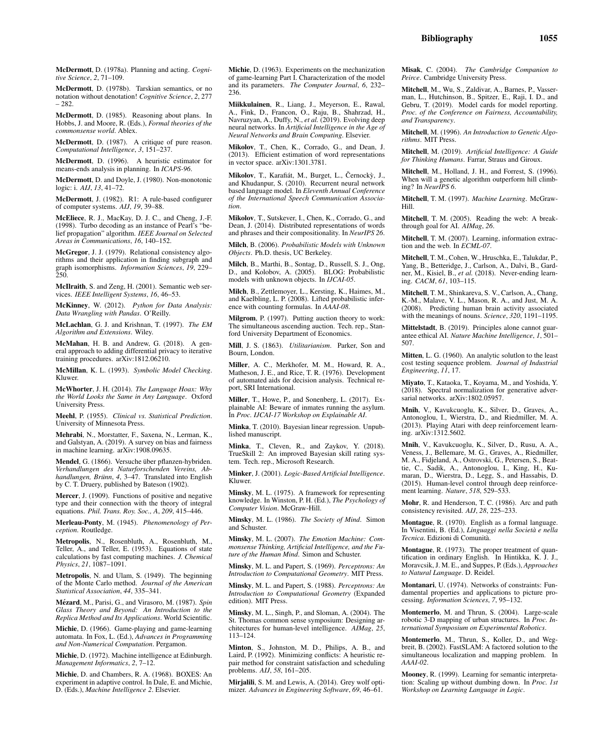**McDermott**, D. (1978a). Planning and acting. *Cognitive Science*, *2*, 71–109.

**McDermott**, D. (1978b). Tarskian semantics, or no notation without denotation! *Cognitive Science*, *2*, 277 – 282.

**McDermott**, D. (1985). Reasoning about plans. In Hobbs, J. and Moore, R. (Eds.), *Formal theories of the commonsense world*. Ablex.

**McDermott**, D. (1987). A critique of pure reason. *Computational Intelligence*, *3*, 151–237.

**McDermott**, D. (1996). A heuristic estimator for means-ends analysis in planning. In *ICAPS-96*.

**McDermott**, D. and Doyle, J. (1980). Non-monotonic logic: i. *AIJ*, *13*, 41–72.

**McDermott**, J. (1982). R1: A rule-based configurer of computer systems. *AIJ*, *19*, 39–88.

**McEliece**, R. J., MacKay, D. J. C., and Cheng, J.-F. (1998). Turbo decoding as an instance of Pearl's "belief propagation" algorithm. *IEEE Journal on Selected Areas in Communications*, *16*, 140–152.

**McGregor**, J. J. (1979). Relational consistency algorithms and their application in finding subgraph and graph isomorphisms. *Information Sciences*, *19*, 229–250.

**McIlraith**, S. and Zeng, H. (2001). Semantic web services. *IEEE Intelligent Systems*, *16*, 46–53.

**McKinney**, W. (2012). *Python for Data Analysis: Data Wrangling with Pandas*. O'Reilly.

**McLachlan**, G. J. and Krishnan, T. (1997). *The EM Algorithm and Extensions*. Wiley.

**McMahan**, H. B. and Andrew, G. (2018). A general approach to adding differential privacy to iterative training procedures. arXiv:1812.06210.

**McMillan**, K. L. (1993). *Symbolic Model Checking*. Kluwer.

**McWhorter**, J. H. (2014). *The Language Hoax: Why the World Looks the Same in Any Language*. Oxford University Press.

**Meehl**, P. (1955). *Clinical vs. Statistical Prediction*. University of Minnesota Press.

**Mehrabi**, N., Morstatter, F., Saxena, N., Lerman, K., and Galstyan, A. (2019). A survey on bias and fairness in machine learning. arXiv:1908.09635.

**Mendel**, G. (1866). Versuche über pflanzen-hybriden. *Verhandlungen des Naturforschenden Vereins, Abhandlungen, Brünn*, *4*, 3–47. Translated into English by C. T. Druery, published by Bateson (1902).

**Mercer**, J. (1909). Functions of positive and negative type and their connection with the theory of integral equations. *Phil. Trans. Roy. Soc., A*, *209*, 415–446.

**Merleau-Ponty**, M. (1945). *Phenomenology of Perception*. Routledge.

**Metropolis**, N., Rosenbluth, A., Rosenbluth, M., Teller, A., and Teller, E. (1953). Equations of state calculations by fast computing machines. *J. Chemical Physics*, *21*, 1087–1091.

**Metropolis**, N. and Ulam, S. (1949). The beginning of the Monte Carlo method. *Journal of the American Statistical Association*, *44*, 335–341.

**Mézard**, M., Parisi, G., and Virasoro, M. (1987). *Spin Glass Theory and Beyond: An Introduction to the Replica Method and Its Applications*. World Scientific.

**Michie**, D. (1966). Game-playing and game-learning automata. In Fox, L. (Ed.), *Advances in Programming and Non-Numerical Computation*. Pergamon.

**Michie**, D. (1972). Machine intelligence at Edinburgh. *Management Informatics*, *2*, 7–12.

**Michie**, D. and Chambers, R. A. (1968). BOXES: An experiment in adaptive control. In Dale, E. and Michie, D. (Eds.), *Machine Intelligence 2*. Elsevier.

**Michie**, D. (1963). Experiments on the mechanization of game-learning Part I. Characterization of the model and its parameters. *The Computer Journal*, *6*, 232–236.

**Miikkulainen**, R., Liang, J., Meyerson, E., Rawal, A., Fink, D., Francon, O., Raju, B., Shahrzad, H., Navruzyan, A., Duffy, N., *et al.* (2019). Evolving deep neural networks. In *Artificial Intelligence in the Age of Neural Networks and Brain Computing*. Elsevier.

**Mikolov**, T., Chen, K., Corrado, G., and Dean, J. (2013). Efficient estimation of word representations in vector space. arXiv:1301.3781.

**Mikolov**, T., Karafiát, M., Burget, L., Černocký, J., and Khudanpur, S. (2010). Recurrent neural network based language model. In *Eleventh Annual Conference of the International Speech Communication Association*.

**Mikolov**, T., Sutskever, I., Chen, K., Corrado, G., and Dean, J. (2014). Distributed representations of words and phrases and their compositionality. In *NeurIPS 26*.

**Milch**, B. (2006). *Probabilistic Models with Unknown Objects*. Ph.D. thesis, UC Berkeley.

**Milch**, B., Marthi, B., Sontag, D., Russell, S. J., Ong, D., and Kolobov, A. (2005). BLOG: Probabilistic models with unknown objects. In *IJCAI-05*.

**Milch**, B., Zettlemoyer, L., Kersting, K., Haimes, M., and Kaelbling, L. P. (2008). Lifted probabilistic inference with counting formulas. In *AAAI-08*.

**Milgrom**, P. (1997). Putting auction theory to work: The simultaneous ascending auction. Tech. rep., Stanford University Department of Economics.

**Mill**, J. S. (1863). *Utilitarianism*. Parker, Son and Bourn, London.

**Miller**, A. C., Merkhofer, M. M., Howard, R. A., Matheson, J. E., and Rice, T. R. (1976). Development of automated aids for decision analysis. Technical report, SRI International.

**Miller**, T., Howe, P., and Sonenberg, L. (2017). Explainable AI: Beware of inmates running the asylum. In *Proc. IJCAI-17 Workshop on Explainable AI*.

**Minka**, T. (2010). Bayesian linear regression. Unpublished manuscript.

**Minka**, T., Cleven, R., and Zaykov, Y. (2018). TrueSkill 2: An improved Bayesian skill rating system. Tech. rep., Microsoft Research.

**Minker**, J. (2001). *Logic-Based Artificial Intelligence*. Kluwer.

**Minsky**, M. L. (1975). A framework for representing knowledge. In Winston, P. H. (Ed.), *The Psychology of Computer Vision*. McGraw-Hill.

**Minsky**, M. L. (1986). *The Society of Mind*. Simon and Schuster.

**Minsky**, M. L. (2007). *The Emotion Machine: Commonsense Thinking, Artificial Intelligence, and the Future of the Human Mind*. Simon and Schuster.

**Minsky**, M. L. and Papert, S. (1969). *Perceptrons: An Introduction to Computational Geometry*. MIT Press.

**Minsky**, M. L. and Papert, S. (1988). *Perceptrons: An Introduction to Computational Geometry* (Expanded edition). MIT Press.

**Minsky**, M. L., Singh, P., and Sloman, A. (2004). The St. Thomas common sense symposium: Designing architectures for human-level intelligence. *AIMag*, *25*, 113–124.

**Minton**, S., Johnston, M. D., Philips, A. B., and Laird, P. (1992). Minimizing conflicts: A heuristic repair method for constraint satisfaction and scheduling problems. *AIJ*, *58*, 161–205.

**Mirjalili**, S. M. and Lewis, A. (2014). Grey wolf optimizer. *Advances in Engineering Software*, *69*, 46–61.

**Misak**, C. (2004). *The Cambridge Companion to Peirce*. Cambridge University Press.

**Mitchell**, M., Wu, S., Zaldivar, A., Barnes, P., Vasserman, L., Hutchinson, B., Spitzer, E., Raji, I. D., and Gebru, T. (2019). Model cards for model reporting. *Proc. of the Conference on Fairness, Accountability, and Transparency*.

**Mitchell**, M. (1996). *An Introduction to Genetic Algorithms*. MIT Press.

**Mitchell**, M. (2019). *Artificial Intelligence: A Guide for Thinking Humans*. Farrar, Straus and Giroux.

**Mitchell**, M., Holland, J. H., and Forrest, S. (1996). When will a genetic algorithm outperform hill climbing? In *NeurIPS 6*.

**Mitchell**, T. M. (1997). *Machine Learning*. McGraw-Hill.

**Mitchell**, T. M. (2005). Reading the web: A breakthrough goal for AI. *AIMag*, *26*.

**Mitchell**, T. M. (2007). Learning, information extraction and the web. In *ECML-07*.

**Mitchell**, T. M., Cohen, W., Hruschka, E., Talukdar, P., Yang, B., Betteridge, J., Carlson, A., Dalvi, B., Gardner, M., Kisiel, B., *et al.* (2018). Never-ending learning. *CACM*, *61*, 103–115.

**Mitchell**, T. M., Shinkareva, S. V., Carlson, A., Chang, K.-M., Malave, V. L., Mason, R. A., and Just, M. A. (2008). Predicting human brain activity associated with the meanings of nouns. *Science*, *320*, 1191–1195.

**Mittelstadt**, B. (2019). Principles alone cannot guarantee ethical AI. *Nature Machine Intelligence*, *1*, 501–507.

**Mitten**, L. G. (1960). An analytic solutlon to the least cost testing sequence problem. *Journal of Industrial Engineering*, *11*, 17.

**Miyato**, T., Kataoka, T., Koyama, M., and Yoshida, Y. (2018). Spectral normalization for generative adversarial networks. arXiv:1802.05957.

**Mnih**, V., Kavukcuoglu, K., Silver, D., Graves, A., Antonoglou, I., Wierstra, D., and Riedmiller, M. A. (2013). Playing Atari with deep reinforcement learning. arXiv:1312.5602.

**Mnih**, V., Kavukcuoglu, K., Silver, D., Rusu, A. A., Veness, J., Bellemare, M. G., Graves, A., Riedmiller, M. A., Fidjeland, A., Ostrovski, G., Petersen, S., Beattie, C., Sadik, A., Antonoglou, I., King, H., Kumaran, D., Wierstra, D., Legg, S., and Hassabis, D. (2015). Human-level control through deep reinforcement learning. *Nature*, *518*, 529–533.

**Mohr**, R. and Henderson, T. C. (1986). Arc and path consistency revisited. *AIJ*, *28*, 225–233.

**Montague**, R. (1970). English as a formal language. In Visentini, B. (Ed.), *Linguaggi nella Società e nella Tecnica*. Edizioni di Comunità.

**Montague**, R. (1973). The proper treatment of quantification in ordinary English. In Hintikka, K. J. J., Moravcsik, J. M. E., and Suppes, P. (Eds.), *Approaches to Natural Language*. D. Reidel.

**Montanari**, U. (1974). Networks of constraints: Fundamental properties and applications to picture processing. *Information Sciences*, *7*, 95–132.

**Montemerlo**, M. and Thrun, S. (2004). Large-scale robotic 3-D mapping of urban structures. In *Proc. International Symposium on Experimental Robotics*.

**Montemerlo**, M., Thrun, S., Koller, D., and Wegbreit, B. (2002). FastSLAM: A factored solution to the simultaneous localization and mapping problem. In *AAAI-02*.

**Mooney**, R. (1999). Learning for semantic interpretation: Scaling up without dumbing down. In *Proc. 1st Workshop on Learning Language in Logic*.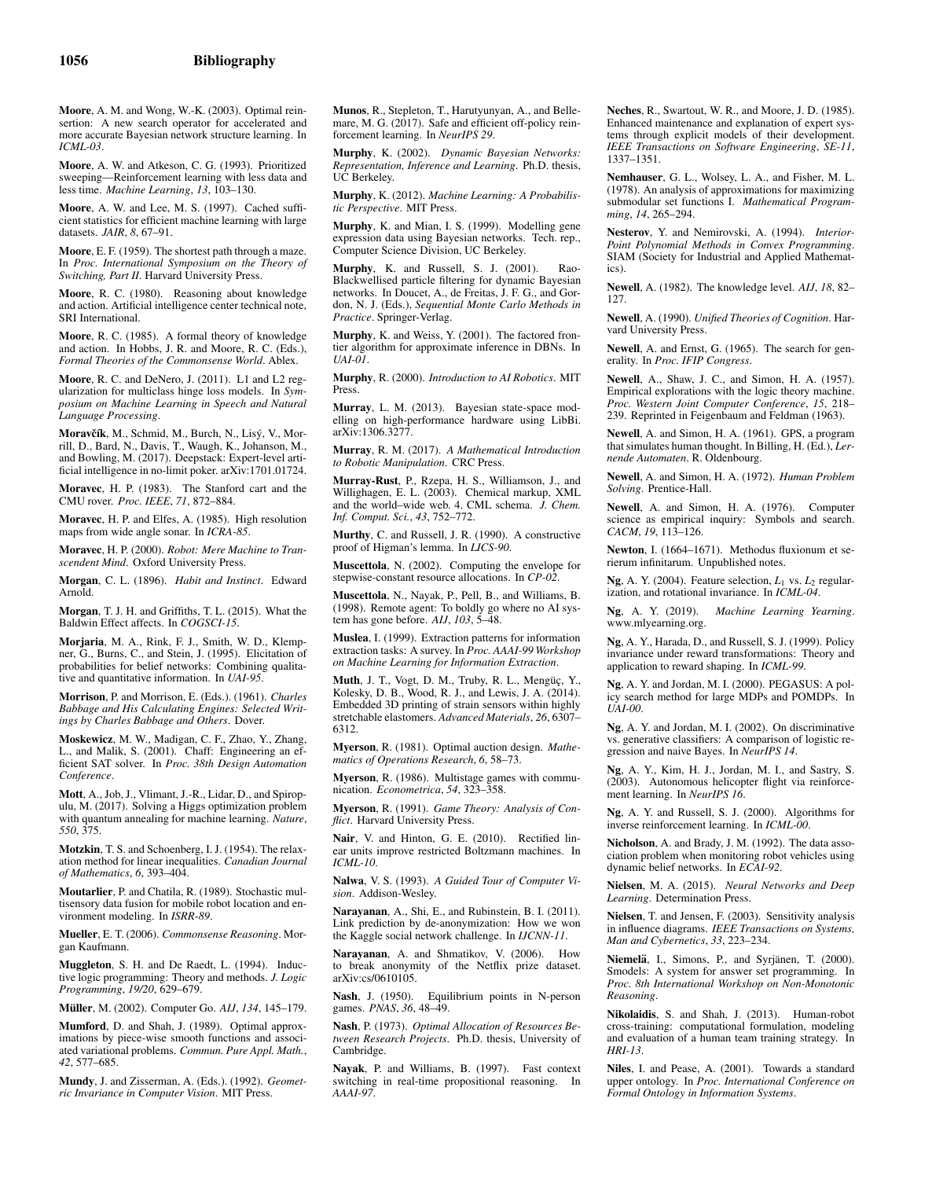**Moore**, A. M. and Wong, W.-K. (2003). Optimal reinsertion: A new search operator for accelerated and more accurate Bayesian network structure learning. In *ICML-03*.

**Moore**, A. W. and Atkeson, C. G. (1993). Prioritized sweeping—Reinforcement learning with less data and less time. *Machine Learning*, *13*, 103–130.

**Moore**, A. W. and Lee, M. S. (1997). Cached sufficient statistics for efficient machine learning with large datasets. *JAIR*, *8*, 67–91.

**Moore**, E. F. (1959). The shortest path through a maze. In *Proc. International Symposium on the Theory of Switching, Part II*. Harvard University Press.

**Moore**, R. C. (1980). Reasoning about knowledge and action. Artificial intelligence center technical note, SRI International.

**Moore**, R. C. (1985). A formal theory of knowledge and action. In Hobbs, J. R. and Moore, R. C. (Eds.), *Formal Theories of the Commonsense World*. Ablex.

**Moore**, R. C. and DeNero, J. (2011). L1 and L2 regularization for multiclass hinge loss models. In *Symposium on Machine Learning in Speech and Natural Language Processing*.

**Moravčík**, M., Schmid, M., Burch, N., Lisý, V., Morrill, D., Bard, N., Davis, T., Waugh, K., Johanson, M., and Bowling, M. (2017). Deepstack: Expert-level artificial intelligence in no-limit poker. arXiv:1701.01724.

**Moravec**, H. P. (1983). The Stanford cart and the CMU rover. *Proc. IEEE*, *71*, 872–884.

**Moravec**, H. P. and Elfes, A. (1985). High resolution maps from wide angle sonar. In *ICRA-85*.

**Moravec**, H. P. (2000). *Robot: Mere Machine to Transcendent Mind*. Oxford University Press.

**Morgan**, C. L. (1896). *Habit and Instinct*. Edward Arnold.

**Morgan**, T. J. H. and Griffiths, T. L. (2015). What the Baldwin Effect affects. In *COGSCI-15*.

**Morjaria**, M. A., Rink, F. J., Smith, W. D., Klempner, G., Burns, C., and Stein, J. (1995). Elicitation of probabilities for belief networks: Combining qualitative and quantitative information. In *UAI-95*.

**Morrison**, P. and Morrison, E. (Eds.). (1961). *Charles Babbage and His Calculating Engines: Selected Writings by Charles Babbage and Others*. Dover.

**Moskewicz**, M. W., Madigan, C. F., Zhao, Y., Zhang, L., and Malik, S. (2001). Chaff: Engineering an efficient SAT solver. In *Proc. 38th Design Automation Conference*.

**Mott**, A., Job, J., Vlimant, J.-R., Lidar, D., and Spiropulu, M. (2017). Solving a Higgs optimization problem with quantum annealing for machine learning. *Nature*, *550*, 375.

**Motzkin**, T. S. and Schoenberg, I. J. (1954). The relaxation method for linear inequalities. *Canadian Journal of Mathematics*, *6*, 393–404.

**Moutarlier**, P. and Chatila, R. (1989). Stochastic multisensory data fusion for mobile robot location and environment modeling. In *ISRR-89*.

**Mueller**, E. T. (2006). *Commonsense Reasoning*. Morgan Kaufmann.

**Muggleton**, S. H. and De Raedt, L. (1994). Inductive logic programming: Theory and methods. *J. Logic Programming*, *19/20*, 629–679.

**Müller**, M. (2002). Computer Go. *AIJ*, *134*, 145–179.

**Mumford**, D. and Shah, J. (1989). Optimal approximations by piece-wise smooth functions and associated variational problems. *Commun. Pure Appl. Math.*, *42*, 577–685.

**Mundy**, J. and Zisserman, A. (Eds.). (1992). *Geometric Invariance in Computer Vision*. MIT Press.

**Munos**, R., Stepleton, T., Harutyunyan, A., and Bellemare, M. G. (2017). Safe and efficient off-policy reinforcement learning. In *NeurIPS 29*.

**Murphy**, K. (2002). *Dynamic Bayesian Networks: Representation, Inference and Learning*. Ph.D. thesis, UC Berkeley.

**Murphy**, K. (2012). *Machine Learning: A Probabilistic Perspective*. MIT Press.

**Murphy**, K. and Mian, I. S. (1999). Modelling gene expression data using Bayesian networks. Tech. rep., Computer Science Division, UC Berkeley.

**Murphy**, K. and Russell, S. J. (2001). Rao-Blackwellised particle filtering for dynamic Bayesian networks. In Doucet, A., de Freitas, J. F. G., and Gordon, N. J. (Eds.), *Sequential Monte Carlo Methods in Practice*. Springer-Verlag.

**Murphy**, K. and Weiss, Y. (2001). The factored frontier algorithm for approximate inference in DBNs. In *UAI-01*.

**Murphy**, R. (2000). *Introduction to AI Robotics*. MIT Press.

**Murray**, L. M. (2013). Bayesian state-space modelling on high-performance hardware using LibBi. arXiv:1306.3277.

**Murray**, R. M. (2017). *A Mathematical Introduction to Robotic Manipulation*. CRC Press.

**Murray-Rust**, P., Rzepa, H. S., Williamson, J., and Willighagen, E. L. (2003). Chemical markup, XML and the world–wide web. 4. CML schema. *J. Chem. Inf. Comput. Sci.*, *43*, 752–772.

**Murthy**, C. and Russell, J. R. (1990). A constructive proof of Higman's lemma. In *LICS-90*.

**Muscettola**, N. (2002). Computing the envelope for stepwise-constant resource allocations. In *CP-02*.

**Muscettola**, N., Nayak, P., Pell, B., and Williams, B. (1998). Remote agent: To boldly go where no AI system has gone before. *AIJ*, *103*, 5–48.

**Muslea**, I. (1999). Extraction patterns for information extraction tasks: A survey. In *Proc. AAAI-99 Workshop on Machine Learning for Information Extraction*.

**Muth**, J. T., Vogt, D. M., Truby, R. L., Mengüç, Y., Kolesky, D. B., Wood, R. J., and Lewis, J. A. (2014). Embedded 3D printing of strain sensors within highly stretchable elastomers. *Advanced Materials*, *26*, 6307–6312.

**Myerson**, R. (1981). Optimal auction design. *Mathematics of Operations Research*, *6*, 58–73.

**Myerson**, R. (1986). Multistage games with communication. *Econometrica*, *54*, 323–358.

**Myerson**, R. (1991). *Game Theory: Analysis of Conflict*. Harvard University Press.

**Nair**, V. and Hinton, G. E. (2010). Rectified linear units improve restricted Boltzmann machines. In *ICML-10*.

**Nalwa**, V. S. (1993). *A Guided Tour of Computer Vision*. Addison-Wesley.

**Narayanan**, A., Shi, E., and Rubinstein, B. I. (2011). Link prediction by de-anonymization: How we won the Kaggle social network challenge. In *IJCNN-11*.

**Narayanan**, A. and Shmatikov, V. (2006). How to break anonymity of the Netflix prize dataset. arXiv:cs/0610105.

**Nash**, J. (1950). Equilibrium points in N-person games. *PNAS*, *36*, 48–49.

**Nash**, P. (1973). *Optimal Allocation of Resources Between Research Projects*. Ph.D. thesis, University of Cambridge.

**Nayak**, P. and Williams, B. (1997). Fast context switching in real-time propositional reasoning. In *AAAI-97*.

**Neches**, R., Swartout, W. R., and Moore, J. D. (1985). Enhanced maintenance and explanation of expert systems through explicit models of their development. *IEEE Transactions on Software Engineering*, *SE-11*, 1337–1351.

**Nemhauser**, G. L., Wolsey, L. A., and Fisher, M. L. (1978). An analysis of approximations for maximizing submodular set functions I. *Mathematical Programming*, *14*, 265–294.

**Nesterov**, Y. and Nemirovski, A. (1994). *Interior-Point Polynomial Methods in Convex Programming*. SIAM (Society for Industrial and Applied Mathematics).

**Newell**, A. (1982). The knowledge level. *AIJ*, *18*, 82–127.

**Newell**, A. (1990). *Unified Theories of Cognition*. Harvard University Press.

**Newell**, A. and Ernst, G. (1965). The search for generality. In *Proc. IFIP Congress*.

**Newell**, A., Shaw, J. C., and Simon, H. A. (1957). Empirical explorations with the logic theory machine. *Proc. Western Joint Computer Conference*, *15*, 218–239. Reprinted in Feigenbaum and Feldman (1963).

**Newell**, A. and Simon, H. A. (1961). GPS, a program that simulates human thought. In Billing, H. (Ed.), *Lernende Automaten*. R. Oldenbourg.

**Newell**, A. and Simon, H. A. (1972). *Human Problem Solving*. Prentice-Hall.

**Newell**, A. and Simon, H. A. (1976). Computer science as empirical inquiry: Symbols and search. *CACM*, *19*, 113–126.

**Newton**, I. (1664–1671). Methodus fluxionum et serierum infinitarum. Unpublished notes.

**Ng**, A. Y. (2004). Feature selection, $L_1$ vs. $L_2$ regularization, and rotational invariance. In *ICML-04*.

**Ng**, A. Y. (2019). *Machine Learning Yearning*. www.mlyearning.org.

**Ng**, A. Y., Harada, D., and Russell, S. J. (1999). Policy invariance under reward transformations: Theory and application to reward shaping. In *ICML-99*.

**Ng**, A. Y. and Jordan, M. I. (2000). PEGASUS: A policy search method for large MDPs and POMDPs. In *UAI-00*.

**Ng**, A. Y. and Jordan, M. I. (2002). On discriminative vs. generative classifiers: A comparison of logistic regression and naive Bayes. In *NeurIPS 14*.

**Ng**, A. Y., Kim, H. J., Jordan, M. I., and Sastry, S. (2003). Autonomous helicopter flight via reinforcement learning. In *NeurIPS 16*.

**Ng**, A. Y. and Russell, S. J. (2000). Algorithms for inverse reinforcement learning. In *ICML-00*.

**Nicholson**, A. and Brady, J. M. (1992). The data association problem when monitoring robot vehicles using dynamic belief networks. In *ECAI-92*.

**Nielsen**, M. A. (2015). *Neural Networks and Deep Learning*. Determination Press.

**Nielsen**, T. and Jensen, F. (2003). Sensitivity analysis in influence diagrams. *IEEE Transactions on Systems, Man and Cybernetics*, *33*, 223–234.

**Niemelä**, I., Simons, P., and Syrjänen, T. (2000). Smodels: A system for answer set programming. In *Proc. 8th International Workshop on Non-Monotonic Reasoning*.

**Nikolaidis**, S. and Shah, J. (2013). Human-robot cross-training: computational formulation, modeling and evaluation of a human team training strategy. In *HRI-13*.

**Niles**, I. and Pease, A. (2001). Towards a standard upper ontology. In *Proc. International Conference on Formal Ontology in Information Systems*.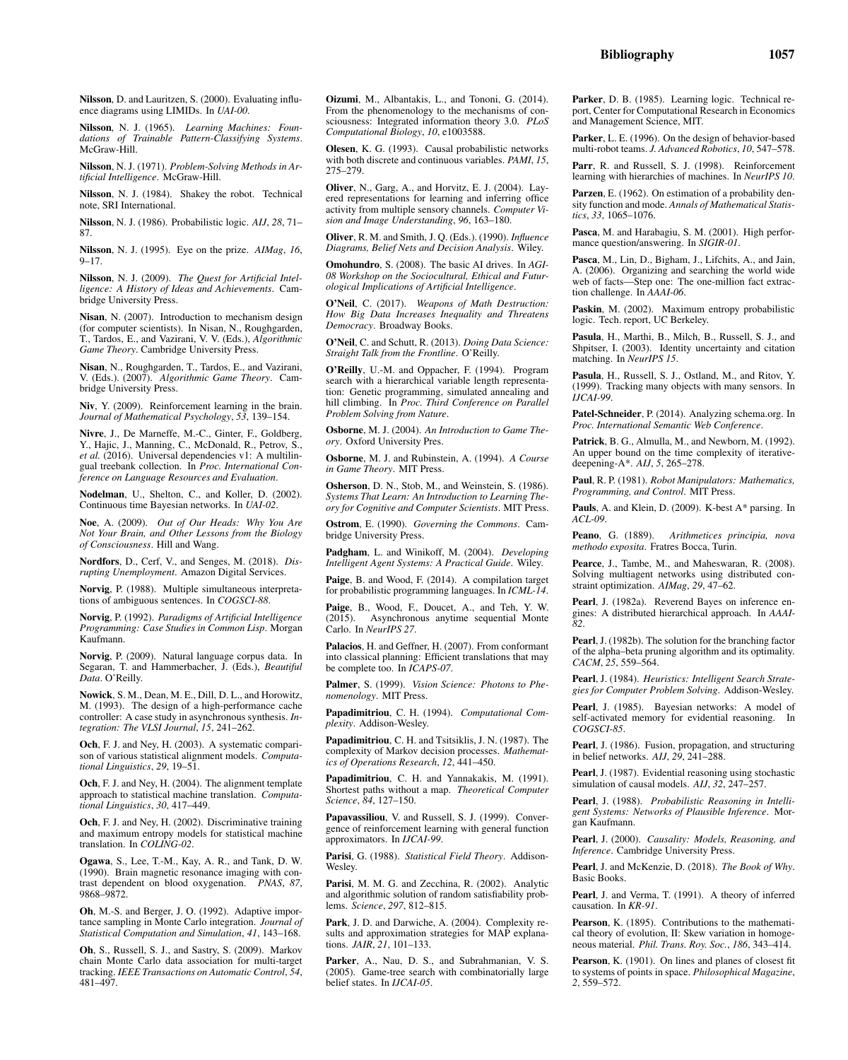**Nilsson**, D. and Lauritzen, S. (2000). Evaluating influence diagrams using LIMIDs. In *UAI-00*.

**Nilsson**, N. J. (1965). *Learning Machines: Foundations of Trainable Pattern-Classifying Systems*. McGraw-Hill.

**Nilsson**, N. J. (1971). *Problem-Solving Methods in Artificial Intelligence*. McGraw-Hill.

**Nilsson**, N. J. (1984). Shakey the robot. Technical note, SRI International.

**Nilsson**, N. J. (1986). Probabilistic logic. *AIJ*, *28*, 71–87.

**Nilsson**, N. J. (1995). Eye on the prize. *AIMag*, *16*, 9–17.

**Nilsson**, N. J. (2009). *The Quest for Artificial Intelligence: A History of Ideas and Achievements*. Cambridge University Press.

**Nisan**, N. (2007). Introduction to mechanism design (for computer scientists). In Nisan, N., Roughgarden, T., Tardos, E., and Vazirani, V. V. (Eds.), *Algorithmic Game Theory*. Cambridge University Press.

**Nisan**, N., Roughgarden, T., Tardos, E., and Vazirani, V. (Eds.). (2007). *Algorithmic Game Theory*. Cambridge University Press.

**Niv**, Y. (2009). Reinforcement learning in the brain. *Journal of Mathematical Psychology*, *53*, 139–154.

**Nivre**, J., De Marneffe, M.-C., Ginter, F., Goldberg, Y., Hajic, J., Manning, C., McDonald, R., Petrov, S., *et al.* (2016). Universal dependencies v1: A multilingual treebank collection. In *Proc. International Conference on Language Resources and Evaluation*.

**Nodelman**, U., Shelton, C., and Koller, D. (2002). Continuous time Bayesian networks. In *UAI-02*.

**Noe**, A. (2009). *Out of Our Heads: Why You Are Not Your Brain, and Other Lessons from the Biology of Consciousness*. Hill and Wang.

**Nordfors**, D., Cerf, V., and Senges, M. (2018). *Disrupting Unemployment*. Amazon Digital Services.

**Norvig**, P. (1988). Multiple simultaneous interpretations of ambiguous sentences. In *COGSCI-88*.

**Norvig**, P. (1992). *Paradigms of Artificial Intelligence Programming: Case Studies in Common Lisp*. Morgan Kaufmann.

**Norvig**, P. (2009). Natural language corpus data. In Segaran, T. and Hammerbacher, J. (Eds.), *Beautiful Data*. O'Reilly.

**Nowick**, S. M., Dean, M. E., Dill, D. L., and Horowitz, M. (1993). The design of a high-performance cache controller: A case study in asynchronous synthesis. *Integration: The VLSI Journal*, *15*, 241–262.

**Och**, F. J. and Ney, H. (2003). A systematic comparison of various statistical alignment models. *Computational Linguistics*, *29*, 19–51.

**Och**, F. J. and Ney, H. (2004). The alignment template approach to statistical machine translation. *Computational Linguistics*, *30*, 417–449.

**Och**, F. J. and Ney, H. (2002). Discriminative training and maximum entropy models for statistical machine translation. In *COLING-02*.

**Ogawa**, S., Lee, T.-M., Kay, A. R., and Tank, D. W. (1990). Brain magnetic resonance imaging with contrast dependent on blood oxygenation. *PNAS*, *87*, 9868–9872.

**Oh**, M.-S. and Berger, J. O. (1992). Adaptive importance sampling in Monte Carlo integration. *Journal of Statistical Computation and Simulation*, *41*, 143–168.

**Oh**, S., Russell, S. J., and Sastry, S. (2009). Markov chain Monte Carlo data association for multi-target tracking. *IEEE Transactions on Automatic Control*, *54*, 481–497.

**Oizumi**, M., Albantakis, L., and Tononi, G. (2014). From the phenomenology to the mechanisms of consciousness: Integrated information theory 3.0. *PLoS Computational Biology*, *10*, e1003588.

**Olesen**, K. G. (1993). Causal probabilistic networks with both discrete and continuous variables. *PAMI*, *15*, 275–279.

**Oliver**, N., Garg, A., and Horvitz, E. J. (2004). Layered representations for learning and inferring office activity from multiple sensory channels. *Computer Vision and Image Understanding*, *96*, 163–180.

**Oliver**, R. M. and Smith, J. Q. (Eds.). (1990). *Influence Diagrams, Belief Nets and Decision Analysis*. Wiley.

**Omohundro**, S. (2008). The basic AI drives. In *AGI-08 Workshop on the Sociocultural, Ethical and Futurological Implications of Artificial Intelligence*.

**O'Neil**, C. (2017). *Weapons of Math Destruction: How Big Data Increases Inequality and Threatens Democracy*. Broadway Books.

**O'Neil**, C. and Schutt, R. (2013). *Doing Data Science: Straight Talk from the Frontline*. O'Reilly.

**O'Reilly**, U.-M. and Oppacher, F. (1994). Program search with a hierarchical variable length representation: Genetic programming, simulated annealing and hill climbing. In *Proc. Third Conference on Parallel Problem Solving from Nature*.

**Osborne**, M. J. (2004). *An Introduction to Game Theory*. Oxford University Pres.

**Osborne**, M. J. and Rubinstein, A. (1994). *A Course in Game Theory*. MIT Press.

**Osherson**, D. N., Stob, M., and Weinstein, S. (1986). *Systems That Learn: An Introduction to Learning Theory for Cognitive and Computer Scientists*. MIT Press.

**Ostrom**, E. (1990). *Governing the Commons*. Cambridge University Press.

**Padgham**, L. and Winikoff, M. (2004). *Developing Intelligent Agent Systems: A Practical Guide*. Wiley.

**Paige**, B. and Wood, F. (2014). A compilation target for probabilistic programming languages. In *ICML-14*.

**Paige**, B., Wood, F., Doucet, A., and Teh, Y. W. (2015). Asynchronous anytime sequential Monte Carlo. In *NeurIPS 27*.

**Palacios**, H. and Geffner, H. (2007). From conformant into classical planning: Efficient translations that may be complete too. In *ICAPS-07*.

**Palmer**, S. (1999). *Vision Science: Photons to Phenomenology*. MIT Press.

**Papadimitriou**, C. H. (1994). *Computational Complexity*. Addison-Wesley.

**Papadimitriou**, C. H. and Tsitsiklis, J. N. (1987). The complexity of Markov decision processes. *Mathematics of Operations Research*, *12*, 441–450.

**Papadimitriou**, C. H. and Yannakakis, M. (1991). Shortest paths without a map. *Theoretical Computer Science*, *84*, 127–150.

**Papavassiliou**, V. and Russell, S. J. (1999). Convergence of reinforcement learning with general function approximators. In *IJCAI-99*.

**Parisi**, G. (1988). *Statistical Field Theory*. Addison-Wesley.

**Parisi**, M. M. G. and Zecchina, R. (2002). Analytic and algorithmic solution of random satisfiability problems. *Science*, *297*, 812–815.

**Park**, J. D. and Darwiche, A. (2004). Complexity results and approximation strategies for MAP explanations. *JAIR*, *21*, 101–133.

**Parker**, A., Nau, D. S., and Subrahmanian, V. S. (2005). Game-tree search with combinatorially large belief states. In *IJCAI-05*.

**Parker**, D. B. (1985). Learning logic. Technical report, Center for Computational Research in Economics and Management Science, MIT.

**Parker**, L. E. (1996). On the design of behavior-based multi-robot teams. *J. Advanced Robotics*, *10*, 547–578.

**Parr**, R. and Russell, S. J. (1998). Reinforcement learning with hierarchies of machines. In *NeurIPS 10*.

**Parzen**, E. (1962). On estimation of a probability density function and mode. *Annals of Mathematical Statistics*, *33*, 1065–1076.

**Pasca**, M. and Harabagiu, S. M. (2001). High performance question/answering. In *SIGIR-01*.

**Pasca**, M., Lin, D., Bigham, J., Lifchits, A., and Jain, A. (2006). Organizing and searching the world wide web of facts—Step one: The one-million fact extraction challenge. In *AAAI-06*.

**Paskin**, M. (2002). Maximum entropy probabilistic logic. Tech. report, UC Berkeley.

**Pasula**, H., Marthi, B., Milch, B., Russell, S. J., and Shpitser, I. (2003). Identity uncertainty and citation matching. In *NeurIPS 15*.

**Pasula**, H., Russell, S. J., Ostland, M., and Ritov, Y. (1999). Tracking many objects with many sensors. In *IJCAI-99*.

**Patel-Schneider**, P. (2014). Analyzing schema.org. In *Proc. International Semantic Web Conference*.

**Patrick**, B. G., Almulla, M., and Newborn, M. (1992). An upper bound on the time complexity of iterative-deepening-A*. *AIJ*, *5*, 265–278.

**Paul**, R. P. (1981). *Robot Manipulators: Mathematics, Programming, and Control*. MIT Press.

**Pauls**, A. and Klein, D. (2009). K-best A* parsing. In *ACL-09*.

**Peano**, G. (1889). *Arithmetices principia, nova methodo exposita*. Fratres Bocca, Turin.

**Pearce**, J., Tambe, M., and Maheswaran, R. (2008). Solving multiagent networks using distributed constraint optimization. *AIMag*, *29*, 47–62.

**Pearl**, J. (1982a). Reverend Bayes on inference engines: A distributed hierarchical approach. In *AAAI-82*.

**Pearl**, J. (1982b). The solution for the branching factor of the alpha–beta pruning algorithm and its optimality. *CACM*, *25*, 559–564.

**Pearl**, J. (1984). *Heuristics: Intelligent Search Strategies for Computer Problem Solving*. Addison-Wesley.

**Pearl**, J. (1985). Bayesian networks: A model of self-activated memory for evidential reasoning. In *COGSCI-85*.

**Pearl**, J. (1986). Fusion, propagation, and structuring in belief networks. *AIJ*, *29*, 241–288.

**Pearl**, J. (1987). Evidential reasoning using stochastic simulation of causal models. *AIJ*, *32*, 247–257.

**Pearl**, J. (1988). *Probabilistic Reasoning in Intelligent Systems: Networks of Plausible Inference*. Morgan Kaufmann.

**Pearl**, J. (2000). *Causality: Models, Reasoning, and Inference*. Cambridge University Press.

**Pearl**, J. and McKenzie, D. (2018). *The Book of Why*. Basic Books.

**Pearl**, J. and Verma, T. (1991). A theory of inferred causation. In *KR-91*.

**Pearson**, K. (1895). Contributions to the mathematical theory of evolution, II: Skew variation in homogeneous material. *Phil. Trans. Roy. Soc.*, *186*, 343–414.

**Pearson**, K. (1901). On lines and planes of closest fit to systems of points in space. *Philosophical Magazine*, *2*, 559–572.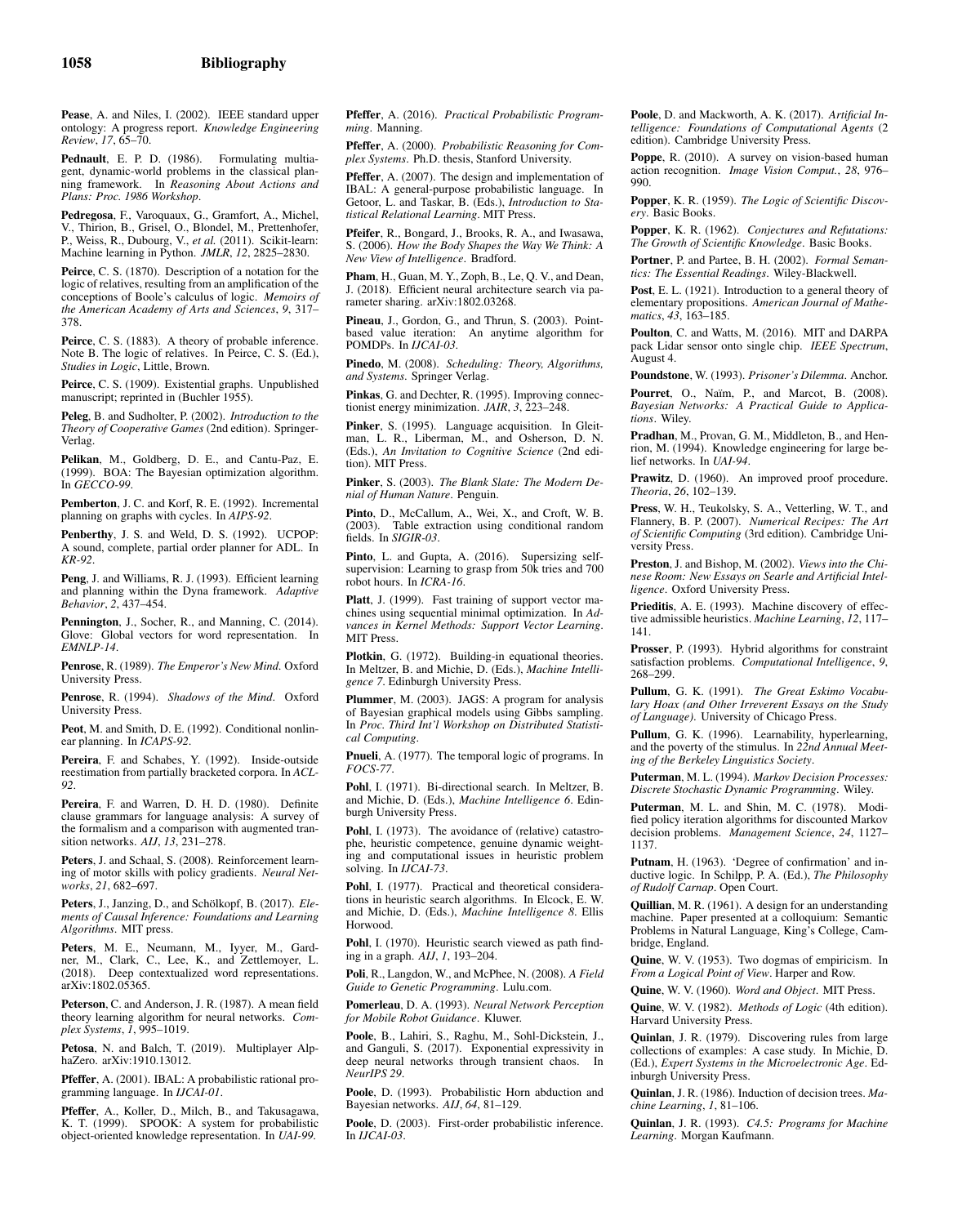**Pease**, A. and Niles, I. (2002). IEEE standard upper ontology: A progress report. *Knowledge Engineering Review*, *17*, 65–70.

**Pednault**, E. P. D. (1986). Formulating multiagent, dynamic-world problems in the classical planning framework. In *Reasoning About Actions and Plans: Proc. 1986 Workshop*.

**Pedregosa**, F., Varoquaux, G., Gramfort, A., Michel, V., Thirion, B., Grisel, O., Blondel, M., Prettenhofer, P., Weiss, R., Dubourg, V., *et al.* (2011). Scikit-learn: Machine learning in Python. *JMLR*, *12*, 2825–2830.

**Peirce**, C. S. (1870). Description of a notation for the logic of relatives, resulting from an amplification of the conceptions of Boole's calculus of logic. *Memoirs of the American Academy of Arts and Sciences*, *9*, 317–378.

**Peirce**, C. S. (1883). A theory of probable inference. Note B. The logic of relatives. In Peirce, C. S. (Ed.), *Studies in Logic*, Little, Brown.

**Peirce**, C. S. (1909). Existential graphs. Unpublished manuscript; reprinted in (Buchler 1955).

**Peleg**, B. and Sudholter, P. (2002). *Introduction to the Theory of Cooperative Games* (2nd edition). Springer-Verlag.

**Pelikan**, M., Goldberg, D. E., and Cantu-Paz, E. (1999). BOA: The Bayesian optimization algorithm. In *GECCO-99*.

**Pemberton**, J. C. and Korf, R. E. (1992). Incremental planning on graphs with cycles. In *AIPS-92*.

**Penberthy**, J. S. and Weld, D. S. (1992). UCPOP: A sound, complete, partial order planner for ADL. In *KR-92*.

**Peng**, J. and Williams, R. J. (1993). Efficient learning and planning within the Dyna framework. *Adaptive Behavior*, *2*, 437–454.

**Pennington**, J., Socher, R., and Manning, C. (2014). Glove: Global vectors for word representation. In *EMNLP-14*.

**Penrose**, R. (1989). *The Emperor's New Mind*. Oxford University Press.

**Penrose**, R. (1994). *Shadows of the Mind*. Oxford University Press.

**Peot**, M. and Smith, D. E. (1992). Conditional nonlinear planning. In *ICAPS-92*.

**Pereira**, F. and Schabes, Y. (1992). Inside-outside reestimation from partially bracketed corpora. In *ACL-92*.

**Pereira**, F. and Warren, D. H. D. (1980). Definite clause grammars for language analysis: A survey of the formalism and a comparison with augmented transition networks. *AIJ*, *13*, 231–278.

**Peters**, J. and Schaal, S. (2008). Reinforcement learning of motor skills with policy gradients. *Neural Networks*, *21*, 682–697.

**Peters**, J., Janzing, D., and Schölkopf, B. (2017). *Elements of Causal Inference: Foundations and Learning Algorithms*. MIT press.

**Peters**, M. E., Neumann, M., Iyyer, M., Gardner, M., Clark, C., Lee, K., and Zettlemoyer, L. (2018). Deep contextualized word representations. arXiv:1802.05365.

**Peterson**, C. and Anderson, J. R. (1987). A mean field theory learning algorithm for neural networks. *Complex Systems*, *1*, 995–1019.

**Petosa**, N. and Balch, T. (2019). Multiplayer AlphaZero. arXiv:1910.13012.

**Pfeffer**, A. (2001). IBAL: A probabilistic rational programming language. In *IJCAI-01*.

**Pfeffer**, A., Koller, D., Milch, B., and Takusagawa, K. T. (1999). SPOOK: A system for probabilistic object-oriented knowledge representation. In *UAI-99*.

**Pfeffer**, A. (2016). *Practical Probabilistic Programming*. Manning.

**Pfeffer**, A. (2000). *Probabilistic Reasoning for Complex Systems*. Ph.D. thesis, Stanford University.

**Pfeffer**, A. (2007). The design and implementation of IBAL: A general-purpose probabilistic language. In Getoor, L. and Taskar, B. (Eds.), *Introduction to Statistical Relational Learning*. MIT Press.

**Pfeifer**, R., Bongard, J., Brooks, R. A., and Iwasawa, S. (2006). *How the Body Shapes the Way We Think: A New View of Intelligence*. Bradford.

**Pham**, H., Guan, M. Y., Zoph, B., Le, Q. V., and Dean, J. (2018). Efficient neural architecture search via parameter sharing. arXiv:1802.03268.

**Pineau**, J., Gordon, G., and Thrun, S. (2003). Point-based value iteration: An anytime algorithm for POMDPs. In *IJCAI-03*.

**Pinedo**, M. (2008). *Scheduling: Theory, Algorithms, and Systems*. Springer Verlag.

**Pinkas**, G. and Dechter, R. (1995). Improving connectionist energy minimization. *JAIR*, *3*, 223–248.

**Pinker**, S. (1995). Language acquisition. In Gleitman, L. R., Liberman, M., and Osherson, D. N. (Eds.), *An Invitation to Cognitive Science* (2nd edition). MIT Press.

**Pinker**, S. (2003). *The Blank Slate: The Modern Denial of Human Nature*. Penguin.

**Pinto**, D., McCallum, A., Wei, X., and Croft, W. B. (2003). Table extraction using conditional random fields. In *SIGIR-03*.

**Pinto**, L. and Gupta, A. (2016). Supersizing self-supervision: Learning to grasp from 50k tries and 700 robot hours. In *ICRA-16*.

**Platt**, J. (1999). Fast training of support vector machines using sequential minimal optimization. In *Advances in Kernel Methods: Support Vector Learning*. MIT Press.

**Plotkin**, G. (1972). Building-in equational theories. In Meltzer, B. and Michie, D. (Eds.), *Machine Intelligence 7*. Edinburgh University Press.

**Plummer**, M. (2003). JAGS: A program for analysis of Bayesian graphical models using Gibbs sampling. In *Proc. Third Int'l Workshop on Distributed Statistical Computing*.

**Pnueli**, A. (1977). The temporal logic of programs. In *FOCS-77*.

**Pohl**, I. (1971). Bi-directional search. In Meltzer, B. and Michie, D. (Eds.), *Machine Intelligence 6*. Edinburgh University Press.

**Pohl**, I. (1973). The avoidance of (relative) catastrophe, heuristic competence, genuine dynamic weighting and computational issues in heuristic problem solving. In *IJCAI-73*.

**Pohl**, I. (1977). Practical and theoretical considerations in heuristic search algorithms. In Elcock, E. W. and Michie, D. (Eds.), *Machine Intelligence 8*. Ellis Horwood.

**Pohl**, I. (1970). Heuristic search viewed as path finding in a graph. *AIJ*, *1*, 193–204.

**Poli**, R., Langdon, W., and McPhee, N. (2008). *A Field Guide to Genetic Programming*. Lulu.com.

**Pomerleau**, D. A. (1993). *Neural Network Perception for Mobile Robot Guidance*. Kluwer.

**Poole**, B., Lahiri, S., Raghu, M., Sohl-Dickstein, J., and Ganguli, S. (2017). Exponential expressivity in deep neural networks through transient chaos. In *NeurIPS 29*.

**Poole**, D. (1993). Probabilistic Horn abduction and Bayesian networks. *AIJ*, *64*, 81–129.

**Poole**, D. (2003). First-order probabilistic inference. In *IJCAI-03*.

**Poole**, D. and Mackworth, A. K. (2017). *Artificial Intelligence: Foundations of Computational Agents* (2 edition). Cambridge University Press.

**Poppe**, R. (2010). A survey on vision-based human action recognition. *Image Vision Comput.*, *28*, 976–990.

**Popper**, K. R. (1959). *The Logic of Scientific Discovery*. Basic Books.

**Popper**, K. R. (1962). *Conjectures and Refutations: The Growth of Scientific Knowledge*. Basic Books.

**Portner**, P. and Partee, B. H. (2002). *Formal Semantics: The Essential Readings*. Wiley-Blackwell.

**Post**, E. L. (1921). Introduction to a general theory of elementary propositions. *American Journal of Mathematics*, *43*, 163–185.

**Poulton**, C. and Watts, M. (2016). MIT and DARPA pack Lidar sensor onto single chip. *IEEE Spectrum*, August 4.

**Poundstone**, W. (1993). *Prisoner's Dilemma*. Anchor.

**Pourret**, O., Naïm, P., and Marcot, B. (2008). *Bayesian Networks: A Practical Guide to Applications*. Wiley.

**Pradhan**, M., Provan, G. M., Middleton, B., and Henrion, M. (1994). Knowledge engineering for large belief networks. In *UAI-94*.

**Prawitz**, D. (1960). An improved proof procedure. *Theoria*, *26*, 102–139.

**Press**, W. H., Teukolsky, S. A., Vetterling, W. T., and Flannery, B. P. (2007). *Numerical Recipes: The Art of Scientific Computing* (3rd edition). Cambridge University Press.

**Preston**, J. and Bishop, M. (2002). *Views into the Chinese Room: New Essays on Searle and Artificial Intelligence*. Oxford University Press.

**Prieditis**, A. E. (1993). Machine discovery of effective admissible heuristics. *Machine Learning*, *12*, 117–141.

**Prosser**, P. (1993). Hybrid algorithms for constraint satisfaction problems. *Computational Intelligence*, *9*, 268–299.

**Pullum**, G. K. (1991). *The Great Eskimo Vocabulary Hoax (and Other Irreverent Essays on the Study of Language)*. University of Chicago Press.

**Pullum**, G. K. (1996). Learnability, hyperlearning, and the poverty of the stimulus. In *22nd Annual Meeting of the Berkeley Linguistics Society*.

**Puterman**, M. L. (1994). *Markov Decision Processes: Discrete Stochastic Dynamic Programming*. Wiley.

**Puterman**, M. L. and Shin, M. C. (1978). Modified policy iteration algorithms for discounted Markov decision problems. *Management Science*, *24*, 1127–1137.

**Putnam**, H. (1963). 'Degree of confirmation' and inductive logic. In Schilpp, P. A. (Ed.), *The Philosophy of Rudolf Carnap*. Open Court.

**Quillian**, M. R. (1961). A design for an understanding machine. Paper presented at a colloquium: Semantic Problems in Natural Language, King's College, Cambridge, England.

**Quine**, W. V. (1953). Two dogmas of empiricism. In *From a Logical Point of View*. Harper and Row.

**Quine**, W. V. (1960). *Word and Object*. MIT Press.

**Quine**, W. V. (1982). *Methods of Logic* (4th edition). Harvard University Press.

**Quinlan**, J. R. (1979). Discovering rules from large collections of examples: A case study. In Michie, D. (Ed.), *Expert Systems in the Microelectronic Age*. Edinburgh University Press.

**Quinlan**, J. R. (1986). Induction of decision trees. *Machine Learning*, *1*, 81–106.

**Quinlan**, J. R. (1993). *C4.5: Programs for Machine Learning*. Morgan Kaufmann.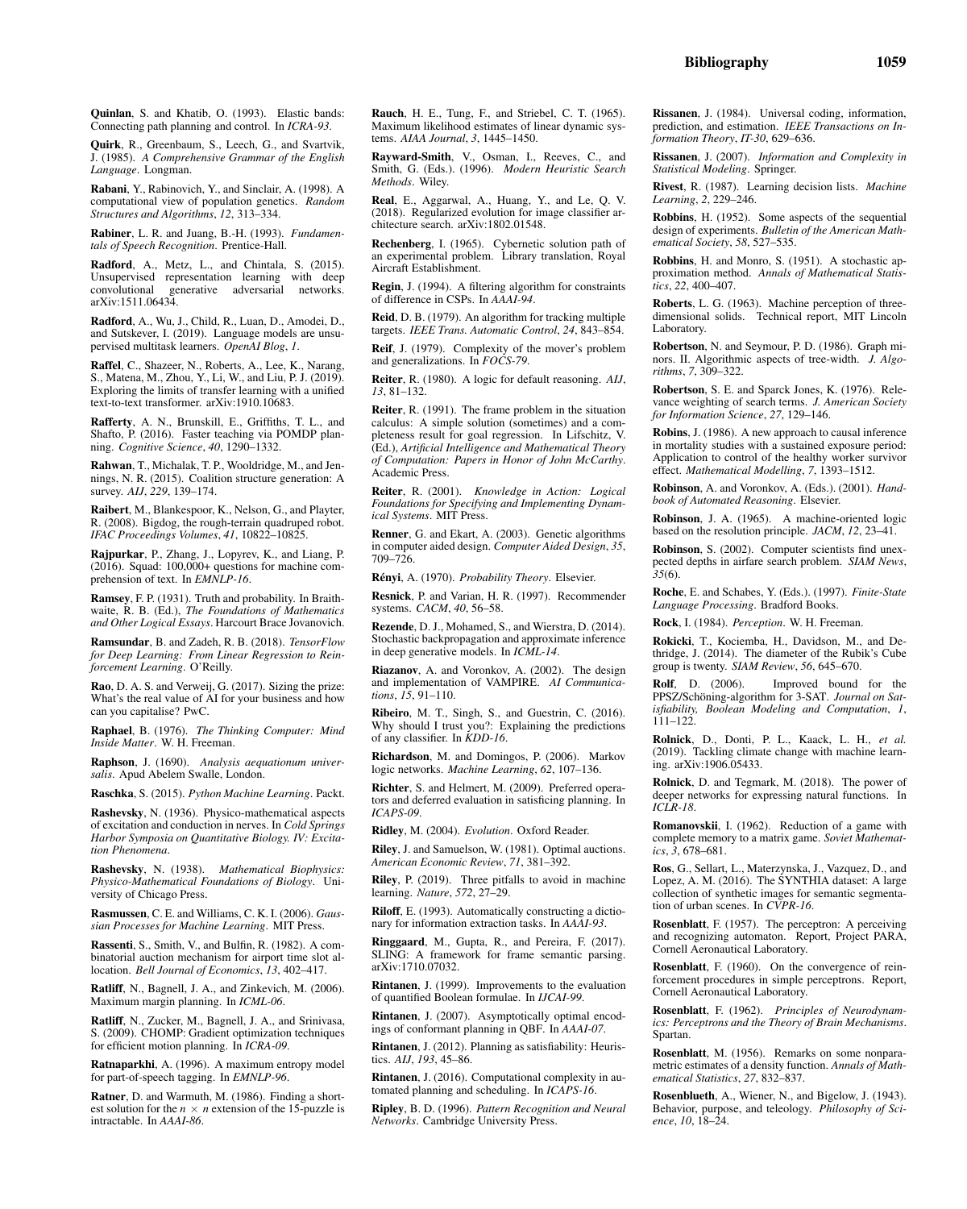**Quinlan**, S. and Khatib, O. (1993). Elastic bands: Connecting path planning and control. In *ICRA-93*.

**Quirk**, R., Greenbaum, S., Leech, G., and Svartvik, J. (1985). *A Comprehensive Grammar of the English Language*. Longman.

**Rabani**, Y., Rabinovich, Y., and Sinclair, A. (1998). A computational view of population genetics. *Random Structures and Algorithms*, *12*, 313–334.

**Rabiner**, L. R. and Juang, B.-H. (1993). *Fundamentals of Speech Recognition*. Prentice-Hall.

**Radford**, A., Metz, L., and Chintala, S. (2015). Unsupervised representation learning with deep convolutional generative adversarial networks. arXiv:1511.06434.

**Radford**, A., Wu, J., Child, R., Luan, D., Amodei, D., and Sutskever, I. (2019). Language models are unsupervised multitask learners. *OpenAI Blog*, *1*.

**Raffel**, C., Shazeer, N., Roberts, A., Lee, K., Narang, S., Matena, M., Zhou, Y., Li, W., and Liu, P. J. (2019). Exploring the limits of transfer learning with a unified text-to-text transformer. arXiv:1910.10683.

**Rafferty**, A. N., Brunskill, E., Griffiths, T. L., and Shafto, P. (2016). Faster teaching via POMDP planning. *Cognitive Science*, *40*, 1290–1332.

**Rahwan**, T., Michalak, T. P., Wooldridge, M., and Jennings, N. R. (2015). Coalition structure generation: A survey. *AIJ*, *229*, 139–174.

**Raibert**, M., Blankespoor, K., Nelson, G., and Playter, R. (2008). Bigdog, the rough-terrain quadruped robot. *IFAC Proceedings Volumes*, *41*, 10822–10825.

**Rajpurkar**, P., Zhang, J., Lopyrev, K., and Liang, P. (2016). Squad: 100,000+ questions for machine comprehension of text. In *EMNLP-16*.

**Ramsey**, F. P. (1931). Truth and probability. In Braithwaite, R. B. (Ed.), *The Foundations of Mathematics and Other Logical Essays*. Harcourt Brace Jovanovich.

**Ramsundar**, B. and Zadeh, R. B. (2018). *TensorFlow for Deep Learning: From Linear Regression to Reinforcement Learning*. O'Reilly.

**Rao**, D. A. S. and Verweij, G. (2017). Sizing the prize: What's the real value of AI for your business and how can you capitalise? PwC.

**Raphael**, B. (1976). *The Thinking Computer: Mind Inside Matter*. W. H. Freeman.

**Raphson**, J. (1690). *Analysis aequationum universalis*. Apud Abelem Swalle, London.

**Raschka**, S. (2015). *Python Machine Learning*. Packt.

**Rashevsky**, N. (1936). Physico-mathematical aspects of excitation and conduction in nerves. In *Cold Springs Harbor Symposia on Quantitative Biology. IV: Excitation Phenomena*.

**Rashevsky**, N. (1938). *Mathematical Biophysics: Physico-Mathematical Foundations of Biology*. University of Chicago Press.

**Rasmussen**, C. E. and Williams, C. K. I. (2006). *Gaussian Processes for Machine Learning*. MIT Press.

**Rassenti**, S., Smith, V., and Bulfin, R. (1982). A combinatorial auction mechanism for airport time slot allocation. *Bell Journal of Economics*, *13*, 402–417.

**Ratliff**, N., Bagnell, J. A., and Zinkevich, M. (2006). Maximum margin planning. In *ICML-06*.

**Ratliff**, N., Zucker, M., Bagnell, J. A., and Srinivasa, S. (2009). CHOMP: Gradient optimization techniques for efficient motion planning. In *ICRA-09*.

**Ratnaparkhi**, A. (1996). A maximum entropy model for part-of-speech tagging. In *EMNLP-96*.

**Ratner**, D. and Warmuth, M. (1986). Finding a shortest solution for the $n \times n$ extension of the 15-puzzle is intractable. In *AAAI-86*.

**Rauch**, H. E., Tung, F., and Striebel, C. T. (1965). Maximum likelihood estimates of linear dynamic systems. *AIAA Journal*, *3*, 1445–1450.

**Rayward-Smith**, V., Osman, I., Reeves, C., and Smith, G. (Eds.). (1996). *Modern Heuristic Search Methods*. Wiley.

**Real**, E., Aggarwal, A., Huang, Y., and Le, Q. V. (2018). Regularized evolution for image classifier architecture search. arXiv:1802.01548.

**Rechenberg**, I. (1965). Cybernetic solution path of an experimental problem. Library translation, Royal Aircraft Establishment.

**Regin**, J. (1994). A filtering algorithm for constraints of difference in CSPs. In *AAAI-94*.

**Reid**, D. B. (1979). An algorithm for tracking multiple targets. *IEEE Trans. Automatic Control*, *24*, 843–854.

**Reif**, J. (1979). Complexity of the mover's problem and generalizations. In *FOCS-79*.

**Reiter**, R. (1980). A logic for default reasoning. *AIJ*, *13*, 81–132.

**Reiter**, R. (1991). The frame problem in the situation calculus: A simple solution (sometimes) and a completeness result for goal regression. In Lifschitz, V. (Ed.), *Artificial Intelligence and Mathematical Theory of Computation: Papers in Honor of John McCarthy*. Academic Press.

**Reiter**, R. (2001). *Knowledge in Action: Logical Foundations for Specifying and Implementing Dynamical Systems*. MIT Press.

**Renner**, G. and Ekart, A. (2003). Genetic algorithms in computer aided design. *Computer Aided Design*, *35*, 709–726.

**Rényi**, A. (1970). *Probability Theory*. Elsevier.

**Resnick**, P. and Varian, H. R. (1997). Recommender systems. *CACM*, *40*, 56–58.

**Rezende**, D. J., Mohamed, S., and Wierstra, D. (2014). Stochastic backpropagation and approximate inference in deep generative models. In *ICML-14*.

**Riazanov**, A. and Voronkov, A. (2002). The design and implementation of VAMPIRE. *AI Communications*, *15*, 91–110.

**Ribeiro**, M. T., Singh, S., and Guestrin, C. (2016). Why should I trust you?: Explaining the predictions of any classifier. In *KDD-16*.

**Richardson**, M. and Domingos, P. (2006). Markov logic networks. *Machine Learning*, *62*, 107–136.

**Richter**, S. and Helmert, M. (2009). Preferred operators and deferred evaluation in satisficing planning. In *ICAPS-09*.

**Ridley**, M. (2004). *Evolution*. Oxford Reader.

**Riley**, J. and Samuelson, W. (1981). Optimal auctions. *American Economic Review*, *71*, 381–392.

**Riley**, P. (2019). Three pitfalls to avoid in machine learning. *Nature*, *572*, 27–29.

**Riloff**, E. (1993). Automatically constructing a dictionary for information extraction tasks. In *AAAI-93*.

**Ringgaard**, M., Gupta, R., and Pereira, F. (2017). SLING: A framework for frame semantic parsing. arXiv:1710.07032.

**Rintanen**, J. (1999). Improvements to the evaluation of quantified Boolean formulae. In *IJCAI-99*.

**Rintanen**, J. (2007). Asymptotically optimal encodings of conformant planning in QBF. In *AAAI-07*.

**Rintanen**, J. (2012). Planning as satisfiability: Heuristics. *AIJ*, *193*, 45–86.

**Rintanen**, J. (2016). Computational complexity in automated planning and scheduling. In *ICAPS-16*.

**Ripley**, B. D. (1996). *Pattern Recognition and Neural Networks*. Cambridge University Press.

**Rissanen**, J. (1984). Universal coding, information, prediction, and estimation. *IEEE Transactions on Information Theory*, *IT-30*, 629–636.

**Rissanen**, J. (2007). *Information and Complexity in Statistical Modeling*. Springer.

**Rivest**, R. (1987). Learning decision lists. *Machine Learning*, *2*, 229–246.

**Robbins**, H. (1952). Some aspects of the sequential design of experiments. *Bulletin of the American Mathematical Society*, *58*, 527–535.

**Robbins**, H. and Monro, S. (1951). A stochastic approximation method. *Annals of Mathematical Statistics*, *22*, 400–407.

**Roberts**, L. G. (1963). Machine perception of three-dimensional solids. Technical report, MIT Lincoln Laboratory.

**Robertson**, N. and Seymour, P. D. (1986). Graph minors. II. Algorithmic aspects of tree-width. *J. Algorithms*, *7*, 309–322.

**Robertson**, S. E. and Sparck Jones, K. (1976). Relevance weighting of search terms. *J. American Society for Information Science*, *27*, 129–146.

**Robins**, J. (1986). A new approach to causal inference in mortality studies with a sustained exposure period: Application to control of the healthy worker survivor effect. *Mathematical Modelling*, *7*, 1393–1512.

**Robinson**, A. and Voronkov, A. (Eds.). (2001). *Handbook of Automated Reasoning*. Elsevier.

**Robinson**, J. A. (1965). A machine-oriented logic based on the resolution principle. *JACM*, *12*, 23–41.

**Robinson**, S. (2002). Computer scientists find unexpected depths in airfare search problem. *SIAM News*, *35*(6).

**Roche**, E. and Schabes, Y. (Eds.). (1997). *Finite-State Language Processing*. Bradford Books.

**Rock**, I. (1984). *Perception*. W. H. Freeman.

**Rokicki**, T., Kociemba, H., Davidson, M., and Dethridge, J. (2014). The diameter of the Rubik's Cube group is twenty. *SIAM Review*, *56*, 645–670.

**Rolf**, D. (2006). Improved bound for the PPSZ/Schöning-algorithm for 3-SAT. *Journal on Satisfiability, Boolean Modeling and Computation*, *1*, 111–122.

**Rolnick**, D., Donti, P. L., Kaack, L. H., *et al.* (2019). Tackling climate change with machine learning. arXiv:1906.05433.

**Rolnick**, D. and Tegmark, M. (2018). The power of deeper networks for expressing natural functions. In *ICLR-18*.

**Romanovskii**, I. (1962). Reduction of a game with complete memory to a matrix game. *Soviet Mathematics*, *3*, 678–681.

**Ros**, G., Sellart, L., Materzynska, J., Vazquez, D., and Lopez, A. M. (2016). The SYNTHIA dataset: A large collection of synthetic images for semantic segmentation of urban scenes. In *CVPR-16*.

**Rosenblatt**, F. (1957). The perceptron: A perceiving and recognizing automaton. Report, Project PARA, Cornell Aeronautical Laboratory.

**Rosenblatt**, F. (1960). On the convergence of reinforcement procedures in simple perceptrons. Report, Cornell Aeronautical Laboratory.

**Rosenblatt**, F. (1962). *Principles of Neurodynamics: Perceptrons and the Theory of Brain Mechanisms*. Spartan.

**Rosenblatt**, M. (1956). Remarks on some nonparametric estimates of a density function. *Annals of Mathematical Statistics*, *27*, 832–837.

**Rosenblueth**, A., Wiener, N., and Bigelow, J. (1943). Behavior, purpose, and teleology. *Philosophy of Science*, *10*, 18–24.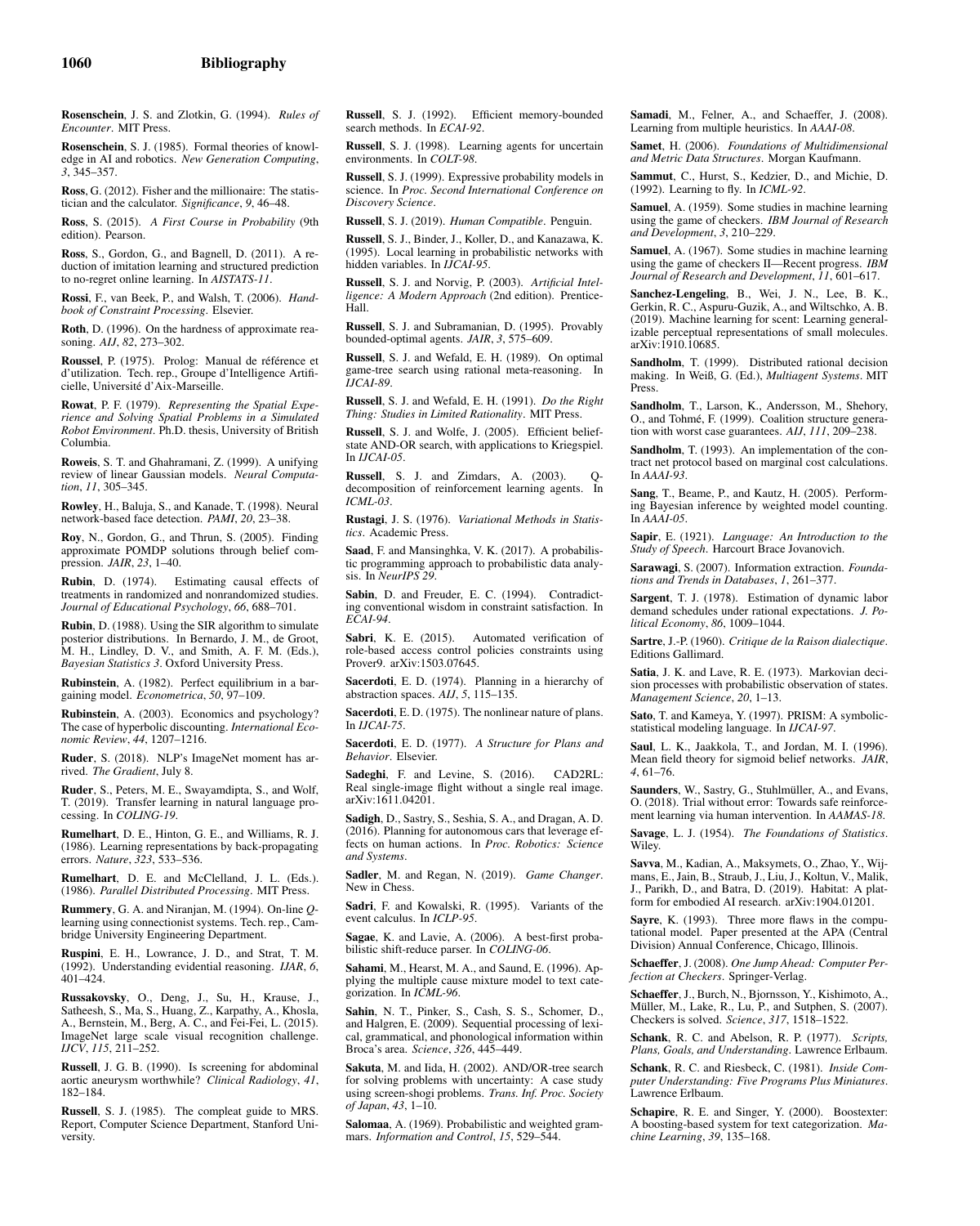**Rosenschein**, J. S. and Zlotkin, G. (1994). *Rules of Encounter*. MIT Press.

**Rosenschein**, S. J. (1985). Formal theories of knowledge in AI and robotics. *New Generation Computing*, *3*, 345–357.

**Ross**, G. (2012). Fisher and the millionaire: The statistician and the calculator. *Significance*, *9*, 46–48.

**Ross**, S. (2015). *A First Course in Probability* (9th edition). Pearson.

**Ross**, S., Gordon, G., and Bagnell, D. (2011). A reduction of imitation learning and structured prediction to no-regret online learning. In *AISTATS-11*.

**Rossi**, F., van Beek, P., and Walsh, T. (2006). *Handbook of Constraint Processing*. Elsevier.

**Roth**, D. (1996). On the hardness of approximate reasoning. *AIJ*, *82*, 273–302.

**Roussel**, P. (1975). Prolog: Manual de référence et d'utilization. Tech. rep., Groupe d'Intelligence Artificielle, Université d'Aix-Marseille.

**Rowat**, P. F. (1979). *Representing the Spatial Experience and Solving Spatial Problems in a Simulated Robot Environment*. Ph.D. thesis, University of British Columbia.

**Roweis**, S. T. and Ghahramani, Z. (1999). A unifying review of linear Gaussian models. *Neural Computation*, *11*, 305–345.

**Rowley**, H., Baluja, S., and Kanade, T. (1998). Neural network-based face detection. *PAMI*, *20*, 23–38.

**Roy**, N., Gordon, G., and Thrun, S. (2005). Finding approximate POMDP solutions through belief compression. *JAIR*, *23*, 1–40.

**Rubin**, D. (1974). Estimating causal effects of treatments in randomized and nonrandomized studies. *Journal of Educational Psychology*, *66*, 688–701.

**Rubin**, D. (1988). Using the SIR algorithm to simulate posterior distributions. In Bernardo, J. M., de Groot, M. H., Lindley, D. V., and Smith, A. F. M. (Eds.), *Bayesian Statistics 3*. Oxford University Press.

**Rubinstein**, A. (1982). Perfect equilibrium in a bargaining model. *Econometrica*, *50*, 97–109.

**Rubinstein**, A. (2003). Economics and psychology? The case of hyperbolic discounting. *International Economic Review*, *44*, 1207–1216.

**Ruder**, S. (2018). NLP's ImageNet moment has arrived. *The Gradient*, July 8.

**Ruder**, S., Peters, M. E., Swayamdipta, S., and Wolf, T. (2019). Transfer learning in natural language processing. In *COLING-19*.

**Rumelhart**, D. E., Hinton, G. E., and Williams, R. J. (1986). Learning representations by back-propagating errors. *Nature*, *323*, 533–536.

**Rumelhart**, D. E. and McClelland, J. L. (Eds.). (1986). *Parallel Distributed Processing*. MIT Press.

**Rummery**, G. A. and Niranjan, M. (1994). On-line *Q*-learning using connectionist systems. Tech. rep., Cambridge University Engineering Department.

**Ruspini**, E. H., Lowrance, J. D., and Strat, T. M. (1992). Understanding evidential reasoning. *IJAR*, *6*, 401–424.

**Russakovsky**, O., Deng, J., Su, H., Krause, J., Satheesh, S., Ma, S., Huang, Z., Karpathy, A., Khosla, A., Bernstein, M., Berg, A. C., and Fei-Fei, L. (2015). ImageNet large scale visual recognition challenge. *IJCV*, *115*, 211–252.

**Russell**, J. G. B. (1990). Is screening for abdominal aortic aneurysm worthwhile? *Clinical Radiology*, *41*, 182–184.

**Russell**, S. J. (1985). The compleat guide to MRS. Report, Computer Science Department, Stanford University.

**Russell**, S. J. (1992). Efficient memory-bounded search methods. In *ECAI-92*.

**Russell**, S. J. (1998). Learning agents for uncertain environments. In *COLT-98*.

**Russell**, S. J. (1999). Expressive probability models in science. In *Proc. Second International Conference on Discovery Science*.

**Russell**, S. J. (2019). *Human Compatible*. Penguin.

**Russell**, S. J., Binder, J., Koller, D., and Kanazawa, K. (1995). Local learning in probabilistic networks with hidden variables. In *IJCAI-95*.

**Russell**, S. J. and Norvig, P. (2003). *Artificial Intelligence: A Modern Approach* (2nd edition). Prentice-Hall.

**Russell**, S. J. and Subramanian, D. (1995). Provably bounded-optimal agents. *JAIR*, *3*, 575–609.

**Russell**, S. J. and Wefald, E. H. (1989). On optimal game-tree search using rational meta-reasoning. In *IJCAI-89*.

**Russell**, S. J. and Wefald, E. H. (1991). *Do the Right Thing: Studies in Limited Rationality*. MIT Press.

**Russell**, S. J. and Wolfe, J. (2005). Efficient belief-state AND-OR search, with applications to Kriegspiel. In *IJCAI-05*.

**Russell**, S. J. and Zimdars, A. (2003). Q-decomposition of reinforcement learning agents. In *ICML-03*.

**Rustagi**, J. S. (1976). *Variational Methods in Statistics*. Academic Press.

**Saad**, F. and Mansinghka, V. K. (2017). A probabilistic programming approach to probabilistic data analysis. In *NeurIPS 29*.

**Sabin**, D. and Freuder, E. C. (1994). Contradicting conventional wisdom in constraint satisfaction. In *ECAI-94*.

**Sabri**, K. E. (2015). Automated verification of role-based access control policies constraints using Prover9. arXiv:1503.07645.

**Sacerdoti**, E. D. (1974). Planning in a hierarchy of abstraction spaces. *AIJ*, *5*, 115–135.

**Sacerdoti**, E. D. (1975). The nonlinear nature of plans. In *IJCAI-75*.

**Sacerdoti**, E. D. (1977). *A Structure for Plans and Behavior*. Elsevier.

**Sadeghi**, F. and Levine, S. (2016). CAD2RL: Real single-image flight without a single real image. arXiv:1611.04201.

**Sadigh**, D., Sastry, S., Seshia, S. A., and Dragan, A. D. (2016). Planning for autonomous cars that leverage effects on human actions. In *Proc. Robotics: Science and Systems*.

**Sadler**, M. and Regan, N. (2019). *Game Changer*. New in Chess.

**Sadri**, F. and Kowalski, R. (1995). Variants of the event calculus. In *ICLP-95*.

**Sagae**, K. and Lavie, A. (2006). A best-first probabilistic shift-reduce parser. In *COLING-06*.

**Sahami**, M., Hearst, M. A., and Saund, E. (1996). Applying the multiple cause mixture model to text categorization. In *ICML-96*.

**Sahin**, N. T., Pinker, S., Cash, S. S., Schomer, D., and Halgren, E. (2009). Sequential processing of lexical, grammatical, and phonological information within Broca's area. *Science*, *326*, 445–449.

**Sakuta**, M. and Iida, H. (2002). AND/OR-tree search for solving problems with uncertainty: A case study using screen-shogi problems. *Trans. Inf. Proc. Society of Japan*, *43*, 1–10.

**Salomaa**, A. (1969). Probabilistic and weighted grammars. *Information and Control*, *15*, 529–544.

**Samadi**, M., Felner, A., and Schaeffer, J. (2008). Learning from multiple heuristics. In *AAAI-08*.

**Samet**, H. (2006). *Foundations of Multidimensional and Metric Data Structures*. Morgan Kaufmann.

**Sammut**, C., Hurst, S., Kedzier, D., and Michie, D. (1992). Learning to fly. In *ICML-92*.

**Samuel**, A. (1959). Some studies in machine learning using the game of checkers. *IBM Journal of Research and Development*, *3*, 210–229.

**Samuel**, A. (1967). Some studies in machine learning using the game of checkers II—Recent progress. *IBM Journal of Research and Development*, *11*, 601–617.

**Sanchez-Lengeling**, B., Wei, J. N., Lee, B. K., Gerkin, R. C., Aspuru-Guzik, A., and Wiltschko, A. B. (2019). Machine learning for scent: Learning generalizable perceptual representations of small molecules. arXiv:1910.10685.

**Sandholm**, T. (1999). Distributed rational decision making. In Weiß, G. (Ed.), *Multiagent Systems*. MIT Press.

**Sandholm**, T., Larson, K., Andersson, M., Shehory, O., and Tohmé, F. (1999). Coalition structure generation with worst case guarantees. *AIJ*, *111*, 209–238.

**Sandholm**, T. (1993). An implementation of the contract net protocol based on marginal cost calculations. In *AAAI-93*.

**Sang**, T., Beame, P., and Kautz, H. (2005). Performing Bayesian inference by weighted model counting. In *AAAI-05*.

**Sapir**, E. (1921). *Language: An Introduction to the Study of Speech*. Harcourt Brace Jovanovich.

**Sarawagi**, S. (2007). Information extraction. *Foundations and Trends in Databases*, *1*, 261–377.

**Sargent**, T. J. (1978). Estimation of dynamic labor demand schedules under rational expectations. *J. Political Economy*, *86*, 1009–1044.

**Sartre**, J.-P. (1960). *Critique de la Raison dialectique*. Editions Gallimard.

**Satia**, J. K. and Lave, R. E. (1973). Markovian decision processes with probabilistic observation of states. *Management Science*, *20*, 1–13.

**Sato**, T. and Kameya, Y. (1997). PRISM: A symbolic-statistical modeling language. In *IJCAI-97*.

**Saul**, L. K., Jaakkola, T., and Jordan, M. I. (1996). Mean field theory for sigmoid belief networks. *JAIR*, *4*, 61–76.

**Saunders**, W., Sastry, G., Stuhlmüller, A., and Evans, O. (2018). Trial without error: Towards safe reinforcement learning via human intervention. In *AAMAS-18*.

**Savage**, L. J. (1954). *The Foundations of Statistics*. Wiley.

**Savva**, M., Kadian, A., Maksymets, O., Zhao, Y., Wijmans, E., Jain, B., Straub, J., Liu, J., Koltun, V., Malik, J., Parikh, D., and Batra, D. (2019). Habitat: A platform for embodied AI research. arXiv:1904.01201.

**Sayre**, K. (1993). Three more flaws in the computational model. Paper presented at the APA (Central Division) Annual Conference, Chicago, Illinois.

**Schaeffer**, J. (2008). *One Jump Ahead: Computer Perfection at Checkers*. Springer-Verlag.

**Schaeffer**, J., Burch, N., Bjornsson, Y., Kishimoto, A., Müller, M., Lake, R., Lu, P., and Sutphen, S. (2007). Checkers is solved. *Science*, *317*, 1518–1522.

**Schank**, R. C. and Abelson, R. P. (1977). *Scripts, Plans, Goals, and Understanding*. Lawrence Erlbaum.

**Schank**, R. C. and Riesbeck, C. (1981). *Inside Computer Understanding: Five Programs Plus Miniatures*. Lawrence Erlbaum.

**Schapire**, R. E. and Singer, Y. (2000). Boostexter: A boosting-based system for text categorization. *Machine Learning*, *39*, 135–168.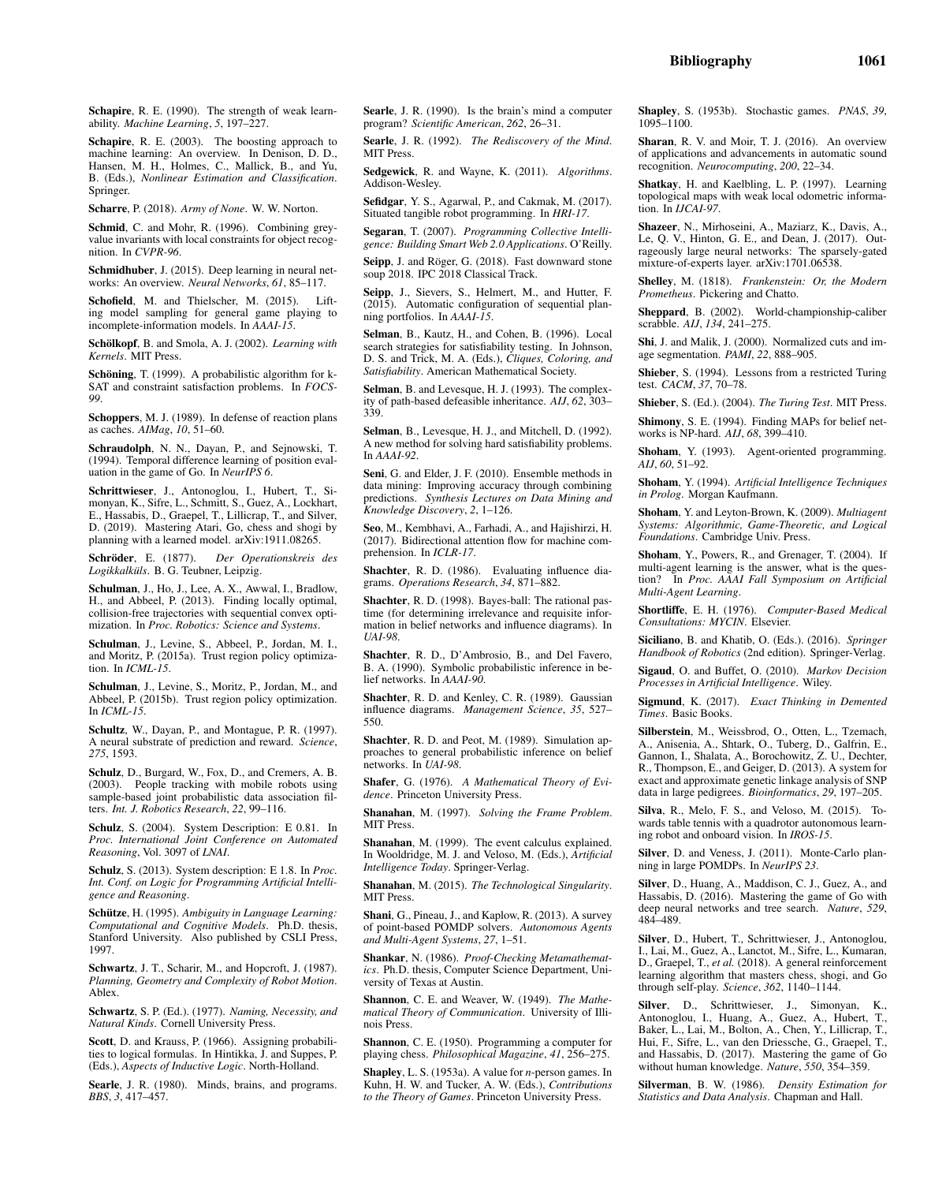**Schapire**, R. E. (1990). The strength of weak learnability. *Machine Learning*, *5*, 197–227.

**Schapire**, R. E. (2003). The boosting approach to machine learning: An overview. In Denison, D. D., Hansen, M. H., Holmes, C., Mallick, B., and Yu, B. (Eds.), *Nonlinear Estimation and Classification*. Springer.

**Scharre**, P. (2018). *Army of None*. W. W. Norton.

**Schmid**, C. and Mohr, R. (1996). Combining greyvalue invariants with local constraints for object recognition. In *CVPR-96*.

**Schmidhuber**, J. (2015). Deep learning in neural networks: An overview. *Neural Networks*, *61*, 85–117.

**Schofield**, M. and Thielscher, M. (2015). Lifting model sampling for general game playing to incomplete-information models. In *AAAI-15*.

**Schölkopf**, B. and Smola, A. J. (2002). *Learning with Kernels*. MIT Press.

**Schöning**, T. (1999). A probabilistic algorithm for k-SAT and constraint satisfaction problems. In *FOCS-99*.

**Schoppers**, M. J. (1989). In defense of reaction plans as caches. *AIMag*, *10*, 51–60.

**Schraudolph**, N. N., Dayan, P., and Sejnowski, T. (1994). Temporal difference learning of position evaluation in the game of Go. In *NeurIPS 6*.

**Schrittwieser**, J., Antonoglou, I., Hubert, T., Simonyan, K., Sifre, L., Schmitt, S., Guez, A., Lockhart, E., Hassabis, D., Graepel, T., Lillicrap, T., and Silver, D. (2019). Mastering Atari, Go, chess and shogi by planning with a learned model. arXiv:1911.08265.

**Schröder**, E. (1877). *Der Operationskreis des Logikkalküls*. B. G. Teubner, Leipzig.

**Schulman**, J., Ho, J., Lee, A. X., Awwal, I., Bradlow, H., and Abbeel, P. (2013). Finding locally optimal, collision-free trajectories with sequential convex optimization. In *Proc. Robotics: Science and Systems*.

**Schulman**, J., Levine, S., Abbeel, P., Jordan, M. I., and Moritz, P. (2015a). Trust region policy optimization. In *ICML-15*.

**Schulman**, J., Levine, S., Moritz, P., Jordan, M., and Abbeel, P. (2015b). Trust region policy optimization. In *ICML-15*.

**Schultz**, W., Dayan, P., and Montague, P. R. (1997). A neural substrate of prediction and reward. *Science*, *275*, 1593.

**Schulz**, D., Burgard, W., Fox, D., and Cremers, A. B. (2003). People tracking with mobile robots using sample-based joint probabilistic data association filters. *Int. J. Robotics Research*, *22*, 99–116.

**Schulz**, S. (2004). System Description: E 0.81. In *Proc. International Joint Conference on Automated Reasoning*, Vol. 3097 of *LNAI*.

**Schulz**, S. (2013). System description: E 1.8. In *Proc. Int. Conf. on Logic for Programming Artificial Intelligence and Reasoning*.

**Schütze**, H. (1995). *Ambiguity in Language Learning: Computational and Cognitive Models*. Ph.D. thesis, Stanford University. Also published by CSLI Press, 1997.

**Schwartz**, J. T., Scharir, M., and Hopcroft, J. (1987). *Planning, Geometry and Complexity of Robot Motion*. Ablex.

**Schwartz**, S. P. (Ed.). (1977). *Naming, Necessity, and Natural Kinds*. Cornell University Press.

**Scott**, D. and Krauss, P. (1966). Assigning probabilities to logical formulas. In Hintikka, J. and Suppes, P. (Eds.), *Aspects of Inductive Logic*. North-Holland.

**Searle**, J. R. (1980). Minds, brains, and programs. *BBS*, *3*, 417–457.

**Searle**, J. R. (1990). Is the brain's mind a computer program? *Scientific American*, *262*, 26–31.

**Searle**, J. R. (1992). *The Rediscovery of the Mind*. MIT Press.

**Sedgewick**, R. and Wayne, K. (2011). *Algorithms*. Addison-Wesley.

**Sefidgar**, Y. S., Agarwal, P., and Cakmak, M. (2017). Situated tangible robot programming. In *HRI-17*.

**Segaran**, T. (2007). *Programming Collective Intelligence: Building Smart Web 2.0 Applications*. O'Reilly.

**Seipp**, J. and Röger, G. (2018). Fast downward stone soup 2018. IPC 2018 Classical Track.

**Seipp**, J., Sievers, S., Helmert, M., and Hutter, F. (2015). Automatic configuration of sequential planning portfolios. In *AAAI-15*.

**Selman**, B., Kautz, H., and Cohen, B. (1996). Local search strategies for satisfiability testing. In Johnson, D. S. and Trick, M. A. (Eds.), *Cliques, Coloring, and Satisfiability*. American Mathematical Society.

**Selman**, B. and Levesque, H. J. (1993). The complexity of path-based defeasible inheritance. *AIJ*, *62*, 303–339.

**Selman**, B., Levesque, H. J., and Mitchell, D. (1992). A new method for solving hard satisfiability problems. In *AAAI-92*.

**Seni**, G. and Elder, J. F. (2010). Ensemble methods in data mining: Improving accuracy through combining predictions. *Synthesis Lectures on Data Mining and Knowledge Discovery*, *2*, 1–126.

**Seo**, M., Kembhavi, A., Farhadi, A., and Hajishirzi, H. (2017). Bidirectional attention flow for machine comprehension. In *ICLR-17*.

**Shachter**, R. D. (1986). Evaluating influence diagrams. *Operations Research*, *34*, 871–882.

**Shachter**, R. D. (1998). Bayes-ball: The rational pastime (for determining irrelevance and requisite information in belief networks and influence diagrams). In *UAI-98*.

**Shachter**, R. D., D'Ambrosio, B., and Del Favero, B. A. (1990). Symbolic probabilistic inference in belief networks. In *AAAI-90*.

**Shachter**, R. D. and Kenley, C. R. (1989). Gaussian influence diagrams. *Management Science*, *35*, 527–550.

**Shachter**, R. D. and Peot, M. (1989). Simulation approaches to general probabilistic inference on belief networks. In *UAI-98*.

**Shafer**, G. (1976). *A Mathematical Theory of Evidence*. Princeton University Press.

**Shanahan**, M. (1997). *Solving the Frame Problem*. MIT Press.

**Shanahan**, M. (1999). The event calculus explained. In Wooldridge, M. J. and Veloso, M. (Eds.), *Artificial Intelligence Today*. Springer-Verlag.

**Shanahan**, M. (2015). *The Technological Singularity*. MIT Press.

**Shani**, G., Pineau, J., and Kaplow, R. (2013). A survey of point-based POMDP solvers. *Autonomous Agents and Multi-Agent Systems*, *27*, 1–51.

**Shankar**, N. (1986). *Proof-Checking Metamathematics*. Ph.D. thesis, Computer Science Department, University of Texas at Austin.

**Shannon**, C. E. and Weaver, W. (1949). *The Mathematical Theory of Communication*. University of Illinois Press.

**Shannon**, C. E. (1950). Programming a computer for playing chess. *Philosophical Magazine*, *41*, 256–275.

**Shapley**, L. S. (1953a). A value for *n*-person games. In Kuhn, H. W. and Tucker, A. W. (Eds.), *Contributions to the Theory of Games*. Princeton University Press.

**Shapley**, S. (1953b). Stochastic games. *PNAS*, *39*, 1095–1100.

**Sharan**, R. V. and Moir, T. J. (2016). An overview of applications and advancements in automatic sound recognition. *Neurocomputing*, *200*, 22–34.

**Shatkay**, H. and Kaelbling, L. P. (1997). Learning topological maps with weak local odometric information. In *IJCAI-97*.

**Shazeer**, N., Mirhoseini, A., Maziarz, K., Davis, A., Le, Q. V., Hinton, G. E., and Dean, J. (2017). Outrageously large neural networks: The sparsely-gated mixture-of-experts layer. arXiv:1701.06538.

**Shelley**, M. (1818). *Frankenstein: Or, the Modern Prometheus*. Pickering and Chatto.

**Sheppard**, B. (2002). World-championship-caliber scrabble. *AIJ*, *134*, 241–275.

**Shi**, J. and Malik, J. (2000). Normalized cuts and image segmentation. *PAMI*, *22*, 888–905.

**Shieber**, S. (1994). Lessons from a restricted Turing test. *CACM*, *37*, 70–78.

**Shieber**, S. (Ed.). (2004). *The Turing Test*. MIT Press.

**Shimony**, S. E. (1994). Finding MAPs for belief networks is NP-hard. *AIJ*, *68*, 399–410.

**Shoham**, Y. (1993). Agent-oriented programming. *AIJ*, *60*, 51–92.

**Shoham**, Y. (1994). *Artificial Intelligence Techniques in Prolog*. Morgan Kaufmann.

**Shoham**, Y. and Leyton-Brown, K. (2009). *Multiagent Systems: Algorithmic, Game-Theoretic, and Logical Foundations*. Cambridge Univ. Press.

**Shoham**, Y., Powers, R., and Grenager, T. (2004). If multi-agent learning is the answer, what is the question? In *Proc. AAAI Fall Symposium on Artificial Multi-Agent Learning*.

**Shortliffe**, E. H. (1976). *Computer-Based Medical Consultations: MYCIN*. Elsevier.

**Siciliano**, B. and Khatib, O. (Eds.). (2016). *Springer Handbook of Robotics* (2nd edition). Springer-Verlag.

**Sigaud**, O. and Buffet, O. (2010). *Markov Decision Processes in Artificial Intelligence*. Wiley.

**Sigmund**, K. (2017). *Exact Thinking in Demented Times*. Basic Books.

**Silberstein**, M., Weissbrod, O., Otten, L., Tzemach, A., Anisenia, A., Shtark, O., Tuberg, D., Galfrin, E., Gannon, I., Shalata, A., Borochowitz, Z. U., Dechter, R., Thompson, E., and Geiger, D. (2013). A system for exact and approximate genetic linkage analysis of SNP data in large pedigrees. *Bioinformatics*, *29*, 197–205.

**Silva**, R., Melo, F. S., and Veloso, M. (2015). Towards table tennis with a quadrotor autonomous learning robot and onboard vision. In *IROS-15*.

**Silver**, D. and Veness, J. (2011). Monte-Carlo planning in large POMDPs. In *NeurIPS 23*.

**Silver**, D., Huang, A., Maddison, C. J., Guez, A., and Hassabis, D. (2016). Mastering the game of Go with deep neural networks and tree search. *Nature*, *529*, 484–489.

**Silver**, D., Hubert, T., Schrittwieser, J., Antonoglou, I., Lai, M., Guez, A., Lanctot, M., Sifre, L., Kumaran, D., Graepel, T., *et al.* (2018). A general reinforcement learning algorithm that masters chess, shogi, and Go through self-play. *Science*, *362*, 1140–1144.

**Silver**, D., Schrittwieser, J., Simonyan, K., Antonoglou, I., Huang, A., Guez, A., Hubert, T., Baker, L., Lai, M., Bolton, A., Chen, Y., Lillicrap, T., Hui, F., Sifre, L., van den Driessche, G., Graepel, T., and Hassabis, D. (2017). Mastering the game of Go without human knowledge. *Nature*, *550*, 354–359.

**Silverman**, B. W. (1986). *Density Estimation for Statistics and Data Analysis*. Chapman and Hall.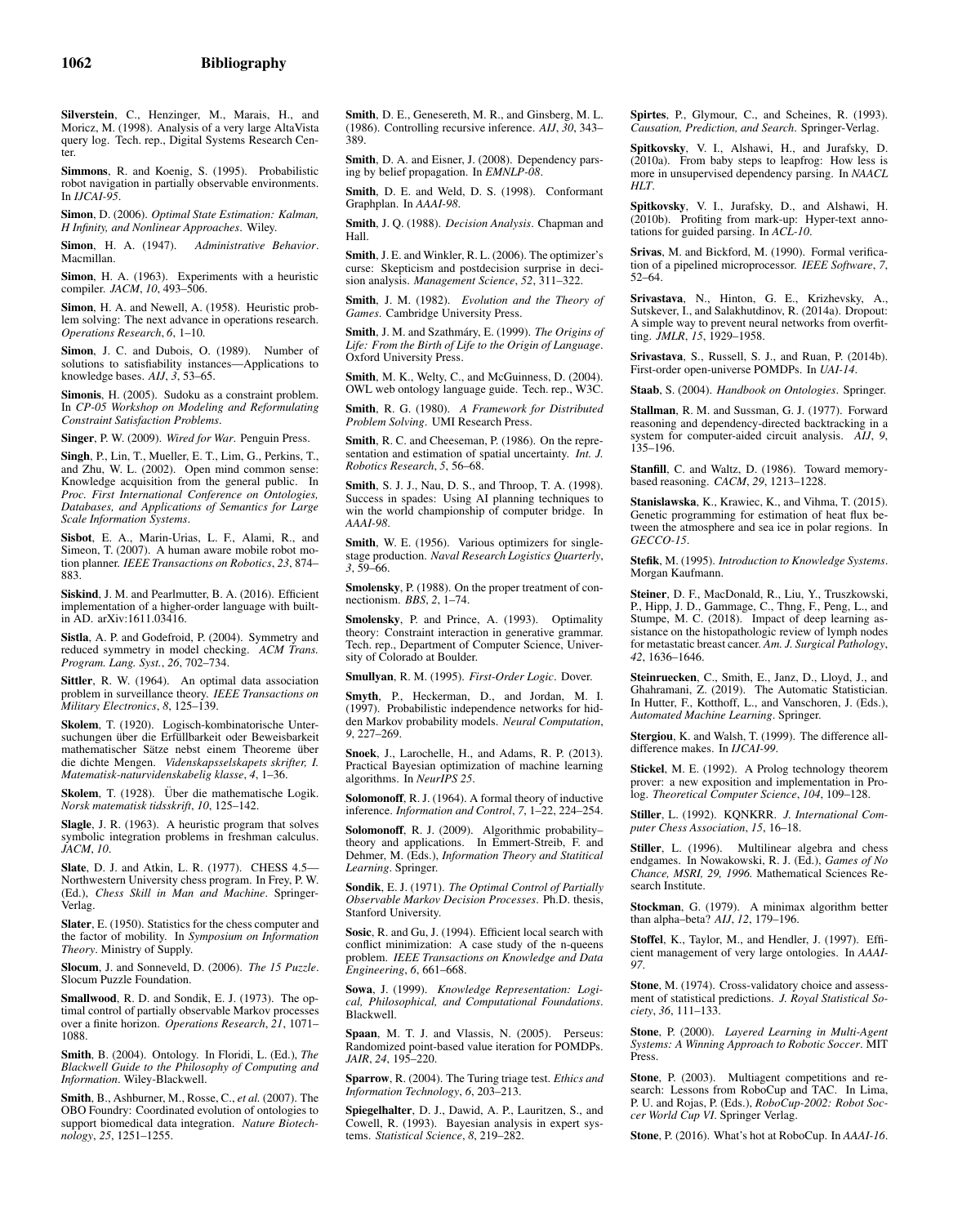**Silverstein**, C., Henzinger, M., Marais, H., and Moricz, M. (1998). Analysis of a very large AltaVista query log. Tech. rep., Digital Systems Research Center.

**Simmons**, R. and Koenig, S. (1995). Probabilistic robot navigation in partially observable environments. In *IJCAI-95*.

**Simon**, D. (2006). *Optimal State Estimation: Kalman, H Infinity, and Nonlinear Approaches*. Wiley.

**Simon**, H. A. (1947). *Administrative Behavior*. Macmillan.

**Simon**, H. A. (1963). Experiments with a heuristic compiler. *JACM*, *10*, 493–506.

**Simon**, H. A. and Newell, A. (1958). Heuristic problem solving: The next advance in operations research. *Operations Research*, *6*, 1–10.

**Simon**, J. C. and Dubois, O. (1989). Number of solutions to satisfiability instances—Applications to knowledge bases. *AIJ*, *3*, 53–65.

**Simonis**, H. (2005). Sudoku as a constraint problem. In *CP-05 Workshop on Modeling and Reformulating Constraint Satisfaction Problems*.

**Singer**, P. W. (2009). *Wired for War*. Penguin Press.

**Singh**, P., Lin, T., Mueller, E. T., Lim, G., Perkins, T., and Zhu, W. L. (2002). Open mind common sense: Knowledge acquisition from the general public. In *Proc. First International Conference on Ontologies, Databases, and Applications of Semantics for Large Scale Information Systems*.

**Sisbot**, E. A., Marin-Urias, L. F., Alami, R., and Simeon, T. (2007). A human aware mobile robot motion planner. *IEEE Transactions on Robotics*, *23*, 874–883.

**Siskind**, J. M. and Pearlmutter, B. A. (2016). Efficient implementation of a higher-order language with built-in AD. arXiv:1611.03416.

**Sistla**, A. P. and Godefroid, P. (2004). Symmetry and reduced symmetry in model checking. *ACM Trans. Program. Lang. Syst.*, *26*, 702–734.

**Sittler**, R. W. (1964). An optimal data association problem in surveillance theory. *IEEE Transactions on Military Electronics*, *8*, 125–139.

**Skolem**, T. (1920). Logisch-kombinatorische Untersuchungen über die Erfüllbarkeit oder Beweisbarkeit mathematischer Sätze nebst einem Theoreme über die dichte Mengen. *Videnskapsselskapets skrifter, I. Matematisk-naturvidenskabelig klasse*, *4*, 1–36.

**Skolem**, T. (1928). Über die mathematische Logik. *Norsk matematisk tidsskrift*, *10*, 125–142.

**Slagle**, J. R. (1963). A heuristic program that solves symbolic integration problems in freshman calculus. *JACM*, *10*.

**Slate**, D. J. and Atkin, L. R. (1977). CHESS 4.5—Northwestern University chess program. In Frey, P. W. (Ed.), *Chess Skill in Man and Machine*. Springer-Verlag.

**Slater**, E. (1950). Statistics for the chess computer and the factor of mobility. In *Symposium on Information Theory*. Ministry of Supply.

**Slocum**, J. and Sonneveld, D. (2006). *The 15 Puzzle*. Slocum Puzzle Foundation.

**Smallwood**, R. D. and Sondik, E. J. (1973). The optimal control of partially observable Markov processes over a finite horizon. *Operations Research*, *21*, 1071–1088.

**Smith**, B. (2004). Ontology. In Floridi, L. (Ed.), *The Blackwell Guide to the Philosophy of Computing and Information*. Wiley-Blackwell.

**Smith**, B., Ashburner, M., Rosse, C., *et al.* (2007). The OBO Foundry: Coordinated evolution of ontologies to support biomedical data integration. *Nature Biotechnology*, *25*, 1251–1255.

**Smith**, D. E., Genesereth, M. R., and Ginsberg, M. L. (1986). Controlling recursive inference. *AIJ*, *30*, 343–389.

**Smith**, D. A. and Eisner, J. (2008). Dependency parsing by belief propagation. In *EMNLP-08*.

**Smith**, D. E. and Weld, D. S. (1998). Conformant Graphplan. In *AAAI-98*.

**Smith**, J. Q. (1988). *Decision Analysis*. Chapman and Hall.

**Smith**, J. E. and Winkler, R. L. (2006). The optimizer's curse: Skepticism and postdecision surprise in decision analysis. *Management Science*, *52*, 311–322.

**Smith**, J. M. (1982). *Evolution and the Theory of Games*. Cambridge University Press.

**Smith**, J. M. and Szathmáry, E. (1999). *The Origins of Life: From the Birth of Life to the Origin of Language*. Oxford University Press.

**Smith**, M. K., Welty, C., and McGuinness, D. (2004). OWL web ontology language guide. Tech. rep., W3C.

**Smith**, R. G. (1980). *A Framework for Distributed Problem Solving*. UMI Research Press.

**Smith**, R. C. and Cheeseman, P. (1986). On the representation and estimation of spatial uncertainty. *Int. J. Robotics Research*, *5*, 56–68.

**Smith**, S. J. J., Nau, D. S., and Throop, T. A. (1998). Success in spades: Using AI planning techniques to win the world championship of computer bridge. In *AAAI-98*.

**Smith**, W. E. (1956). Various optimizers for single-stage production. *Naval Research Logistics Quarterly*, *3*, 59–66.

**Smolensky**, P. (1988). On the proper treatment of connectionism. *BBS*, *2*, 1–74.

**Smolensky**, P. and Prince, A. (1993). Optimality theory: Constraint interaction in generative grammar. Tech. rep., Department of Computer Science, University of Colorado at Boulder.

**Smullyan**, R. M. (1995). *First-Order Logic*. Dover.

**Smyth**, P., Heckerman, D., and Jordan, M. I. (1997). Probabilistic independence networks for hidden Markov probability models. *Neural Computation*, *9*, 227–269.

**Snoek**, J., Larochelle, H., and Adams, R. P. (2013). Practical Bayesian optimization of machine learning algorithms. In *NeurIPS 25*.

**Solomonoff**, R. J. (1964). A formal theory of inductive inference. *Information and Control*, *7*, 1–22, 224–254.

**Solomonoff**, R. J. (2009). Algorithmic probability–theory and applications. In Emmert-Streib, F. and Dehmer, M. (Eds.), *Information Theory and Statitical Learning*. Springer.

**Sondik**, E. J. (1971). *The Optimal Control of Partially Observable Markov Decision Processes*. Ph.D. thesis, Stanford University.

**Sosic**, R. and Gu, J. (1994). Efficient local search with conflict minimization: A case study of the n-queens problem. *IEEE Transactions on Knowledge and Data Engineering*, *6*, 661–668.

**Sowa**, J. (1999). *Knowledge Representation: Logical, Philosophical, and Computational Foundations*. Blackwell.

**Spaan**, M. T. J. and Vlassis, N. (2005). Perseus: Randomized point-based value iteration for POMDPs. *JAIR*, *24*, 195–220.

**Sparrow**, R. (2004). The Turing triage test. *Ethics and Information Technology*, *6*, 203–213.

**Spiegelhalter**, D. J., Dawid, A. P., Lauritzen, S., and Cowell, R. (1993). Bayesian analysis in expert systems. *Statistical Science*, *8*, 219–282.

**Spirtes**, P., Glymour, C., and Scheines, R. (1993). *Causation, Prediction, and Search*. Springer-Verlag.

**Spitkovsky**, V. I., Alshawi, H., and Jurafsky, D. (2010a). From baby steps to leapfrog: How less is more in unsupervised dependency parsing. In *NAACL HLT*.

**Spitkovsky**, V. I., Jurafsky, D., and Alshawi, H. (2010b). Profiting from mark-up: Hyper-text annotations for guided parsing. In *ACL-10*.

**Srivas**, M. and Bickford, M. (1990). Formal verification of a pipelined microprocessor. *IEEE Software*, *7*, 52–64.

**Srivastava**, N., Hinton, G. E., Krizhevsky, A., Sutskever, I., and Salakhutdinov, R. (2014a). Dropout: A simple way to prevent neural networks from overfitting. *JMLR*, *15*, 1929–1958.

**Srivastava**, S., Russell, S. J., and Ruan, P. (2014b). First-order open-universe POMDPs. In *UAI-14*.

**Staab**, S. (2004). *Handbook on Ontologies*. Springer.

**Stallman**, R. M. and Sussman, G. J. (1977). Forward reasoning and dependency-directed backtracking in a system for computer-aided circuit analysis. *AIJ*, *9*, 135–196.

**Stanfill**, C. and Waltz, D. (1986). Toward memory-based reasoning. *CACM*, *29*, 1213–1228.

**Stanislawska**, K., Krawiec, K., and Vihma, T. (2015). Genetic programming for estimation of heat flux between the atmosphere and sea ice in polar regions. In *GECCO-15*.

**Stefik**, M. (1995). *Introduction to Knowledge Systems*. Morgan Kaufmann.

**Steiner**, D. F., MacDonald, R., Liu, Y., Truszkowski, P., Hipp, J. D., Gammage, C., Thng, F., Peng, L., and Stumpe, M. C. (2018). Impact of deep learning assistance on the histopathologic review of lymph nodes for metastatic breast cancer. *Am. J. Surgical Pathology*, *42*, 1636–1646.

**Steinruecken**, C., Smith, E., Janz, D., Lloyd, J., and Ghahramani, Z. (2019). The Automatic Statistician. In Hutter, F., Kotthoff, L., and Vanschoren, J. (Eds.), *Automated Machine Learning*. Springer.

**Stergiou**, K. and Walsh, T. (1999). The difference all-difference makes. In *IJCAI-99*.

**Stickel**, M. E. (1992). A Prolog technology theorem prover: a new exposition and implementation in Prolog. *Theoretical Computer Science*, *104*, 109–128.

**Stiller**, L. (1992). KQNKRR. *J. International Computer Chess Association*, *15*, 16–18.

**Stiller**, L. (1996). Multilinear algebra and chess endgames. In Nowakowski, R. J. (Ed.), *Games of No Chance, MSRI, 29, 1996*. Mathematical Sciences Research Institute.

**Stockman**, G. (1979). A minimax algorithm better than alpha–beta? *AIJ*, *12*, 179–196.

**Stoffel**, K., Taylor, M., and Hendler, J. (1997). Efficient management of very large ontologies. In *AAAI-97*.

**Stone**, M. (1974). Cross-validatory choice and assessment of statistical predictions. *J. Royal Statistical Society*, *36*, 111–133.

**Stone**, P. (2000). *Layered Learning in Multi-Agent Systems: A Winning Approach to Robotic Soccer*. MIT Press.

**Stone**, P. (2003). Multiagent competitions and research: Lessons from RoboCup and TAC. In Lima, P. U. and Rojas, P. (Eds.), *RoboCup-2002: Robot Soccer World Cup VI*. Springer Verlag.

**Stone**, P. (2016). What's hot at RoboCup. In *AAAI-16*.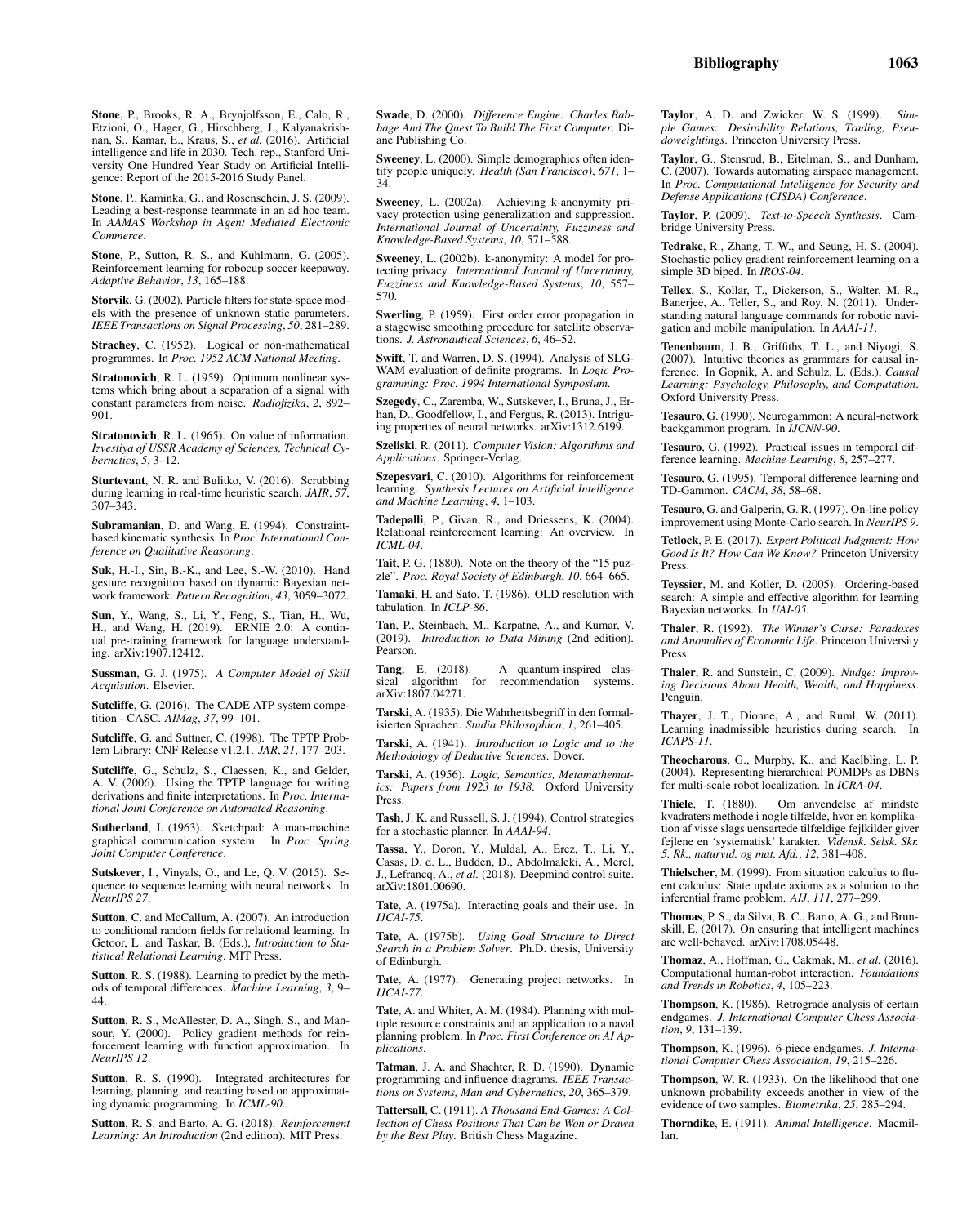**Stone**, P., Brooks, R. A., Brynjolfsson, E., Calo, R., Etzioni, O., Hager, G., Hirschberg, J., Kalyanakrishnan, S., Kamar, E., Kraus, S., *et al.* (2016). Artificial intelligence and life in 2030. Tech. rep., Stanford University One Hundred Year Study on Artificial Intelligence: Report of the 2015-2016 Study Panel.

**Stone**, P., Kaminka, G., and Rosenschein, J. S. (2009). Leading a best-response teammate in an ad hoc team. In *AAMAS Workshop in Agent Mediated Electronic Commerce*.

**Stone**, P., Sutton, R. S., and Kuhlmann, G. (2005). Reinforcement learning for robocup soccer keepaway. *Adaptive Behavior*, *13*, 165–188.

**Storvik**, G. (2002). Particle filters for state-space models with the presence of unknown static parameters. *IEEE Transactions on Signal Processing*, *50*, 281–289.

**Strachey**, C. (1952). Logical or non-mathematical programmes. In *Proc. 1952 ACM National Meeting*.

**Stratonovich**, R. L. (1959). Optimum nonlinear systems which bring about a separation of a signal with constant parameters from noise. *Radiofizika*, *2*, 892–901.

**Stratonovich**, R. L. (1965). On value of information. *Izvestiya of USSR Academy of Sciences, Technical Cybernetics*, *5*, 3–12.

**Sturtevant**, N. R. and Bulitko, V. (2016). Scrubbing during learning in real-time heuristic search. *JAIR*, *57*, 307–343.

**Subramanian**, D. and Wang, E. (1994). Constraint-based kinematic synthesis. In *Proc. International Conference on Qualitative Reasoning*.

**Suk**, H.-I., Sin, B.-K., and Lee, S.-W. (2010). Hand gesture recognition based on dynamic Bayesian network framework. *Pattern Recognition*, *43*, 3059–3072.

**Sun**, Y., Wang, S., Li, Y., Feng, S., Tian, H., Wu, H., and Wang, H. (2019). ERNIE 2.0: A continual pre-training framework for language understanding. arXiv:1907.12412.

**Sussman**, G. J. (1975). *A Computer Model of Skill Acquisition*. Elsevier.

**Sutcliffe**, G. (2016). The CADE ATP system competition - CASC. *AIMag*, *37*, 99–101.

**Sutcliffe**, G. and Suttner, C. (1998). The TPTP Problem Library: CNF Release v1.2.1. *JAR*, *21*, 177–203.

**Sutcliffe**, G., Schulz, S., Claessen, K., and Gelder, A. V. (2006). Using the TPTP language for writing derivations and finite interpretations. In *Proc. International Joint Conference on Automated Reasoning*.

**Sutherland**, I. (1963). Sketchpad: A man-machine graphical communication system. In *Proc. Spring Joint Computer Conference*.

**Sutskever**, I., Vinyals, O., and Le, Q. V. (2015). Sequence to sequence learning with neural networks. In *NeurIPS 27*.

**Sutton**, C. and McCallum, A. (2007). An introduction to conditional random fields for relational learning. In Getoor, L. and Taskar, B. (Eds.), *Introduction to Statistical Relational Learning*. MIT Press.

**Sutton**, R. S. (1988). Learning to predict by the methods of temporal differences. *Machine Learning*, *3*, 9–44.

**Sutton**, R. S., McAllester, D. A., Singh, S., and Mansour, Y. (2000). Policy gradient methods for reinforcement learning with function approximation. In *NeurIPS 12*.

**Sutton**, R. S. (1990). Integrated architectures for learning, planning, and reacting based on approximating dynamic programming. In *ICML-90*.

**Sutton**, R. S. and Barto, A. G. (2018). *Reinforcement Learning: An Introduction* (2nd edition). MIT Press.

**Swade**, D. (2000). *Difference Engine: Charles Babbage And The Quest To Build The First Computer*. Diane Publishing Co.

**Sweeney**, L. (2000). Simple demographics often identify people uniquely. *Health (San Francisco)*, *671*, 1–34.

**Sweeney**, L. (2002a). Achieving k-anonymity privacy protection using generalization and suppression. *International Journal of Uncertainty, Fuzziness and Knowledge-Based Systems*, *10*, 571–588.

**Sweeney**, L. (2002b). k-anonymity: A model for protecting privacy. *International Journal of Uncertainty, Fuzziness and Knowledge-Based Systems*, *10*, 557–570.

**Swerling**, P. (1959). First order error propagation in a stagewise smoothing procedure for satellite observations. *J. Astronautical Sciences*, *6*, 46–52.

**Swift**, T. and Warren, D. S. (1994). Analysis of SLG-WAM evaluation of definite programs. In *Logic Programming: Proc. 1994 International Symposium*.

**Szegedy**, C., Zaremba, W., Sutskever, I., Bruna, J., Erhan, D., Goodfellow, I., and Fergus, R. (2013). Intriguing properties of neural networks. arXiv:1312.6199.

**Szeliski**, R. (2011). *Computer Vision: Algorithms and Applications*. Springer-Verlag.

**Szepesvari**, C. (2010). Algorithms for reinforcement learning. *Synthesis Lectures on Artificial Intelligence and Machine Learning*, *4*, 1–103.

**Tadepalli**, P., Givan, R., and Driessens, K. (2004). Relational reinforcement learning: An overview. In *ICML-04*.

**Tait**, P. G. (1880). Note on the theory of the "15 puzzle". *Proc. Royal Society of Edinburgh*, *10*, 664–665.

**Tamaki**, H. and Sato, T. (1986). OLD resolution with tabulation. In *ICLP-86*.

**Tan**, P., Steinbach, M., Karpatne, A., and Kumar, V. (2019). *Introduction to Data Mining* (2nd edition). Pearson.

**Tang**, E. (2018). A quantum-inspired classical algorithm for recommendation systems. arXiv:1807.04271.

**Tarski**, A. (1935). Die Wahrheitsbegriff in den formalisierten Sprachen. *Studia Philosophica*, *1*, 261–405.

**Tarski**, A. (1941). *Introduction to Logic and to the Methodology of Deductive Sciences*. Dover.

**Tarski**, A. (1956). *Logic, Semantics, Metamathematics: Papers from 1923 to 1938*. Oxford University Press.

**Tash**, J. K. and Russell, S. J. (1994). Control strategies for a stochastic planner. In *AAAI-94*.

**Tassa**, Y., Doron, Y., Muldal, A., Erez, T., Li, Y., Casas, D. d. L., Budden, D., Abdolmaleki, A., Merel, J., Lefrancq, A., *et al.* (2018). Deepmind control suite. arXiv:1801.00690.

**Tate**, A. (1975a). Interacting goals and their use. In *IJCAI-75*.

**Tate**, A. (1975b). *Using Goal Structure to Direct Search in a Problem Solver*. Ph.D. thesis, University of Edinburgh.

**Tate**, A. (1977). Generating project networks. In *IJCAI-77*.

**Tate**, A. and Whiter, A. M. (1984). Planning with multiple resource constraints and an application to a naval planning problem. In *Proc. First Conference on AI Applications*.

**Tatman**, J. A. and Shachter, R. D. (1990). Dynamic programming and influence diagrams. *IEEE Transactions on Systems, Man and Cybernetics*, *20*, 365–379.

**Tattersall**, C. (1911). *A Thousand End-Games: A Collection of Chess Positions That Can be Won or Drawn by the Best Play*. British Chess Magazine.

**Taylor**, A. D. and Zwicker, W. S. (1999). *Simple Games: Desirability Relations, Trading, Pseudoweightings*. Princeton University Press.

**Taylor**, G., Stensrud, B., Eitelman, S., and Dunham, C. (2007). Towards automating airspace management. In *Proc. Computational Intelligence for Security and Defense Applications (CISDA) Conference*.

**Taylor**, P. (2009). *Text-to-Speech Synthesis*. Cambridge University Press.

**Tedrake**, R., Zhang, T. W., and Seung, H. S. (2004). Stochastic policy gradient reinforcement learning on a simple 3D biped. In *IROS-04*.

**Tellex**, S., Kollar, T., Dickerson, S., Walter, M. R., Banerjee, A., Teller, S., and Roy, N. (2011). Understanding natural language commands for robotic navigation and mobile manipulation. In *AAAI-11*.

**Tenenbaum**, J. B., Griffiths, T. L., and Niyogi, S. (2007). Intuitive theories as grammars for causal inference. In Gopnik, A. and Schulz, L. (Eds.), *Causal Learning: Psychology, Philosophy, and Computation*. Oxford University Press.

**Tesauro**, G. (1990). Neurogammon: A neural-network backgammon program. In *IJCNN-90*.

**Tesauro**, G. (1992). Practical issues in temporal difference learning. *Machine Learning*, *8*, 257–277.

**Tesauro**, G. (1995). Temporal difference learning and TD-Gammon. *CACM*, *38*, 58–68.

**Tesauro**, G. and Galperin, G. R. (1997). On-line policy improvement using Monte-Carlo search. In *NeurIPS 9*.

**Tetlock**, P. E. (2017). *Expert Political Judgment: How Good Is It? How Can We Know?* Princeton University Press.

**Teyssier**, M. and Koller, D. (2005). Ordering-based search: A simple and effective algorithm for learning Bayesian networks. In *UAI-05*.

**Thaler**, R. (1992). *The Winner's Curse: Paradoxes and Anomalies of Economic Life*. Princeton University Press.

**Thaler**, R. and Sunstein, C. (2009). *Nudge: Improving Decisions About Health, Wealth, and Happiness*. Penguin.

**Thayer**, J. T., Dionne, A., and Ruml, W. (2011). Learning inadmissible heuristics during search. In *ICAPS-11*.

**Theocharous**, G., Murphy, K., and Kaelbling, L. P. (2004). Representing hierarchical POMDPs as DBNs for multi-scale robot localization. In *ICRA-04*.

**Thiele**, T. (1880). Om anvendelse af mindste kvadraters methode i nogle tilfælde, hvor en komplikation af visse slags uensartede tilfældige fejlkilder giver fejlene en 'systematisk' karakter. *Vidensk. Selsk. Skr. 5. Rk., naturvid. og mat. Afd.*, *12*, 381–408.

**Thielscher**, M. (1999). From situation calculus to fluent calculus: State update axioms as a solution to the inferential frame problem. *AIJ*, *111*, 277–299.

**Thomas**, P. S., da Silva, B. C., Barto, A. G., and Brunskill, E. (2017). On ensuring that intelligent machines are well-behaved. arXiv:1708.05448.

**Thomaz**, A., Hoffman, G., Cakmak, M., *et al.* (2016). Computational human-robot interaction. *Foundations and Trends in Robotics*, *4*, 105–223.

**Thompson**, K. (1986). Retrograde analysis of certain endgames. *J. International Computer Chess Association*, *9*, 131–139.

**Thompson**, K. (1996). 6-piece endgames. *J. International Computer Chess Association*, *19*, 215–226.

**Thompson**, W. R. (1933). On the likelihood that one unknown probability exceeds another in view of the evidence of two samples. *Biometrika*, *25*, 285–294.

**Thorndike**, E. (1911). *Animal Intelligence*. Macmillan.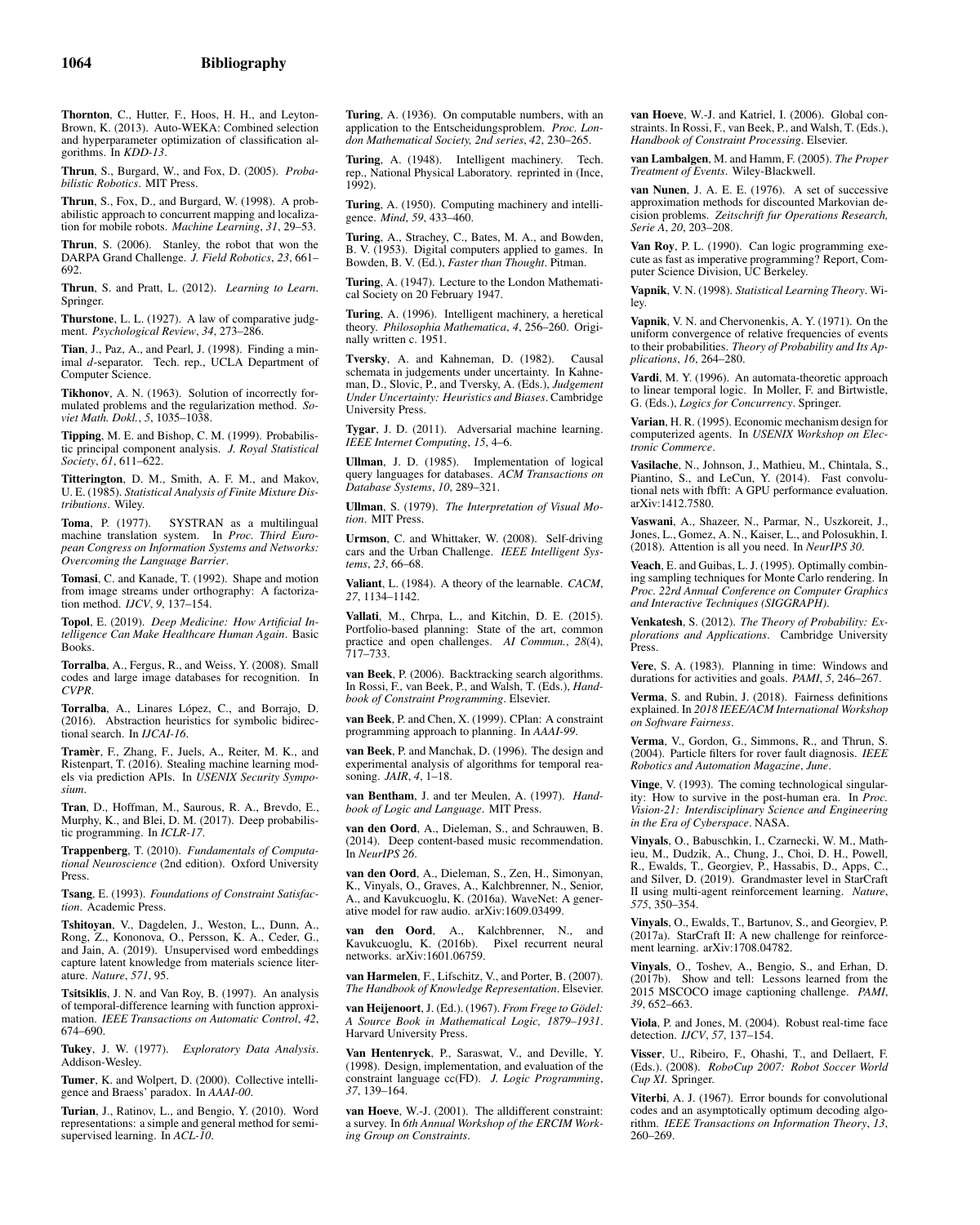**Thornton**, C., Hutter, F., Hoos, H. H., and Leyton-Brown, K. (2013). Auto-WEKA: Combined selection and hyperparameter optimization of classification algorithms. In *KDD-13*.

**Thrun**, S., Burgard, W., and Fox, D. (2005). *Probabilistic Robotics*. MIT Press.

**Thrun**, S., Fox, D., and Burgard, W. (1998). A probabilistic approach to concurrent mapping and localization for mobile robots. *Machine Learning*, *31*, 29–53.

**Thrun**, S. (2006). Stanley, the robot that won the DARPA Grand Challenge. *J. Field Robotics*, *23*, 661–692.

**Thrun**, S. and Pratt, L. (2012). *Learning to Learn*. Springer.

**Thurstone**, L. L. (1927). A law of comparative judgment. *Psychological Review*, *34*, 273–286.

**Tian**, J., Paz, A., and Pearl, J. (1998). Finding a minimal *d*-separator. Tech. rep., UCLA Department of Computer Science.

**Tikhonov**, A. N. (1963). Solution of incorrectly formulated problems and the regularization method. *Soviet Math. Dokl.*, *5*, 1035–1038.

**Tipping**, M. E. and Bishop, C. M. (1999). Probabilistic principal component analysis. *J. Royal Statistical Society*, *61*, 611–622.

**Titterington**, D. M., Smith, A. F. M., and Makov, U. E. (1985). *Statistical Analysis of Finite Mixture Distributions*. Wiley.

**Toma**, P. (1977). SYSTRAN as a multilingual machine translation system. In *Proc. Third European Congress on Information Systems and Networks: Overcoming the Language Barrier*.

**Tomasi**, C. and Kanade, T. (1992). Shape and motion from image streams under orthography: A factorization method. *IJCV*, *9*, 137–154.

**Topol**, E. (2019). *Deep Medicine: How Artificial Intelligence Can Make Healthcare Human Again*. Basic Books.

**Torralba**, A., Fergus, R., and Weiss, Y. (2008). Small codes and large image databases for recognition. In *CVPR*.

**Torralba**, A., Linares López, C., and Borrajo, D. (2016). Abstraction heuristics for symbolic bidirectional search. In *IJCAI-16*.

**Tramèr**, F., Zhang, F., Juels, A., Reiter, M. K., and Ristenpart, T. (2016). Stealing machine learning models via prediction APIs. In *USENIX Security Symposium*.

**Tran**, D., Hoffman, M., Saurous, R. A., Brevdo, E., Murphy, K., and Blei, D. M. (2017). Deep probabilistic programming. In *ICLR-17*.

**Trappenberg**, T. (2010). *Fundamentals of Computational Neuroscience* (2nd edition). Oxford University Press.

**Tsang**, E. (1993). *Foundations of Constraint Satisfaction*. Academic Press.

**Tshitoyan**, V., Dagdelen, J., Weston, L., Dunn, A., Rong, Z., Kononova, O., Persson, K. A., Ceder, G., and Jain, A. (2019). Unsupervised word embeddings capture latent knowledge from materials science literature. *Nature*, *571*, 95.

**Tsitsiklis**, J. N. and Van Roy, B. (1997). An analysis of temporal-difference learning with function approximation. *IEEE Transactions on Automatic Control*, *42*, 674–690.

**Tukey**, J. W. (1977). *Exploratory Data Analysis*. Addison-Wesley.

**Tumer**, K. and Wolpert, D. (2000). Collective intelligence and Braess' paradox. In *AAAI-00*.

**Turian**, J., Ratinov, L., and Bengio, Y. (2010). Word representations: a simple and general method for semi-supervised learning. In *ACL-10*.

**Turing**, A. (1936). On computable numbers, with an application to the Entscheidungsproblem. *Proc. London Mathematical Society, 2nd series*, *42*, 230–265.

**Turing**, A. (1948). Intelligent machinery. Tech. rep., National Physical Laboratory. reprinted in (Ince, 1992).

**Turing**, A. (1950). Computing machinery and intelligence. *Mind*, *59*, 433–460.

**Turing**, A., Strachey, C., Bates, M. A., and Bowden, B. V. (1953). Digital computers applied to games. In Bowden, B. V. (Ed.), *Faster than Thought*. Pitman.

**Turing**, A. (1947). Lecture to the London Mathematical Society on 20 February 1947.

**Turing**, A. (1996). Intelligent machinery, a heretical theory. *Philosophia Mathematica*, *4*, 256–260. Originally written c. 1951.

**Tversky**, A. and Kahneman, D. (1982). Causal schemata in judgements under uncertainty. In Kahneman, D., Slovic, P., and Tversky, A. (Eds.), *Judgement Under Uncertainty: Heuristics and Biases*. Cambridge University Press.

**Tygar**, J. D. (2011). Adversarial machine learning. *IEEE Internet Computing*, *15*, 4–6.

**Ullman**, J. D. (1985). Implementation of logical query languages for databases. *ACM Transactions on Database Systems*, *10*, 289–321.

**Ullman**, S. (1979). *The Interpretation of Visual Motion*. MIT Press.

**Urmson**, C. and Whittaker, W. (2008). Self-driving cars and the Urban Challenge. *IEEE Intelligent Systems*, *23*, 66–68.

**Valiant**, L. (1984). A theory of the learnable. *CACM*, *27*, 1134–1142.

**Vallati**, M., Chrpa, L., and Kitchin, D. E. (2015). Portfolio-based planning: State of the art, common practice and open challenges. *AI Commun.*, *28*(4), 717–733.

**van Beek**, P. (2006). Backtracking search algorithms. In Rossi, F., van Beek, P., and Walsh, T. (Eds.), *Handbook of Constraint Programming*. Elsevier.

**van Beek**, P. and Chen, X. (1999). CPlan: A constraint programming approach to planning. In *AAAI-99*.

**van Beek**, P. and Manchak, D. (1996). The design and experimental analysis of algorithms for temporal reasoning. *JAIR*, *4*, 1–18.

**van Bentham**, J. and ter Meulen, A. (1997). *Handbook of Logic and Language*. MIT Press.

**van den Oord**, A., Dieleman, S., and Schrauwen, B. (2014). Deep content-based music recommendation. In *NeurIPS 26*.

**van den Oord**, A., Dieleman, S., Zen, H., Simonyan, K., Vinyals, O., Graves, A., Kalchbrenner, N., Senior, A., and Kavukcuoglu, K. (2016a). WaveNet: A generative model for raw audio. arXiv:1609.03499.

**van den Oord**, A., Kalchbrenner, N., and Kavukcuoglu, K. (2016b). Pixel recurrent neural networks. arXiv:1601.06759.

**van Harmelen**, F., Lifschitz, V., and Porter, B. (2007). *The Handbook of Knowledge Representation*. Elsevier.

**van Heijenoort**, J. (Ed.). (1967). *From Frege to Gödel: A Source Book in Mathematical Logic, 1879–1931*. Harvard University Press.

**Van Hentenryck**, P., Saraswat, V., and Deville, Y. (1998). Design, implementation, and evaluation of the constraint language cc(FD). *J. Logic Programming*, *37*, 139–164.

**van Hoeve**, W.-J. (2001). The alldifferent constraint: a survey. In *6th Annual Workshop of the ERCIM Working Group on Constraints*.

**van Hoeve**, W.-J. and Katriel, I. (2006). Global constraints. In Rossi, F., van Beek, P., and Walsh, T. (Eds.), *Handbook of Constraint Processing*. Elsevier.

**van Lambalgen**, M. and Hamm, F. (2005). *The Proper Treatment of Events*. Wiley-Blackwell.

**van Nunen**, J. A. E. E. (1976). A set of successive approximation methods for discounted Markovian decision problems. *Zeitschrift fur Operations Research, Serie A*, *20*, 203–208.

**Van Roy**, P. L. (1990). Can logic programming execute as fast as imperative programming? Report, Computer Science Division, UC Berkeley.

**Vapnik**, V. N. (1998). *Statistical Learning Theory*. Wiley.

**Vapnik**, V. N. and Chervonenkis, A. Y. (1971). On the uniform convergence of relative frequencies of events to their probabilities. *Theory of Probability and Its Applications*, *16*, 264–280.

**Vardi**, M. Y. (1996). An automata-theoretic approach to linear temporal logic. In Moller, F. and Birtwistle, G. (Eds.), *Logics for Concurrency*. Springer.

**Varian**, H. R. (1995). Economic mechanism design for computerized agents. In *USENIX Workshop on Electronic Commerce*.

**Vasilache**, N., Johnson, J., Mathieu, M., Chintala, S., Piantino, S., and LeCun, Y. (2014). Fast convolutional nets with fbfft: A GPU performance evaluation. arXiv:1412.7580.

**Vaswani**, A., Shazeer, N., Parmar, N., Uszkoreit, J., Jones, L., Gomez, A. N., Kaiser, L., and Polosukhin, I. (2018). Attention is all you need. In *NeurIPS 30*.

**Veach**, E. and Guibas, L. J. (1995). Optimally combining sampling techniques for Monte Carlo rendering. In *Proc. 22rd Annual Conference on Computer Graphics and Interactive Techniques (SIGGRAPH)*.

**Venkatesh**, S. (2012). *The Theory of Probability: Explorations and Applications*. Cambridge University Press.

**Vere**, S. A. (1983). Planning in time: Windows and durations for activities and goals. *PAMI*, *5*, 246–267.

**Verma**, S. and Rubin, J. (2018). Fairness definitions explained. In *2018 IEEE/ACM International Workshop on Software Fairness*.

**Verma**, V., Gordon, G., Simmons, R., and Thrun, S. (2004). Particle filters for rover fault diagnosis. *IEEE Robotics and Automation Magazine*, *June*.

**Vinge**, V. (1993). The coming technological singularity: How to survive in the post-human era. In *Proc. Vision-21: Interdisciplinary Science and Engineering in the Era of Cyberspace*. NASA.

**Vinyals**, O., Babuschkin, I., Czarnecki, W. M., Mathieu, M., Dudzik, A., Chung, J., Choi, D. H., Powell, R., Ewalds, T., Georgiev, P., Hassabis, D., Apps, C., and Silver, D. (2019). Grandmaster level in StarCraft II using multi-agent reinforcement learning. *Nature*, *575*, 350–354.

**Vinyals**, O., Ewalds, T., Bartunov, S., and Georgiev, P. (2017a). StarCraft II: A new challenge for reinforcement learning. arXiv:1708.04782.

**Vinyals**, O., Toshev, A., Bengio, S., and Erhan, D. (2017b). Show and tell: Lessons learned from the 2015 MSCOCO image captioning challenge. *PAMI*, *39*, 652–663.

**Viola**, P. and Jones, M. (2004). Robust real-time face detection. *IJCV*, *57*, 137–154.

**Visser**, U., Ribeiro, F., Ohashi, T., and Dellaert, F. (Eds.). (2008). *RoboCup 2007: Robot Soccer World Cup XI*. Springer.

**Viterbi**, A. J. (1967). Error bounds for convolutional codes and an asymptotically optimum decoding algorithm. *IEEE Transactions on Information Theory*, *13*, 260–269.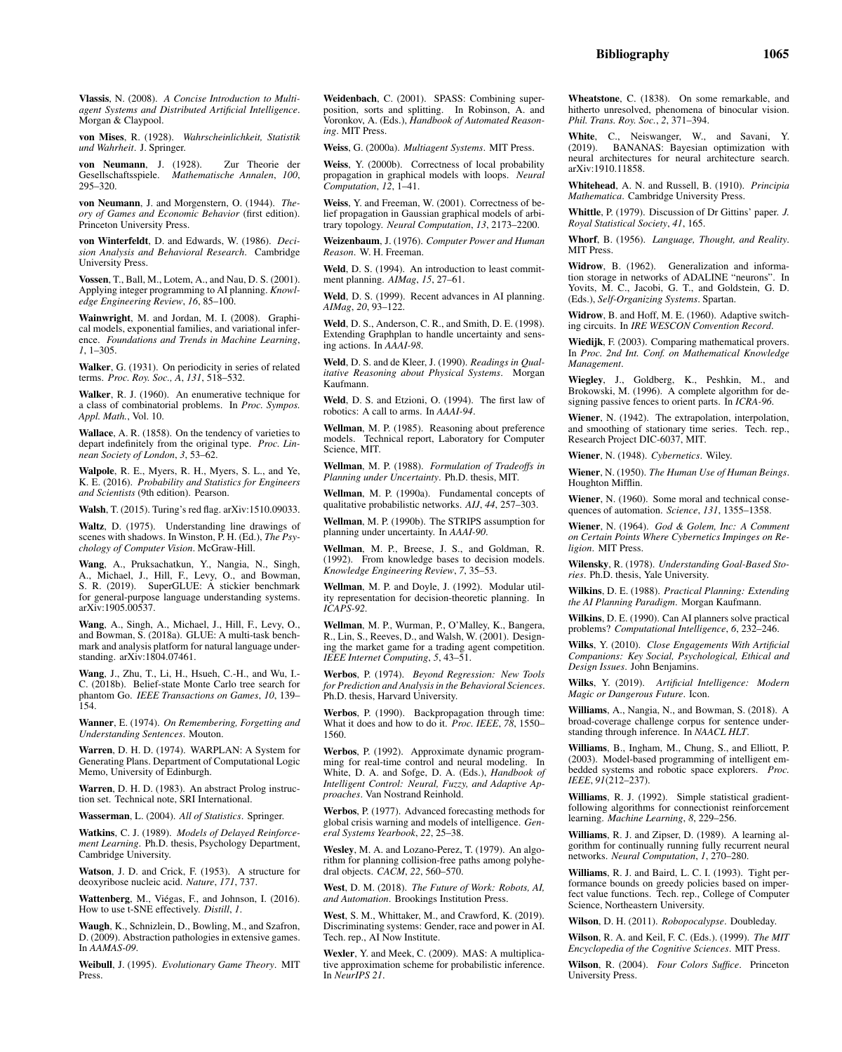**Vlassis**, N. (2008). *A Concise Introduction to Multiagent Systems and Distributed Artificial Intelligence*. Morgan & Claypool.

**von Mises**, R. (1928). *Wahrscheinlichkeit, Statistik und Wahrheit*. J. Springer.

**von Neumann**, J. (1928). Zur Theorie der Gesellschaftsspiele. *Mathematische Annalen*, *100*, 295–320.

**von Neumann**, J. and Morgenstern, O. (1944). *Theory of Games and Economic Behavior* (first edition). Princeton University Press.

**von Winterfeldt**, D. and Edwards, W. (1986). *Decision Analysis and Behavioral Research*. Cambridge University Press.

**Vossen**, T., Ball, M., Lotem, A., and Nau, D. S. (2001). Applying integer programming to AI planning. *Knowledge Engineering Review*, *16*, 85–100.

**Wainwright**, M. and Jordan, M. I. (2008). Graphical models, exponential families, and variational inference. *Foundations and Trends in Machine Learning*, *1*, 1–305.

**Walker**, G. (1931). On periodicity in series of related terms. *Proc. Roy. Soc., A*, *131*, 518–532.

**Walker**, R. J. (1960). An enumerative technique for a class of combinatorial problems. In *Proc. Sympos. Appl. Math.*, Vol. 10.

**Wallace**, A. R. (1858). On the tendency of varieties to depart indefinitely from the original type. *Proc. Linnean Society of London*, *3*, 53–62.

**Walpole**, R. E., Myers, R. H., Myers, S. L., and Ye, K. E. (2016). *Probability and Statistics for Engineers and Scientists* (9th edition). Pearson.

**Walsh**, T. (2015). Turing's red flag. arXiv:1510.09033.

**Waltz**, D. (1975). Understanding line drawings of scenes with shadows. In Winston, P. H. (Ed.), *The Psychology of Computer Vision*. McGraw-Hill.

**Wang**, A., Pruksachatkun, Y., Nangia, N., Singh, A., Michael, J., Hill, F., Levy, O., and Bowman, S. R. (2019). SuperGLUE: A stickier benchmark for general-purpose language understanding systems. arXiv:1905.00537.

**Wang**, A., Singh, A., Michael, J., Hill, F., Levy, O., and Bowman, S. (2018a). GLUE: A multi-task benchmark and analysis platform for natural language understanding. arXiv:1804.07461.

**Wang**, J., Zhu, T., Li, H., Hsueh, C.-H., and Wu, I.-C. (2018b). Belief-state Monte Carlo tree search for phantom Go. *IEEE Transactions on Games*, *10*, 139–154.

**Wanner**, E. (1974). *On Remembering, Forgetting and Understanding Sentences*. Mouton.

**Warren**, D. H. D. (1974). WARPLAN: A System for Generating Plans. Department of Computational Logic Memo, University of Edinburgh.

**Warren**, D. H. D. (1983). An abstract Prolog instruction set. Technical note, SRI International.

**Wasserman**, L. (2004). *All of Statistics*. Springer.

**Watkins**, C. J. (1989). *Models of Delayed Reinforcement Learning*. Ph.D. thesis, Psychology Department, Cambridge University.

**Watson**, J. D. and Crick, F. (1953). A structure for deoxyribose nucleic acid. *Nature*, *171*, 737.

**Wattenberg**, M., Viégas, F., and Johnson, I. (2016). How to use t-SNE effectively. *Distill*, *1*.

**Waugh**, K., Schnizlein, D., Bowling, M., and Szafron, D. (2009). Abstraction pathologies in extensive games. In *AAMAS-09*.

**Weibull**, J. (1995). *Evolutionary Game Theory*. MIT Press.

**Weidenbach**, C. (2001). SPASS: Combining superposition, sorts and splitting. In Robinson, A. and Voronkov, A. (Eds.), *Handbook of Automated Reasoning*. MIT Press.

**Weiss**, G. (2000a). *Multiagent Systems*. MIT Press.

**Weiss**, Y. (2000b). Correctness of local probability propagation in graphical models with loops. *Neural Computation*, *12*, 1–41.

**Weiss**, Y. and Freeman, W. (2001). Correctness of belief propagation in Gaussian graphical models of arbitrary topology. *Neural Computation*, *13*, 2173–2200.

**Weizenbaum**, J. (1976). *Computer Power and Human Reason*. W. H. Freeman.

**Weld**, D. S. (1994). An introduction to least commitment planning. *AIMag*, *15*, 27–61.

**Weld**, D. S. (1999). Recent advances in AI planning. *AIMag*, *20*, 93–122.

**Weld**, D. S., Anderson, C. R., and Smith, D. E. (1998). Extending Graphplan to handle uncertainty and sensing actions. In *AAAI-98*.

**Weld**, D. S. and de Kleer, J. (1990). *Readings in Qualitative Reasoning about Physical Systems*. Morgan Kaufmann.

**Weld**, D. S. and Etzioni, O. (1994). The first law of robotics: A call to arms. In *AAAI-94*.

**Wellman**, M. P. (1985). Reasoning about preference models. Technical report, Laboratory for Computer Science, MIT.

**Wellman**, M. P. (1988). *Formulation of Tradeoffs in Planning under Uncertainty*. Ph.D. thesis, MIT.

**Wellman**, M. P. (1990a). Fundamental concepts of qualitative probabilistic networks. *AIJ*, *44*, 257–303.

**Wellman**, M. P. (1990b). The STRIPS assumption for planning under uncertainty. In *AAAI-90*.

**Wellman**, M. P., Breese, J. S., and Goldman, R. (1992). From knowledge bases to decision models. *Knowledge Engineering Review*, *7*, 35–53.

**Wellman**, M. P. and Doyle, J. (1992). Modular utility representation for decision-theoretic planning. In *ICAPS-92*.

**Wellman**, M. P., Wurman, P., O'Malley, K., Bangera, R., Lin, S., Reeves, D., and Walsh, W. (2001). Designing the market game for a trading agent competition. *IEEE Internet Computing*, *5*, 43–51.

**Werbos**, P. (1974). *Beyond Regression: New Tools for Prediction and Analysis in the Behavioral Sciences*. Ph.D. thesis, Harvard University.

**Werbos**, P. (1990). Backpropagation through time: What it does and how to do it. *Proc. IEEE*, *78*, 1550–1560.

**Werbos**, P. (1992). Approximate dynamic programming for real-time control and neural modeling. In White, D. A. and Sofge, D. A. (Eds.), *Handbook of Intelligent Control: Neural, Fuzzy, and Adaptive Approaches*. Van Nostrand Reinhold.

**Werbos**, P. (1977). Advanced forecasting methods for global crisis warning and models of intelligence. *General Systems Yearbook*, *22*, 25–38.

**Wesley**, M. A. and Lozano-Perez, T. (1979). An algorithm for planning collision-free paths among polyhedral objects. *CACM*, *22*, 560–570.

**West**, D. M. (2018). *The Future of Work: Robots, AI, and Automation*. Brookings Institution Press.

**West**, S. M., Whittaker, M., and Crawford, K. (2019). Discriminating systems: Gender, race and power in AI. Tech. rep., AI Now Institute.

**Wexler**, Y. and Meek, C. (2009). MAS: A multiplicative approximation scheme for probabilistic inference. In *NeurIPS 21*.

**Wheatstone**, C. (1838). On some remarkable, and hitherto unresolved, phenomena of binocular vision. *Phil. Trans. Roy. Soc.*, *2*, 371–394.

**White**, C., Neiswanger, W., and Savani, Y. (2019). BANANAS: Bayesian optimization with neural architectures for neural architecture search. arXiv:1910.11858.

**Whitehead**, A. N. and Russell, B. (1910). *Principia Mathematica*. Cambridge University Press.

**Whittle**, P. (1979). Discussion of Dr Gittins' paper. *J. Royal Statistical Society*, *41*, 165.

**Whorf**, B. (1956). *Language, Thought, and Reality*. MIT Press.

**Widrow**, B. (1962). Generalization and information storage in networks of ADALINE "neurons". In Yovits, M. C., Jacobi, G. T., and Goldstein, G. D. (Eds.), *Self-Organizing Systems*. Spartan.

**Widrow**, B. and Hoff, M. E. (1960). Adaptive switching circuits. In *IRE WESCON Convention Record*.

**Wiedijk**, F. (2003). Comparing mathematical provers. In *Proc. 2nd Int. Conf. on Mathematical Knowledge Management*.

**Wiegley**, J., Goldberg, K., Peshkin, M., and Brokowski, M. (1996). A complete algorithm for designing passive fences to orient parts. In *ICRA-96*.

**Wiener**, N. (1942). The extrapolation, interpolation, and smoothing of stationary time series. Tech. rep., Research Project DIC-6037, MIT.

**Wiener**, N. (1948). *Cybernetics*. Wiley.

**Wiener**, N. (1950). *The Human Use of Human Beings*. Houghton Mifflin.

**Wiener**, N. (1960). Some moral and technical consequences of automation. *Science*, *131*, 1355–1358.

**Wiener**, N. (1964). *God & Golem, Inc: A Comment on Certain Points Where Cybernetics Impinges on Religion*. MIT Press.

**Wilensky**, R. (1978). *Understanding Goal-Based Stories*. Ph.D. thesis, Yale University.

**Wilkins**, D. E. (1988). *Practical Planning: Extending the AI Planning Paradigm*. Morgan Kaufmann.

**Wilkins**, D. E. (1990). Can AI planners solve practical problems? *Computational Intelligence*, *6*, 232–246.

**Wilks**, Y. (2010). *Close Engagements With Artificial Companions: Key Social, Psychological, Ethical and Design Issues*. John Benjamins.

**Wilks**, Y. (2019). *Artificial Intelligence: Modern Magic or Dangerous Future*. Icon.

**Williams**, A., Nangia, N., and Bowman, S. (2018). A broad-coverage challenge corpus for sentence understanding through inference. In *NAACL HLT*.

**Williams**, B., Ingham, M., Chung, S., and Elliott, P. (2003). Model-based programming of intelligent embedded systems and robotic space explorers. *Proc. IEEE*, *91*(212–237).

**Williams**, R. J. (1992). Simple statistical gradient-following algorithms for connectionist reinforcement learning. *Machine Learning*, *8*, 229–256.

**Williams**, R. J. and Zipser, D. (1989). A learning algorithm for continually running fully recurrent neural networks. *Neural Computation*, *1*, 270–280.

**Williams**, R. J. and Baird, L. C. I. (1993). Tight performance bounds on greedy policies based on imperfect value functions. Tech. rep., College of Computer Science, Northeastern University.

**Wilson**, D. H. (2011). *Robopocalypse*. Doubleday.

**Wilson**, R. A. and Keil, F. C. (Eds.). (1999). *The MIT Encyclopedia of the Cognitive Sciences*. MIT Press.

**Wilson**, R. (2004). *Four Colors Suffice*. Princeton University Press.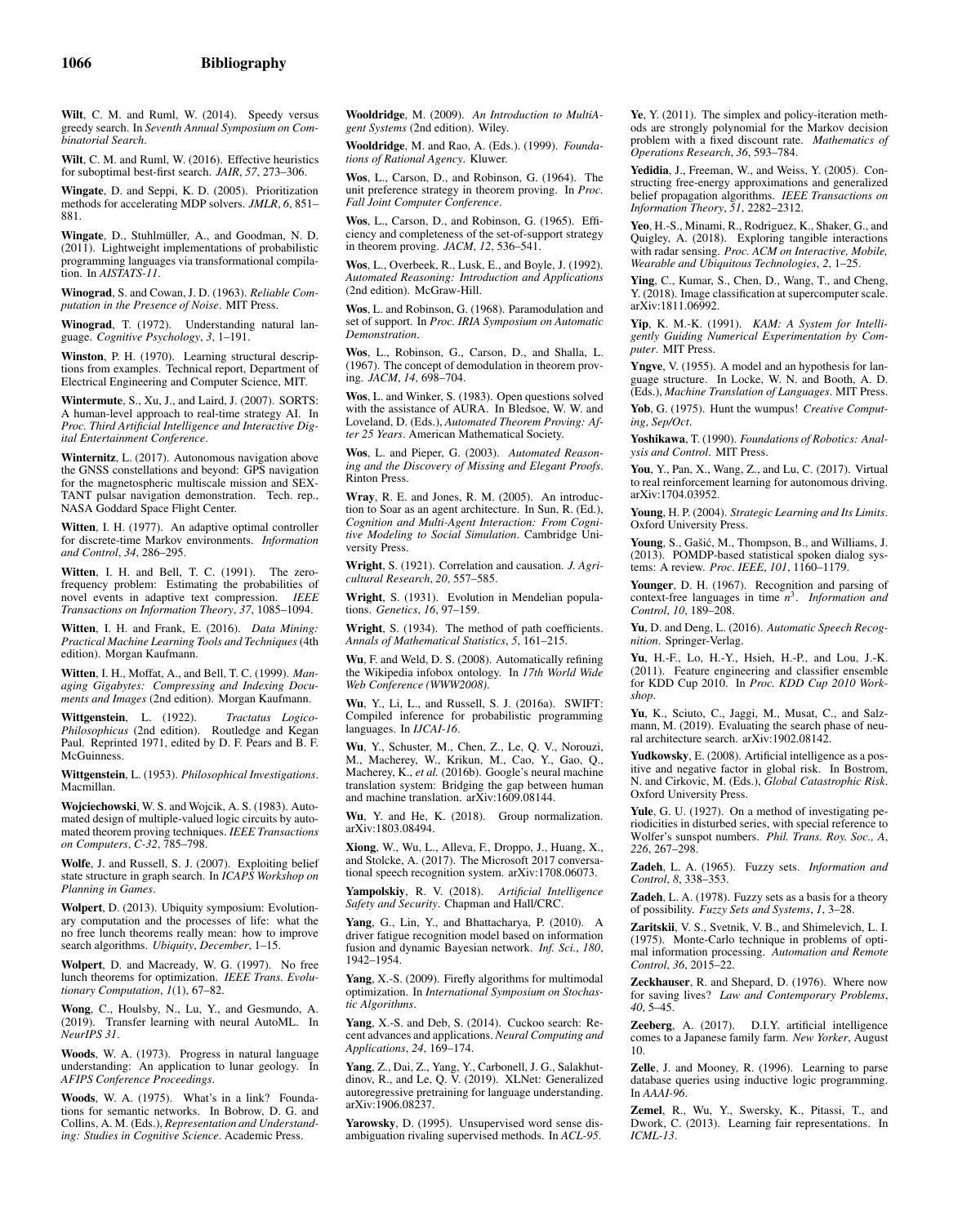**Wilt**, C. M. and Ruml, W. (2014). Speedy versus greedy search. In *Seventh Annual Symposium on Combinatorial Search*.

**Wilt**, C. M. and Ruml, W. (2016). Effective heuristics for suboptimal best-first search. *JAIR*, *57*, 273–306.

**Wingate**, D. and Seppi, K. D. (2005). Prioritization methods for accelerating MDP solvers. *JMLR*, *6*, 851–881.

**Wingate**, D., Stuhlmüller, A., and Goodman, N. D. (2011). Lightweight implementations of probabilistic programming languages via transformational compilation. In *AISTATS-11*.

**Winograd**, S. and Cowan, J. D. (1963). *Reliable Computation in the Presence of Noise*. MIT Press.

**Winograd**, T. (1972). Understanding natural language. *Cognitive Psychology*, *3*, 1–191.

**Winston**, P. H. (1970). Learning structural descriptions from examples. Technical report, Department of Electrical Engineering and Computer Science, MIT.

**Wintermute**, S., Xu, J., and Laird, J. (2007). SORTS: A human-level approach to real-time strategy AI. In *Proc. Third Artificial Intelligence and Interactive Digital Entertainment Conference*.

**Winternitz**, L. (2017). Autonomous navigation above the GNSS constellations and beyond: GPS navigation for the magnetospheric multiscale mission and SEXTANT pulsar navigation demonstration. Tech. rep., NASA Goddard Space Flight Center.

**Witten**, I. H. (1977). An adaptive optimal controller for discrete-time Markov environments. *Information and Control*, *34*, 286–295.

**Witten**, I. H. and Bell, T. C. (1991). The zero-frequency problem: Estimating the probabilities of novel events in adaptive text compression. *IEEE Transactions on Information Theory*, *37*, 1085–1094.

**Witten**, I. H. and Frank, E. (2016). *Data Mining: Practical Machine Learning Tools and Techniques* (4th edition). Morgan Kaufmann.

**Witten**, I. H., Moffat, A., and Bell, T. C. (1999). *Managing Gigabytes: Compressing and Indexing Documents and Images* (2nd edition). Morgan Kaufmann.

**Wittgenstein**, L. (1922). *Tractatus Logico-Philosophicus* (2nd edition). Routledge and Kegan Paul. Reprinted 1971, edited by D. F. Pears and B. F. McGuinness.

**Wittgenstein**, L. (1953). *Philosophical Investigations*. Macmillan.

**Wojciechowski**, W. S. and Wojcik, A. S. (1983). Automated design of multiple-valued logic circuits by automated theorem proving techniques. *IEEE Transactions on Computers*, *C-32*, 785–798.

**Wolfe**, J. and Russell, S. J. (2007). Exploiting belief state structure in graph search. In *ICAPS Workshop on Planning in Games*.

**Wolpert**, D. (2013). Ubiquity symposium: Evolutionary computation and the processes of life: what the no free lunch theorems really mean: how to improve search algorithms. *Ubiquity*, *December*, 1–15.

**Wolpert**, D. and Macready, W. G. (1997). No free lunch theorems for optimization. *IEEE Trans. Evolutionary Computation*, *1*(1), 67–82.

**Wong**, C., Houlsby, N., Lu, Y., and Gesmundo, A. (2019). Transfer learning with neural AutoML. In *NeurIPS 31*.

**Woods**, W. A. (1973). Progress in natural language understanding: An application to lunar geology. In *AFIPS Conference Proceedings*.

**Woods**, W. A. (1975). What's in a link? Foundations for semantic networks. In Bobrow, D. G. and Collins, A. M. (Eds.), *Representation and Understanding: Studies in Cognitive Science*. Academic Press.

**Wooldridge**, M. (2009). *An Introduction to MultiAgent Systems* (2nd edition). Wiley.

**Wooldridge**, M. and Rao, A. (Eds.). (1999). *Foundations of Rational Agency*. Kluwer.

**Wos**, L., Carson, D., and Robinson, G. (1964). The unit preference strategy in theorem proving. In *Proc. Fall Joint Computer Conference*.

**Wos**, L., Carson, D., and Robinson, G. (1965). Efficiency and completeness of the set-of-support strategy in theorem proving. *JACM*, *12*, 536–541.

**Wos**, L., Overbeek, R., Lusk, E., and Boyle, J. (1992). *Automated Reasoning: Introduction and Applications* (2nd edition). McGraw-Hill.

**Wos**, L. and Robinson, G. (1968). Paramodulation and set of support. In *Proc. IRIA Symposium on Automatic Demonstration*.

**Wos**, L., Robinson, G., Carson, D., and Shalla, L. (1967). The concept of demodulation in theorem proving. *JACM*, *14*, 698–704.

**Wos**, L. and Winker, S. (1983). Open questions solved with the assistance of AURA. In Bledsoe, W. W. and Loveland, D. (Eds.), *Automated Theorem Proving: After 25 Years*. American Mathematical Society.

**Wos**, L. and Pieper, G. (2003). *Automated Reasoning and the Discovery of Missing and Elegant Proofs*. Rinton Press.

**Wray**, R. E. and Jones, R. M. (2005). An introduction to Soar as an agent architecture. In Sun, R. (Ed.), *Cognition and Multi-Agent Interaction: From Cognitive Modeling to Social Simulation*. Cambridge University Press.

**Wright**, S. (1921). Correlation and causation. *J. Agricultural Research*, *20*, 557–585.

**Wright**, S. (1931). Evolution in Mendelian populations. *Genetics*, *16*, 97–159.

**Wright**, S. (1934). The method of path coefficients. *Annals of Mathematical Statistics*, *5*, 161–215.

**Wu**, F. and Weld, D. S. (2008). Automatically refining the Wikipedia infobox ontology. In *17th World Wide Web Conference (WWW2008)*.

**Wu**, Y., Li, L., and Russell, S. J. (2016a). SWIFT: Compiled inference for probabilistic programming languages. In *IJCAI-16*.

**Wu**, Y., Schuster, M., Chen, Z., Le, Q. V., Norouzi, M., Macherey, W., Krikun, M., Cao, Y., Gao, Q., Macherey, K., *et al.* (2016b). Google's neural machine translation system: Bridging the gap between human and machine translation. arXiv:1609.08144.

**Wu**, Y. and He, K. (2018). Group normalization. arXiv:1803.08494.

**Xiong**, W., Wu, L., Alleva, F., Droppo, J., Huang, X., and Stolcke, A. (2017). The Microsoft 2017 conversational speech recognition system. arXiv:1708.06073.

**Yampolskiy**, R. V. (2018). *Artificial Intelligence Safety and Security*. Chapman and Hall/CRC.

**Yang**, G., Lin, Y., and Bhattacharya, P. (2010). A driver fatigue recognition model based on information fusion and dynamic Bayesian network. *Inf. Sci.*, *180*, 1942–1954.

**Yang**, X.-S. (2009). Firefly algorithms for multimodal optimization. In *International Symposium on Stochastic Algorithms*.

**Yang**, X.-S. and Deb, S. (2014). Cuckoo search: Recent advances and applications. *Neural Computing and Applications*, *24*, 169–174.

**Yang**, Z., Dai, Z., Yang, Y., Carbonell, J. G., Salakhutdinov, R., and Le, Q. V. (2019). XLNet: Generalized autoregressive pretraining for language understanding. arXiv:1906.08237.

**Yarowsky**, D. (1995). Unsupervised word sense disambiguation rivaling supervised methods. In *ACL-95*.

**Ye**, Y. (2011). The simplex and policy-iteration methods are strongly polynomial for the Markov decision problem with a fixed discount rate. *Mathematics of Operations Research*, *36*, 593–784.

**Yedidia**, J., Freeman, W., and Weiss, Y. (2005). Constructing free-energy approximations and generalized belief propagation algorithms. *IEEE Transactions on Information Theory*, *51*, 2282–2312.

**Yeo**, H.-S., Minami, R., Rodriguez, K., Shaker, G., and Quigley, A. (2018). Exploring tangible interactions with radar sensing. *Proc. ACM on Interactive, Mobile, Wearable and Ubiquitous Technologies*, *2*, 1–25.

**Ying**, C., Kumar, S., Chen, D., Wang, T., and Cheng, Y. (2018). Image classification at supercomputer scale. arXiv:1811.06992.

**Yip**, K. M.-K. (1991). *KAM: A System for Intelligently Guiding Numerical Experimentation by Computer*. MIT Press.

**Yngve**, V. (1955). A model and an hypothesis for language structure. In Locke, W. N. and Booth, A. D. (Eds.), *Machine Translation of Languages*. MIT Press.

**Yob**, G. (1975). Hunt the wumpus! *Creative Computing*, *Sep/Oct*.

**Yoshikawa**, T. (1990). *Foundations of Robotics: Analysis and Control*. MIT Press.

**You**, Y., Pan, X., Wang, Z., and Lu, C. (2017). Virtual to real reinforcement learning for autonomous driving. arXiv:1704.03952.

**Young**, H. P. (2004). *Strategic Learning and Its Limits*. Oxford University Press.

**Young**, S., Gašić, M., Thompson, B., and Williams, J. (2013). POMDP-based statistical spoken dialog systems: A review. *Proc. IEEE*, *101*, 1160–1179.

**Younger**, D. H. (1967). Recognition and parsing of context-free languages in time $n^3$. *Information and Control*, *10*, 189–208.

**Yu**, D. and Deng, L. (2016). *Automatic Speech Recognition*. Springer-Verlag.

**Yu**, H.-F., Lo, H.-Y., Hsieh, H.-P., and Lou, J.-K. (2011). Feature engineering and classifier ensemble for KDD Cup 2010. In *Proc. KDD Cup 2010 Workshop*.

**Yu**, K., Sciuto, C., Jaggi, M., Musat, C., and Salzmann, M. (2019). Evaluating the search phase of neural architecture search. arXiv:1902.08142.

**Yudkowsky**, E. (2008). Artificial intelligence as a positive and negative factor in global risk. In Bostrom, N. and Cirkovic, M. (Eds.), *Global Catastrophic Risk*. Oxford University Press.

**Yule**, G. U. (1927). On a method of investigating periodicities in disturbed series, with special reference to Wolfer's sunspot numbers. *Phil. Trans. Roy. Soc., A*, *226*, 267–298.

**Zadeh**, L. A. (1965). Fuzzy sets. *Information and Control*, *8*, 338–353.

**Zadeh**, L. A. (1978). Fuzzy sets as a basis for a theory of possibility. *Fuzzy Sets and Systems*, *1*, 3–28.

**Zaritskii**, V. S., Svetnik, V. B., and Shimelevich, L. I. (1975). Monte-Carlo technique in problems of optimal information processing. *Automation and Remote Control*, *36*, 2015–22.

**Zeckhauser**, R. and Shepard, D. (1976). Where now for saving lives? *Law and Contemporary Problems*, *40*, 5–45.

**Zeeberg**, A. (2017). D.I.Y. artificial intelligence comes to a Japanese family farm. *New Yorker*, August 10.

**Zelle**, J. and Mooney, R. (1996). Learning to parse database queries using inductive logic programming. In *AAAI-96*.

**Zemel**, R., Wu, Y., Swersky, K., Pitassi, T., and Dwork, C. (2013). Learning fair representations. In *ICML-13*.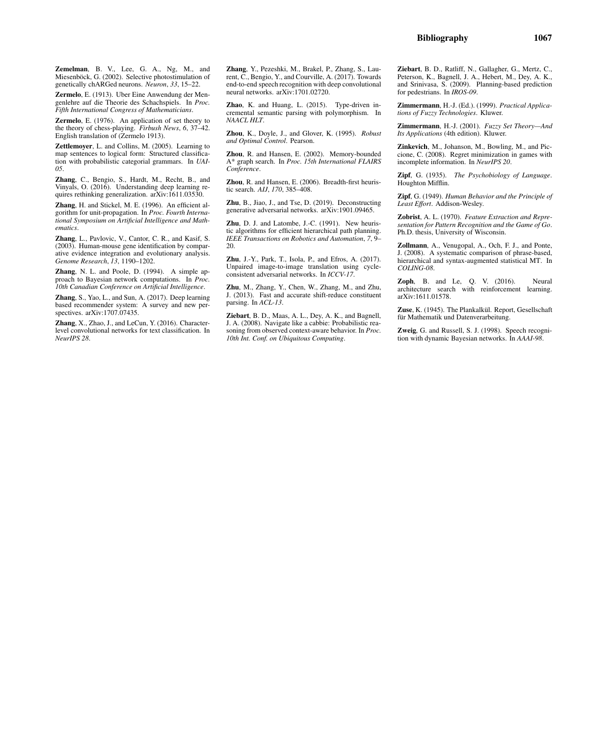**Zemelman**, B. V., Lee, G. A., Ng, M., and Miesenböck, G. (2002). Selective photostimulation of genetically chARGed neurons. *Neuron*, *33*, 15–22.

**Zermelo**, E. (1913). Uber Eine Anwendung der Mengenlehre auf die Theorie des Schachspiels. In *Proc. Fifth International Congress of Mathematicians*.

**Zermelo**, E. (1976). An application of set theory to the theory of chess-playing. *Firbush News*, *6*, 37–42. English translation of (Zermelo 1913).

**Zettlemoyer**, L. and Collins, M. (2005). Learning to map sentences to logical form: Structured classification with probabilistic categorial grammars. In *UAI-05*.

**Zhang**, C., Bengio, S., Hardt, M., Recht, B., and Vinyals, O. (2016). Understanding deep learning requires rethinking generalization. arXiv:1611.03530.

**Zhang**, H. and Stickel, M. E. (1996). An efficient algorithm for unit-propagation. In *Proc. Fourth International Symposium on Artificial Intelligence and Mathematics*.

**Zhang**, L., Pavlovic, V., Cantor, C. R., and Kasif, S. (2003). Human-mouse gene identification by comparative evidence integration and evolutionary analysis. *Genome Research*, *13*, 1190–1202.

**Zhang**, N. L. and Poole, D. (1994). A simple approach to Bayesian network computations. In *Proc. 10th Canadian Conference on Artificial Intelligence*.

**Zhang**, S., Yao, L., and Sun, A. (2017). Deep learning based recommender system: A survey and new perspectives. arXiv:1707.07435.

**Zhang**, X., Zhao, J., and LeCun, Y. (2016). Character-level convolutional networks for text classification. In *NeurIPS 28*.

**Zhang**, Y., Pezeshki, M., Brakel, P., Zhang, S., Laurent, C., Bengio, Y., and Courville, A. (2017). Towards end-to-end speech recognition with deep convolutional neural networks. arXiv:1701.02720.

**Zhao**, K. and Huang, L. (2015). Type-driven incremental semantic parsing with polymorphism. In *NAACL HLT*.

**Zhou**, K., Doyle, J., and Glover, K. (1995). *Robust and Optimal Control*. Pearson.

**Zhou**, R. and Hansen, E. (2002). Memory-bounded A* graph search. In *Proc. 15th International FLAIRS Conference*.

**Zhou**, R. and Hansen, E. (2006). Breadth-first heuristic search. *AIJ*, *170*, 385–408.

**Zhu**, B., Jiao, J., and Tse, D. (2019). Deconstructing generative adversarial networks. arXiv:1901.09465.

**Zhu**, D. J. and Latombe, J.-C. (1991). New heuristic algorithms for efficient hierarchical path planning. *IEEE Transactions on Robotics and Automation*, *7*, 9–20.

**Zhu**, J.-Y., Park, T., Isola, P., and Efros, A. (2017). Unpaired image-to-image translation using cycle-consistent adversarial networks. In *ICCV-17*.

**Zhu**, M., Zhang, Y., Chen, W., Zhang, M., and Zhu, J. (2013). Fast and accurate shift-reduce constituent parsing. In *ACL-13*.

**Ziebart**, B. D., Maas, A. L., Dey, A. K., and Bagnell, J. A. (2008). Navigate like a cabbie: Probabilistic reasoning from observed context-aware behavior. In *Proc. 10th Int. Conf. on Ubiquitous Computing*.

**Ziebart**, B. D., Ratliff, N., Gallagher, G., Mertz, C., Peterson, K., Bagnell, J. A., Hebert, M., Dey, A. K., and Srinivasa, S. (2009). Planning-based prediction for pedestrians. In *IROS-09*.

**Zimmermann**, H.-J. (Ed.). (1999). *Practical Applications of Fuzzy Technologies*. Kluwer.

**Zimmermann**, H.-J. (2001). *Fuzzy Set Theory—And Its Applications* (4th edition). Kluwer.

**Zinkevich**, M., Johanson, M., Bowling, M., and Piccione, C. (2008). Regret minimization in games with incomplete information. In *NeurIPS 20*.

**Zipf**, G. (1935). *The Psychobiology of Language*. Houghton Mifflin.

**Zipf**, G. (1949). *Human Behavior and the Principle of Least Effort*. Addison-Wesley.

**Zobrist**, A. L. (1970). *Feature Extraction and Representation for Pattern Recognition and the Game of Go*. Ph.D. thesis, University of Wisconsin.

**Zollmann**, A., Venugopal, A., Och, F. J., and Ponte, J. (2008). A systematic comparison of phrase-based, hierarchical and syntax-augmented statistical MT. In *COLING-08*.

**Zoph**, B. and Le, Q. V. (2016). Neural architecture search with reinforcement learning. arXiv:1611.01578.

**Zuse**, K. (1945). The Plankalkül. Report, Gesellschaft für Mathematik und Datenverarbeitung.

**Zweig**, G. and Russell, S. J. (1998). Speech recognition with dynamic Bayesian networks. In *AAAI-98*.